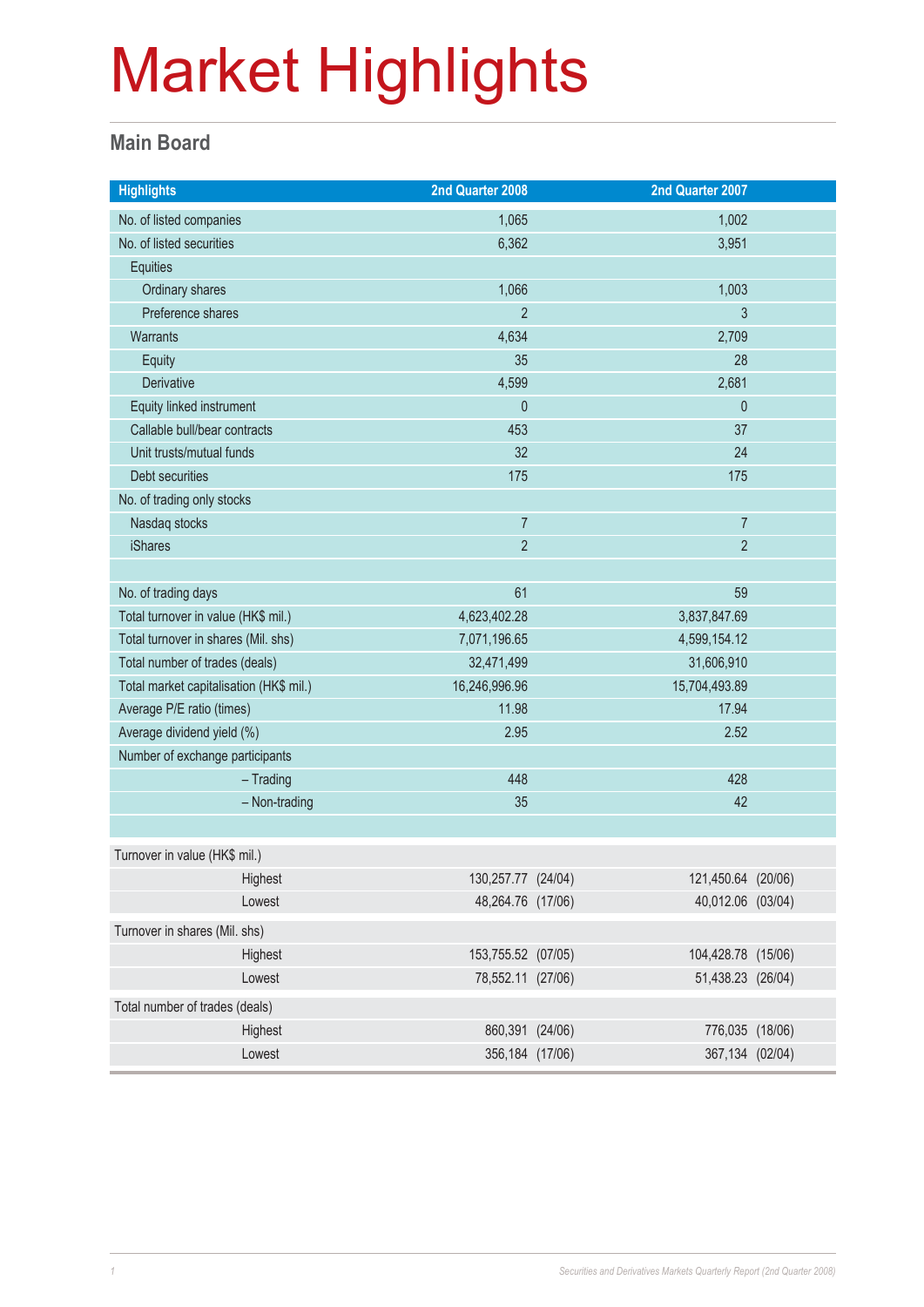# Market Highlights

## Main Board

| Highlights | 2nd Quarter 2008 | 2nd Quarter 2007 |
|---|---|---|
| No. of listed companies | 1,065 | 1,002 |
| No. of listed securities | 6,362 | 3,951 |
| Equities | | |
| Ordinary shares | 1,066 | 1,003 |
| Preference shares | 2 | 3 |
| Warrants | 4,634 | 2,709 |
| Equity | 35 | 28 |
| Derivative | 4,599 | 2,681 |
| Equity linked instrument | 0 | 0 |
| Callable bull/bear contracts | 453 | 37 |
| Unit trusts/mutual funds | 32 | 24 |
| Debt securities | 175 | 175 |
| No. of trading only stocks | | |
| Nasdaq stocks | 7 | 7 |
| iShares | 2 | 2 |
| | | |
| No. of trading days | 61 | 59 |
| Total turnover in value (HK$ mil.) | 4,623,402.28 | 3,837,847.69 |
| Total turnover in shares (Mil. shs) | 7,071,196.65 | 4,599,154.12 |
| Total number of trades (deals) | 32,471,499 | 31,606,910 |
| Total market capitalisation (HK$ mil.) | 16,246,996.96 | 15,704,493.89 |
| Average P/E ratio (times) | 11.98 | 17.94 |
| Average dividend yield (%) | 2.95 | 2.52 |
| Number of exchange participants | | |
| – Trading | 448 | 428 |
| – Non-trading | 35 | 42 |

| | 2nd Quarter 2008 | 2nd Quarter 2007 |
|---|---|---|
| Turnover in value (HK$ mil.) | | |
| Highest | 130,257.77 (24/04) | 121,450.64 (20/06) |
| Lowest | 48,264.76 (17/06) | 40,012.06 (03/04) |
| Turnover in shares (Mil. shs) | | |
| Highest | 153,755.52 (07/05) | 104,428.78 (15/06) |
| Lowest | 78,552.11 (27/06) | 51,438.23 (26/04) |
| Total number of trades (deals) | | |
| Highest | 860,391 (24/06) | 776,035 (18/06) |
| Lowest | 356,184 (17/06) | 367,134 (02/04) |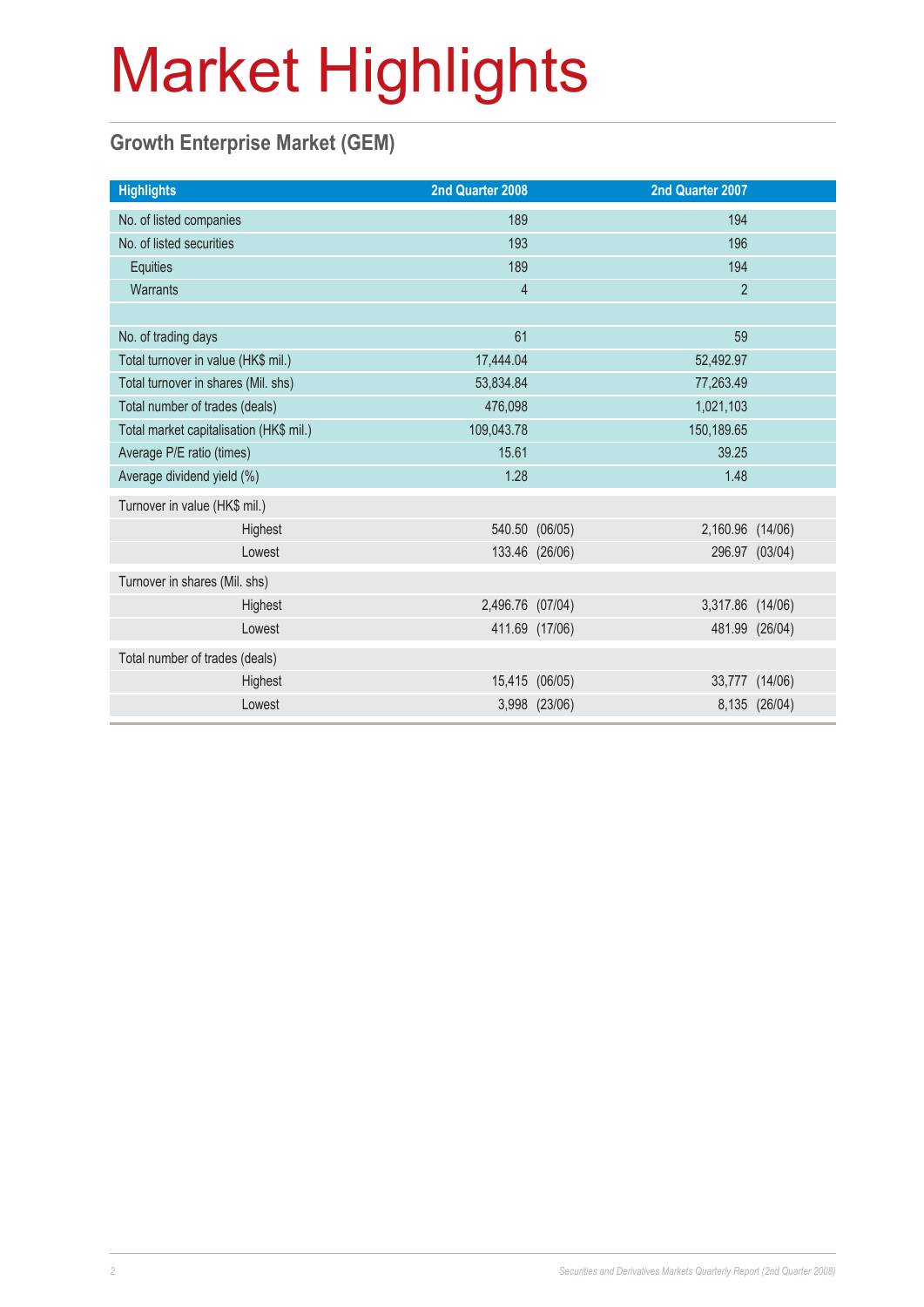# Market Highlights

## Growth Enterprise Market (GEM)

| Highlights | 2nd Quarter 2008 | | 2nd Quarter 2007 | |
|---|---|---|---|---|
| No. of listed companies | 189 | | 194 | |
| No. of listed securities | 193 | | 196 | |
| Equities | 189 | | 194 | |
| Warrants | 4 | | 2 | |
| | | | | |
| No. of trading days | 61 | | 59 | |
| Total turnover in value (HK$ mil.) | 17,444.04 | | 52,492.97 | |
| Total turnover in shares (Mil. shs) | 53,834.84 | | 77,263.49 | |
| Total number of trades (deals) | 476,098 | | 1,021,103 | |
| Total market capitalisation (HK$ mil.) | 109,043.78 | | 150,189.65 | |
| Average P/E ratio (times) | 15.61 | | 39.25 | |
| Average dividend yield (%) | 1.28 | | 1.48 | |
| Turnover in value (HK$ mil.) | | | | |
| Highest | 540.50 | (06/05) | 2,160.96 | (14/06) |
| Lowest | 133.46 | (26/06) | 296.97 | (03/04) |
| Turnover in shares (Mil. shs) | | | | |
| Highest | 2,496.76 | (07/04) | 3,317.86 | (14/06) |
| Lowest | 411.69 | (17/06) | 481.99 | (26/04) |
| Total number of trades (deals) | | | | |
| Highest | 15,415 | (06/05) | 33,777 | (14/06) |
| Lowest | 3,998 | (23/06) | 8,135 | (26/04) |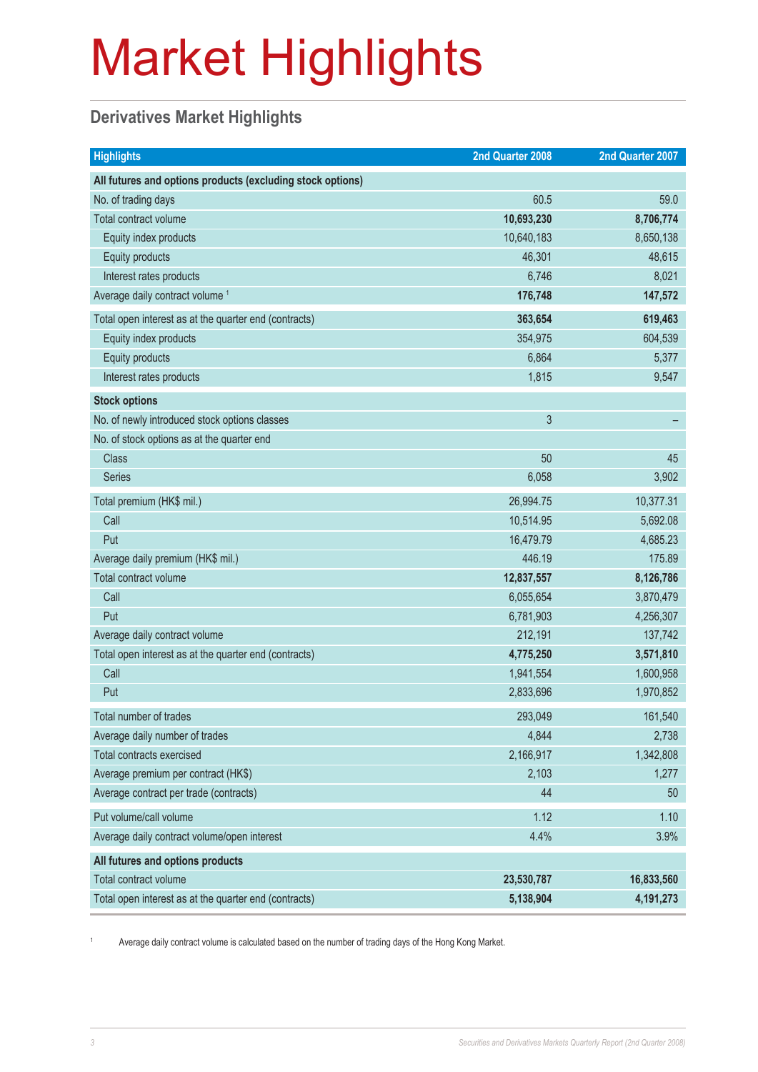# Market Highlights

## Derivatives Market Highlights

| Highlights | 2nd Quarter 2008 | 2nd Quarter 2007 |
|---|---|---|
| **All futures and options products (excluding stock options)** | | |
| No. of trading days | 60.5 | 59.0 |
| Total contract volume | **10,693,230** | **8,706,774** |
| Equity index products | 10,640,183 | 8,650,138 |
| Equity products | 46,301 | 48,615 |
| Interest rates products | 6,746 | 8,021 |
| Average daily contract volume [1] | **176,748** | **147,572** |
| Total open interest as at the quarter end (contracts) | **363,654** | **619,463** |
| Equity index products | 354,975 | 604,539 |
| Equity products | 6,864 | 5,377 |
| Interest rates products | 1,815 | 9,547 |
| **Stock options** | | |
| No. of newly introduced stock options classes | 3 | – |
| No. of stock options as at the quarter end | | |
| Class | 50 | 45 |
| Series | 6,058 | 3,902 |
| Total premium (HK$ mil.) | 26,994.75 | 10,377.31 |
| Call | 10,514.95 | 5,692.08 |
| Put | 16,479.79 | 4,685.23 |
| Average daily premium (HK$ mil.) | 446.19 | 175.89 |
| Total contract volume | **12,837,557** | **8,126,786** |
| Call | 6,055,654 | 3,870,479 |
| Put | 6,781,903 | 4,256,307 |
| Average daily contract volume | 212,191 | 137,742 |
| Total open interest as at the quarter end (contracts) | **4,775,250** | **3,571,810** |
| Call | 1,941,554 | 1,600,958 |
| Put | 2,833,696 | 1,970,852 |
| Total number of trades | 293,049 | 161,540 |
| Average daily number of trades | 4,844 | 2,738 |
| Total contracts exercised | 2,166,917 | 1,342,808 |
| Average premium per contract (HK$) | 2,103 | 1,277 |
| Average contract per trade (contracts) | 44 | 50 |
| Put volume/call volume | 1.12 | 1.10 |
| Average daily contract volume/open interest | 4.4% | 3.9% |
| **All futures and options products** | | |
| Total contract volume | **23,530,787** | **16,833,560** |
| Total open interest as at the quarter end (contracts) | **5,138,904** | **4,191,273** |

[1] Average daily contract volume is calculated based on the number of trading days of the Hong Kong Market.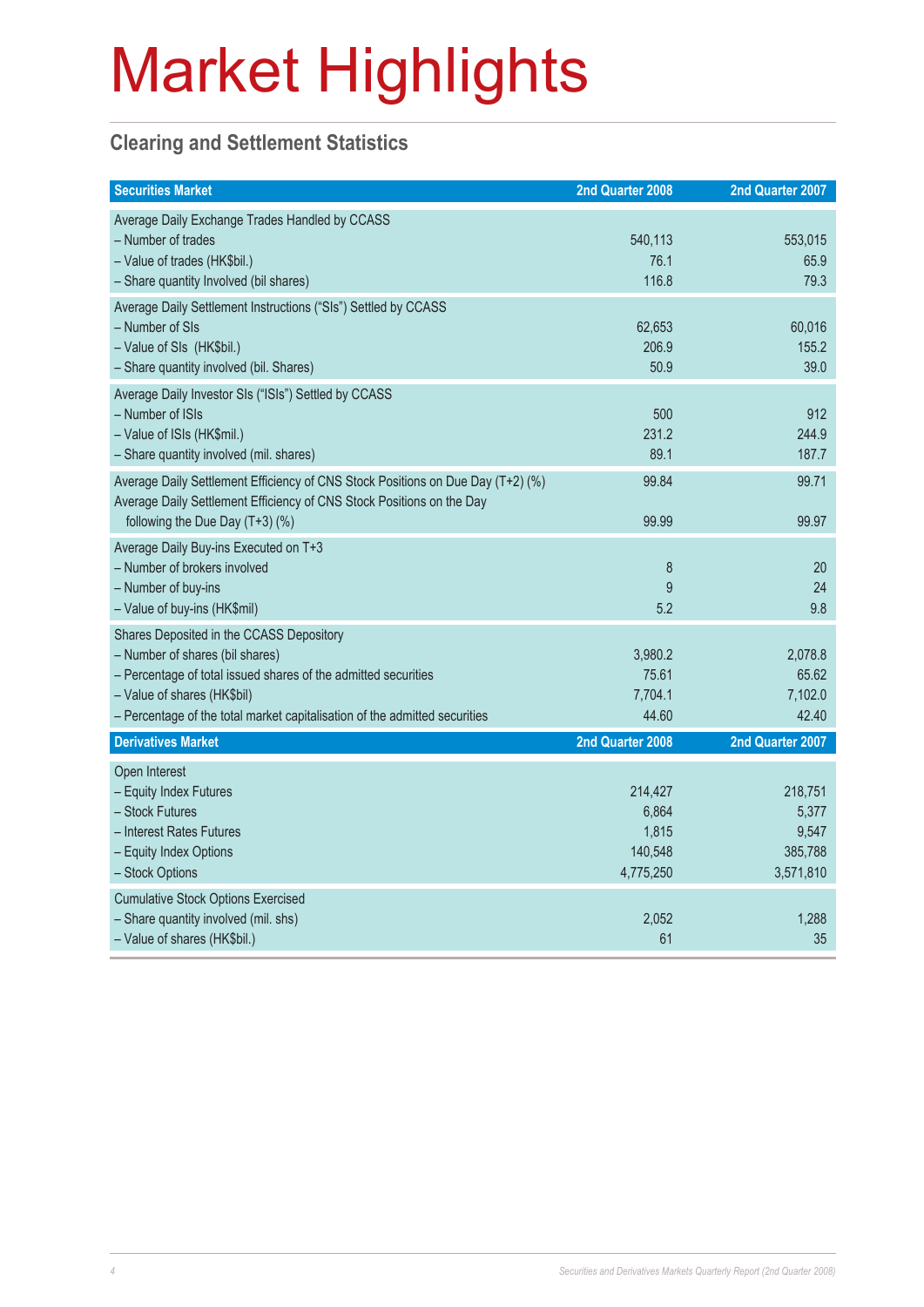# Market Highlights

## Clearing and Settlement Statistics

| Securities Market | 2nd Quarter 2008 | 2nd Quarter 2007 |
|---|---|---|
| Average Daily Exchange Trades Handled by CCASS | | |
| – Number of trades | 540,113 | 553,015 |
| – Value of trades (HK$bil.) | 76.1 | 65.9 |
| – Share quantity Involved (bil shares) | 116.8 | 79.3 |
| Average Daily Settlement Instructions ("SIs") Settled by CCASS | | |
| – Number of SIs | 62,653 | 60,016 |
| – Value of SIs (HK$bil.) | 206.9 | 155.2 |
| – Share quantity involved (bil. Shares) | 50.9 | 39.0 |
| Average Daily Investor SIs ("ISIs") Settled by CCASS | | |
| – Number of ISIs | 500 | 912 |
| – Value of ISIs (HK$mil.) | 231.2 | 244.9 |
| – Share quantity involved (mil. shares) | 89.1 | 187.7 |
| Average Daily Settlement Efficiency of CNS Stock Positions on Due Day (T+2) (%) | 99.84 | 99.71 |
| Average Daily Settlement Efficiency of CNS Stock Positions on the Day following the Due Day (T+3) (%) | 99.99 | 99.97 |
| Average Daily Buy-ins Executed on T+3 | | |
| – Number of brokers involved | 8 | 20 |
| – Number of buy-ins | 9 | 24 |
| – Value of buy-ins (HK$mil) | 5.2 | 9.8 |
| Shares Deposited in the CCASS Depository | | |
| – Number of shares (bil shares) | 3,980.2 | 2,078.8 |
| – Percentage of total issued shares of the admitted securities | 75.61 | 65.62 |
| – Value of shares (HK$bil) | 7,704.1 | 7,102.0 |
| – Percentage of the total market capitalisation of the admitted securities | 44.60 | 42.40 |

| Derivatives Market | 2nd Quarter 2008 | 2nd Quarter 2007 |
|---|---|---|
| Open Interest | | |
| – Equity Index Futures | 214,427 | 218,751 |
| – Stock Futures | 6,864 | 5,377 |
| – Interest Rates Futures | 1,815 | 9,547 |
| – Equity Index Options | 140,548 | 385,788 |
| – Stock Options | 4,775,250 | 3,571,810 |
| Cumulative Stock Options Exercised | | |
| – Share quantity involved (mil. shs) | 2,052 | 1,288 |
| – Value of shares (HK$bil.) | 61 | 35 |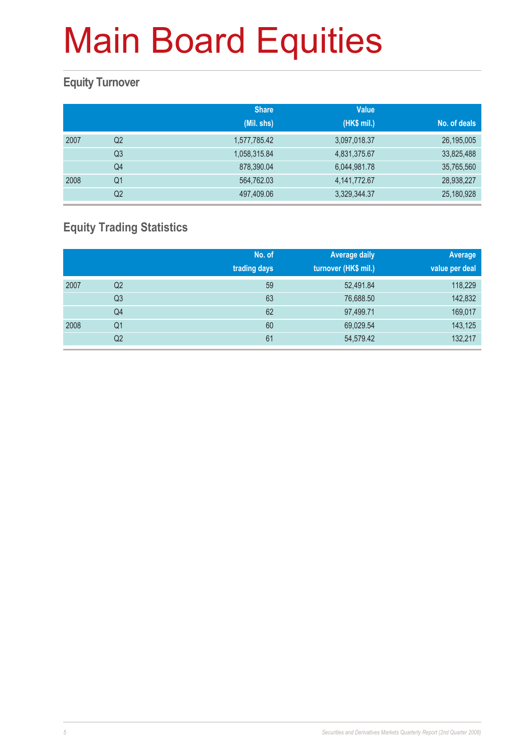# Main Board Equities

## Equity Turnover

| | | Share (Mil. shs) | Value (HK$ mil.) | No. of deals |
|---|---|---|---|---|
| 2007 | Q2 | 1,577,785.42 | 3,097,018.37 | 26,195,005 |
| | Q3 | 1,058,315.84 | 4,831,375.67 | 33,825,488 |
| | Q4 | 878,390.04 | 6,044,981.78 | 35,765,560 |
| 2008 | Q1 | 564,762.03 | 4,141,772.67 | 28,938,227 |
| | Q2 | 497,409.06 | 3,329,344.37 | 25,180,928 |

## Equity Trading Statistics

| | | No. of trading days | Average daily turnover (HK$ mil.) | Average value per deal |
|---|---|---|---|---|
| 2007 | Q2 | 59 | 52,491.84 | 118,229 |
| | Q3 | 63 | 76,688.50 | 142,832 |
| | Q4 | 62 | 97,499.71 | 169,017 |
| 2008 | Q1 | 60 | 69,029.54 | 143,125 |
| | Q2 | 61 | 54,579.42 | 132,217 |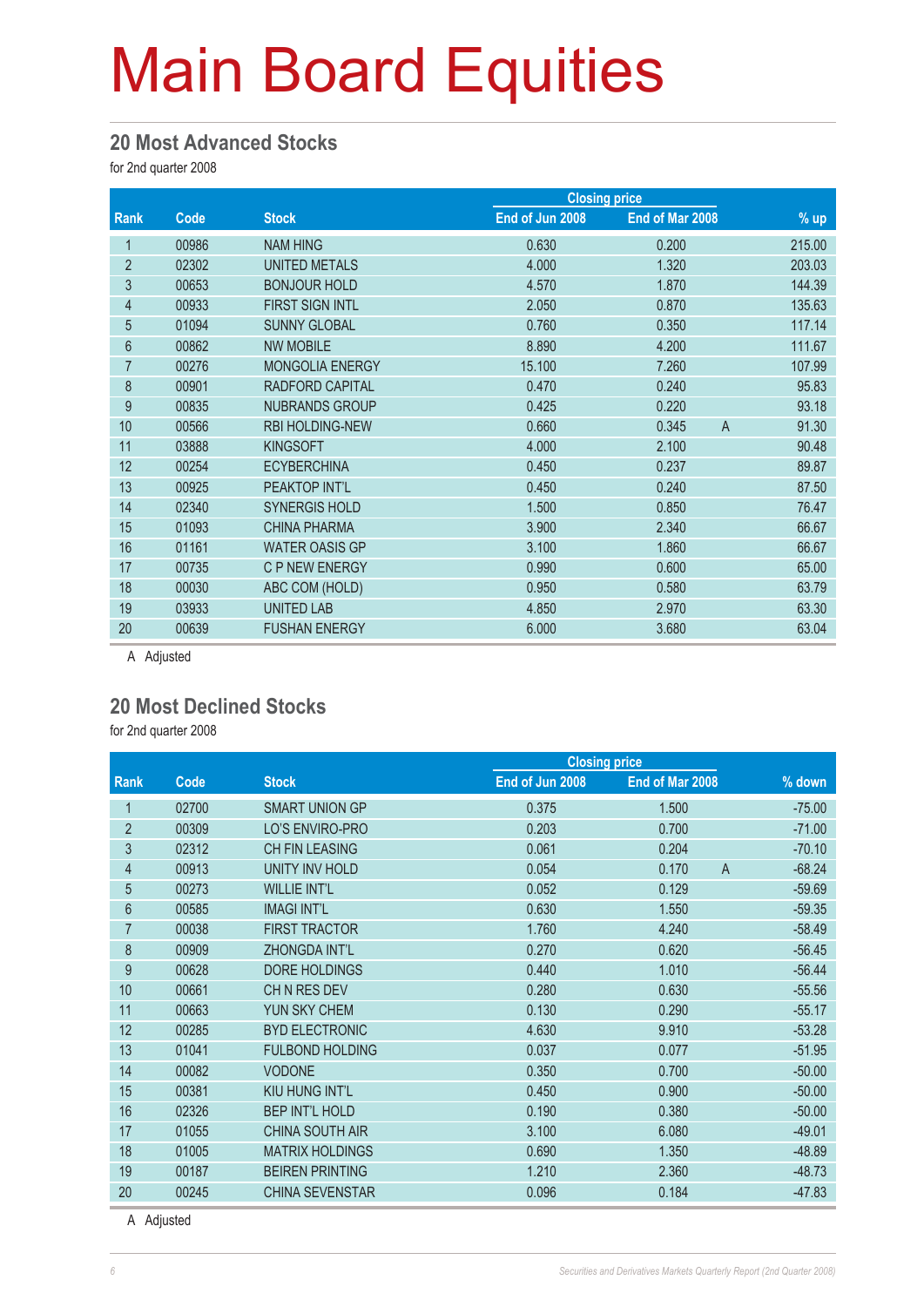# Main Board Equities

## 20 Most Advanced Stocks

for 2nd quarter 2008

| Rank | Code | Stock | Closing price End of Jun 2008 | Closing price End of Mar 2008 | | % up |
|---|---|---|---|---|---|---|
| 1 | 00986 | NAM HING | 0.630 | 0.200 | | 215.00 |
| 2 | 02302 | UNITED METALS | 4.000 | 1.320 | | 203.03 |
| 3 | 00653 | BONJOUR HOLD | 4.570 | 1.870 | | 144.39 |
| 4 | 00933 | FIRST SIGN INTL | 2.050 | 0.870 | | 135.63 |
| 5 | 01094 | SUNNY GLOBAL | 0.760 | 0.350 | | 117.14 |
| 6 | 00862 | NW MOBILE | 8.890 | 4.200 | | 111.67 |
| 7 | 00276 | MONGOLIA ENERGY | 15.100 | 7.260 | | 107.99 |
| 8 | 00901 | RADFORD CAPITAL | 0.470 | 0.240 | | 95.83 |
| 9 | 00835 | NUBRANDS GROUP | 0.425 | 0.220 | | 93.18 |
| 10 | 00566 | RBI HOLDING-NEW | 0.660 | 0.345 | A | 91.30 |
| 11 | 03888 | KINGSOFT | 4.000 | 2.100 | | 90.48 |
| 12 | 00254 | ECYBERCHINA | 0.450 | 0.237 | | 89.87 |
| 13 | 00925 | PEAKTOP INT'L | 0.450 | 0.240 | | 87.50 |
| 14 | 02340 | SYNERGIS HOLD | 1.500 | 0.850 | | 76.47 |
| 15 | 01093 | CHINA PHARMA | 3.900 | 2.340 | | 66.67 |
| 16 | 01161 | WATER OASIS GP | 3.100 | 1.860 | | 66.67 |
| 17 | 00735 | C P NEW ENERGY | 0.990 | 0.600 | | 65.00 |
| 18 | 00030 | ABC COM (HOLD) | 0.950 | 0.580 | | 63.79 |
| 19 | 03933 | UNITED LAB | 4.850 | 2.970 | | 63.30 |
| 20 | 00639 | FUSHAN ENERGY | 6.000 | 3.680 | | 63.04 |

A Adjusted

## 20 Most Declined Stocks

for 2nd quarter 2008

| Rank | Code | Stock | Closing price End of Jun 2008 | Closing price End of Mar 2008 | | % down |
|---|---|---|---|---|---|---|
| 1 | 02700 | SMART UNION GP | 0.375 | 1.500 | | -75.00 |
| 2 | 00309 | LO'S ENVIRO-PRO | 0.203 | 0.700 | | -71.00 |
| 3 | 02312 | CH FIN LEASING | 0.061 | 0.204 | | -70.10 |
| 4 | 00913 | UNITY INV HOLD | 0.054 | 0.170 | A | -68.24 |
| 5 | 00273 | WILLIE INT'L | 0.052 | 0.129 | | -59.69 |
| 6 | 00585 | IMAGI INT'L | 0.630 | 1.550 | | -59.35 |
| 7 | 00038 | FIRST TRACTOR | 1.760 | 4.240 | | -58.49 |
| 8 | 00909 | ZHONGDA INT'L | 0.270 | 0.620 | | -56.45 |
| 9 | 00628 | DORE HOLDINGS | 0.440 | 1.010 | | -56.44 |
| 10 | 00661 | CH N RES DEV | 0.280 | 0.630 | | -55.56 |
| 11 | 00663 | YUN SKY CHEM | 0.130 | 0.290 | | -55.17 |
| 12 | 00285 | BYD ELECTRONIC | 4.630 | 9.910 | | -53.28 |
| 13 | 01041 | FULBOND HOLDING | 0.037 | 0.077 | | -51.95 |
| 14 | 00082 | VODONE | 0.350 | 0.700 | | -50.00 |
| 15 | 00381 | KIU HUNG INT'L | 0.450 | 0.900 | | -50.00 |
| 16 | 02326 | BEP INT'L HOLD | 0.190 | 0.380 | | -50.00 |
| 17 | 01055 | CHINA SOUTH AIR | 3.100 | 6.080 | | -49.01 |
| 18 | 01005 | MATRIX HOLDINGS | 0.690 | 1.350 | | -48.89 |
| 19 | 00187 | BEIREN PRINTING | 1.210 | 2.360 | | -48.73 |
| 20 | 00245 | CHINA SEVENSTAR | 0.096 | 0.184 | | -47.83 |

A Adjusted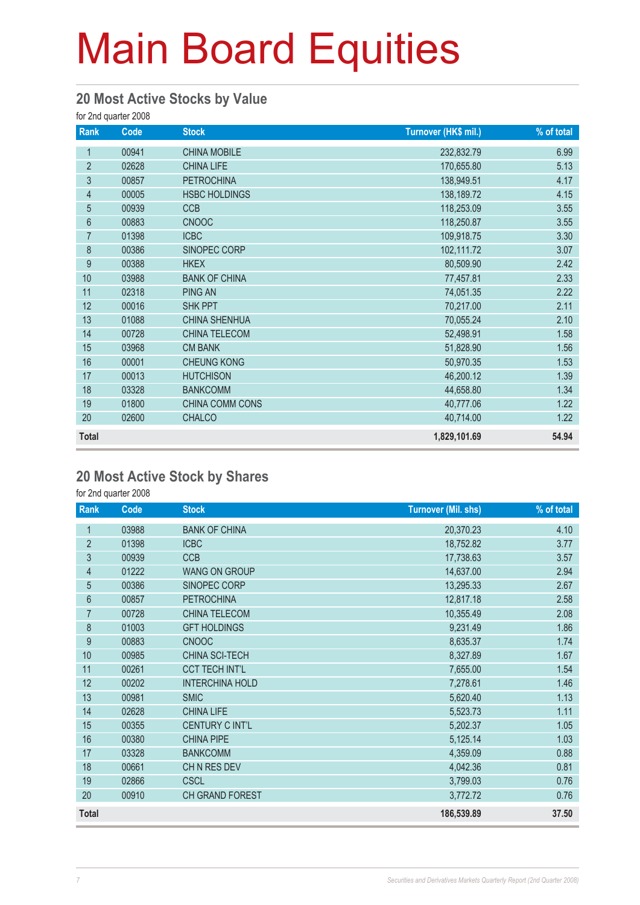# Main Board Equities

## 20 Most Active Stocks by Value

for 2nd quarter 2008

| Rank | Code | Stock | Turnover (HK$ mil.) | % of total |
|---|---|---|---|---|
| 1 | 00941 | CHINA MOBILE | 232,832.79 | 6.99 |
| 2 | 02628 | CHINA LIFE | 170,655.80 | 5.13 |
| 3 | 00857 | PETROCHINA | 138,949.51 | 4.17 |
| 4 | 00005 | HSBC HOLDINGS | 138,189.72 | 4.15 |
| 5 | 00939 | CCB | 118,253.09 | 3.55 |
| 6 | 00883 | CNOOC | 118,250.87 | 3.55 |
| 7 | 01398 | ICBC | 109,918.75 | 3.30 |
| 8 | 00386 | SINOPEC CORP | 102,111.72 | 3.07 |
| 9 | 00388 | HKEX | 80,509.90 | 2.42 |
| 10 | 03988 | BANK OF CHINA | 77,457.81 | 2.33 |
| 11 | 02318 | PING AN | 74,051.35 | 2.22 |
| 12 | 00016 | SHK PPT | 70,217.00 | 2.11 |
| 13 | 01088 | CHINA SHENHUA | 70,055.24 | 2.10 |
| 14 | 00728 | CHINA TELECOM | 52,498.91 | 1.58 |
| 15 | 03968 | CM BANK | 51,828.90 | 1.56 |
| 16 | 00001 | CHEUNG KONG | 50,970.35 | 1.53 |
| 17 | 00013 | HUTCHISON | 46,200.12 | 1.39 |
| 18 | 03328 | BANKCOMM | 44,658.80 | 1.34 |
| 19 | 01800 | CHINA COMM CONS | 40,777.06 | 1.22 |
| 20 | 02600 | CHALCO | 40,714.00 | 1.22 |
| **Total** | | | **1,829,101.69** | **54.94** |

## 20 Most Active Stock by Shares

for 2nd quarter 2008

| Rank | Code | Stock | Turnover (Mil. shs) | % of total |
|---|---|---|---|---|
| 1 | 03988 | BANK OF CHINA | 20,370.23 | 4.10 |
| 2 | 01398 | ICBC | 18,752.82 | 3.77 |
| 3 | 00939 | CCB | 17,738.63 | 3.57 |
| 4 | 01222 | WANG ON GROUP | 14,637.00 | 2.94 |
| 5 | 00386 | SINOPEC CORP | 13,295.33 | 2.67 |
| 6 | 00857 | PETROCHINA | 12,817.18 | 2.58 |
| 7 | 00728 | CHINA TELECOM | 10,355.49 | 2.08 |
| 8 | 01003 | GFT HOLDINGS | 9,231.49 | 1.86 |
| 9 | 00883 | CNOOC | 8,635.37 | 1.74 |
| 10 | 00985 | CHINA SCI-TECH | 8,327.89 | 1.67 |
| 11 | 00261 | CCT TECH INT'L | 7,655.00 | 1.54 |
| 12 | 00202 | INTERCHINA HOLD | 7,278.61 | 1.46 |
| 13 | 00981 | SMIC | 5,620.40 | 1.13 |
| 14 | 02628 | CHINA LIFE | 5,523.73 | 1.11 |
| 15 | 00355 | CENTURY C INT'L | 5,202.37 | 1.05 |
| 16 | 00380 | CHINA PIPE | 5,125.14 | 1.03 |
| 17 | 03328 | BANKCOMM | 4,359.09 | 0.88 |
| 18 | 00661 | CH N RES DEV | 4,042.36 | 0.81 |
| 19 | 02866 | CSCL | 3,799.03 | 0.76 |
| 20 | 00910 | CH GRAND FOREST | 3,772.72 | 0.76 |
| **Total** | | | **186,539.89** | **37.50** |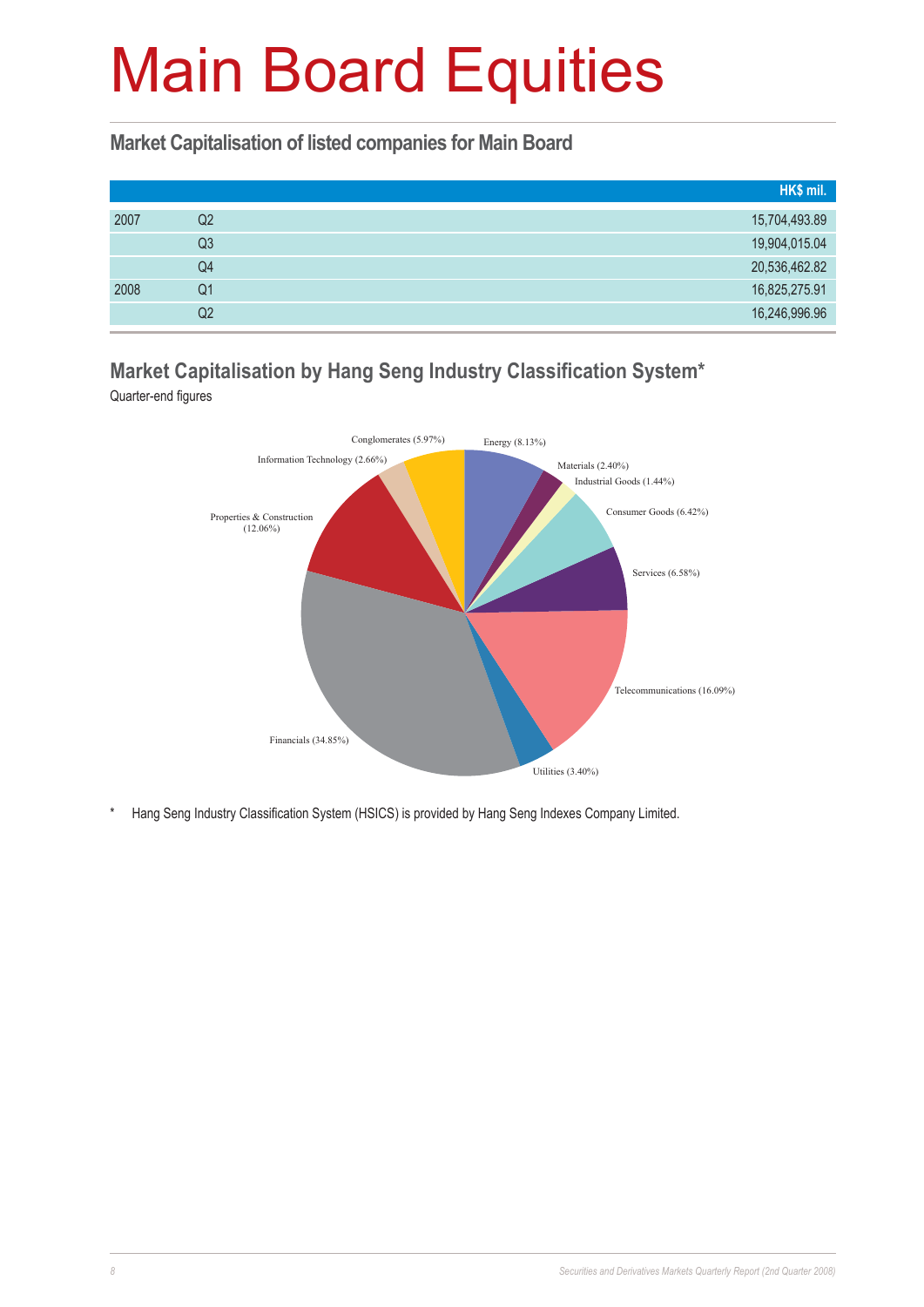# Main Board Equities

## Market Capitalisation of listed companies for Main Board

| | | HK$ mil. |
|---|---|---|
| 2007 | Q2 | 15,704,493.89 |
| | Q3 | 19,904,015.04 |
| | Q4 | 20,536,462.82 |
| 2008 | Q1 | 16,825,275.91 |
| | Q2 | 16,246,996.96 |

## Market Capitalisation by Hang Seng Industry Classification System*

Quarter-end figures

Energy (8.13%)
Materials (2.40%)
Industrial Goods (1.44%)
Consumer Goods (6.42%)
Services (6.58%)
Telecommunications (16.09%)
Utilities (3.40%)
Financials (34.85%)
Properties & Construction (12.06%)
Information Technology (2.66%)
Conglomerates (5.97%)

\* Hang Seng Industry Classification System (HSICS) is provided by Hang Seng Indexes Company Limited.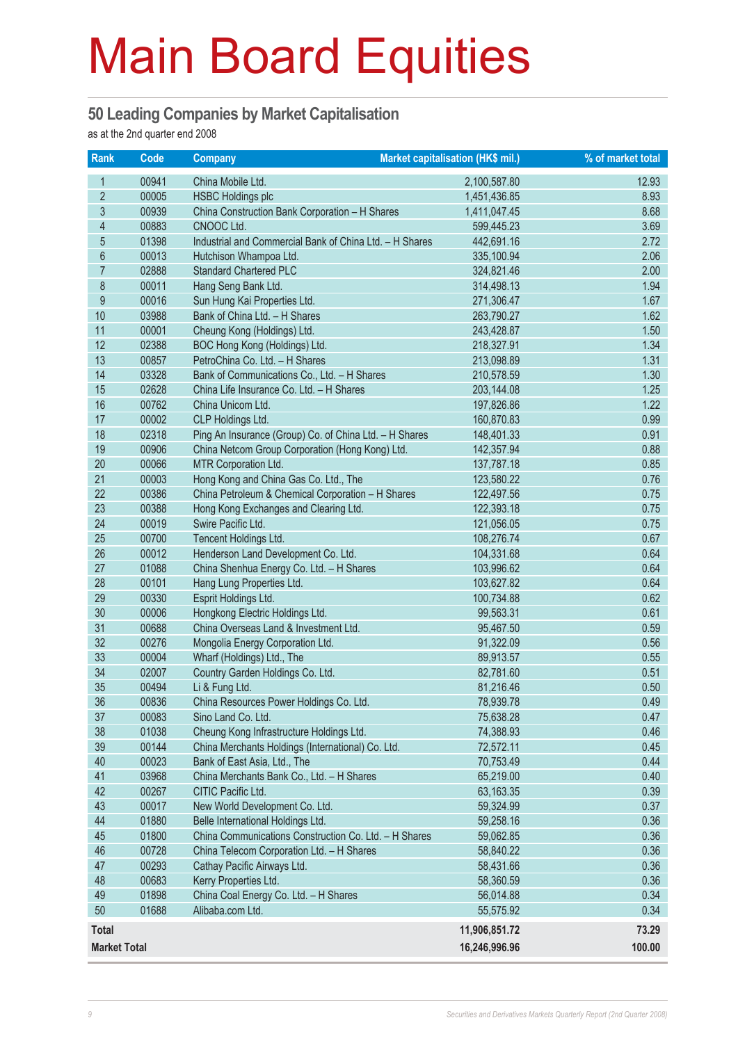# Main Board Equities

## 50 Leading Companies by Market Capitalisation

as at the 2nd quarter end 2008

| Rank | Code | Company | Market capitalisation (HK$ mil.) | % of market total |
|---|---|---|---|---|
| 1 | 00941 | China Mobile Ltd. | 2,100,587.80 | 12.93 |
| 2 | 00005 | HSBC Holdings plc | 1,451,436.85 | 8.93 |
| 3 | 00939 | China Construction Bank Corporation – H Shares | 1,411,047.45 | 8.68 |
| 4 | 00883 | CNOOC Ltd. | 599,445.23 | 3.69 |
| 5 | 01398 | Industrial and Commercial Bank of China Ltd. – H Shares | 442,691.16 | 2.72 |
| 6 | 00013 | Hutchison Whampoa Ltd. | 335,100.94 | 2.06 |
| 7 | 02888 | Standard Chartered PLC | 324,821.46 | 2.00 |
| 8 | 00011 | Hang Seng Bank Ltd. | 314,498.13 | 1.94 |
| 9 | 00016 | Sun Hung Kai Properties Ltd. | 271,306.47 | 1.67 |
| 10 | 03988 | Bank of China Ltd. – H Shares | 263,790.27 | 1.62 |
| 11 | 00001 | Cheung Kong (Holdings) Ltd. | 243,428.87 | 1.50 |
| 12 | 02388 | BOC Hong Kong (Holdings) Ltd. | 218,327.91 | 1.34 |
| 13 | 00857 | PetroChina Co. Ltd. – H Shares | 213,098.89 | 1.31 |
| 14 | 03328 | Bank of Communications Co., Ltd. – H Shares | 210,578.59 | 1.30 |
| 15 | 02628 | China Life Insurance Co. Ltd. – H Shares | 203,144.08 | 1.25 |
| 16 | 00762 | China Unicom Ltd. | 197,826.86 | 1.22 |
| 17 | 00002 | CLP Holdings Ltd. | 160,870.83 | 0.99 |
| 18 | 02318 | Ping An Insurance (Group) Co. of China Ltd. – H Shares | 148,401.33 | 0.91 |
| 19 | 00906 | China Netcom Group Corporation (Hong Kong) Ltd. | 142,357.94 | 0.88 |
| 20 | 00066 | MTR Corporation Ltd. | 137,787.18 | 0.85 |
| 21 | 00003 | Hong Kong and China Gas Co. Ltd., The | 123,580.22 | 0.76 |
| 22 | 00386 | China Petroleum & Chemical Corporation – H Shares | 122,497.56 | 0.75 |
| 23 | 00388 | Hong Kong Exchanges and Clearing Ltd. | 122,393.18 | 0.75 |
| 24 | 00019 | Swire Pacific Ltd. | 121,056.05 | 0.75 |
| 25 | 00700 | Tencent Holdings Ltd. | 108,276.74 | 0.67 |
| 26 | 00012 | Henderson Land Development Co. Ltd. | 104,331.68 | 0.64 |
| 27 | 01088 | China Shenhua Energy Co. Ltd. – H Shares | 103,996.62 | 0.64 |
| 28 | 00101 | Hang Lung Properties Ltd. | 103,627.82 | 0.64 |
| 29 | 00330 | Esprit Holdings Ltd. | 100,734.88 | 0.62 |
| 30 | 00006 | Hongkong Electric Holdings Ltd. | 99,563.31 | 0.61 |
| 31 | 00688 | China Overseas Land & Investment Ltd. | 95,467.50 | 0.59 |
| 32 | 00276 | Mongolia Energy Corporation Ltd. | 91,322.09 | 0.56 |
| 33 | 00004 | Wharf (Holdings) Ltd., The | 89,913.57 | 0.55 |
| 34 | 02007 | Country Garden Holdings Co. Ltd. | 82,781.60 | 0.51 |
| 35 | 00494 | Li & Fung Ltd. | 81,216.46 | 0.50 |
| 36 | 00836 | China Resources Power Holdings Co. Ltd. | 78,939.78 | 0.49 |
| 37 | 00083 | Sino Land Co. Ltd. | 75,638.28 | 0.47 |
| 38 | 01038 | Cheung Kong Infrastructure Holdings Ltd. | 74,388.93 | 0.46 |
| 39 | 00144 | China Merchants Holdings (International) Co. Ltd. | 72,572.11 | 0.45 |
| 40 | 00023 | Bank of East Asia, Ltd., The | 70,753.49 | 0.44 |
| 41 | 03968 | China Merchants Bank Co., Ltd. – H Shares | 65,219.00 | 0.40 |
| 42 | 00267 | CITIC Pacific Ltd. | 63,163.35 | 0.39 |
| 43 | 00017 | New World Development Co. Ltd. | 59,324.99 | 0.37 |
| 44 | 01880 | Belle International Holdings Ltd. | 59,258.16 | 0.36 |
| 45 | 01800 | China Communications Construction Co. Ltd. – H Shares | 59,062.85 | 0.36 |
| 46 | 00728 | China Telecom Corporation Ltd. – H Shares | 58,840.22 | 0.36 |
| 47 | 00293 | Cathay Pacific Airways Ltd. | 58,431.66 | 0.36 |
| 48 | 00683 | Kerry Properties Ltd. | 58,360.59 | 0.36 |
| 49 | 01898 | China Coal Energy Co. Ltd. – H Shares | 56,014.88 | 0.34 |
| 50 | 01688 | Alibaba.com Ltd. | 55,575.92 | 0.34 |
| **Total** | | | **11,906,851.72** | **73.29** |
| **Market Total** | | | **16,246,996.96** | **100.00** |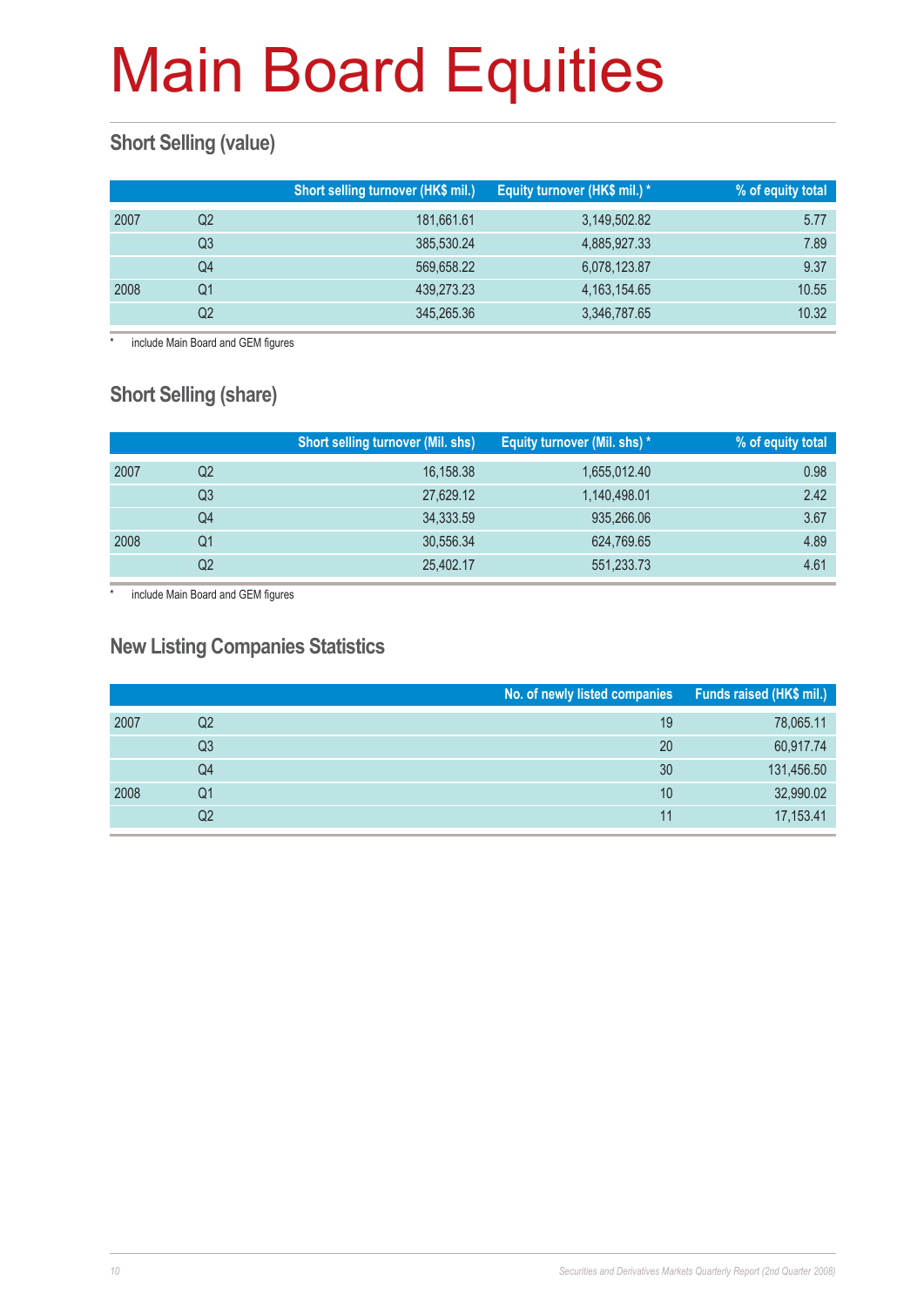# Main Board Equities

## Short Selling (value)

| | | Short selling turnover (HK$ mil.) | Equity turnover (HK$ mil.) * | % of equity total |
|---|---|---|---|---|
| 2007 | Q2 | 181,661.61 | 3,149,502.82 | 5.77 |
| | Q3 | 385,530.24 | 4,885,927.33 | 7.89 |
| | Q4 | 569,658.22 | 6,078,123.87 | 9.37 |
| 2008 | Q1 | 439,273.23 | 4,163,154.65 | 10.55 |
| | Q2 | 345,265.36 | 3,346,787.65 | 10.32 |

* include Main Board and GEM figures

## Short Selling (share)

| | | Short selling turnover (Mil. shs) | Equity turnover (Mil. shs) * | % of equity total |
|---|---|---|---|---|
| 2007 | Q2 | 16,158.38 | 1,655,012.40 | 0.98 |
| | Q3 | 27,629.12 | 1,140,498.01 | 2.42 |
| | Q4 | 34,333.59 | 935,266.06 | 3.67 |
| 2008 | Q1 | 30,556.34 | 624,769.65 | 4.89 |
| | Q2 | 25,402.17 | 551,233.73 | 4.61 |

* include Main Board and GEM figures

## New Listing Companies Statistics

| | | No. of newly listed companies | Funds raised (HK$ mil.) |
|---|---|---|---|
| 2007 | Q2 | 19 | 78,065.11 |
| | Q3 | 20 | 60,917.74 |
| | Q4 | 30 | 131,456.50 |
| 2008 | Q1 | 10 | 32,990.02 |
| | Q2 | 11 | 17,153.41 |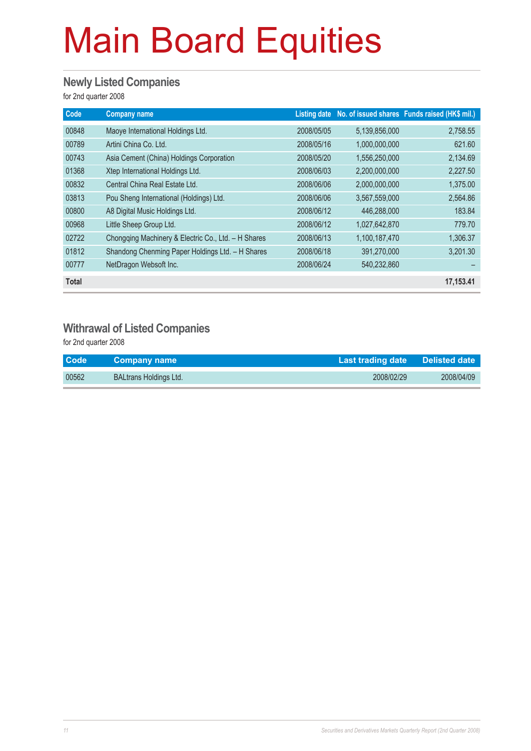# Main Board Equities

## Newly Listed Companies

for 2nd quarter 2008

| Code | Company name | Listing date | No. of issued shares | Funds raised (HK$ mil.) |
|---|---|---|---|---|
| 00848 | Maoye International Holdings Ltd. | 2008/05/05 | 5,139,856,000 | 2,758.55 |
| 00789 | Artini China Co. Ltd. | 2008/05/16 | 1,000,000,000 | 621.60 |
| 00743 | Asia Cement (China) Holdings Corporation | 2008/05/20 | 1,556,250,000 | 2,134.69 |
| 01368 | Xtep International Holdings Ltd. | 2008/06/03 | 2,200,000,000 | 2,227.50 |
| 00832 | Central China Real Estate Ltd. | 2008/06/06 | 2,000,000,000 | 1,375.00 |
| 03813 | Pou Sheng International (Holdings) Ltd. | 2008/06/06 | 3,567,559,000 | 2,564.86 |
| 00800 | A8 Digital Music Holdings Ltd. | 2008/06/12 | 446,288,000 | 183.84 |
| 00968 | Little Sheep Group Ltd. | 2008/06/12 | 1,027,642,870 | 779.70 |
| 02722 | Chongqing Machinery & Electric Co., Ltd. – H Shares | 2008/06/13 | 1,100,187,470 | 1,306.37 |
| 01812 | Shandong Chenming Paper Holdings Ltd. – H Shares | 2008/06/18 | 391,270,000 | 3,201.30 |
| 00777 | NetDragon Websoft Inc. | 2008/06/24 | 540,232,860 | – |
| **Total** | | | | **17,153.41** |

## Withdrawal of Listed Companies

for 2nd quarter 2008

| Code | Company name | Last trading date | Delisted date |
|---|---|---|---|
| 00562 | BALtrans Holdings Ltd. | 2008/02/29 | 2008/04/09 |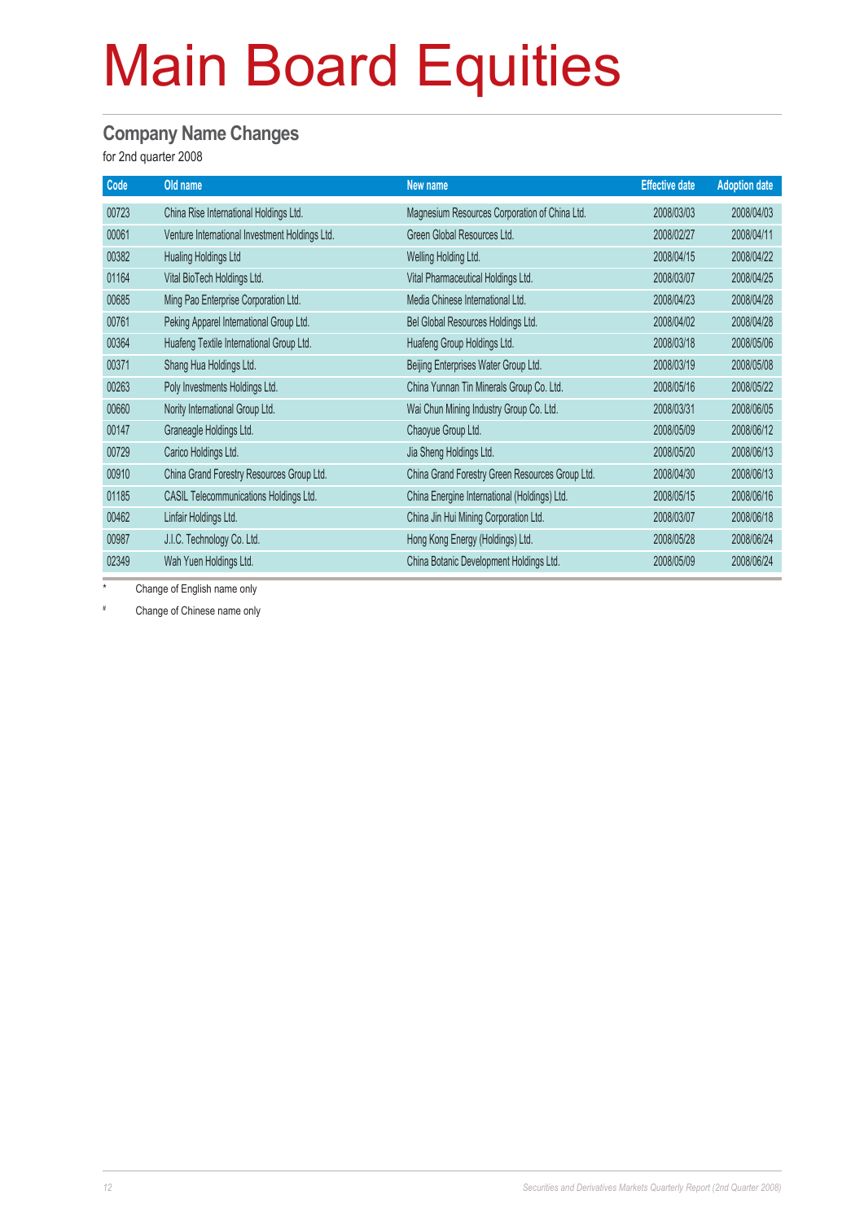# Main Board Equities

## Company Name Changes

for 2nd quarter 2008

| Code | Old name | New name | Effective date | Adoption date |
|---|---|---|---|---|
| 00723 | China Rise International Holdings Ltd. | Magnesium Resources Corporation of China Ltd. | 2008/03/03 | 2008/04/03 |
| 00061 | Venture International Investment Holdings Ltd. | Green Global Resources Ltd. | 2008/02/27 | 2008/04/11 |
| 00382 | Hualing Holdings Ltd | Welling Holding Ltd. | 2008/04/15 | 2008/04/22 |
| 01164 | Vital BioTech Holdings Ltd. | Vital Pharmaceutical Holdings Ltd. | 2008/03/07 | 2008/04/25 |
| 00685 | Ming Pao Enterprise Corporation Ltd. | Media Chinese International Ltd. | 2008/04/23 | 2008/04/28 |
| 00761 | Peking Apparel International Group Ltd. | Bel Global Resources Holdings Ltd. | 2008/04/02 | 2008/04/28 |
| 00364 | Huafeng Textile International Group Ltd. | Huafeng Group Holdings Ltd. | 2008/03/18 | 2008/05/06 |
| 00371 | Shang Hua Holdings Ltd. | Beijing Enterprises Water Group Ltd. | 2008/03/19 | 2008/05/08 |
| 00263 | Poly Investments Holdings Ltd. | China Yunnan Tin Minerals Group Co. Ltd. | 2008/05/16 | 2008/05/22 |
| 00660 | Nority International Group Ltd. | Wai Chun Mining Industry Group Co. Ltd. | 2008/03/31 | 2008/06/05 |
| 00147 | Graneagle Holdings Ltd. | Chaoyue Group Ltd. | 2008/05/09 | 2008/06/12 |
| 00729 | Carico Holdings Ltd. | Jia Sheng Holdings Ltd. | 2008/05/20 | 2008/06/13 |
| 00910 | China Grand Forestry Resources Group Ltd. | China Grand Forestry Green Resources Group Ltd. | 2008/04/30 | 2008/06/13 |
| 01185 | CASIL Telecommunications Holdings Ltd. | China Energine International (Holdings) Ltd. | 2008/05/15 | 2008/06/16 |
| 00462 | Linfair Holdings Ltd. | China Jin Hui Mining Corporation Ltd. | 2008/03/07 | 2008/06/18 |
| 00987 | J.I.C. Technology Co. Ltd. | Hong Kong Energy (Holdings) Ltd. | 2008/05/28 | 2008/06/24 |
| 02349 | Wah Yuen Holdings Ltd. | China Botanic Development Holdings Ltd. | 2008/05/09 | 2008/06/24 |

\* Change of English name only

\# Change of Chinese name only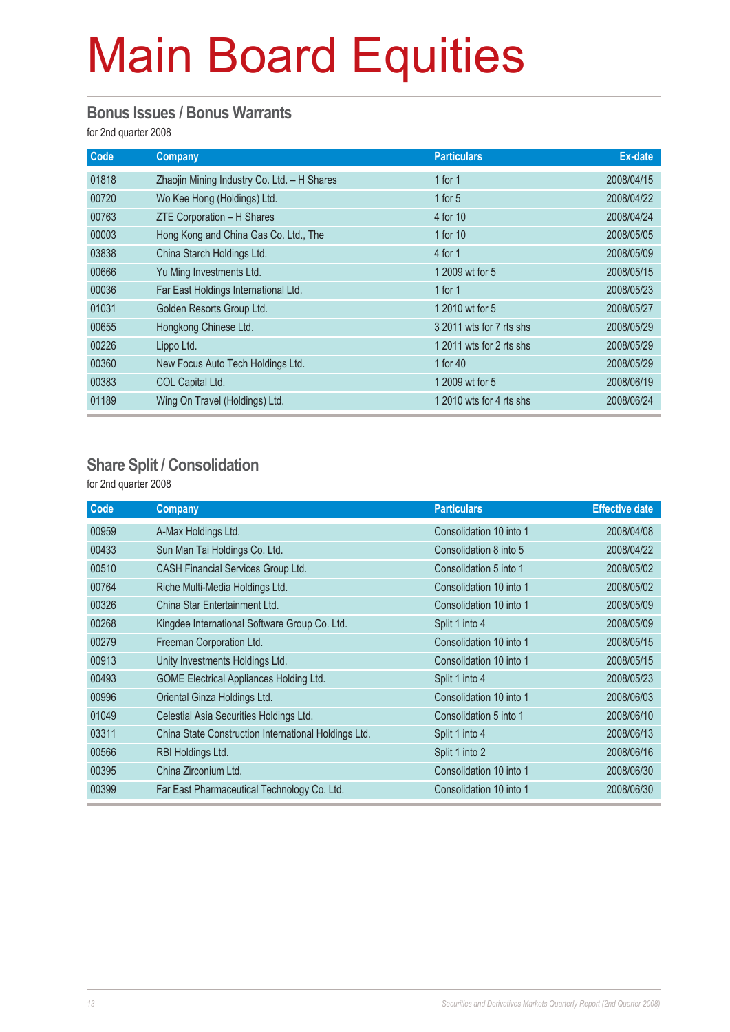# Main Board Equities

## Bonus Issues / Bonus Warrants

for 2nd quarter 2008

| Code | Company | Particulars | Ex-date |
|---|---|---|---|
| 01818 | Zhaojin Mining Industry Co. Ltd. – H Shares | 1 for 1 | 2008/04/15 |
| 00720 | Wo Kee Hong (Holdings) Ltd. | 1 for 5 | 2008/04/22 |
| 00763 | ZTE Corporation – H Shares | 4 for 10 | 2008/04/24 |
| 00003 | Hong Kong and China Gas Co. Ltd., The | 1 for 10 | 2008/05/05 |
| 03838 | China Starch Holdings Ltd. | 4 for 1 | 2008/05/09 |
| 00666 | Yu Ming Investments Ltd. | 1 2009 wt for 5 | 2008/05/15 |
| 00036 | Far East Holdings International Ltd. | 1 for 1 | 2008/05/23 |
| 01031 | Golden Resorts Group Ltd. | 1 2010 wt for 5 | 2008/05/27 |
| 00655 | Hongkong Chinese Ltd. | 3 2011 wts for 7 rts shs | 2008/05/29 |
| 00226 | Lippo Ltd. | 1 2011 wts for 2 rts shs | 2008/05/29 |
| 00360 | New Focus Auto Tech Holdings Ltd. | 1 for 40 | 2008/05/29 |
| 00383 | COL Capital Ltd. | 1 2009 wt for 5 | 2008/06/19 |
| 01189 | Wing On Travel (Holdings) Ltd. | 1 2010 wts for 4 rts shs | 2008/06/24 |

## Share Split / Consolidation

for 2nd quarter 2008

| Code | Company | Particulars | Effective date |
|---|---|---|---|
| 00959 | A-Max Holdings Ltd. | Consolidation 10 into 1 | 2008/04/08 |
| 00433 | Sun Man Tai Holdings Co. Ltd. | Consolidation 8 into 5 | 2008/04/22 |
| 00510 | CASH Financial Services Group Ltd. | Consolidation 5 into 1 | 2008/05/02 |
| 00764 | Riche Multi-Media Holdings Ltd. | Consolidation 10 into 1 | 2008/05/02 |
| 00326 | China Star Entertainment Ltd. | Consolidation 10 into 1 | 2008/05/09 |
| 00268 | Kingdee International Software Group Co. Ltd. | Split 1 into 4 | 2008/05/09 |
| 00279 | Freeman Corporation Ltd. | Consolidation 10 into 1 | 2008/05/15 |
| 00913 | Unity Investments Holdings Ltd. | Consolidation 10 into 1 | 2008/05/15 |
| 00493 | GOME Electrical Appliances Holding Ltd. | Split 1 into 4 | 2008/05/23 |
| 00996 | Oriental Ginza Holdings Ltd. | Consolidation 10 into 1 | 2008/06/03 |
| 01049 | Celestial Asia Securities Holdings Ltd. | Consolidation 5 into 1 | 2008/06/10 |
| 03311 | China State Construction International Holdings Ltd. | Split 1 into 4 | 2008/06/13 |
| 00566 | RBI Holdings Ltd. | Split 1 into 2 | 2008/06/16 |
| 00395 | China Zirconium Ltd. | Consolidation 10 into 1 | 2008/06/30 |
| 00399 | Far East Pharmaceutical Technology Co. Ltd. | Consolidation 10 into 1 | 2008/06/30 |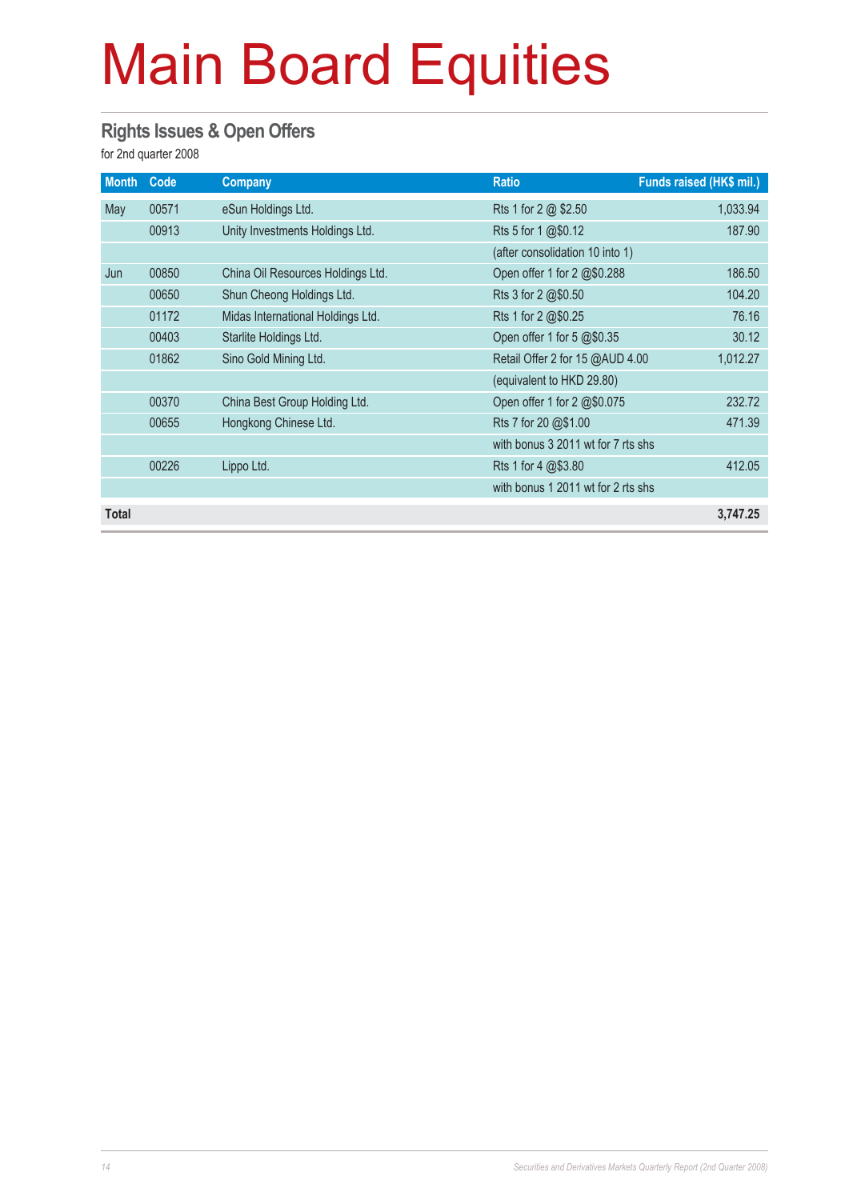# Main Board Equities

## Rights Issues & Open Offers

for 2nd quarter 2008

| Month | Code | Company | Ratio | Funds raised (HK$ mil.) |
|---|---|---|---|---|
| May | 00571 | eSun Holdings Ltd. | Rts 1 for 2 @ $2.50 | 1,033.94 |
| | 00913 | Unity Investments Holdings Ltd. | Rts 5 for 1 @$0.12 | 187.90 |
| | | | (after consolidation 10 into 1) | |
| Jun | 00850 | China Oil Resources Holdings Ltd. | Open offer 1 for 2 @$0.288 | 186.50 |
| | 00650 | Shun Cheong Holdings Ltd. | Rts 3 for 2 @$0.50 | 104.20 |
| | 01172 | Midas International Holdings Ltd. | Rts 1 for 2 @$0.25 | 76.16 |
| | 00403 | Starlite Holdings Ltd. | Open offer 1 for 5 @$0.35 | 30.12 |
| | 01862 | Sino Gold Mining Ltd. | Retail Offer 2 for 15 @AUD 4.00 | 1,012.27 |
| | | | (equivalent to HKD 29.80) | |
| | 00370 | China Best Group Holding Ltd. | Open offer 1 for 2 @$0.075 | 232.72 |
| | 00655 | Hongkong Chinese Ltd. | Rts 7 for 20 @$1.00 | 471.39 |
| | | | with bonus 3 2011 wt for 7 rts shs | |
| | 00226 | Lippo Ltd. | Rts 1 for 4 @$3.80 | 412.05 |
| | | | with bonus 1 2011 wt for 2 rts shs | |
| **Total** | | | | **3,747.25** |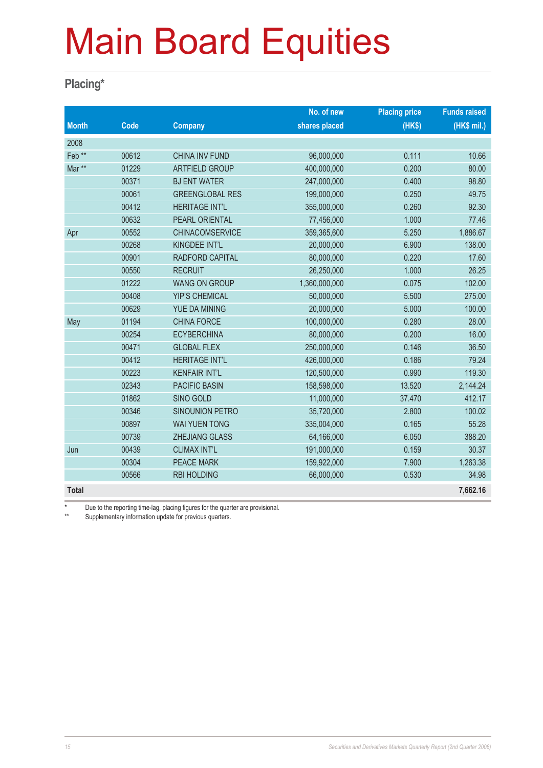# Main Board Equities

## Placing*

| Month | Code | Company | No. of new shares placed | Placing price (HK$) | Funds raised (HK$ mil.) |
|---|---|---|---|---|---|
| 2008 | | | | | |
| Feb ** | 00612 | CHINA INV FUND | 96,000,000 | 0.111 | 10.66 |
| Mar ** | 01229 | ARTFIELD GROUP | 400,000,000 | 0.200 | 80.00 |
| | 00371 | BJ ENT WATER | 247,000,000 | 0.400 | 98.80 |
| | 00061 | GREENGLOBAL RES | 199,000,000 | 0.250 | 49.75 |
| | 00412 | HERITAGE INT'L | 355,000,000 | 0.260 | 92.30 |
| | 00632 | PEARL ORIENTAL | 77,456,000 | 1.000 | 77.46 |
| Apr | 00552 | CHINACOMSERVICE | 359,365,600 | 5.250 | 1,886.67 |
| | 00268 | KINGDEE INT'L | 20,000,000 | 6.900 | 138.00 |
| | 00901 | RADFORD CAPITAL | 80,000,000 | 0.220 | 17.60 |
| | 00550 | RECRUIT | 26,250,000 | 1.000 | 26.25 |
| | 01222 | WANG ON GROUP | 1,360,000,000 | 0.075 | 102.00 |
| | 00408 | YIP'S CHEMICAL | 50,000,000 | 5.500 | 275.00 |
| | 00629 | YUE DA MINING | 20,000,000 | 5.000 | 100.00 |
| May | 01194 | CHINA FORCE | 100,000,000 | 0.280 | 28.00 |
| | 00254 | ECYBERCHINA | 80,000,000 | 0.200 | 16.00 |
| | 00471 | GLOBAL FLEX | 250,000,000 | 0.146 | 36.50 |
| | 00412 | HERITAGE INT'L | 426,000,000 | 0.186 | 79.24 |
| | 00223 | KENFAIR INT'L | 120,500,000 | 0.990 | 119.30 |
| | 02343 | PACIFIC BASIN | 158,598,000 | 13.520 | 2,144.24 |
| | 01862 | SINO GOLD | 11,000,000 | 37.470 | 412.17 |
| | 00346 | SINOUNION PETRO | 35,720,000 | 2.800 | 100.02 |
| | 00897 | WAI YUEN TONG | 335,004,000 | 0.165 | 55.28 |
| | 00739 | ZHEJIANG GLASS | 64,166,000 | 6.050 | 388.20 |
| Jun | 00439 | CLIMAX INT'L | 191,000,000 | 0.159 | 30.37 |
| | 00304 | PEACE MARK | 159,922,000 | 7.900 | 1,263.38 |
| | 00566 | RBI HOLDING | 66,000,000 | 0.530 | 34.98 |
| **Total** | | | | | **7,662.16** |

\* Due to the reporting time-lag, placing figures for the quarter are provisional.

** Supplementary information update for previous quarters.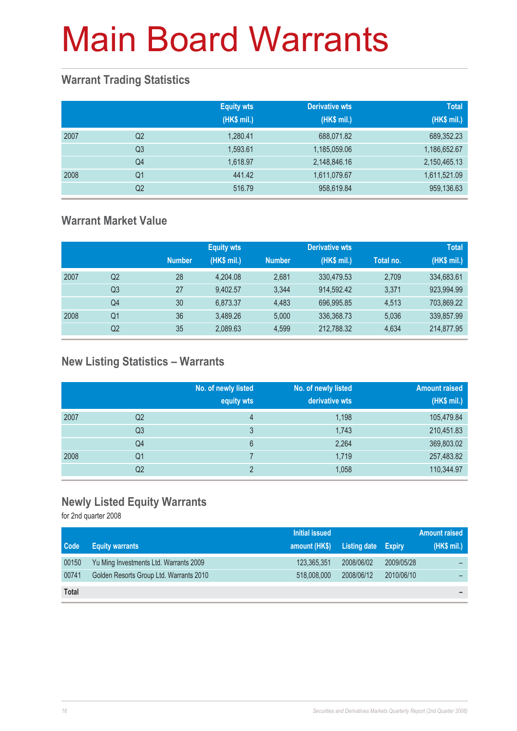# Main Board Warrants

## Warrant Trading Statistics

| | | Equity wts (HK$ mil.) | Derivative wts (HK$ mil.) | Total (HK$ mil.) |
|---|---|---|---|---|
| 2007 | Q2 | 1,280.41 | 688,071.82 | 689,352.23 |
| | Q3 | 1,593.61 | 1,185,059.06 | 1,186,652.67 |
| | Q4 | 1,618.97 | 2,148,846.16 | 2,150,465.13 |
| 2008 | Q1 | 441.42 | 1,611,079.67 | 1,611,521.09 |
| | Q2 | 516.79 | 958,619.84 | 959,136.63 |

## Warrant Market Value

| | | Equity wts | | Derivative wts | | | Total |
|---|---|---|---|---|---|---|---|
| | | Number | (HK$ mil.) | Number | (HK$ mil.) | Total no. | (HK$ mil.) |
| 2007 | Q2 | 28 | 4,204.08 | 2,681 | 330,479.53 | 2,709 | 334,683.61 |
| | Q3 | 27 | 9,402.57 | 3,344 | 914,592.42 | 3,371 | 923,994.99 |
| | Q4 | 30 | 6,873.37 | 4,483 | 696,995.85 | 4,513 | 703,869.22 |
| 2008 | Q1 | 36 | 3,489.26 | 5,000 | 336,368.73 | 5,036 | 339,857.99 |
| | Q2 | 35 | 2,089.63 | 4,599 | 212,788.32 | 4,634 | 214,877.95 |

## New Listing Statistics – Warrants

| | | No. of newly listed equity wts | No. of newly listed derivative wts | Amount raised (HK$ mil.) |
|---|---|---|---|---|
| 2007 | Q2 | 4 | 1,198 | 105,479.84 |
| | Q3 | 3 | 1,743 | 210,451.83 |
| | Q4 | 6 | 2,264 | 369,803.02 |
| 2008 | Q1 | 7 | 1,719 | 257,483.82 |
| | Q2 | 2 | 1,058 | 110,344.97 |

## Newly Listed Equity Warrants

for 2nd quarter 2008

| Code | Equity warrants | Initial issued amount (HK$) | Listing date | Expiry | Amount raised (HK$ mil.) |
|---|---|---|---|---|---|
| 00150 | Yu Ming Investments Ltd. Warrants 2009 | 123,365,351 | 2008/06/02 | 2009/05/28 | – |
| 00741 | Golden Resorts Group Ltd. Warrants 2010 | 518,008,000 | 2008/06/12 | 2010/06/10 | – |
| **Total** | | | | | **–** |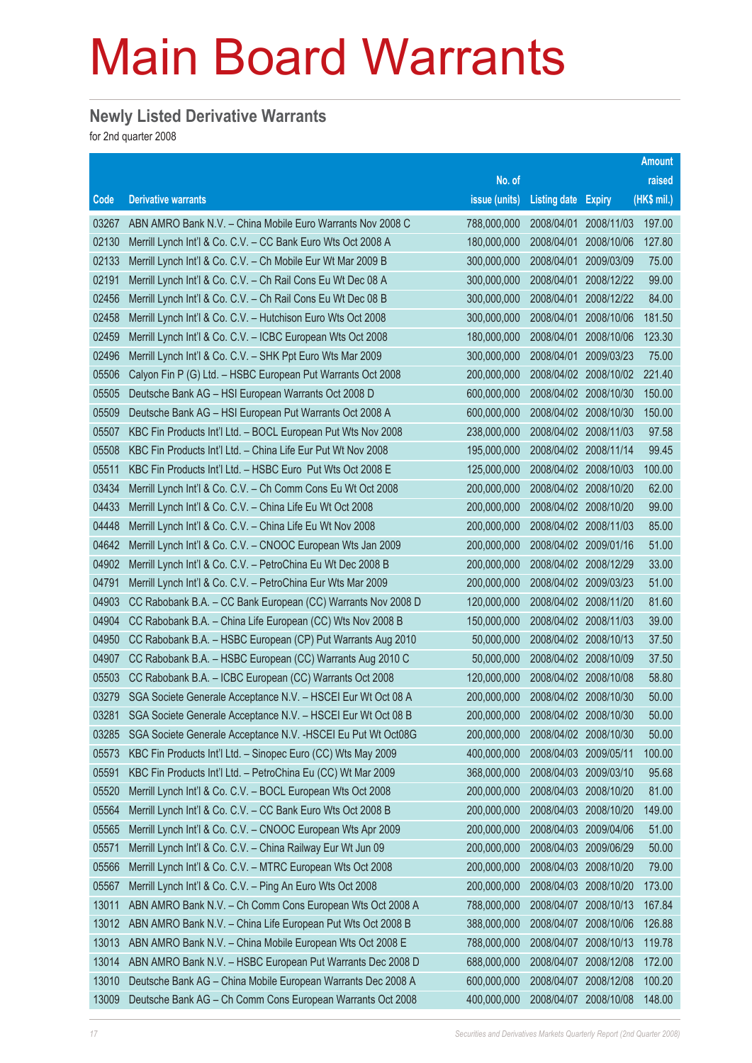# Main Board Warrants

## Newly Listed Derivative Warrants

for 2nd quarter 2008

| Code | Derivative warrants | No. of issue (units) | Listing date | Expiry | Amount raised (HK$ mil.) |
|---|---|---|---|---|---|
| 03267 | ABN AMRO Bank N.V. – China Mobile Euro Warrants Nov 2008 C | 788,000,000 | 2008/04/01 | 2008/11/03 | 197.00 |
| 02130 | Merrill Lynch Int'l & Co. C.V. – CC Bank Euro Wts Oct 2008 A | 180,000,000 | 2008/04/01 | 2008/10/06 | 127.80 |
| 02133 | Merrill Lynch Int'l & Co. C.V. – Ch Mobile Eur Wt Mar 2009 B | 300,000,000 | 2008/04/01 | 2009/03/09 | 75.00 |
| 02191 | Merrill Lynch Int'l & Co. C.V. – Ch Rail Cons Eu Wt Dec 08 A | 300,000,000 | 2008/04/01 | 2008/12/22 | 99.00 |
| 02456 | Merrill Lynch Int'l & Co. C.V. – Ch Rail Cons Eu Wt Dec 08 B | 300,000,000 | 2008/04/01 | 2008/12/22 | 84.00 |
| 02458 | Merrill Lynch Int'l & Co. C.V. – Hutchison Euro Wts Oct 2008 | 300,000,000 | 2008/04/01 | 2008/10/06 | 181.50 |
| 02459 | Merrill Lynch Int'l & Co. C.V. – ICBC European Wts Oct 2008 | 180,000,000 | 2008/04/01 | 2008/10/06 | 123.30 |
| 02496 | Merrill Lynch Int'l & Co. C.V. – SHK Ppt Euro Wts Mar 2009 | 300,000,000 | 2008/04/01 | 2009/03/23 | 75.00 |
| 05506 | Calyon Fin P (G) Ltd. – HSBC European Put Warrants Oct 2008 | 200,000,000 | 2008/04/02 | 2008/10/02 | 221.40 |
| 05505 | Deutsche Bank AG – HSI European Warrants Oct 2008 D | 600,000,000 | 2008/04/02 | 2008/10/30 | 150.00 |
| 05509 | Deutsche Bank AG – HSI European Put Warrants Oct 2008 A | 600,000,000 | 2008/04/02 | 2008/10/30 | 150.00 |
| 05507 | KBC Fin Products Int'l Ltd. – BOCL European Put Wts Nov 2008 | 238,000,000 | 2008/04/02 | 2008/11/03 | 97.58 |
| 05508 | KBC Fin Products Int'l Ltd. – China Life Eur Put Wt Nov 2008 | 195,000,000 | 2008/04/02 | 2008/11/14 | 99.45 |
| 05511 | KBC Fin Products Int'l Ltd. – HSBC Euro Put Wts Oct 2008 E | 125,000,000 | 2008/04/02 | 2008/10/03 | 100.00 |
| 03434 | Merrill Lynch Int'l & Co. C.V. – Ch Comm Cons Eu Wt Oct 2008 | 200,000,000 | 2008/04/02 | 2008/10/20 | 62.00 |
| 04433 | Merrill Lynch Int'l & Co. C.V. – China Life Eu Wt Oct 2008 | 200,000,000 | 2008/04/02 | 2008/10/20 | 99.00 |
| 04448 | Merrill Lynch Int'l & Co. C.V. – China Life Eu Wt Nov 2008 | 200,000,000 | 2008/04/02 | 2008/11/03 | 85.00 |
| 04642 | Merrill Lynch Int'l & Co. C.V. – CNOOC European Wts Jan 2009 | 200,000,000 | 2008/04/02 | 2009/01/16 | 51.00 |
| 04902 | Merrill Lynch Int'l & Co. C.V. – PetroChina Eu Wt Dec 2008 B | 200,000,000 | 2008/04/02 | 2008/12/29 | 33.00 |
| 04791 | Merrill Lynch Int'l & Co. C.V. – PetroChina Eur Wts Mar 2009 | 200,000,000 | 2008/04/02 | 2009/03/23 | 51.00 |
| 04903 | CC Rabobank B.A. – CC Bank European (CC) Warrants Nov 2008 D | 120,000,000 | 2008/04/02 | 2008/11/20 | 81.60 |
| 04904 | CC Rabobank B.A. – China Life European (CC) Wts Nov 2008 B | 150,000,000 | 2008/04/02 | 2008/11/03 | 39.00 |
| 04950 | CC Rabobank B.A. – HSBC European (CP) Put Warrants Aug 2010 | 50,000,000 | 2008/04/02 | 2008/10/13 | 37.50 |
| 04907 | CC Rabobank B.A. – HSBC European (CC) Warrants Aug 2010 C | 50,000,000 | 2008/04/02 | 2008/10/09 | 37.50 |
| 05503 | CC Rabobank B.A. – ICBC European (CC) Warrants Oct 2008 | 120,000,000 | 2008/04/02 | 2008/10/08 | 58.80 |
| 03279 | SGA Societe Generale Acceptance N.V. – HSCEI Eur Wt Oct 08 A | 200,000,000 | 2008/04/02 | 2008/10/30 | 50.00 |
| 03281 | SGA Societe Generale Acceptance N.V. – HSCEI Eur Wt Oct 08 B | 200,000,000 | 2008/04/02 | 2008/10/30 | 50.00 |
| 03285 | SGA Societe Generale Acceptance N.V. -HSCEI Eu Put Wt Oct08G | 200,000,000 | 2008/04/02 | 2008/10/30 | 50.00 |
| 05573 | KBC Fin Products Int'l Ltd. – Sinopec Euro (CC) Wts May 2009 | 400,000,000 | 2008/04/03 | 2009/05/11 | 100.00 |
| 05591 | KBC Fin Products Int'l Ltd. – PetroChina Eu (CC) Wt Mar 2009 | 368,000,000 | 2008/04/03 | 2009/03/10 | 95.68 |
| 05520 | Merrill Lynch Int'l & Co. C.V. – BOCL European Wts Oct 2008 | 200,000,000 | 2008/04/03 | 2008/10/20 | 81.00 |
| 05564 | Merrill Lynch Int'l & Co. C.V. – CC Bank Euro Wts Oct 2008 B | 200,000,000 | 2008/04/03 | 2008/10/20 | 149.00 |
| 05565 | Merrill Lynch Int'l & Co. C.V. – CNOOC European Wts Apr 2009 | 200,000,000 | 2008/04/03 | 2009/04/06 | 51.00 |
| 05571 | Merrill Lynch Int'l & Co. C.V. – China Railway Eur Wt Jun 09 | 200,000,000 | 2008/04/03 | 2009/06/29 | 50.00 |
| 05566 | Merrill Lynch Int'l & Co. C.V. – MTRC European Wts Oct 2008 | 200,000,000 | 2008/04/03 | 2008/10/20 | 79.00 |
| 05567 | Merrill Lynch Int'l & Co. C.V. – Ping An Euro Wts Oct 2008 | 200,000,000 | 2008/04/03 | 2008/10/20 | 173.00 |
| 13011 | ABN AMRO Bank N.V. – Ch Comm Cons European Wts Oct 2008 A | 788,000,000 | 2008/04/07 | 2008/10/13 | 167.84 |
| 13012 | ABN AMRO Bank N.V. – China Life European Put Wts Oct 2008 B | 388,000,000 | 2008/04/07 | 2008/10/06 | 126.88 |
| 13013 | ABN AMRO Bank N.V. – China Mobile European Wts Oct 2008 E | 788,000,000 | 2008/04/07 | 2008/10/13 | 119.78 |
| 13014 | ABN AMRO Bank N.V. – HSBC European Put Warrants Dec 2008 D | 688,000,000 | 2008/04/07 | 2008/12/08 | 172.00 |
| 13010 | Deutsche Bank AG – China Mobile European Warrants Dec 2008 A | 600,000,000 | 2008/04/07 | 2008/12/08 | 100.20 |
| 13009 | Deutsche Bank AG – Ch Comm Cons European Warrants Oct 2008 | 400,000,000 | 2008/04/07 | 2008/10/08 | 148.00 |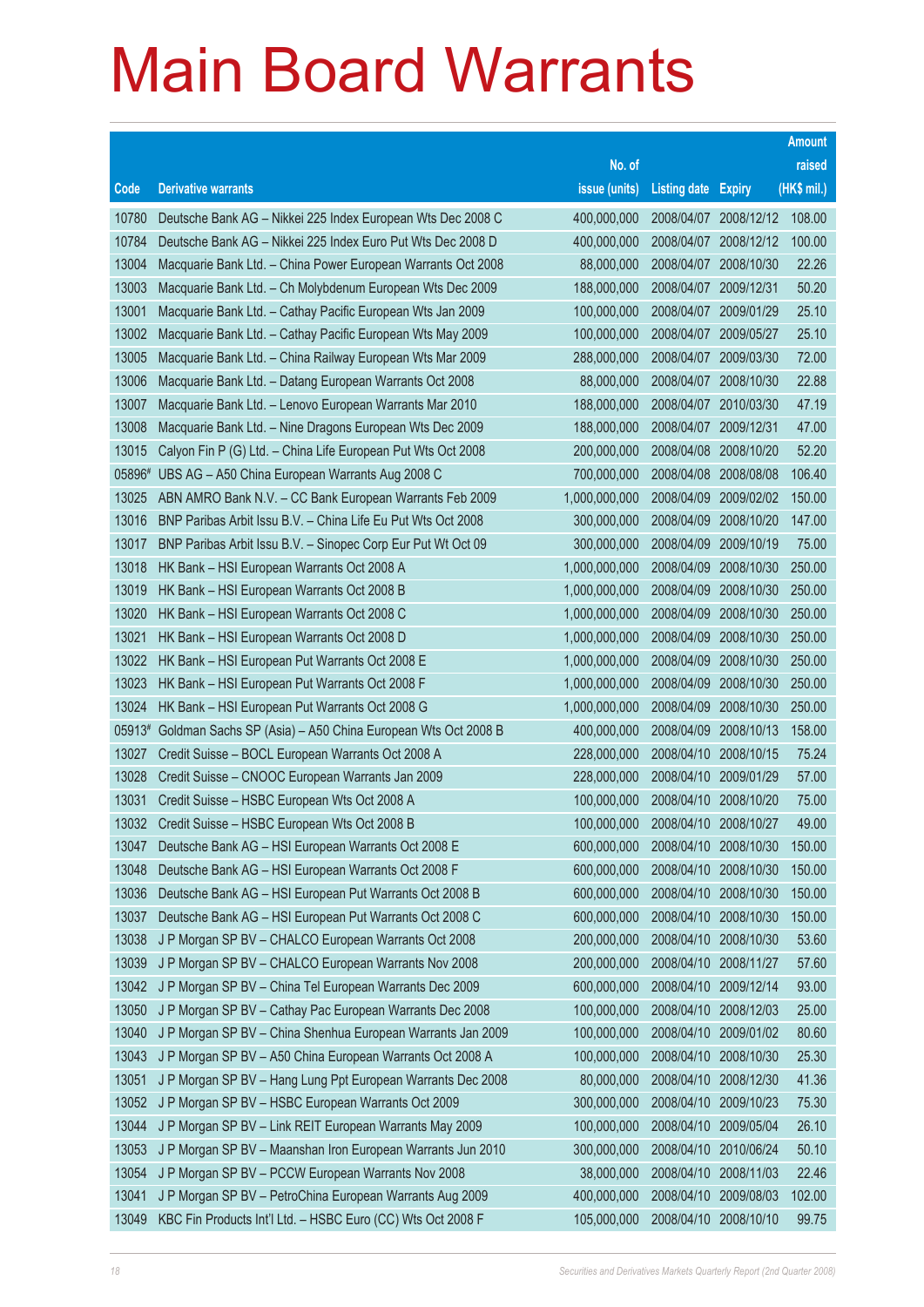# Main Board Warrants

| Code | Derivative warrants | No. of issue (units) | Listing date | Expiry | Amount raised (HK$ mil.) |
|---|---|---|---|---|---|
| 10780 | Deutsche Bank AG – Nikkei 225 Index European Wts Dec 2008 C | 400,000,000 | 2008/04/07 | 2008/12/12 | 108.00 |
| 10784 | Deutsche Bank AG – Nikkei 225 Index Euro Put Wts Dec 2008 D | 400,000,000 | 2008/04/07 | 2008/12/12 | 100.00 |
| 13004 | Macquarie Bank Ltd. – China Power European Warrants Oct 2008 | 88,000,000 | 2008/04/07 | 2008/10/30 | 22.26 |
| 13003 | Macquarie Bank Ltd. – Ch Molybdenum European Wts Dec 2009 | 188,000,000 | 2008/04/07 | 2009/12/31 | 50.20 |
| 13001 | Macquarie Bank Ltd. – Cathay Pacific European Wts Jan 2009 | 100,000,000 | 2008/04/07 | 2009/01/29 | 25.10 |
| 13002 | Macquarie Bank Ltd. – Cathay Pacific European Wts May 2009 | 100,000,000 | 2008/04/07 | 2009/05/27 | 25.10 |
| 13005 | Macquarie Bank Ltd. – China Railway European Wts Mar 2009 | 288,000,000 | 2008/04/07 | 2009/03/30 | 72.00 |
| 13006 | Macquarie Bank Ltd. – Datang European Warrants Oct 2008 | 88,000,000 | 2008/04/07 | 2008/10/30 | 22.88 |
| 13007 | Macquarie Bank Ltd. – Lenovo European Warrants Mar 2010 | 188,000,000 | 2008/04/07 | 2010/03/30 | 47.19 |
| 13008 | Macquarie Bank Ltd. – Nine Dragons European Wts Dec 2009 | 188,000,000 | 2008/04/07 | 2009/12/31 | 47.00 |
| 13015 | Calyon Fin P (G) Ltd. – China Life European Put Wts Oct 2008 | 200,000,000 | 2008/04/08 | 2008/10/20 | 52.20 |
| 05896# | UBS AG – A50 China European Warrants Aug 2008 C | 700,000,000 | 2008/04/08 | 2008/08/08 | 106.40 |
| 13025 | ABN AMRO Bank N.V. – CC Bank European Warrants Feb 2009 | 1,000,000,000 | 2008/04/09 | 2009/02/02 | 150.00 |
| 13016 | BNP Paribas Arbit Issu B.V. – China Life Eu Put Wts Oct 2008 | 300,000,000 | 2008/04/09 | 2008/10/20 | 147.00 |
| 13017 | BNP Paribas Arbit Issu B.V. – Sinopec Corp Eur Put Wt Oct 09 | 300,000,000 | 2008/04/09 | 2009/10/19 | 75.00 |
| 13018 | HK Bank – HSI European Warrants Oct 2008 A | 1,000,000,000 | 2008/04/09 | 2008/10/30 | 250.00 |
| 13019 | HK Bank – HSI European Warrants Oct 2008 B | 1,000,000,000 | 2008/04/09 | 2008/10/30 | 250.00 |
| 13020 | HK Bank – HSI European Warrants Oct 2008 C | 1,000,000,000 | 2008/04/09 | 2008/10/30 | 250.00 |
| 13021 | HK Bank – HSI European Warrants Oct 2008 D | 1,000,000,000 | 2008/04/09 | 2008/10/30 | 250.00 |
| 13022 | HK Bank – HSI European Put Warrants Oct 2008 E | 1,000,000,000 | 2008/04/09 | 2008/10/30 | 250.00 |
| 13023 | HK Bank – HSI European Put Warrants Oct 2008 F | 1,000,000,000 | 2008/04/09 | 2008/10/30 | 250.00 |
| 13024 | HK Bank – HSI European Put Warrants Oct 2008 G | 1,000,000,000 | 2008/04/09 | 2008/10/30 | 250.00 |
| 05913# | Goldman Sachs SP (Asia) – A50 China European Wts Oct 2008 B | 400,000,000 | 2008/04/09 | 2008/10/13 | 158.00 |
| 13027 | Credit Suisse – BOCL European Warrants Oct 2008 A | 228,000,000 | 2008/04/10 | 2008/10/15 | 75.24 |
| 13028 | Credit Suisse – CNOOC European Warrants Jan 2009 | 228,000,000 | 2008/04/10 | 2009/01/29 | 57.00 |
| 13031 | Credit Suisse – HSBC European Wts Oct 2008 A | 100,000,000 | 2008/04/10 | 2008/10/20 | 75.00 |
| 13032 | Credit Suisse – HSBC European Wts Oct 2008 B | 100,000,000 | 2008/04/10 | 2008/10/27 | 49.00 |
| 13047 | Deutsche Bank AG – HSI European Warrants Oct 2008 E | 600,000,000 | 2008/04/10 | 2008/10/30 | 150.00 |
| 13048 | Deutsche Bank AG – HSI European Warrants Oct 2008 F | 600,000,000 | 2008/04/10 | 2008/10/30 | 150.00 |
| 13036 | Deutsche Bank AG – HSI European Put Warrants Oct 2008 B | 600,000,000 | 2008/04/10 | 2008/10/30 | 150.00 |
| 13037 | Deutsche Bank AG – HSI European Put Warrants Oct 2008 C | 600,000,000 | 2008/04/10 | 2008/10/30 | 150.00 |
| 13038 | J P Morgan SP BV – CHALCO European Warrants Oct 2008 | 200,000,000 | 2008/04/10 | 2008/10/30 | 53.60 |
| 13039 | J P Morgan SP BV – CHALCO European Warrants Nov 2008 | 200,000,000 | 2008/04/10 | 2008/11/27 | 57.60 |
| 13042 | J P Morgan SP BV – China Tel European Warrants Dec 2009 | 600,000,000 | 2008/04/10 | 2009/12/14 | 93.00 |
| 13050 | J P Morgan SP BV – Cathay Pac European Warrants Dec 2008 | 100,000,000 | 2008/04/10 | 2008/12/03 | 25.00 |
| 13040 | J P Morgan SP BV – China Shenhua European Warrants Jan 2009 | 100,000,000 | 2008/04/10 | 2009/01/02 | 80.60 |
| 13043 | J P Morgan SP BV – A50 China European Warrants Oct 2008 A | 100,000,000 | 2008/04/10 | 2008/10/30 | 25.30 |
| 13051 | J P Morgan SP BV – Hang Lung Ppt European Warrants Dec 2008 | 80,000,000 | 2008/04/10 | 2008/12/30 | 41.36 |
| 13052 | J P Morgan SP BV – HSBC European Warrants Oct 2009 | 300,000,000 | 2008/04/10 | 2009/10/23 | 75.30 |
| 13044 | J P Morgan SP BV – Link REIT European Warrants May 2009 | 100,000,000 | 2008/04/10 | 2009/05/04 | 26.10 |
| 13053 | J P Morgan SP BV – Maanshan Iron European Warrants Jun 2010 | 300,000,000 | 2008/04/10 | 2010/06/24 | 50.10 |
| 13054 | J P Morgan SP BV – PCCW European Warrants Nov 2008 | 38,000,000 | 2008/04/10 | 2008/11/03 | 22.46 |
| 13041 | J P Morgan SP BV – PetroChina European Warrants Aug 2009 | 400,000,000 | 2008/04/10 | 2009/08/03 | 102.00 |
| 13049 | KBC Fin Products Int'l Ltd. – HSBC Euro (CC) Wts Oct 2008 F | 105,000,000 | 2008/04/10 | 2008/10/10 | 99.75 |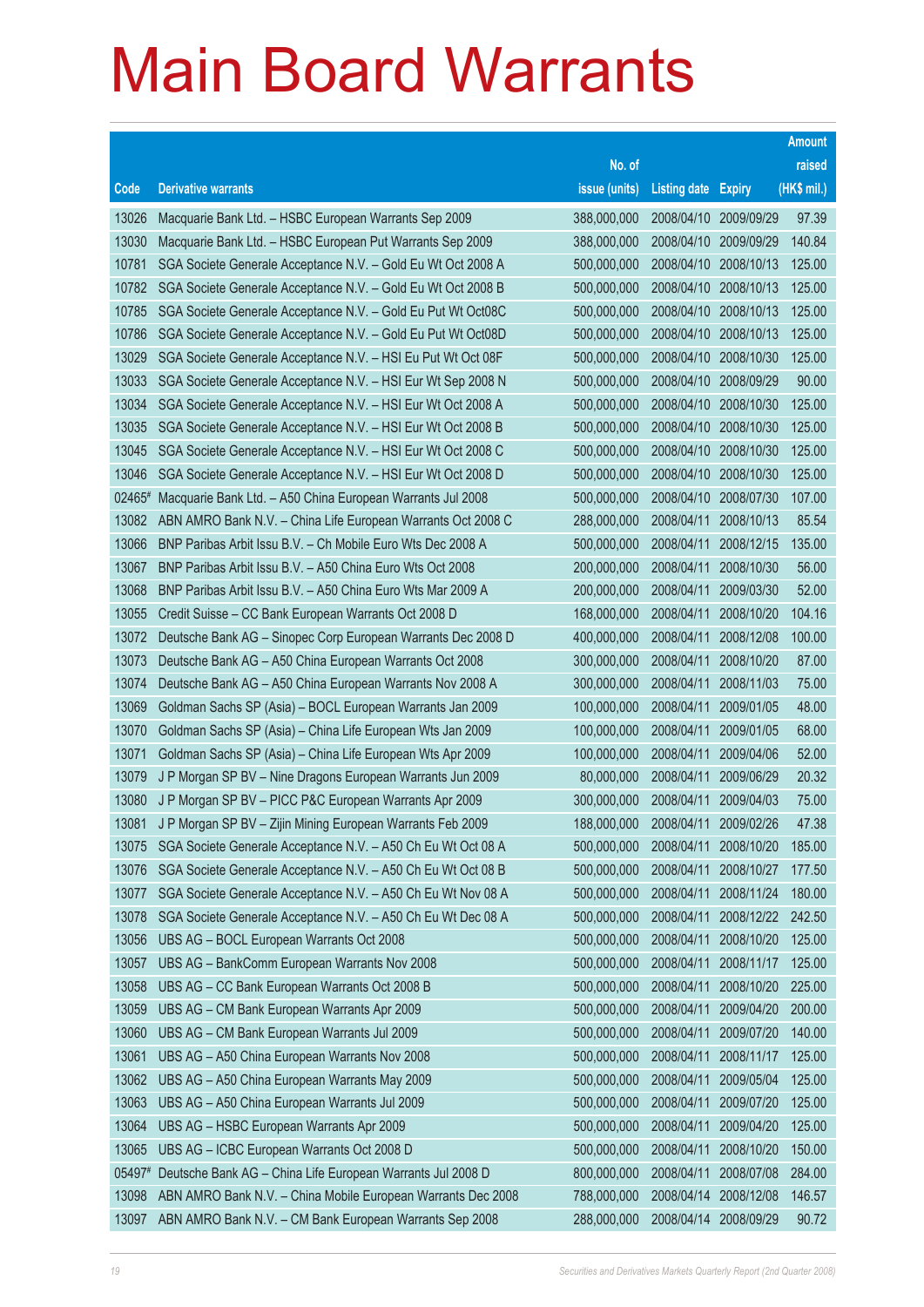# Main Board Warrants

| Code | Derivative warrants | No. of issue (units) | Listing date | Expiry | Amount raised (HK$ mil.) |
|---|---|---|---|---|---|
| 13026 | Macquarie Bank Ltd. – HSBC European Warrants Sep 2009 | 388,000,000 | 2008/04/10 | 2009/09/29 | 97.39 |
| 13030 | Macquarie Bank Ltd. – HSBC European Put Warrants Sep 2009 | 388,000,000 | 2008/04/10 | 2009/09/29 | 140.84 |
| 10781 | SGA Societe Generale Acceptance N.V. – Gold Eu Wt Oct 2008 A | 500,000,000 | 2008/04/10 | 2008/10/13 | 125.00 |
| 10782 | SGA Societe Generale Acceptance N.V. – Gold Eu Wt Oct 2008 B | 500,000,000 | 2008/04/10 | 2008/10/13 | 125.00 |
| 10785 | SGA Societe Generale Acceptance N.V. – Gold Eu Put Wt Oct08C | 500,000,000 | 2008/04/10 | 2008/10/13 | 125.00 |
| 10786 | SGA Societe Generale Acceptance N.V. – Gold Eu Put Wt Oct08D | 500,000,000 | 2008/04/10 | 2008/10/13 | 125.00 |
| 13029 | SGA Societe Generale Acceptance N.V. – HSI Eu Put Wt Oct 08F | 500,000,000 | 2008/04/10 | 2008/10/30 | 125.00 |
| 13033 | SGA Societe Generale Acceptance N.V. – HSI Eur Wt Sep 2008 N | 500,000,000 | 2008/04/10 | 2008/09/29 | 90.00 |
| 13034 | SGA Societe Generale Acceptance N.V. – HSI Eur Wt Oct 2008 A | 500,000,000 | 2008/04/10 | 2008/10/30 | 125.00 |
| 13035 | SGA Societe Generale Acceptance N.V. – HSI Eur Wt Oct 2008 B | 500,000,000 | 2008/04/10 | 2008/10/30 | 125.00 |
| 13045 | SGA Societe Generale Acceptance N.V. – HSI Eur Wt Oct 2008 C | 500,000,000 | 2008/04/10 | 2008/10/30 | 125.00 |
| 13046 | SGA Societe Generale Acceptance N.V. – HSI Eur Wt Oct 2008 D | 500,000,000 | 2008/04/10 | 2008/10/30 | 125.00 |
| 02465# | Macquarie Bank Ltd. – A50 China European Warrants Jul 2008 | 500,000,000 | 2008/04/10 | 2008/07/30 | 107.00 |
| 13082 | ABN AMRO Bank N.V. – China Life European Warrants Oct 2008 C | 288,000,000 | 2008/04/11 | 2008/10/13 | 85.54 |
| 13066 | BNP Paribas Arbit Issu B.V. – Ch Mobile Euro Wts Dec 2008 A | 500,000,000 | 2008/04/11 | 2008/12/15 | 135.00 |
| 13067 | BNP Paribas Arbit Issu B.V. – A50 China Euro Wts Oct 2008 | 200,000,000 | 2008/04/11 | 2008/10/30 | 56.00 |
| 13068 | BNP Paribas Arbit Issu B.V. – A50 China Euro Wts Mar 2009 A | 200,000,000 | 2008/04/11 | 2009/03/30 | 52.00 |
| 13055 | Credit Suisse – CC Bank European Warrants Oct 2008 D | 168,000,000 | 2008/04/11 | 2008/10/20 | 104.16 |
| 13072 | Deutsche Bank AG – Sinopec Corp European Warrants Dec 2008 D | 400,000,000 | 2008/04/11 | 2008/12/08 | 100.00 |
| 13073 | Deutsche Bank AG – A50 China European Warrants Oct 2008 | 300,000,000 | 2008/04/11 | 2008/10/20 | 87.00 |
| 13074 | Deutsche Bank AG – A50 China European Warrants Nov 2008 A | 300,000,000 | 2008/04/11 | 2008/11/03 | 75.00 |
| 13069 | Goldman Sachs SP (Asia) – BOCL European Warrants Jan 2009 | 100,000,000 | 2008/04/11 | 2009/01/05 | 48.00 |
| 13070 | Goldman Sachs SP (Asia) – China Life European Wts Jan 2009 | 100,000,000 | 2008/04/11 | 2009/01/05 | 68.00 |
| 13071 | Goldman Sachs SP (Asia) – China Life European Wts Apr 2009 | 100,000,000 | 2008/04/11 | 2009/04/06 | 52.00 |
| 13079 | J P Morgan SP BV – Nine Dragons European Warrants Jun 2009 | 80,000,000 | 2008/04/11 | 2009/06/29 | 20.32 |
| 13080 | J P Morgan SP BV – PICC P&C European Warrants Apr 2009 | 300,000,000 | 2008/04/11 | 2009/04/03 | 75.00 |
| 13081 | J P Morgan SP BV – Zijin Mining European Warrants Feb 2009 | 188,000,000 | 2008/04/11 | 2009/02/26 | 47.38 |
| 13075 | SGA Societe Generale Acceptance N.V. – A50 Ch Eu Wt Oct 08 A | 500,000,000 | 2008/04/11 | 2008/10/20 | 185.00 |
| 13076 | SGA Societe Generale Acceptance N.V. – A50 Ch Eu Wt Oct 08 B | 500,000,000 | 2008/04/11 | 2008/10/27 | 177.50 |
| 13077 | SGA Societe Generale Acceptance N.V. – A50 Ch Eu Wt Nov 08 A | 500,000,000 | 2008/04/11 | 2008/11/24 | 180.00 |
| 13078 | SGA Societe Generale Acceptance N.V. – A50 Ch Eu Wt Dec 08 A | 500,000,000 | 2008/04/11 | 2008/12/22 | 242.50 |
| 13056 | UBS AG – BOCL European Warrants Oct 2008 | 500,000,000 | 2008/04/11 | 2008/10/20 | 125.00 |
| 13057 | UBS AG – BankComm European Warrants Nov 2008 | 500,000,000 | 2008/04/11 | 2008/11/17 | 125.00 |
| 13058 | UBS AG – CC Bank European Warrants Oct 2008 B | 500,000,000 | 2008/04/11 | 2008/10/20 | 225.00 |
| 13059 | UBS AG – CM Bank European Warrants Apr 2009 | 500,000,000 | 2008/04/11 | 2009/04/20 | 200.00 |
| 13060 | UBS AG – CM Bank European Warrants Jul 2009 | 500,000,000 | 2008/04/11 | 2009/07/20 | 140.00 |
| 13061 | UBS AG – A50 China European Warrants Nov 2008 | 500,000,000 | 2008/04/11 | 2008/11/17 | 125.00 |
| 13062 | UBS AG – A50 China European Warrants May 2009 | 500,000,000 | 2008/04/11 | 2009/05/04 | 125.00 |
| 13063 | UBS AG – A50 China European Warrants Jul 2009 | 500,000,000 | 2008/04/11 | 2009/07/20 | 125.00 |
| 13064 | UBS AG – HSBC European Warrants Apr 2009 | 500,000,000 | 2008/04/11 | 2009/04/20 | 125.00 |
| 13065 | UBS AG – ICBC European Warrants Oct 2008 D | 500,000,000 | 2008/04/11 | 2008/10/20 | 150.00 |
| 05497# | Deutsche Bank AG – China Life European Warrants Jul 2008 D | 800,000,000 | 2008/04/11 | 2008/07/08 | 284.00 |
| 13098 | ABN AMRO Bank N.V. – China Mobile European Warrants Dec 2008 | 788,000,000 | 2008/04/14 | 2008/12/08 | 146.57 |
| 13097 | ABN AMRO Bank N.V. – CM Bank European Warrants Sep 2008 | 288,000,000 | 2008/04/14 | 2008/09/29 | 90.72 |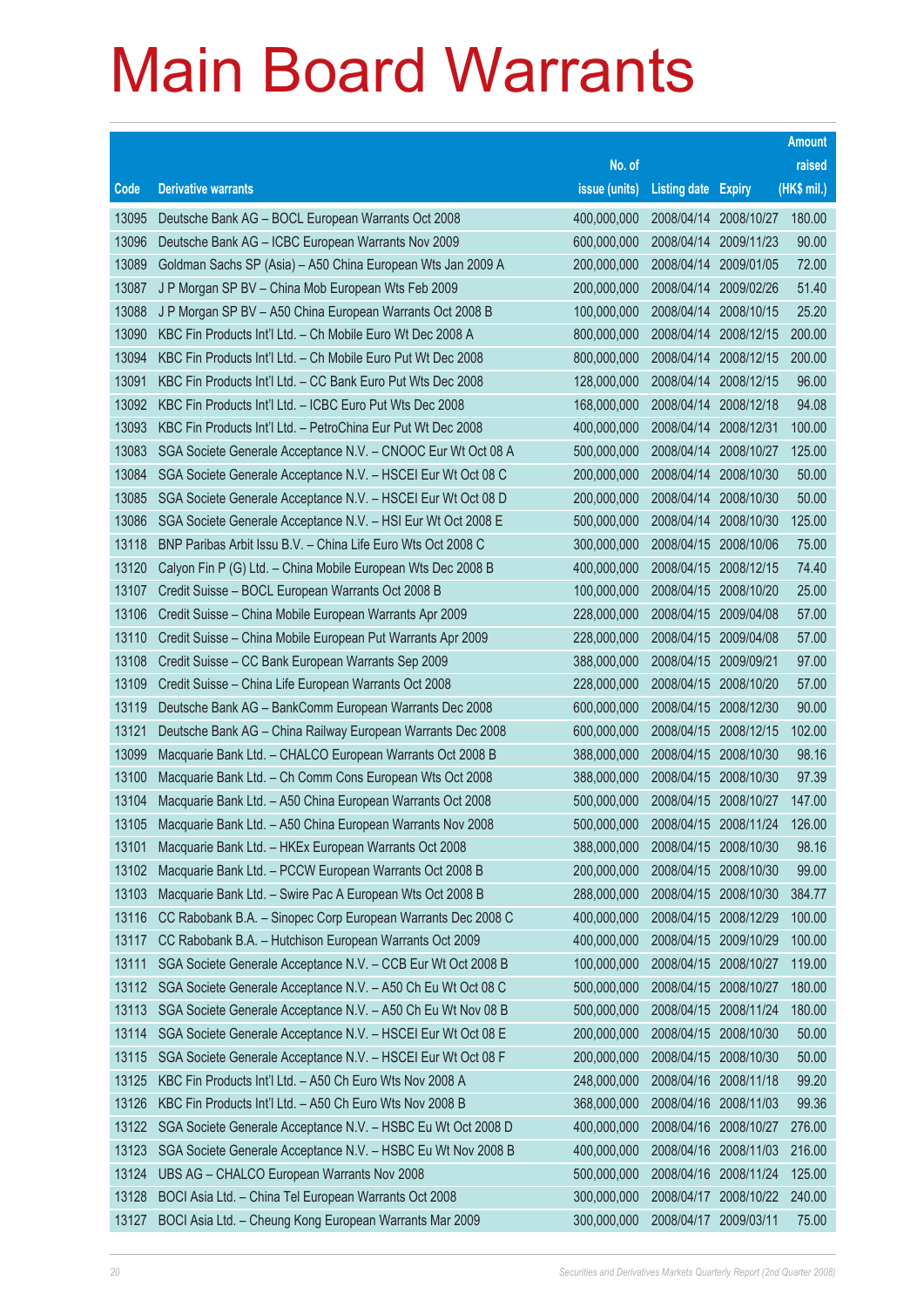# Main Board Warrants

| Code | Derivative warrants | No. of issue (units) | Listing date | Expiry | Amount raised (HK$ mil.) |
|---|---|---|---|---|---|
| 13095 | Deutsche Bank AG – BOCL European Warrants Oct 2008 | 400,000,000 | 2008/04/14 | 2008/10/27 | 180.00 |
| 13096 | Deutsche Bank AG – ICBC European Warrants Nov 2009 | 600,000,000 | 2008/04/14 | 2009/11/23 | 90.00 |
| 13089 | Goldman Sachs SP (Asia) – A50 China European Wts Jan 2009 A | 200,000,000 | 2008/04/14 | 2009/01/05 | 72.00 |
| 13087 | J P Morgan SP BV – China Mob European Wts Feb 2009 | 200,000,000 | 2008/04/14 | 2009/02/26 | 51.40 |
| 13088 | J P Morgan SP BV – A50 China European Warrants Oct 2008 B | 100,000,000 | 2008/04/14 | 2008/10/15 | 25.20 |
| 13090 | KBC Fin Products Int'l Ltd. – Ch Mobile Euro Wt Dec 2008 A | 800,000,000 | 2008/04/14 | 2008/12/15 | 200.00 |
| 13094 | KBC Fin Products Int'l Ltd. – Ch Mobile Euro Put Wt Dec 2008 | 800,000,000 | 2008/04/14 | 2008/12/15 | 200.00 |
| 13091 | KBC Fin Products Int'l Ltd. – CC Bank Euro Put Wts Dec 2008 | 128,000,000 | 2008/04/14 | 2008/12/15 | 96.00 |
| 13092 | KBC Fin Products Int'l Ltd. – ICBC Euro Put Wts Dec 2008 | 168,000,000 | 2008/04/14 | 2008/12/18 | 94.08 |
| 13093 | KBC Fin Products Int'l Ltd. – PetroChina Eur Put Wt Dec 2008 | 400,000,000 | 2008/04/14 | 2008/12/31 | 100.00 |
| 13083 | SGA Societe Generale Acceptance N.V. – CNOOC Eur Wt Oct 08 A | 500,000,000 | 2008/04/14 | 2008/10/27 | 125.00 |
| 13084 | SGA Societe Generale Acceptance N.V. – HSCEI Eur Wt Oct 08 C | 200,000,000 | 2008/04/14 | 2008/10/30 | 50.00 |
| 13085 | SGA Societe Generale Acceptance N.V. – HSCEI Eur Wt Oct 08 D | 200,000,000 | 2008/04/14 | 2008/10/30 | 50.00 |
| 13086 | SGA Societe Generale Acceptance N.V. – HSI Eur Wt Oct 2008 E | 500,000,000 | 2008/04/14 | 2008/10/30 | 125.00 |
| 13118 | BNP Paribas Arbit Issu B.V. – China Life Euro Wts Oct 2008 C | 300,000,000 | 2008/04/15 | 2008/10/06 | 75.00 |
| 13120 | Calyon Fin P (G) Ltd. – China Mobile European Wts Dec 2008 B | 400,000,000 | 2008/04/15 | 2008/12/15 | 74.40 |
| 13107 | Credit Suisse – BOCL European Warrants Oct 2008 B | 100,000,000 | 2008/04/15 | 2008/10/20 | 25.00 |
| 13106 | Credit Suisse – China Mobile European Warrants Apr 2009 | 228,000,000 | 2008/04/15 | 2009/04/08 | 57.00 |
| 13110 | Credit Suisse – China Mobile European Put Warrants Apr 2009 | 228,000,000 | 2008/04/15 | 2009/04/08 | 57.00 |
| 13108 | Credit Suisse – CC Bank European Warrants Sep 2009 | 388,000,000 | 2008/04/15 | 2009/09/21 | 97.00 |
| 13109 | Credit Suisse – China Life European Warrants Oct 2008 | 228,000,000 | 2008/04/15 | 2008/10/20 | 57.00 |
| 13119 | Deutsche Bank AG – BankComm European Warrants Dec 2008 | 600,000,000 | 2008/04/15 | 2008/12/30 | 90.00 |
| 13121 | Deutsche Bank AG – China Railway European Warrants Dec 2008 | 600,000,000 | 2008/04/15 | 2008/12/15 | 102.00 |
| 13099 | Macquarie Bank Ltd. – CHALCO European Warrants Oct 2008 B | 388,000,000 | 2008/04/15 | 2008/10/30 | 98.16 |
| 13100 | Macquarie Bank Ltd. – Ch Comm Cons European Wts Oct 2008 | 388,000,000 | 2008/04/15 | 2008/10/30 | 97.39 |
| 13104 | Macquarie Bank Ltd. – A50 China European Warrants Oct 2008 | 500,000,000 | 2008/04/15 | 2008/10/27 | 147.00 |
| 13105 | Macquarie Bank Ltd. – A50 China European Warrants Nov 2008 | 500,000,000 | 2008/04/15 | 2008/11/24 | 126.00 |
| 13101 | Macquarie Bank Ltd. – HKEx European Warrants Oct 2008 | 388,000,000 | 2008/04/15 | 2008/10/30 | 98.16 |
| 13102 | Macquarie Bank Ltd. – PCCW European Warrants Oct 2008 B | 200,000,000 | 2008/04/15 | 2008/10/30 | 99.00 |
| 13103 | Macquarie Bank Ltd. – Swire Pac A European Wts Oct 2008 B | 288,000,000 | 2008/04/15 | 2008/10/30 | 384.77 |
| 13116 | CC Rabobank B.A. – Sinopec Corp European Warrants Dec 2008 C | 400,000,000 | 2008/04/15 | 2008/12/29 | 100.00 |
| 13117 | CC Rabobank B.A. – Hutchison European Warrants Oct 2009 | 400,000,000 | 2008/04/15 | 2009/10/29 | 100.00 |
| 13111 | SGA Societe Generale Acceptance N.V. – CCB Eur Wt Oct 2008 B | 100,000,000 | 2008/04/15 | 2008/10/27 | 119.00 |
| 13112 | SGA Societe Generale Acceptance N.V. – A50 Ch Eu Wt Oct 08 C | 500,000,000 | 2008/04/15 | 2008/10/27 | 180.00 |
| 13113 | SGA Societe Generale Acceptance N.V. – A50 Ch Eu Wt Nov 08 B | 500,000,000 | 2008/04/15 | 2008/11/24 | 180.00 |
| 13114 | SGA Societe Generale Acceptance N.V. – HSCEI Eur Wt Oct 08 E | 200,000,000 | 2008/04/15 | 2008/10/30 | 50.00 |
| 13115 | SGA Societe Generale Acceptance N.V. – HSCEI Eur Wt Oct 08 F | 200,000,000 | 2008/04/15 | 2008/10/30 | 50.00 |
| 13125 | KBC Fin Products Int'l Ltd. – A50 Ch Euro Wts Nov 2008 A | 248,000,000 | 2008/04/16 | 2008/11/18 | 99.20 |
| 13126 | KBC Fin Products Int'l Ltd. – A50 Ch Euro Wts Nov 2008 B | 368,000,000 | 2008/04/16 | 2008/11/03 | 99.36 |
| 13122 | SGA Societe Generale Acceptance N.V. – HSBC Eu Wt Oct 2008 D | 400,000,000 | 2008/04/16 | 2008/10/27 | 276.00 |
| 13123 | SGA Societe Generale Acceptance N.V. – HSBC Eu Wt Nov 2008 B | 400,000,000 | 2008/04/16 | 2008/11/03 | 216.00 |
| 13124 | UBS AG – CHALCO European Warrants Nov 2008 | 500,000,000 | 2008/04/16 | 2008/11/24 | 125.00 |
| 13128 | BOCI Asia Ltd. – China Tel European Warrants Oct 2008 | 300,000,000 | 2008/04/17 | 2008/10/22 | 240.00 |
| 13127 | BOCI Asia Ltd. – Cheung Kong European Warrants Mar 2009 | 300,000,000 | 2008/04/17 | 2009/03/11 | 75.00 |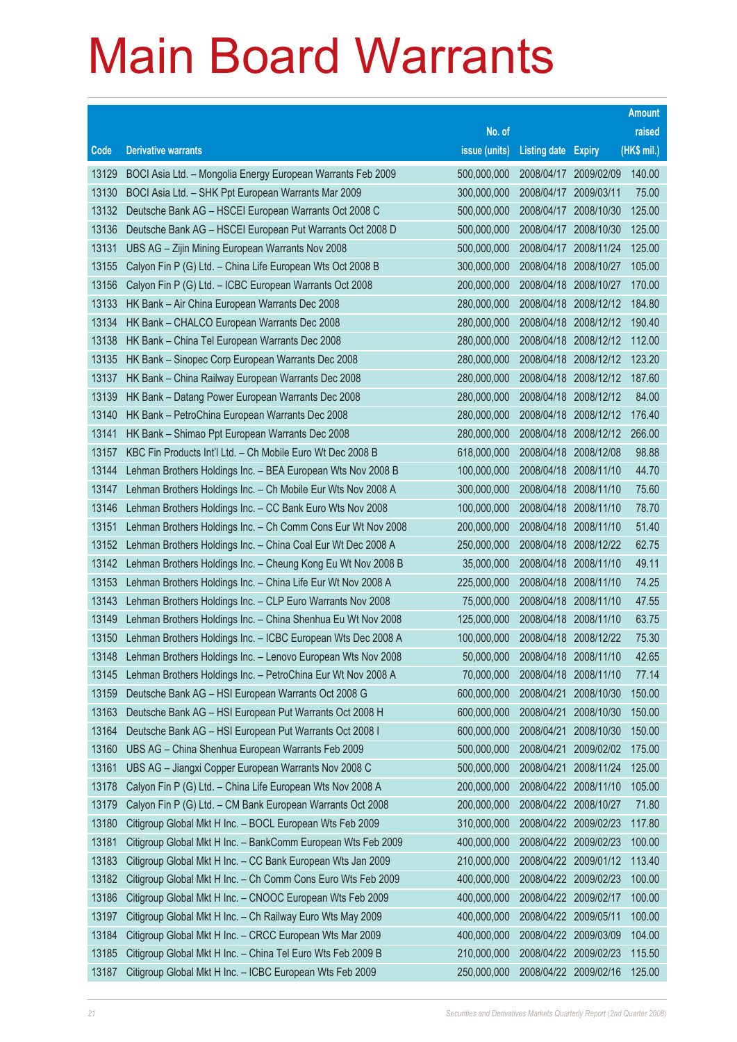# Main Board Warrants

| Code | Derivative warrants | No. of issue (units) | Listing date | Expiry | Amount raised (HK$ mil.) |
|---|---|---|---|---|---|
| 13129 | BOCI Asia Ltd. – Mongolia Energy European Warrants Feb 2009 | 500,000,000 | 2008/04/17 | 2009/02/09 | 140.00 |
| 13130 | BOCI Asia Ltd. – SHK Ppt European Warrants Mar 2009 | 300,000,000 | 2008/04/17 | 2009/03/11 | 75.00 |
| 13132 | Deutsche Bank AG – HSCEI European Warrants Oct 2008 C | 500,000,000 | 2008/04/17 | 2008/10/30 | 125.00 |
| 13136 | Deutsche Bank AG – HSCEI European Put Warrants Oct 2008 D | 500,000,000 | 2008/04/17 | 2008/10/30 | 125.00 |
| 13131 | UBS AG – Zijin Mining European Warrants Nov 2008 | 500,000,000 | 2008/04/17 | 2008/11/24 | 125.00 |
| 13155 | Calyon Fin P (G) Ltd. – China Life European Wts Oct 2008 B | 300,000,000 | 2008/04/18 | 2008/10/27 | 105.00 |
| 13156 | Calyon Fin P (G) Ltd. – ICBC European Warrants Oct 2008 | 200,000,000 | 2008/04/18 | 2008/10/27 | 170.00 |
| 13133 | HK Bank – Air China European Warrants Dec 2008 | 280,000,000 | 2008/04/18 | 2008/12/12 | 184.80 |
| 13134 | HK Bank – CHALCO European Warrants Dec 2008 | 280,000,000 | 2008/04/18 | 2008/12/12 | 190.40 |
| 13138 | HK Bank – China Tel European Warrants Dec 2008 | 280,000,000 | 2008/04/18 | 2008/12/12 | 112.00 |
| 13135 | HK Bank – Sinopec Corp European Warrants Dec 2008 | 280,000,000 | 2008/04/18 | 2008/12/12 | 123.20 |
| 13137 | HK Bank – China Railway European Warrants Dec 2008 | 280,000,000 | 2008/04/18 | 2008/12/12 | 187.60 |
| 13139 | HK Bank – Datang Power European Warrants Dec 2008 | 280,000,000 | 2008/04/18 | 2008/12/12 | 84.00 |
| 13140 | HK Bank – PetroChina European Warrants Dec 2008 | 280,000,000 | 2008/04/18 | 2008/12/12 | 176.40 |
| 13141 | HK Bank – Shimao Ppt European Warrants Dec 2008 | 280,000,000 | 2008/04/18 | 2008/12/12 | 266.00 |
| 13157 | KBC Fin Products Int'l Ltd. – Ch Mobile Euro Wt Dec 2008 B | 618,000,000 | 2008/04/18 | 2008/12/08 | 98.88 |
| 13144 | Lehman Brothers Holdings Inc. – BEA European Wts Nov 2008 B | 100,000,000 | 2008/04/18 | 2008/11/10 | 44.70 |
| 13147 | Lehman Brothers Holdings Inc. – Ch Mobile Eur Wts Nov 2008 A | 300,000,000 | 2008/04/18 | 2008/11/10 | 75.60 |
| 13146 | Lehman Brothers Holdings Inc. – CC Bank Euro Wts Nov 2008 | 100,000,000 | 2008/04/18 | 2008/11/10 | 78.70 |
| 13151 | Lehman Brothers Holdings Inc. – Ch Comm Cons Eur Wt Nov 2008 | 200,000,000 | 2008/04/18 | 2008/11/10 | 51.40 |
| 13152 | Lehman Brothers Holdings Inc. – China Coal Eur Wt Dec 2008 A | 250,000,000 | 2008/04/18 | 2008/12/22 | 62.75 |
| 13142 | Lehman Brothers Holdings Inc. – Cheung Kong Eu Wt Nov 2008 B | 35,000,000 | 2008/04/18 | 2008/11/10 | 49.11 |
| 13153 | Lehman Brothers Holdings Inc. – China Life Eur Wt Nov 2008 A | 225,000,000 | 2008/04/18 | 2008/11/10 | 74.25 |
| 13143 | Lehman Brothers Holdings Inc. – CLP Euro Warrants Nov 2008 | 75,000,000 | 2008/04/18 | 2008/11/10 | 47.55 |
| 13149 | Lehman Brothers Holdings Inc. – China Shenhua Eu Wt Nov 2008 | 125,000,000 | 2008/04/18 | 2008/11/10 | 63.75 |
| 13150 | Lehman Brothers Holdings Inc. – ICBC European Wts Dec 2008 A | 100,000,000 | 2008/04/18 | 2008/12/22 | 75.30 |
| 13148 | Lehman Brothers Holdings Inc. – Lenovo European Wts Nov 2008 | 50,000,000 | 2008/04/18 | 2008/11/10 | 42.65 |
| 13145 | Lehman Brothers Holdings Inc. – PetroChina Eur Wt Nov 2008 A | 70,000,000 | 2008/04/18 | 2008/11/10 | 77.14 |
| 13159 | Deutsche Bank AG – HSI European Warrants Oct 2008 G | 600,000,000 | 2008/04/21 | 2008/10/30 | 150.00 |
| 13163 | Deutsche Bank AG – HSI European Put Warrants Oct 2008 H | 600,000,000 | 2008/04/21 | 2008/10/30 | 150.00 |
| 13164 | Deutsche Bank AG – HSI European Put Warrants Oct 2008 I | 600,000,000 | 2008/04/21 | 2008/10/30 | 150.00 |
| 13160 | UBS AG – China Shenhua European Warrants Feb 2009 | 500,000,000 | 2008/04/21 | 2009/02/02 | 175.00 |
| 13161 | UBS AG – Jiangxi Copper European Warrants Nov 2008 C | 500,000,000 | 2008/04/21 | 2008/11/24 | 125.00 |
| 13178 | Calyon Fin P (G) Ltd. – China Life European Wts Nov 2008 A | 200,000,000 | 2008/04/22 | 2008/11/10 | 105.00 |
| 13179 | Calyon Fin P (G) Ltd. – CM Bank European Warrants Oct 2008 | 200,000,000 | 2008/04/22 | 2008/10/27 | 71.80 |
| 13180 | Citigroup Global Mkt H Inc. – BOCL European Wts Feb 2009 | 310,000,000 | 2008/04/22 | 2009/02/23 | 117.80 |
| 13181 | Citigroup Global Mkt H Inc. – BankComm European Wts Feb 2009 | 400,000,000 | 2008/04/22 | 2009/02/23 | 100.00 |
| 13183 | Citigroup Global Mkt H Inc. – CC Bank European Wts Jan 2009 | 210,000,000 | 2008/04/22 | 2009/01/12 | 113.40 |
| 13182 | Citigroup Global Mkt H Inc. – Ch Comm Cons Euro Wts Feb 2009 | 400,000,000 | 2008/04/22 | 2009/02/23 | 100.00 |
| 13186 | Citigroup Global Mkt H Inc. – CNOOC European Wts Feb 2009 | 400,000,000 | 2008/04/22 | 2009/02/17 | 100.00 |
| 13197 | Citigroup Global Mkt H Inc. – Ch Railway Euro Wts May 2009 | 400,000,000 | 2008/04/22 | 2009/05/11 | 100.00 |
| 13184 | Citigroup Global Mkt H Inc. – CRCC European Wts Mar 2009 | 400,000,000 | 2008/04/22 | 2009/03/09 | 104.00 |
| 13185 | Citigroup Global Mkt H Inc. – China Tel Euro Wts Feb 2009 B | 210,000,000 | 2008/04/22 | 2009/02/23 | 115.50 |
| 13187 | Citigroup Global Mkt H Inc. – ICBC European Wts Feb 2009 | 250,000,000 | 2008/04/22 | 2009/02/16 | 125.00 |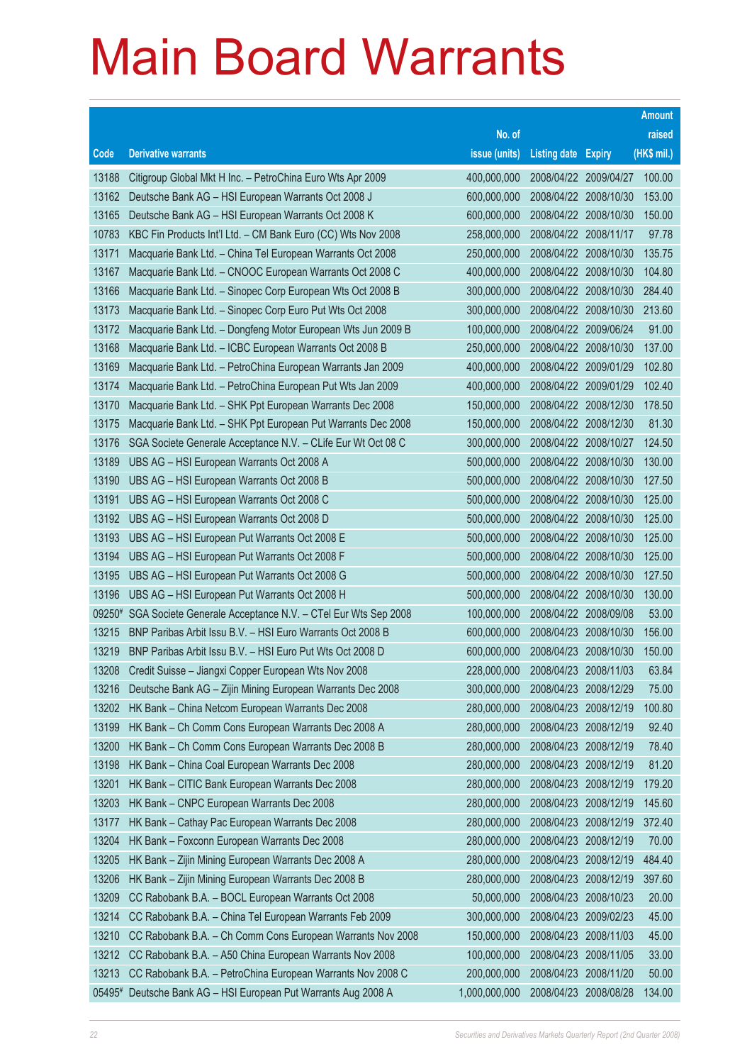# Main Board Warrants

| Code | Derivative warrants | No. of issue (units) | Listing date | Expiry | Amount raised (HK$ mil.) |
|---|---|---|---|---|---|
| 13188 | Citigroup Global Mkt H Inc. – PetroChina Euro Wts Apr 2009 | 400,000,000 | 2008/04/22 | 2009/04/27 | 100.00 |
| 13162 | Deutsche Bank AG – HSI European Warrants Oct 2008 J | 600,000,000 | 2008/04/22 | 2008/10/30 | 153.00 |
| 13165 | Deutsche Bank AG – HSI European Warrants Oct 2008 K | 600,000,000 | 2008/04/22 | 2008/10/30 | 150.00 |
| 10783 | KBC Fin Products Int'l Ltd. – CM Bank Euro (CC) Wts Nov 2008 | 258,000,000 | 2008/04/22 | 2008/11/17 | 97.78 |
| 13171 | Macquarie Bank Ltd. – China Tel European Warrants Oct 2008 | 250,000,000 | 2008/04/22 | 2008/10/30 | 135.75 |
| 13167 | Macquarie Bank Ltd. – CNOOC European Warrants Oct 2008 C | 400,000,000 | 2008/04/22 | 2008/10/30 | 104.80 |
| 13166 | Macquarie Bank Ltd. – Sinopec Corp European Wts Oct 2008 B | 300,000,000 | 2008/04/22 | 2008/10/30 | 284.40 |
| 13173 | Macquarie Bank Ltd. – Sinopec Corp Euro Put Wts Oct 2008 | 300,000,000 | 2008/04/22 | 2008/10/30 | 213.60 |
| 13172 | Macquarie Bank Ltd. – Dongfeng Motor European Wts Jun 2009 B | 100,000,000 | 2008/04/22 | 2009/06/24 | 91.00 |
| 13168 | Macquarie Bank Ltd. – ICBC European Warrants Oct 2008 B | 250,000,000 | 2008/04/22 | 2008/10/30 | 137.00 |
| 13169 | Macquarie Bank Ltd. – PetroChina European Warrants Jan 2009 | 400,000,000 | 2008/04/22 | 2009/01/29 | 102.80 |
| 13174 | Macquarie Bank Ltd. – PetroChina European Put Wts Jan 2009 | 400,000,000 | 2008/04/22 | 2009/01/29 | 102.40 |
| 13170 | Macquarie Bank Ltd. – SHK Ppt European Warrants Dec 2008 | 150,000,000 | 2008/04/22 | 2008/12/30 | 178.50 |
| 13175 | Macquarie Bank Ltd. – SHK Ppt European Put Warrants Dec 2008 | 150,000,000 | 2008/04/22 | 2008/12/30 | 81.30 |
| 13176 | SGA Societe Generale Acceptance N.V. – CLife Eur Wt Oct 08 C | 300,000,000 | 2008/04/22 | 2008/10/27 | 124.50 |
| 13189 | UBS AG – HSI European Warrants Oct 2008 A | 500,000,000 | 2008/04/22 | 2008/10/30 | 130.00 |
| 13190 | UBS AG – HSI European Warrants Oct 2008 B | 500,000,000 | 2008/04/22 | 2008/10/30 | 127.50 |
| 13191 | UBS AG – HSI European Warrants Oct 2008 C | 500,000,000 | 2008/04/22 | 2008/10/30 | 125.00 |
| 13192 | UBS AG – HSI European Warrants Oct 2008 D | 500,000,000 | 2008/04/22 | 2008/10/30 | 125.00 |
| 13193 | UBS AG – HSI European Put Warrants Oct 2008 E | 500,000,000 | 2008/04/22 | 2008/10/30 | 125.00 |
| 13194 | UBS AG – HSI European Put Warrants Oct 2008 F | 500,000,000 | 2008/04/22 | 2008/10/30 | 125.00 |
| 13195 | UBS AG – HSI European Put Warrants Oct 2008 G | 500,000,000 | 2008/04/22 | 2008/10/30 | 127.50 |
| 13196 | UBS AG – HSI European Put Warrants Oct 2008 H | 500,000,000 | 2008/04/22 | 2008/10/30 | 130.00 |
| 09250# | SGA Societe Generale Acceptance N.V. – CTel Eur Wts Sep 2008 | 100,000,000 | 2008/04/22 | 2008/09/08 | 53.00 |
| 13215 | BNP Paribas Arbit Issu B.V. – HSI Euro Warrants Oct 2008 B | 600,000,000 | 2008/04/23 | 2008/10/30 | 156.00 |
| 13219 | BNP Paribas Arbit Issu B.V. – HSI Euro Put Wts Oct 2008 D | 600,000,000 | 2008/04/23 | 2008/10/30 | 150.00 |
| 13208 | Credit Suisse – Jiangxi Copper European Wts Nov 2008 | 228,000,000 | 2008/04/23 | 2008/11/03 | 63.84 |
| 13216 | Deutsche Bank AG – Zijin Mining European Warrants Dec 2008 | 300,000,000 | 2008/04/23 | 2008/12/29 | 75.00 |
| 13202 | HK Bank – China Netcom European Warrants Dec 2008 | 280,000,000 | 2008/04/23 | 2008/12/19 | 100.80 |
| 13199 | HK Bank – Ch Comm Cons European Warrants Dec 2008 A | 280,000,000 | 2008/04/23 | 2008/12/19 | 92.40 |
| 13200 | HK Bank – Ch Comm Cons European Warrants Dec 2008 B | 280,000,000 | 2008/04/23 | 2008/12/19 | 78.40 |
| 13198 | HK Bank – China Coal European Warrants Dec 2008 | 280,000,000 | 2008/04/23 | 2008/12/19 | 81.20 |
| 13201 | HK Bank – CITIC Bank European Warrants Dec 2008 | 280,000,000 | 2008/04/23 | 2008/12/19 | 179.20 |
| 13203 | HK Bank – CNPC European Warrants Dec 2008 | 280,000,000 | 2008/04/23 | 2008/12/19 | 145.60 |
| 13177 | HK Bank – Cathay Pac European Warrants Dec 2008 | 280,000,000 | 2008/04/23 | 2008/12/19 | 372.40 |
| 13204 | HK Bank – Foxconn European Warrants Dec 2008 | 280,000,000 | 2008/04/23 | 2008/12/19 | 70.00 |
| 13205 | HK Bank – Zijin Mining European Warrants Dec 2008 A | 280,000,000 | 2008/04/23 | 2008/12/19 | 484.40 |
| 13206 | HK Bank – Zijin Mining European Warrants Dec 2008 B | 280,000,000 | 2008/04/23 | 2008/12/19 | 397.60 |
| 13209 | CC Rabobank B.A. – BOCL European Warrants Oct 2008 | 50,000,000 | 2008/04/23 | 2008/10/23 | 20.00 |
| 13214 | CC Rabobank B.A. – China Tel European Warrants Feb 2009 | 300,000,000 | 2008/04/23 | 2009/02/23 | 45.00 |
| 13210 | CC Rabobank B.A. – Ch Comm Cons European Warrants Nov 2008 | 150,000,000 | 2008/04/23 | 2008/11/03 | 45.00 |
| 13212 | CC Rabobank B.A. – A50 China European Warrants Nov 2008 | 100,000,000 | 2008/04/23 | 2008/11/05 | 33.00 |
| 13213 | CC Rabobank B.A. – PetroChina European Warrants Nov 2008 C | 200,000,000 | 2008/04/23 | 2008/11/20 | 50.00 |
| 05495# | Deutsche Bank AG – HSI European Put Warrants Aug 2008 A | 1,000,000,000 | 2008/04/23 | 2008/08/28 | 134.00 |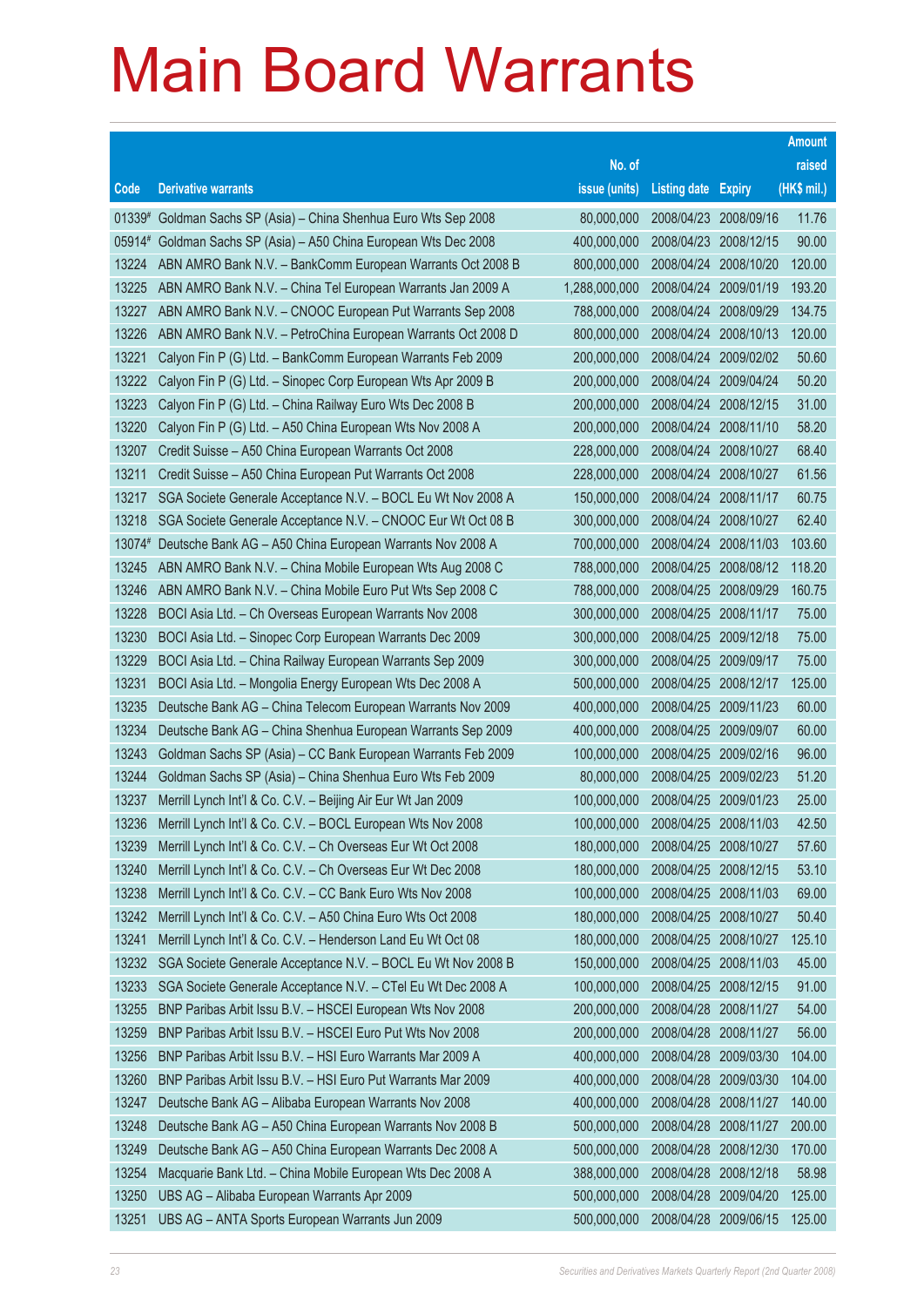# Main Board Warrants

| Code | Derivative warrants | No. of issue (units) | Listing date | Expiry | Amount raised (HK$ mil.) |
|---|---|---|---|---|---|
| 01339# | Goldman Sachs SP (Asia) – China Shenhua Euro Wts Sep 2008 | 80,000,000 | 2008/04/23 | 2008/09/16 | 11.76 |
| 05914# | Goldman Sachs SP (Asia) – A50 China European Wts Dec 2008 | 400,000,000 | 2008/04/23 | 2008/12/15 | 90.00 |
| 13224 | ABN AMRO Bank N.V. – BankComm European Warrants Oct 2008 B | 800,000,000 | 2008/04/24 | 2008/10/20 | 120.00 |
| 13225 | ABN AMRO Bank N.V. – China Tel European Warrants Jan 2009 A | 1,288,000,000 | 2008/04/24 | 2009/01/19 | 193.20 |
| 13227 | ABN AMRO Bank N.V. – CNOOC European Put Warrants Sep 2008 | 788,000,000 | 2008/04/24 | 2008/09/29 | 134.75 |
| 13226 | ABN AMRO Bank N.V. – PetroChina European Warrants Oct 2008 D | 800,000,000 | 2008/04/24 | 2008/10/13 | 120.00 |
| 13221 | Calyon Fin P (G) Ltd. – BankComm European Warrants Feb 2009 | 200,000,000 | 2008/04/24 | 2009/02/02 | 50.60 |
| 13222 | Calyon Fin P (G) Ltd. – Sinopec Corp European Wts Apr 2009 B | 200,000,000 | 2008/04/24 | 2009/04/24 | 50.20 |
| 13223 | Calyon Fin P (G) Ltd. – China Railway Euro Wts Dec 2008 B | 200,000,000 | 2008/04/24 | 2008/12/15 | 31.00 |
| 13220 | Calyon Fin P (G) Ltd. – A50 China European Wts Nov 2008 A | 200,000,000 | 2008/04/24 | 2008/11/10 | 58.20 |
| 13207 | Credit Suisse – A50 China European Warrants Oct 2008 | 228,000,000 | 2008/04/24 | 2008/10/27 | 68.40 |
| 13211 | Credit Suisse – A50 China European Put Warrants Oct 2008 | 228,000,000 | 2008/04/24 | 2008/10/27 | 61.56 |
| 13217 | SGA Societe Generale Acceptance N.V. – BOCL Eu Wt Nov 2008 A | 150,000,000 | 2008/04/24 | 2008/11/17 | 60.75 |
| 13218 | SGA Societe Generale Acceptance N.V. – CNOOC Eur Wt Oct 08 B | 300,000,000 | 2008/04/24 | 2008/10/27 | 62.40 |
| 13074# | Deutsche Bank AG – A50 China European Warrants Nov 2008 A | 700,000,000 | 2008/04/24 | 2008/11/03 | 103.60 |
| 13245 | ABN AMRO Bank N.V. – China Mobile European Wts Aug 2008 C | 788,000,000 | 2008/04/25 | 2008/08/12 | 118.20 |
| 13246 | ABN AMRO Bank N.V. – China Mobile Euro Put Wts Sep 2008 C | 788,000,000 | 2008/04/25 | 2008/09/29 | 160.75 |
| 13228 | BOCI Asia Ltd. – Ch Overseas European Warrants Nov 2008 | 300,000,000 | 2008/04/25 | 2008/11/17 | 75.00 |
| 13230 | BOCI Asia Ltd. – Sinopec Corp European Warrants Dec 2009 | 300,000,000 | 2008/04/25 | 2009/12/18 | 75.00 |
| 13229 | BOCI Asia Ltd. – China Railway European Warrants Sep 2009 | 300,000,000 | 2008/04/25 | 2009/09/17 | 75.00 |
| 13231 | BOCI Asia Ltd. – Mongolia Energy European Wts Dec 2008 A | 500,000,000 | 2008/04/25 | 2008/12/17 | 125.00 |
| 13235 | Deutsche Bank AG – China Telecom European Warrants Nov 2009 | 400,000,000 | 2008/04/25 | 2009/11/23 | 60.00 |
| 13234 | Deutsche Bank AG – China Shenhua European Warrants Sep 2009 | 400,000,000 | 2008/04/25 | 2009/09/07 | 60.00 |
| 13243 | Goldman Sachs SP (Asia) – CC Bank European Warrants Feb 2009 | 100,000,000 | 2008/04/25 | 2009/02/16 | 96.00 |
| 13244 | Goldman Sachs SP (Asia) – China Shenhua Euro Wts Feb 2009 | 80,000,000 | 2008/04/25 | 2009/02/23 | 51.20 |
| 13237 | Merrill Lynch Int'l & Co. C.V. – Beijing Air Eur Wt Jan 2009 | 100,000,000 | 2008/04/25 | 2009/01/23 | 25.00 |
| 13236 | Merrill Lynch Int'l & Co. C.V. – BOCL European Wts Nov 2008 | 100,000,000 | 2008/04/25 | 2008/11/03 | 42.50 |
| 13239 | Merrill Lynch Int'l & Co. C.V. – Ch Overseas Eur Wt Oct 2008 | 180,000,000 | 2008/04/25 | 2008/10/27 | 57.60 |
| 13240 | Merrill Lynch Int'l & Co. C.V. – Ch Overseas Eur Wt Dec 2008 | 180,000,000 | 2008/04/25 | 2008/12/15 | 53.10 |
| 13238 | Merrill Lynch Int'l & Co. C.V. – CC Bank Euro Wts Nov 2008 | 100,000,000 | 2008/04/25 | 2008/11/03 | 69.00 |
| 13242 | Merrill Lynch Int'l & Co. C.V. – A50 China Euro Wts Oct 2008 | 180,000,000 | 2008/04/25 | 2008/10/27 | 50.40 |
| 13241 | Merrill Lynch Int'l & Co. C.V. – Henderson Land Eu Wt Oct 08 | 180,000,000 | 2008/04/25 | 2008/10/27 | 125.10 |
| 13232 | SGA Societe Generale Acceptance N.V. – BOCL Eu Wt Nov 2008 B | 150,000,000 | 2008/04/25 | 2008/11/03 | 45.00 |
| 13233 | SGA Societe Generale Acceptance N.V. – CTel Eu Wt Dec 2008 A | 100,000,000 | 2008/04/25 | 2008/12/15 | 91.00 |
| 13255 | BNP Paribas Arbit Issu B.V. – HSCEI European Wts Nov 2008 | 200,000,000 | 2008/04/28 | 2008/11/27 | 54.00 |
| 13259 | BNP Paribas Arbit Issu B.V. – HSCEI Euro Put Wts Nov 2008 | 200,000,000 | 2008/04/28 | 2008/11/27 | 56.00 |
| 13256 | BNP Paribas Arbit Issu B.V. – HSI Euro Warrants Mar 2009 A | 400,000,000 | 2008/04/28 | 2009/03/30 | 104.00 |
| 13260 | BNP Paribas Arbit Issu B.V. – HSI Euro Put Warrants Mar 2009 | 400,000,000 | 2008/04/28 | 2009/03/30 | 104.00 |
| 13247 | Deutsche Bank AG – Alibaba European Warrants Nov 2008 | 400,000,000 | 2008/04/28 | 2008/11/27 | 140.00 |
| 13248 | Deutsche Bank AG – A50 China European Warrants Nov 2008 B | 500,000,000 | 2008/04/28 | 2008/11/27 | 200.00 |
| 13249 | Deutsche Bank AG – A50 China European Warrants Dec 2008 A | 500,000,000 | 2008/04/28 | 2008/12/30 | 170.00 |
| 13254 | Macquarie Bank Ltd. – China Mobile European Wts Dec 2008 A | 388,000,000 | 2008/04/28 | 2008/12/18 | 58.98 |
| 13250 | UBS AG – Alibaba European Warrants Apr 2009 | 500,000,000 | 2008/04/28 | 2009/04/20 | 125.00 |
| 13251 | UBS AG – ANTA Sports European Warrants Jun 2009 | 500,000,000 | 2008/04/28 | 2009/06/15 | 125.00 |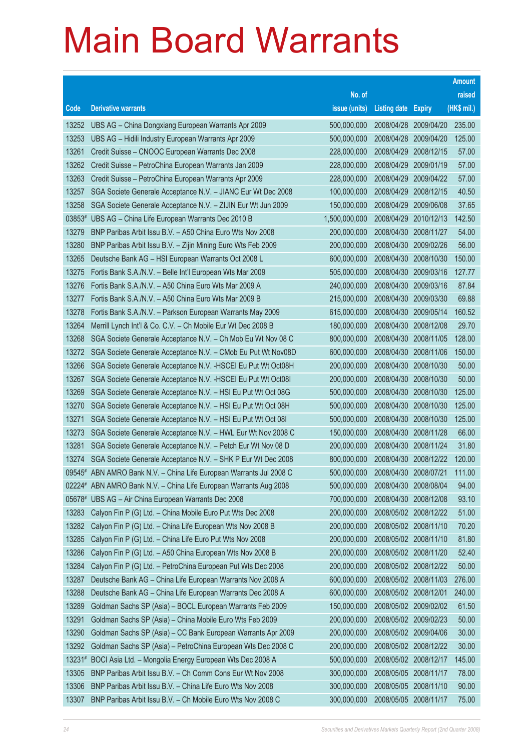# Main Board Warrants

| Code | Derivative warrants | No. of issue (units) | Listing date | Expiry | Amount raised (HK$ mil.) |
|---|---|---|---|---|---|
| 13252 | UBS AG – China Dongxiang European Warrants Apr 2009 | 500,000,000 | 2008/04/28 | 2009/04/20 | 235.00 |
| 13253 | UBS AG – Hidili Industry European Warrants Apr 2009 | 500,000,000 | 2008/04/28 | 2009/04/20 | 125.00 |
| 13261 | Credit Suisse – CNOOC European Warrants Dec 2008 | 228,000,000 | 2008/04/29 | 2008/12/15 | 57.00 |
| 13262 | Credit Suisse – PetroChina European Warrants Jan 2009 | 228,000,000 | 2008/04/29 | 2009/01/19 | 57.00 |
| 13263 | Credit Suisse – PetroChina European Warrants Apr 2009 | 228,000,000 | 2008/04/29 | 2009/04/22 | 57.00 |
| 13257 | SGA Societe Generale Acceptance N.V. – JIANC Eur Wt Dec 2008 | 100,000,000 | 2008/04/29 | 2008/12/15 | 40.50 |
| 13258 | SGA Societe Generale Acceptance N.V. – ZIJIN Eur Wt Jun 2009 | 150,000,000 | 2008/04/29 | 2009/06/08 | 37.65 |
| 03853# | UBS AG – China Life European Warrants Dec 2010 B | 1,500,000,000 | 2008/04/29 | 2010/12/13 | 142.50 |
| 13279 | BNP Paribas Arbit Issu B.V. – A50 China Euro Wts Nov 2008 | 200,000,000 | 2008/04/30 | 2008/11/27 | 54.00 |
| 13280 | BNP Paribas Arbit Issu B.V. – Zijin Mining Euro Wts Feb 2009 | 200,000,000 | 2008/04/30 | 2009/02/26 | 56.00 |
| 13265 | Deutsche Bank AG – HSI European Warrants Oct 2008 L | 600,000,000 | 2008/04/30 | 2008/10/30 | 150.00 |
| 13275 | Fortis Bank S.A./N.V. – Belle Int'l European Wts Mar 2009 | 505,000,000 | 2008/04/30 | 2009/03/16 | 127.77 |
| 13276 | Fortis Bank S.A./N.V. – A50 China Euro Wts Mar 2009 A | 240,000,000 | 2008/04/30 | 2009/03/16 | 87.84 |
| 13277 | Fortis Bank S.A./N.V. – A50 China Euro Wts Mar 2009 B | 215,000,000 | 2008/04/30 | 2009/03/30 | 69.88 |
| 13278 | Fortis Bank S.A./N.V. – Parkson European Warrants May 2009 | 615,000,000 | 2008/04/30 | 2009/05/14 | 160.52 |
| 13264 | Merrill Lynch Int'l & Co. C.V. – Ch Mobile Eur Wt Dec 2008 B | 180,000,000 | 2008/04/30 | 2008/12/08 | 29.70 |
| 13268 | SGA Societe Generale Acceptance N.V. – Ch Mob Eu Wt Nov 08 C | 800,000,000 | 2008/04/30 | 2008/11/05 | 128.00 |
| 13272 | SGA Societe Generale Acceptance N.V. – CMob Eu Put Wt Nov08D | 600,000,000 | 2008/04/30 | 2008/11/06 | 150.00 |
| 13266 | SGA Societe Generale Acceptance N.V. -HSCEI Eu Put Wt Oct08H | 200,000,000 | 2008/04/30 | 2008/10/30 | 50.00 |
| 13267 | SGA Societe Generale Acceptance N.V. -HSCEI Eu Put Wt Oct08I | 200,000,000 | 2008/04/30 | 2008/10/30 | 50.00 |
| 13269 | SGA Societe Generale Acceptance N.V. – HSI Eu Put Wt Oct 08G | 500,000,000 | 2008/04/30 | 2008/10/30 | 125.00 |
| 13270 | SGA Societe Generale Acceptance N.V. – HSI Eu Put Wt Oct 08H | 500,000,000 | 2008/04/30 | 2008/10/30 | 125.00 |
| 13271 | SGA Societe Generale Acceptance N.V. – HSI Eu Put Wt Oct 08I | 500,000,000 | 2008/04/30 | 2008/10/30 | 125.00 |
| 13273 | SGA Societe Generale Acceptance N.V. – HWL Eur Wt Nov 2008 C | 150,000,000 | 2008/04/30 | 2008/11/28 | 66.00 |
| 13281 | SGA Societe Generale Acceptance N.V. – Petch Eur Wt Nov 08 D | 200,000,000 | 2008/04/30 | 2008/11/24 | 31.80 |
| 13274 | SGA Societe Generale Acceptance N.V. – SHK P Eur Wt Dec 2008 | 800,000,000 | 2008/04/30 | 2008/12/22 | 120.00 |
| 09545# | ABN AMRO Bank N.V. – China Life European Warrants Jul 2008 C | 500,000,000 | 2008/04/30 | 2008/07/21 | 111.00 |
| 02224# | ABN AMRO Bank N.V. – China Life European Warrants Aug 2008 | 500,000,000 | 2008/04/30 | 2008/08/04 | 94.00 |
| 05678# | UBS AG – Air China European Warrants Dec 2008 | 700,000,000 | 2008/04/30 | 2008/12/08 | 93.10 |
| 13283 | Calyon Fin P (G) Ltd. – China Mobile Euro Put Wts Dec 2008 | 200,000,000 | 2008/05/02 | 2008/12/22 | 51.00 |
| 13282 | Calyon Fin P (G) Ltd. – China Life European Wts Nov 2008 B | 200,000,000 | 2008/05/02 | 2008/11/10 | 70.20 |
| 13285 | Calyon Fin P (G) Ltd. – China Life Euro Put Wts Nov 2008 | 200,000,000 | 2008/05/02 | 2008/11/10 | 81.80 |
| 13286 | Calyon Fin P (G) Ltd. – A50 China European Wts Nov 2008 B | 200,000,000 | 2008/05/02 | 2008/11/20 | 52.40 |
| 13284 | Calyon Fin P (G) Ltd. – PetroChina European Put Wts Dec 2008 | 200,000,000 | 2008/05/02 | 2008/12/22 | 50.00 |
| 13287 | Deutsche Bank AG – China Life European Warrants Nov 2008 A | 600,000,000 | 2008/05/02 | 2008/11/03 | 276.00 |
| 13288 | Deutsche Bank AG – China Life European Warrants Dec 2008 A | 600,000,000 | 2008/05/02 | 2008/12/01 | 240.00 |
| 13289 | Goldman Sachs SP (Asia) – BOCL European Warrants Feb 2009 | 150,000,000 | 2008/05/02 | 2009/02/02 | 61.50 |
| 13291 | Goldman Sachs SP (Asia) – China Mobile Euro Wts Feb 2009 | 200,000,000 | 2008/05/02 | 2009/02/23 | 50.00 |
| 13290 | Goldman Sachs SP (Asia) – CC Bank European Warrants Apr 2009 | 200,000,000 | 2008/05/02 | 2009/04/06 | 30.00 |
| 13292 | Goldman Sachs SP (Asia) – PetroChina European Wts Dec 2008 C | 200,000,000 | 2008/05/02 | 2008/12/22 | 30.00 |
| 13231# | BOCI Asia Ltd. – Mongolia Energy European Wts Dec 2008 A | 500,000,000 | 2008/05/02 | 2008/12/17 | 145.00 |
| 13305 | BNP Paribas Arbit Issu B.V. – Ch Comm Cons Eur Wt Nov 2008 | 300,000,000 | 2008/05/05 | 2008/11/17 | 78.00 |
| 13306 | BNP Paribas Arbit Issu B.V. – China Life Euro Wts Nov 2008 | 300,000,000 | 2008/05/05 | 2008/11/10 | 90.00 |
| 13307 | BNP Paribas Arbit Issu B.V. – Ch Mobile Euro Wts Nov 2008 C | 300,000,000 | 2008/05/05 | 2008/11/17 | 75.00 |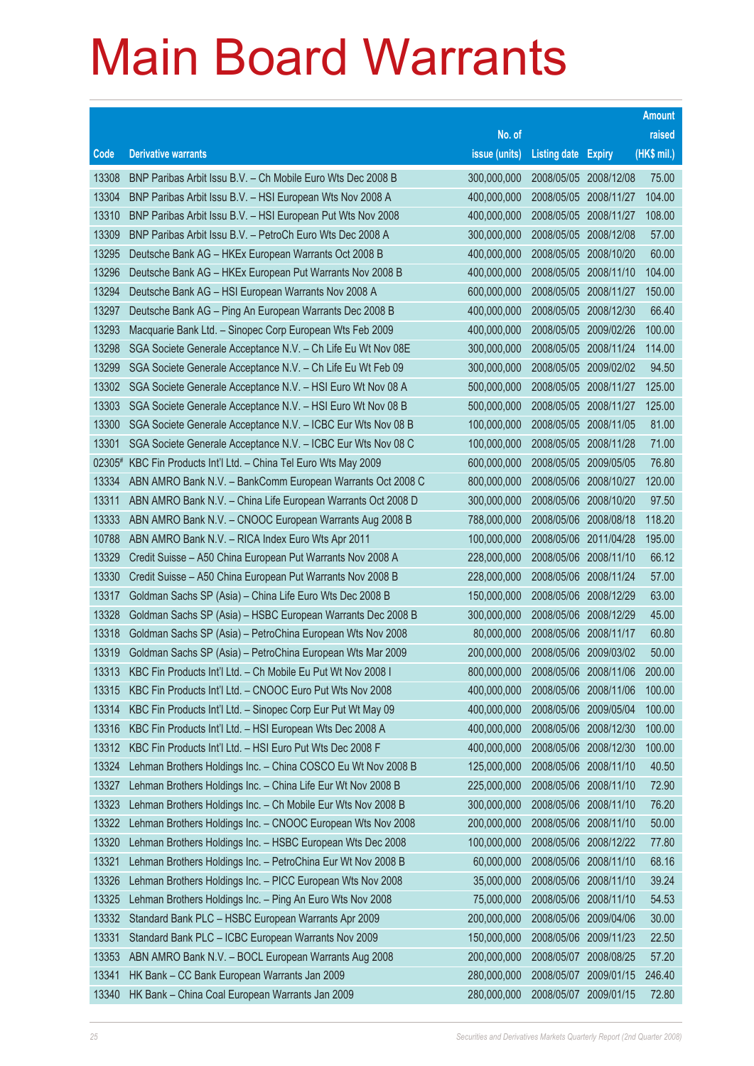# Main Board Warrants

| Code | Derivative warrants | No. of issue (units) | Listing date | Expiry | Amount raised (HK$ mil.) |
|---|---|---|---|---|---|
| 13308 | BNP Paribas Arbit Issu B.V. – Ch Mobile Euro Wts Dec 2008 B | 300,000,000 | 2008/05/05 | 2008/12/08 | 75.00 |
| 13304 | BNP Paribas Arbit Issu B.V. – HSI European Wts Nov 2008 A | 400,000,000 | 2008/05/05 | 2008/11/27 | 104.00 |
| 13310 | BNP Paribas Arbit Issu B.V. – HSI European Put Wts Nov 2008 | 400,000,000 | 2008/05/05 | 2008/11/27 | 108.00 |
| 13309 | BNP Paribas Arbit Issu B.V. – PetroCh Euro Wts Dec 2008 A | 300,000,000 | 2008/05/05 | 2008/12/08 | 57.00 |
| 13295 | Deutsche Bank AG – HKEx European Warrants Oct 2008 B | 400,000,000 | 2008/05/05 | 2008/10/20 | 60.00 |
| 13296 | Deutsche Bank AG – HKEx European Put Warrants Nov 2008 B | 400,000,000 | 2008/05/05 | 2008/11/10 | 104.00 |
| 13294 | Deutsche Bank AG – HSI European Warrants Nov 2008 A | 600,000,000 | 2008/05/05 | 2008/11/27 | 150.00 |
| 13297 | Deutsche Bank AG – Ping An European Warrants Dec 2008 B | 400,000,000 | 2008/05/05 | 2008/12/30 | 66.40 |
| 13293 | Macquarie Bank Ltd. – Sinopec Corp European Wts Feb 2009 | 400,000,000 | 2008/05/05 | 2009/02/26 | 100.00 |
| 13298 | SGA Societe Generale Acceptance N.V. – Ch Life Eu Wt Nov 08E | 300,000,000 | 2008/05/05 | 2008/11/24 | 114.00 |
| 13299 | SGA Societe Generale Acceptance N.V. – Ch Life Eu Wt Feb 09 | 300,000,000 | 2008/05/05 | 2009/02/02 | 94.50 |
| 13302 | SGA Societe Generale Acceptance N.V. – HSI Euro Wt Nov 08 A | 500,000,000 | 2008/05/05 | 2008/11/27 | 125.00 |
| 13303 | SGA Societe Generale Acceptance N.V. – HSI Euro Wt Nov 08 B | 500,000,000 | 2008/05/05 | 2008/11/27 | 125.00 |
| 13300 | SGA Societe Generale Acceptance N.V. – ICBC Eur Wts Nov 08 B | 100,000,000 | 2008/05/05 | 2008/11/05 | 81.00 |
| 13301 | SGA Societe Generale Acceptance N.V. – ICBC Eur Wts Nov 08 C | 100,000,000 | 2008/05/05 | 2008/11/28 | 71.00 |
| 02305# | KBC Fin Products Int'l Ltd. – China Tel Euro Wts May 2009 | 600,000,000 | 2008/05/05 | 2009/05/05 | 76.80 |
| 13334 | ABN AMRO Bank N.V. – BankComm European Warrants Oct 2008 C | 800,000,000 | 2008/05/06 | 2008/10/27 | 120.00 |
| 13311 | ABN AMRO Bank N.V. – China Life European Warrants Oct 2008 D | 300,000,000 | 2008/05/06 | 2008/10/20 | 97.50 |
| 13333 | ABN AMRO Bank N.V. – CNOOC European Warrants Aug 2008 B | 788,000,000 | 2008/05/06 | 2008/08/18 | 118.20 |
| 10788 | ABN AMRO Bank N.V. – RICA Index Euro Wts Apr 2011 | 100,000,000 | 2008/05/06 | 2011/04/28 | 195.00 |
| 13329 | Credit Suisse – A50 China European Put Warrants Nov 2008 A | 228,000,000 | 2008/05/06 | 2008/11/10 | 66.12 |
| 13330 | Credit Suisse – A50 China European Put Warrants Nov 2008 B | 228,000,000 | 2008/05/06 | 2008/11/24 | 57.00 |
| 13317 | Goldman Sachs SP (Asia) – China Life Euro Wts Dec 2008 B | 150,000,000 | 2008/05/06 | 2008/12/29 | 63.00 |
| 13328 | Goldman Sachs SP (Asia) – HSBC European Warrants Dec 2008 B | 300,000,000 | 2008/05/06 | 2008/12/29 | 45.00 |
| 13318 | Goldman Sachs SP (Asia) – PetroChina European Wts Nov 2008 | 80,000,000 | 2008/05/06 | 2008/11/17 | 60.80 |
| 13319 | Goldman Sachs SP (Asia) – PetroChina European Wts Mar 2009 | 200,000,000 | 2008/05/06 | 2009/03/02 | 50.00 |
| 13313 | KBC Fin Products Int'l Ltd. – Ch Mobile Eu Put Wt Nov 2008 I | 800,000,000 | 2008/05/06 | 2008/11/06 | 200.00 |
| 13315 | KBC Fin Products Int'l Ltd. – CNOOC Euro Put Wts Nov 2008 | 400,000,000 | 2008/05/06 | 2008/11/06 | 100.00 |
| 13314 | KBC Fin Products Int'l Ltd. – Sinopec Corp Eur Put Wt May 09 | 400,000,000 | 2008/05/06 | 2009/05/04 | 100.00 |
| 13316 | KBC Fin Products Int'l Ltd. – HSI European Wts Dec 2008 A | 400,000,000 | 2008/05/06 | 2008/12/30 | 100.00 |
| 13312 | KBC Fin Products Int'l Ltd. – HSI Euro Put Wts Dec 2008 F | 400,000,000 | 2008/05/06 | 2008/12/30 | 100.00 |
| 13324 | Lehman Brothers Holdings Inc. – China COSCO Eu Wt Nov 2008 B | 125,000,000 | 2008/05/06 | 2008/11/10 | 40.50 |
| 13327 | Lehman Brothers Holdings Inc. – China Life Eur Wt Nov 2008 B | 225,000,000 | 2008/05/06 | 2008/11/10 | 72.90 |
| 13323 | Lehman Brothers Holdings Inc. – Ch Mobile Eur Wts Nov 2008 B | 300,000,000 | 2008/05/06 | 2008/11/10 | 76.20 |
| 13322 | Lehman Brothers Holdings Inc. – CNOOC European Wts Nov 2008 | 200,000,000 | 2008/05/06 | 2008/11/10 | 50.00 |
| 13320 | Lehman Brothers Holdings Inc. – HSBC European Wts Dec 2008 | 100,000,000 | 2008/05/06 | 2008/12/22 | 77.80 |
| 13321 | Lehman Brothers Holdings Inc. – PetroChina Eur Wt Nov 2008 B | 60,000,000 | 2008/05/06 | 2008/11/10 | 68.16 |
| 13326 | Lehman Brothers Holdings Inc. – PICC European Wts Nov 2008 | 35,000,000 | 2008/05/06 | 2008/11/10 | 39.24 |
| 13325 | Lehman Brothers Holdings Inc. – Ping An Euro Wts Nov 2008 | 75,000,000 | 2008/05/06 | 2008/11/10 | 54.53 |
| 13332 | Standard Bank PLC – HSBC European Warrants Apr 2009 | 200,000,000 | 2008/05/06 | 2009/04/06 | 30.00 |
| 13331 | Standard Bank PLC – ICBC European Warrants Nov 2009 | 150,000,000 | 2008/05/06 | 2009/11/23 | 22.50 |
| 13353 | ABN AMRO Bank N.V. – BOCL European Warrants Aug 2008 | 200,000,000 | 2008/05/07 | 2008/08/25 | 57.20 |
| 13341 | HK Bank – CC Bank European Warrants Jan 2009 | 280,000,000 | 2008/05/07 | 2009/01/15 | 246.40 |
| 13340 | HK Bank – China Coal European Warrants Jan 2009 | 280,000,000 | 2008/05/07 | 2009/01/15 | 72.80 |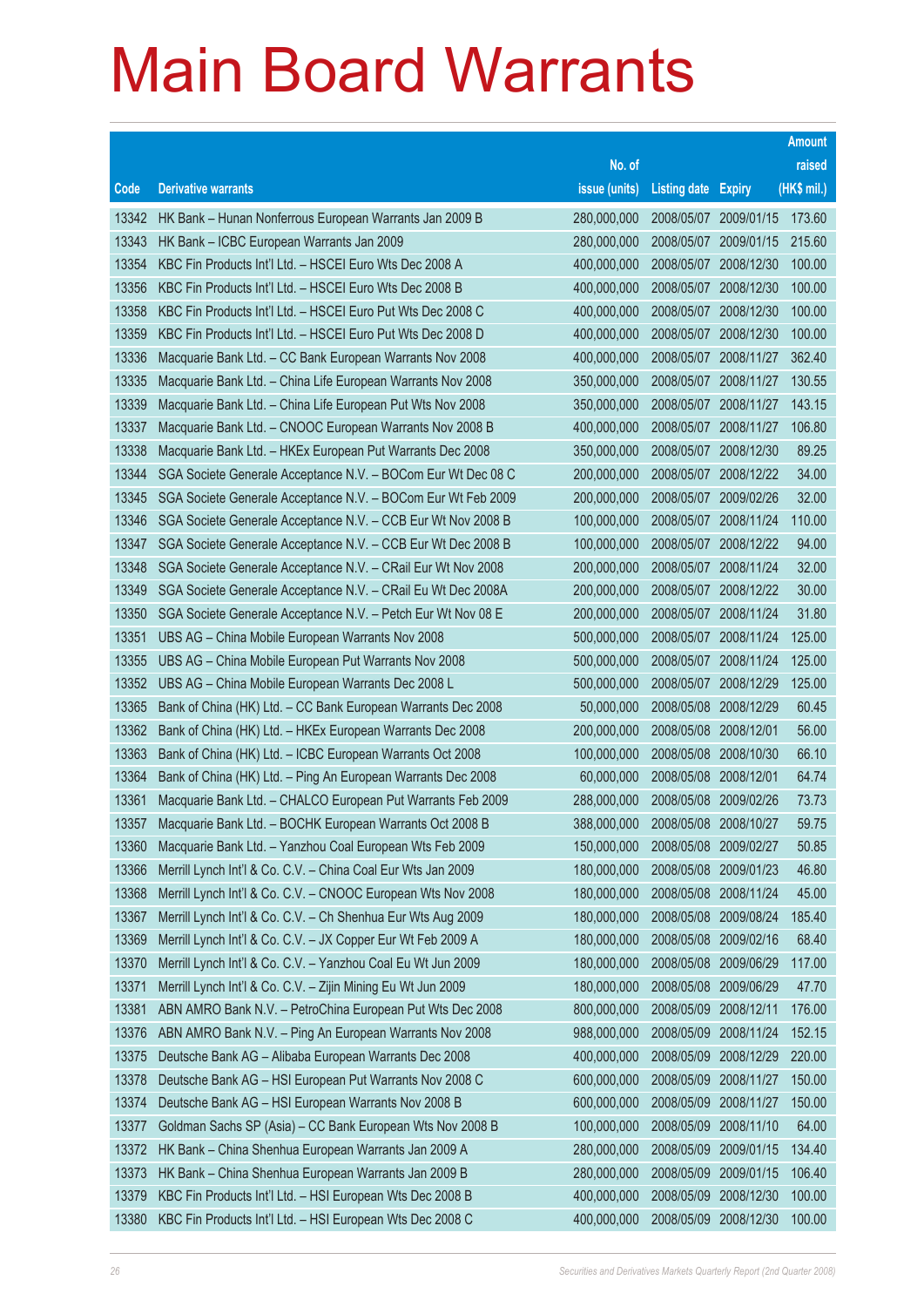# Main Board Warrants

| Code | Derivative warrants | No. of issue (units) | Listing date | Expiry | Amount raised (HK$ mil.) |
|---|---|---|---|---|---|
| 13342 | HK Bank – Hunan Nonferrous European Warrants Jan 2009 B | 280,000,000 | 2008/05/07 | 2009/01/15 | 173.60 |
| 13343 | HK Bank – ICBC European Warrants Jan 2009 | 280,000,000 | 2008/05/07 | 2009/01/15 | 215.60 |
| 13354 | KBC Fin Products Int'l Ltd. – HSCEI Euro Wts Dec 2008 A | 400,000,000 | 2008/05/07 | 2008/12/30 | 100.00 |
| 13356 | KBC Fin Products Int'l Ltd. – HSCEI Euro Wts Dec 2008 B | 400,000,000 | 2008/05/07 | 2008/12/30 | 100.00 |
| 13358 | KBC Fin Products Int'l Ltd. – HSCEI Euro Put Wts Dec 2008 C | 400,000,000 | 2008/05/07 | 2008/12/30 | 100.00 |
| 13359 | KBC Fin Products Int'l Ltd. – HSCEI Euro Put Wts Dec 2008 D | 400,000,000 | 2008/05/07 | 2008/12/30 | 100.00 |
| 13336 | Macquarie Bank Ltd. – CC Bank European Warrants Nov 2008 | 400,000,000 | 2008/05/07 | 2008/11/27 | 362.40 |
| 13335 | Macquarie Bank Ltd. – China Life European Warrants Nov 2008 | 350,000,000 | 2008/05/07 | 2008/11/27 | 130.55 |
| 13339 | Macquarie Bank Ltd. – China Life European Put Wts Nov 2008 | 350,000,000 | 2008/05/07 | 2008/11/27 | 143.15 |
| 13337 | Macquarie Bank Ltd. – CNOOC European Warrants Nov 2008 B | 400,000,000 | 2008/05/07 | 2008/11/27 | 106.80 |
| 13338 | Macquarie Bank Ltd. – HKEx European Put Warrants Dec 2008 | 350,000,000 | 2008/05/07 | 2008/12/30 | 89.25 |
| 13344 | SGA Societe Generale Acceptance N.V. – BOCom Eur Wt Dec 08 C | 200,000,000 | 2008/05/07 | 2008/12/22 | 34.00 |
| 13345 | SGA Societe Generale Acceptance N.V. – BOCom Eur Wt Feb 2009 | 200,000,000 | 2008/05/07 | 2009/02/26 | 32.00 |
| 13346 | SGA Societe Generale Acceptance N.V. – CCB Eur Wt Nov 2008 B | 100,000,000 | 2008/05/07 | 2008/11/24 | 110.00 |
| 13347 | SGA Societe Generale Acceptance N.V. – CCB Eur Wt Dec 2008 B | 100,000,000 | 2008/05/07 | 2008/12/22 | 94.00 |
| 13348 | SGA Societe Generale Acceptance N.V. – CRail Eur Wt Nov 2008 | 200,000,000 | 2008/05/07 | 2008/11/24 | 32.00 |
| 13349 | SGA Societe Generale Acceptance N.V. – CRail Eu Wt Dec 2008A | 200,000,000 | 2008/05/07 | 2008/12/22 | 30.00 |
| 13350 | SGA Societe Generale Acceptance N.V. – Petch Eur Wt Nov 08 E | 200,000,000 | 2008/05/07 | 2008/11/24 | 31.80 |
| 13351 | UBS AG – China Mobile European Warrants Nov 2008 | 500,000,000 | 2008/05/07 | 2008/11/24 | 125.00 |
| 13355 | UBS AG – China Mobile European Put Warrants Nov 2008 | 500,000,000 | 2008/05/07 | 2008/11/24 | 125.00 |
| 13352 | UBS AG – China Mobile European Warrants Dec 2008 L | 500,000,000 | 2008/05/07 | 2008/12/29 | 125.00 |
| 13365 | Bank of China (HK) Ltd. – CC Bank European Warrants Dec 2008 | 50,000,000 | 2008/05/08 | 2008/12/29 | 60.45 |
| 13362 | Bank of China (HK) Ltd. – HKEx European Warrants Dec 2008 | 200,000,000 | 2008/05/08 | 2008/12/01 | 56.00 |
| 13363 | Bank of China (HK) Ltd. – ICBC European Warrants Oct 2008 | 100,000,000 | 2008/05/08 | 2008/10/30 | 66.10 |
| 13364 | Bank of China (HK) Ltd. – Ping An European Warrants Dec 2008 | 60,000,000 | 2008/05/08 | 2008/12/01 | 64.74 |
| 13361 | Macquarie Bank Ltd. – CHALCO European Put Warrants Feb 2009 | 288,000,000 | 2008/05/08 | 2009/02/26 | 73.73 |
| 13357 | Macquarie Bank Ltd. – BOCHK European Warrants Oct 2008 B | 388,000,000 | 2008/05/08 | 2008/10/27 | 59.75 |
| 13360 | Macquarie Bank Ltd. – Yanzhou Coal European Wts Feb 2009 | 150,000,000 | 2008/05/08 | 2009/02/27 | 50.85 |
| 13366 | Merrill Lynch Int'l & Co. C.V. – China Coal Eur Wts Jan 2009 | 180,000,000 | 2008/05/08 | 2009/01/23 | 46.80 |
| 13368 | Merrill Lynch Int'l & Co. C.V. – CNOOC European Wts Nov 2008 | 180,000,000 | 2008/05/08 | 2008/11/24 | 45.00 |
| 13367 | Merrill Lynch Int'l & Co. C.V. – Ch Shenhua Eur Wts Aug 2009 | 180,000,000 | 2008/05/08 | 2009/08/24 | 185.40 |
| 13369 | Merrill Lynch Int'l & Co. C.V. – JX Copper Eur Wt Feb 2009 A | 180,000,000 | 2008/05/08 | 2009/02/16 | 68.40 |
| 13370 | Merrill Lynch Int'l & Co. C.V. – Yanzhou Coal Eu Wt Jun 2009 | 180,000,000 | 2008/05/08 | 2009/06/29 | 117.00 |
| 13371 | Merrill Lynch Int'l & Co. C.V. – Zijin Mining Eu Wt Jun 2009 | 180,000,000 | 2008/05/08 | 2009/06/29 | 47.70 |
| 13381 | ABN AMRO Bank N.V. – PetroChina European Put Wts Dec 2008 | 800,000,000 | 2008/05/09 | 2008/12/11 | 176.00 |
| 13376 | ABN AMRO Bank N.V. – Ping An European Warrants Nov 2008 | 988,000,000 | 2008/05/09 | 2008/11/24 | 152.15 |
| 13375 | Deutsche Bank AG – Alibaba European Warrants Dec 2008 | 400,000,000 | 2008/05/09 | 2008/12/29 | 220.00 |
| 13378 | Deutsche Bank AG – HSI European Put Warrants Nov 2008 C | 600,000,000 | 2008/05/09 | 2008/11/27 | 150.00 |
| 13374 | Deutsche Bank AG – HSI European Warrants Nov 2008 B | 600,000,000 | 2008/05/09 | 2008/11/27 | 150.00 |
| 13377 | Goldman Sachs SP (Asia) – CC Bank European Wts Nov 2008 B | 100,000,000 | 2008/05/09 | 2008/11/10 | 64.00 |
| 13372 | HK Bank – China Shenhua European Warrants Jan 2009 A | 280,000,000 | 2008/05/09 | 2009/01/15 | 134.40 |
| 13373 | HK Bank – China Shenhua European Warrants Jan 2009 B | 280,000,000 | 2008/05/09 | 2009/01/15 | 106.40 |
| 13379 | KBC Fin Products Int'l Ltd. – HSI European Wts Dec 2008 B | 400,000,000 | 2008/05/09 | 2008/12/30 | 100.00 |
| 13380 | KBC Fin Products Int'l Ltd. – HSI European Wts Dec 2008 C | 400,000,000 | 2008/05/09 | 2008/12/30 | 100.00 |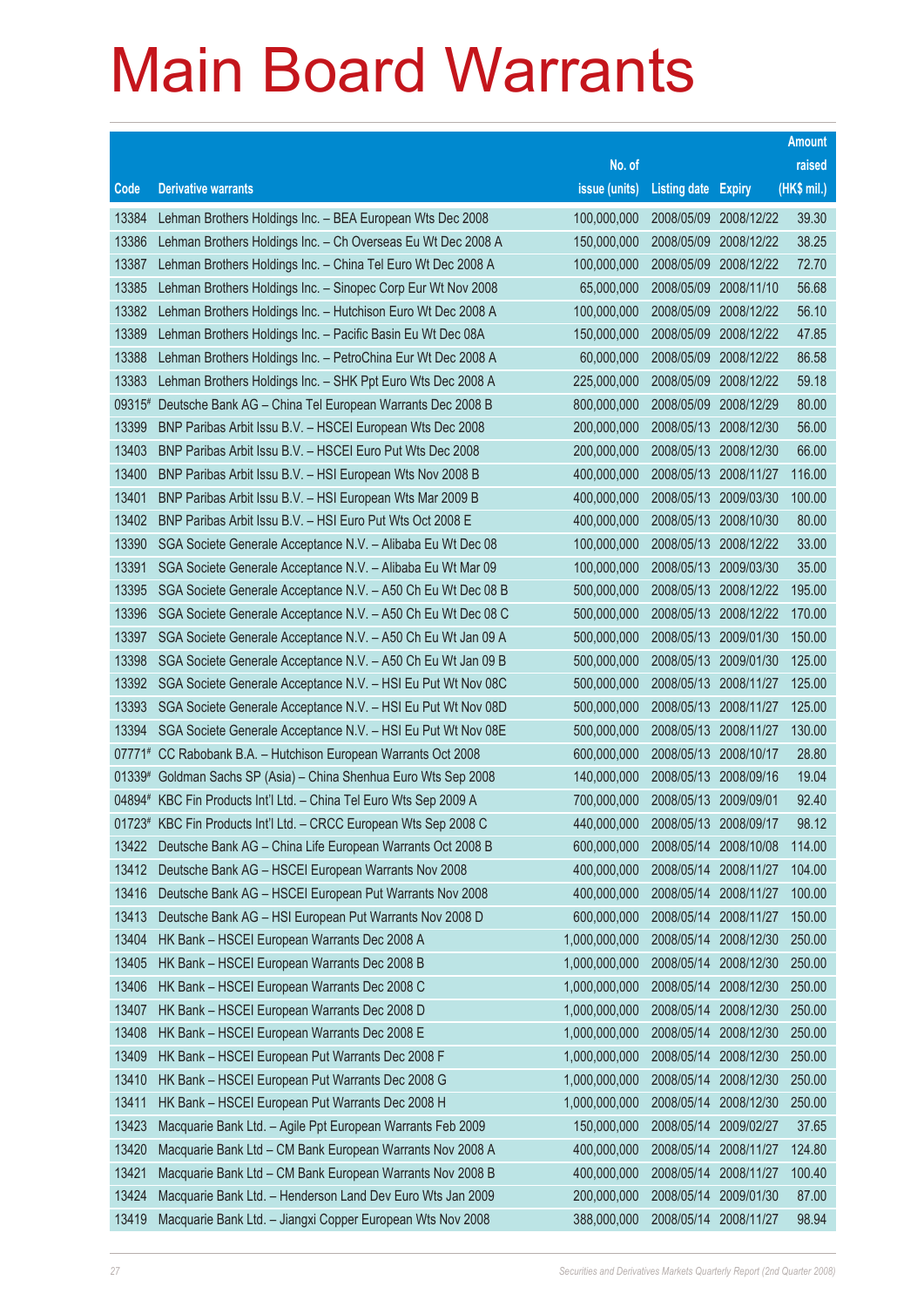# Main Board Warrants

| Code | Derivative warrants | No. of issue (units) | Listing date | Expiry | Amount raised (HK$ mil.) |
|---|---|---|---|---|---|
| 13384 | Lehman Brothers Holdings Inc. – BEA European Wts Dec 2008 | 100,000,000 | 2008/05/09 | 2008/12/22 | 39.30 |
| 13386 | Lehman Brothers Holdings Inc. – Ch Overseas Eu Wt Dec 2008 A | 150,000,000 | 2008/05/09 | 2008/12/22 | 38.25 |
| 13387 | Lehman Brothers Holdings Inc. – China Tel Euro Wt Dec 2008 A | 100,000,000 | 2008/05/09 | 2008/12/22 | 72.70 |
| 13385 | Lehman Brothers Holdings Inc. – Sinopec Corp Eur Wt Nov 2008 | 65,000,000 | 2008/05/09 | 2008/11/10 | 56.68 |
| 13382 | Lehman Brothers Holdings Inc. – Hutchison Euro Wt Dec 2008 A | 100,000,000 | 2008/05/09 | 2008/12/22 | 56.10 |
| 13389 | Lehman Brothers Holdings Inc. – Pacific Basin Eu Wt Dec 08A | 150,000,000 | 2008/05/09 | 2008/12/22 | 47.85 |
| 13388 | Lehman Brothers Holdings Inc. – PetroChina Eur Wt Dec 2008 A | 60,000,000 | 2008/05/09 | 2008/12/22 | 86.58 |
| 13383 | Lehman Brothers Holdings Inc. – SHK Ppt Euro Wts Dec 2008 A | 225,000,000 | 2008/05/09 | 2008/12/22 | 59.18 |
| 09315# | Deutsche Bank AG – China Tel European Warrants Dec 2008 B | 800,000,000 | 2008/05/09 | 2008/12/29 | 80.00 |
| 13399 | BNP Paribas Arbit Issu B.V. – HSCEI European Wts Dec 2008 | 200,000,000 | 2008/05/13 | 2008/12/30 | 56.00 |
| 13403 | BNP Paribas Arbit Issu B.V. – HSCEI Euro Put Wts Dec 2008 | 200,000,000 | 2008/05/13 | 2008/12/30 | 66.00 |
| 13400 | BNP Paribas Arbit Issu B.V. – HSI European Wts Nov 2008 B | 400,000,000 | 2008/05/13 | 2008/11/27 | 116.00 |
| 13401 | BNP Paribas Arbit Issu B.V. – HSI European Wts Mar 2009 B | 400,000,000 | 2008/05/13 | 2009/03/30 | 100.00 |
| 13402 | BNP Paribas Arbit Issu B.V. – HSI Euro Put Wts Oct 2008 E | 400,000,000 | 2008/05/13 | 2008/10/30 | 80.00 |
| 13390 | SGA Societe Generale Acceptance N.V. – Alibaba Eu Wt Dec 08 | 100,000,000 | 2008/05/13 | 2008/12/22 | 33.00 |
| 13391 | SGA Societe Generale Acceptance N.V. – Alibaba Eu Wt Mar 09 | 100,000,000 | 2008/05/13 | 2009/03/30 | 35.00 |
| 13395 | SGA Societe Generale Acceptance N.V. – A50 Ch Eu Wt Dec 08 B | 500,000,000 | 2008/05/13 | 2008/12/22 | 195.00 |
| 13396 | SGA Societe Generale Acceptance N.V. – A50 Ch Eu Wt Dec 08 C | 500,000,000 | 2008/05/13 | 2008/12/22 | 170.00 |
| 13397 | SGA Societe Generale Acceptance N.V. – A50 Ch Eu Wt Jan 09 A | 500,000,000 | 2008/05/13 | 2009/01/30 | 150.00 |
| 13398 | SGA Societe Generale Acceptance N.V. – A50 Ch Eu Wt Jan 09 B | 500,000,000 | 2008/05/13 | 2009/01/30 | 125.00 |
| 13392 | SGA Societe Generale Acceptance N.V. – HSI Eu Put Wt Nov 08C | 500,000,000 | 2008/05/13 | 2008/11/27 | 125.00 |
| 13393 | SGA Societe Generale Acceptance N.V. – HSI Eu Put Wt Nov 08D | 500,000,000 | 2008/05/13 | 2008/11/27 | 125.00 |
| 13394 | SGA Societe Generale Acceptance N.V. – HSI Eu Put Wt Nov 08E | 500,000,000 | 2008/05/13 | 2008/11/27 | 130.00 |
| 07771# | CC Rabobank B.A. – Hutchison European Warrants Oct 2008 | 600,000,000 | 2008/05/13 | 2008/10/17 | 28.80 |
| 01339# | Goldman Sachs SP (Asia) – China Shenhua Euro Wts Sep 2008 | 140,000,000 | 2008/05/13 | 2008/09/16 | 19.04 |
| 04894# | KBC Fin Products Int'l Ltd. – China Tel Euro Wts Sep 2009 A | 700,000,000 | 2008/05/13 | 2009/09/01 | 92.40 |
| 01723# | KBC Fin Products Int'l Ltd. – CRCC European Wts Sep 2008 C | 440,000,000 | 2008/05/13 | 2008/09/17 | 98.12 |
| 13422 | Deutsche Bank AG – China Life European Warrants Oct 2008 B | 600,000,000 | 2008/05/14 | 2008/10/08 | 114.00 |
| 13412 | Deutsche Bank AG – HSCEI European Warrants Nov 2008 | 400,000,000 | 2008/05/14 | 2008/11/27 | 104.00 |
| 13416 | Deutsche Bank AG – HSCEI European Put Warrants Nov 2008 | 400,000,000 | 2008/05/14 | 2008/11/27 | 100.00 |
| 13413 | Deutsche Bank AG – HSI European Put Warrants Nov 2008 D | 600,000,000 | 2008/05/14 | 2008/11/27 | 150.00 |
| 13404 | HK Bank – HSCEI European Warrants Dec 2008 A | 1,000,000,000 | 2008/05/14 | 2008/12/30 | 250.00 |
| 13405 | HK Bank – HSCEI European Warrants Dec 2008 B | 1,000,000,000 | 2008/05/14 | 2008/12/30 | 250.00 |
| 13406 | HK Bank – HSCEI European Warrants Dec 2008 C | 1,000,000,000 | 2008/05/14 | 2008/12/30 | 250.00 |
| 13407 | HK Bank – HSCEI European Warrants Dec 2008 D | 1,000,000,000 | 2008/05/14 | 2008/12/30 | 250.00 |
| 13408 | HK Bank – HSCEI European Warrants Dec 2008 E | 1,000,000,000 | 2008/05/14 | 2008/12/30 | 250.00 |
| 13409 | HK Bank – HSCEI European Put Warrants Dec 2008 F | 1,000,000,000 | 2008/05/14 | 2008/12/30 | 250.00 |
| 13410 | HK Bank – HSCEI European Put Warrants Dec 2008 G | 1,000,000,000 | 2008/05/14 | 2008/12/30 | 250.00 |
| 13411 | HK Bank – HSCEI European Put Warrants Dec 2008 H | 1,000,000,000 | 2008/05/14 | 2008/12/30 | 250.00 |
| 13423 | Macquarie Bank Ltd. – Agile Ppt European Warrants Feb 2009 | 150,000,000 | 2008/05/14 | 2009/02/27 | 37.65 |
| 13420 | Macquarie Bank Ltd – CM Bank European Warrants Nov 2008 A | 400,000,000 | 2008/05/14 | 2008/11/27 | 124.80 |
| 13421 | Macquarie Bank Ltd – CM Bank European Warrants Nov 2008 B | 400,000,000 | 2008/05/14 | 2008/11/27 | 100.40 |
| 13424 | Macquarie Bank Ltd. – Henderson Land Dev Euro Wts Jan 2009 | 200,000,000 | 2008/05/14 | 2009/01/30 | 87.00 |
| 13419 | Macquarie Bank Ltd. – Jiangxi Copper European Wts Nov 2008 | 388,000,000 | 2008/05/14 | 2008/11/27 | 98.94 |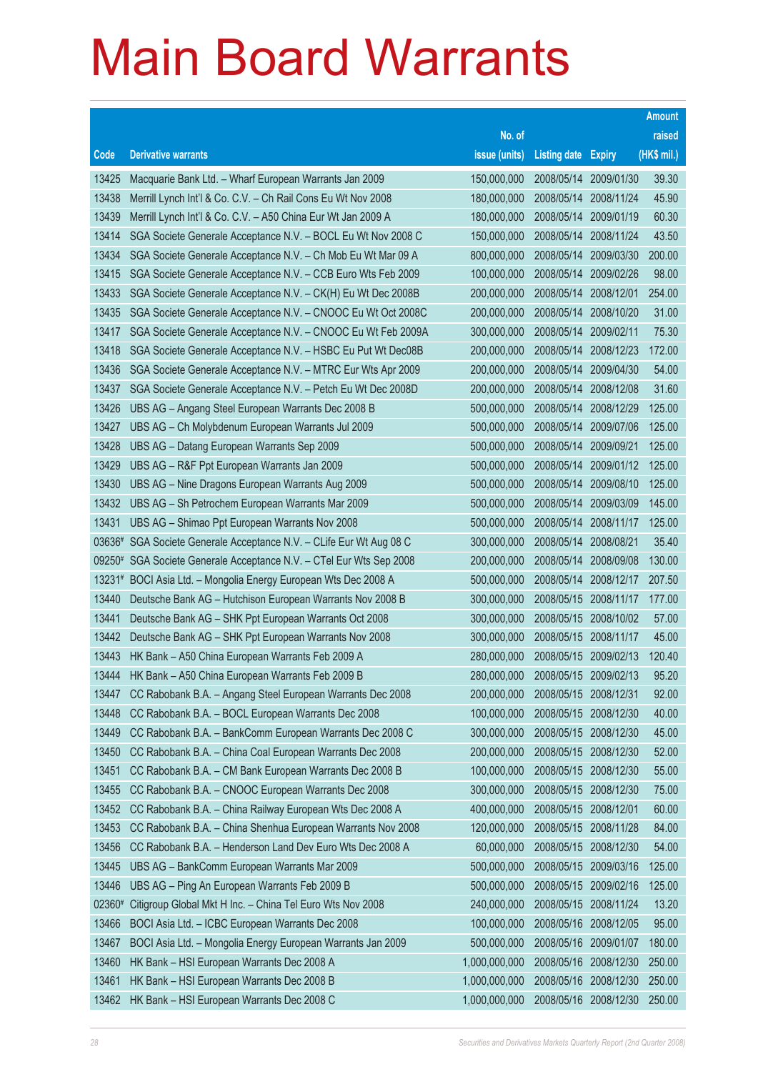# Main Board Warrants

| Code | Derivative warrants | No. of issue (units) | Listing date | Expiry | Amount raised (HK$ mil.) |
|---|---|---|---|---|---|
| 13425 | Macquarie Bank Ltd. – Wharf European Warrants Jan 2009 | 150,000,000 | 2008/05/14 | 2009/01/30 | 39.30 |
| 13438 | Merrill Lynch Int'l & Co. C.V. – Ch Rail Cons Eu Wt Nov 2008 | 180,000,000 | 2008/05/14 | 2008/11/24 | 45.90 |
| 13439 | Merrill Lynch Int'l & Co. C.V. – A50 China Eur Wt Jan 2009 A | 180,000,000 | 2008/05/14 | 2009/01/19 | 60.30 |
| 13414 | SGA Societe Generale Acceptance N.V. – BOCL Eu Wt Nov 2008 C | 150,000,000 | 2008/05/14 | 2008/11/24 | 43.50 |
| 13434 | SGA Societe Generale Acceptance N.V. – Ch Mob Eu Wt Mar 09 A | 800,000,000 | 2008/05/14 | 2009/03/30 | 200.00 |
| 13415 | SGA Societe Generale Acceptance N.V. – CCB Euro Wts Feb 2009 | 100,000,000 | 2008/05/14 | 2009/02/26 | 98.00 |
| 13433 | SGA Societe Generale Acceptance N.V. – CK(H) Eu Wt Dec 2008B | 200,000,000 | 2008/05/14 | 2008/12/01 | 254.00 |
| 13435 | SGA Societe Generale Acceptance N.V. – CNOOC Eu Wt Oct 2008C | 200,000,000 | 2008/05/14 | 2008/10/20 | 31.00 |
| 13417 | SGA Societe Generale Acceptance N.V. – CNOOC Eu Wt Feb 2009A | 300,000,000 | 2008/05/14 | 2009/02/11 | 75.30 |
| 13418 | SGA Societe Generale Acceptance N.V. – HSBC Eu Put Wt Dec08B | 200,000,000 | 2008/05/14 | 2008/12/23 | 172.00 |
| 13436 | SGA Societe Generale Acceptance N.V. – MTRC Eur Wts Apr 2009 | 200,000,000 | 2008/05/14 | 2009/04/30 | 54.00 |
| 13437 | SGA Societe Generale Acceptance N.V. – Petch Eu Wt Dec 2008D | 200,000,000 | 2008/05/14 | 2008/12/08 | 31.60 |
| 13426 | UBS AG – Angang Steel European Warrants Dec 2008 B | 500,000,000 | 2008/05/14 | 2008/12/29 | 125.00 |
| 13427 | UBS AG – Ch Molybdenum European Warrants Jul 2009 | 500,000,000 | 2008/05/14 | 2009/07/06 | 125.00 |
| 13428 | UBS AG – Datang European Warrants Sep 2009 | 500,000,000 | 2008/05/14 | 2009/09/21 | 125.00 |
| 13429 | UBS AG – R&F Ppt European Warrants Jan 2009 | 500,000,000 | 2008/05/14 | 2009/01/12 | 125.00 |
| 13430 | UBS AG – Nine Dragons European Warrants Aug 2009 | 500,000,000 | 2008/05/14 | 2009/08/10 | 125.00 |
| 13432 | UBS AG – Sh Petrochem European Warrants Mar 2009 | 500,000,000 | 2008/05/14 | 2009/03/09 | 145.00 |
| 13431 | UBS AG – Shimao Ppt European Warrants Nov 2008 | 500,000,000 | 2008/05/14 | 2008/11/17 | 125.00 |
| 03636# | SGA Societe Generale Acceptance N.V. – CLife Eur Wt Aug 08 C | 300,000,000 | 2008/05/14 | 2008/08/21 | 35.40 |
| 09250# | SGA Societe Generale Acceptance N.V. – CTel Eur Wts Sep 2008 | 200,000,000 | 2008/05/14 | 2008/09/08 | 130.00 |
| 13231# | BOCI Asia Ltd. – Mongolia Energy European Wts Dec 2008 A | 500,000,000 | 2008/05/14 | 2008/12/17 | 207.50 |
| 13440 | Deutsche Bank AG – Hutchison European Warrants Nov 2008 B | 300,000,000 | 2008/05/15 | 2008/11/17 | 177.00 |
| 13441 | Deutsche Bank AG – SHK Ppt European Warrants Oct 2008 | 300,000,000 | 2008/05/15 | 2008/10/02 | 57.00 |
| 13442 | Deutsche Bank AG – SHK Ppt European Warrants Nov 2008 | 300,000,000 | 2008/05/15 | 2008/11/17 | 45.00 |
| 13443 | HK Bank – A50 China European Warrants Feb 2009 A | 280,000,000 | 2008/05/15 | 2009/02/13 | 120.40 |
| 13444 | HK Bank – A50 China European Warrants Feb 2009 B | 280,000,000 | 2008/05/15 | 2009/02/13 | 95.20 |
| 13447 | CC Rabobank B.A. – Angang Steel European Warrants Dec 2008 | 200,000,000 | 2008/05/15 | 2008/12/31 | 92.00 |
| 13448 | CC Rabobank B.A. – BOCL European Warrants Dec 2008 | 100,000,000 | 2008/05/15 | 2008/12/30 | 40.00 |
| 13449 | CC Rabobank B.A. – BankComm European Warrants Dec 2008 C | 300,000,000 | 2008/05/15 | 2008/12/30 | 45.00 |
| 13450 | CC Rabobank B.A. – China Coal European Warrants Dec 2008 | 200,000,000 | 2008/05/15 | 2008/12/30 | 52.00 |
| 13451 | CC Rabobank B.A. – CM Bank European Warrants Dec 2008 B | 100,000,000 | 2008/05/15 | 2008/12/30 | 55.00 |
| 13455 | CC Rabobank B.A. – CNOOC European Warrants Dec 2008 | 300,000,000 | 2008/05/15 | 2008/12/30 | 75.00 |
| 13452 | CC Rabobank B.A. – China Railway European Wts Dec 2008 A | 400,000,000 | 2008/05/15 | 2008/12/01 | 60.00 |
| 13453 | CC Rabobank B.A. – China Shenhua European Warrants Nov 2008 | 120,000,000 | 2008/05/15 | 2008/11/28 | 84.00 |
| 13456 | CC Rabobank B.A. – Henderson Land Dev Euro Wts Dec 2008 A | 60,000,000 | 2008/05/15 | 2008/12/30 | 54.00 |
| 13445 | UBS AG – BankComm European Warrants Mar 2009 | 500,000,000 | 2008/05/15 | 2009/03/16 | 125.00 |
| 13446 | UBS AG – Ping An European Warrants Feb 2009 B | 500,000,000 | 2008/05/15 | 2009/02/16 | 125.00 |
| 02360# | Citigroup Global Mkt H Inc. – China Tel Euro Wts Nov 2008 | 240,000,000 | 2008/05/15 | 2008/11/24 | 13.20 |
| 13466 | BOCI Asia Ltd. – ICBC European Warrants Dec 2008 | 100,000,000 | 2008/05/16 | 2008/12/05 | 95.00 |
| 13467 | BOCI Asia Ltd. – Mongolia Energy European Warrants Jan 2009 | 500,000,000 | 2008/05/16 | 2009/01/07 | 180.00 |
| 13460 | HK Bank – HSI European Warrants Dec 2008 A | 1,000,000,000 | 2008/05/16 | 2008/12/30 | 250.00 |
| 13461 | HK Bank – HSI European Warrants Dec 2008 B | 1,000,000,000 | 2008/05/16 | 2008/12/30 | 250.00 |
| 13462 | HK Bank – HSI European Warrants Dec 2008 C | 1,000,000,000 | 2008/05/16 | 2008/12/30 | 250.00 |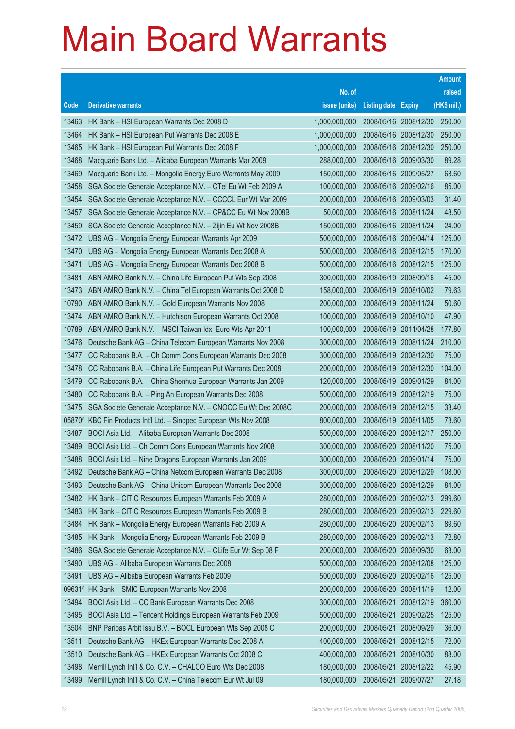# Main Board Warrants

| Code | Derivative warrants | No. of issue (units) | Listing date | Expiry | Amount raised (HK$ mil.) |
|---|---|---|---|---|---|
| 13463 | HK Bank – HSI European Warrants Dec 2008 D | 1,000,000,000 | 2008/05/16 | 2008/12/30 | 250.00 |
| 13464 | HK Bank – HSI European Put Warrants Dec 2008 E | 1,000,000,000 | 2008/05/16 | 2008/12/30 | 250.00 |
| 13465 | HK Bank – HSI European Put Warrants Dec 2008 F | 1,000,000,000 | 2008/05/16 | 2008/12/30 | 250.00 |
| 13468 | Macquarie Bank Ltd. – Alibaba European Warrants Mar 2009 | 288,000,000 | 2008/05/16 | 2009/03/30 | 89.28 |
| 13469 | Macquarie Bank Ltd. – Mongolia Energy Euro Warrants May 2009 | 150,000,000 | 2008/05/16 | 2009/05/27 | 63.60 |
| 13458 | SGA Societe Generale Acceptance N.V. – CTel Eu Wt Feb 2009 A | 100,000,000 | 2008/05/16 | 2009/02/16 | 85.00 |
| 13454 | SGA Societe Generale Acceptance N.V. – CCCCL Eur Wt Mar 2009 | 200,000,000 | 2008/05/16 | 2009/03/03 | 31.40 |
| 13457 | SGA Societe Generale Acceptance N.V. – CP&CC Eu Wt Nov 2008B | 50,000,000 | 2008/05/16 | 2008/11/24 | 48.50 |
| 13459 | SGA Societe Generale Acceptance N.V. – Zijin Eu Wt Nov 2008B | 150,000,000 | 2008/05/16 | 2008/11/24 | 24.00 |
| 13472 | UBS AG – Mongolia Energy European Warrants Apr 2009 | 500,000,000 | 2008/05/16 | 2009/04/14 | 125.00 |
| 13470 | UBS AG – Mongolia Energy European Warrants Dec 2008 A | 500,000,000 | 2008/05/16 | 2008/12/15 | 170.00 |
| 13471 | UBS AG – Mongolia Energy European Warrants Dec 2008 B | 500,000,000 | 2008/05/16 | 2008/12/15 | 125.00 |
| 13481 | ABN AMRO Bank N.V. – China Life European Put Wts Sep 2008 | 300,000,000 | 2008/05/19 | 2008/09/16 | 45.00 |
| 13473 | ABN AMRO Bank N.V. – China Tel European Warrants Oct 2008 D | 158,000,000 | 2008/05/19 | 2008/10/02 | 79.63 |
| 10790 | ABN AMRO Bank N.V. – Gold European Warrants Nov 2008 | 200,000,000 | 2008/05/19 | 2008/11/24 | 50.60 |
| 13474 | ABN AMRO Bank N.V. – Hutchison European Warrants Oct 2008 | 100,000,000 | 2008/05/19 | 2008/10/10 | 47.90 |
| 10789 | ABN AMRO Bank N.V. – MSCI Taiwan Idx Euro Wts Apr 2011 | 100,000,000 | 2008/05/19 | 2011/04/28 | 177.80 |
| 13476 | Deutsche Bank AG – China Telecom European Warrants Nov 2008 | 300,000,000 | 2008/05/19 | 2008/11/24 | 210.00 |
| 13477 | CC Rabobank B.A. – Ch Comm Cons European Warrants Dec 2008 | 300,000,000 | 2008/05/19 | 2008/12/30 | 75.00 |
| 13478 | CC Rabobank B.A. – China Life European Put Warrants Dec 2008 | 200,000,000 | 2008/05/19 | 2008/12/30 | 104.00 |
| 13479 | CC Rabobank B.A. – China Shenhua European Warrants Jan 2009 | 120,000,000 | 2008/05/19 | 2009/01/29 | 84.00 |
| 13480 | CC Rabobank B.A. – Ping An European Warrants Dec 2008 | 500,000,000 | 2008/05/19 | 2008/12/19 | 75.00 |
| 13475 | SGA Societe Generale Acceptance N.V. – CNOOC Eu Wt Dec 2008C | 200,000,000 | 2008/05/19 | 2008/12/15 | 33.40 |
| 05870# | KBC Fin Products Int'l Ltd. – Sinopec European Wts Nov 2008 | 800,000,000 | 2008/05/19 | 2008/11/05 | 73.60 |
| 13487 | BOCI Asia Ltd. – Alibaba European Warrants Dec 2008 | 500,000,000 | 2008/05/20 | 2008/12/17 | 250.00 |
| 13489 | BOCI Asia Ltd. – Ch Comm Cons European Warrants Nov 2008 | 300,000,000 | 2008/05/20 | 2008/11/20 | 75.00 |
| 13488 | BOCI Asia Ltd. – Nine Dragons European Warrants Jan 2009 | 300,000,000 | 2008/05/20 | 2009/01/14 | 75.00 |
| 13492 | Deutsche Bank AG – China Netcom European Warrants Dec 2008 | 300,000,000 | 2008/05/20 | 2008/12/29 | 108.00 |
| 13493 | Deutsche Bank AG – China Unicom European Warrants Dec 2008 | 300,000,000 | 2008/05/20 | 2008/12/29 | 84.00 |
| 13482 | HK Bank – CITIC Resources European Warrants Feb 2009 A | 280,000,000 | 2008/05/20 | 2009/02/13 | 299.60 |
| 13483 | HK Bank – CITIC Resources European Warrants Feb 2009 B | 280,000,000 | 2008/05/20 | 2009/02/13 | 229.60 |
| 13484 | HK Bank – Mongolia Energy European Warrants Feb 2009 A | 280,000,000 | 2008/05/20 | 2009/02/13 | 89.60 |
| 13485 | HK Bank – Mongolia Energy European Warrants Feb 2009 B | 280,000,000 | 2008/05/20 | 2009/02/13 | 72.80 |
| 13486 | SGA Societe Generale Acceptance N.V. – CLife Eur Wt Sep 08 F | 200,000,000 | 2008/05/20 | 2008/09/30 | 63.00 |
| 13490 | UBS AG – Alibaba European Warrants Dec 2008 | 500,000,000 | 2008/05/20 | 2008/12/08 | 125.00 |
| 13491 | UBS AG – Alibaba European Warrants Feb 2009 | 500,000,000 | 2008/05/20 | 2009/02/16 | 125.00 |
| 09631# | HK Bank – SMIC European Warrants Nov 2008 | 200,000,000 | 2008/05/20 | 2008/11/19 | 12.00 |
| 13494 | BOCI Asia Ltd. – CC Bank European Warrants Dec 2008 | 300,000,000 | 2008/05/21 | 2008/12/19 | 360.00 |
| 13495 | BOCI Asia Ltd. – Tencent Holdings European Warrants Feb 2009 | 500,000,000 | 2008/05/21 | 2009/02/25 | 125.00 |
| 13504 | BNP Paribas Arbit Issu B.V. – BOCL European Wts Sep 2008 C | 200,000,000 | 2008/05/21 | 2008/09/29 | 36.00 |
| 13511 | Deutsche Bank AG – HKEx European Warrants Dec 2008 A | 400,000,000 | 2008/05/21 | 2008/12/15 | 72.00 |
| 13510 | Deutsche Bank AG – HKEx European Warrants Oct 2008 C | 400,000,000 | 2008/05/21 | 2008/10/30 | 88.00 |
| 13498 | Merrill Lynch Int'l & Co. C.V. – CHALCO Euro Wts Dec 2008 | 180,000,000 | 2008/05/21 | 2008/12/22 | 45.90 |
| 13499 | Merrill Lynch Int'l & Co. C.V. – China Telecom Eur Wt Jul 09 | 180,000,000 | 2008/05/21 | 2009/07/27 | 27.18 |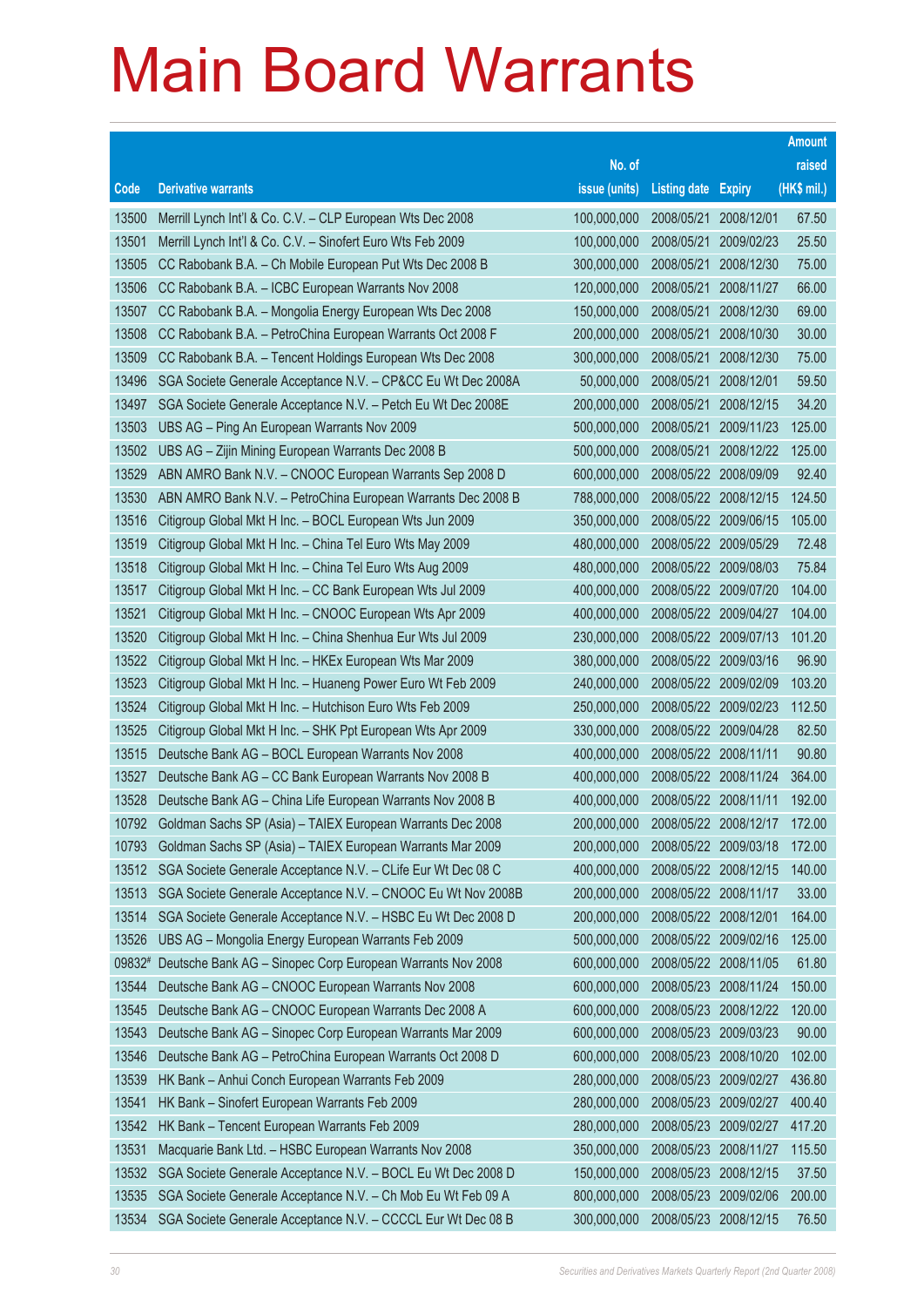# Main Board Warrants

| Code | Derivative warrants | No. of issue (units) | Listing date | Expiry | Amount raised (HK$ mil.) |
|---|---|---|---|---|---|
| 13500 | Merrill Lynch Int'l & Co. C.V. – CLP European Wts Dec 2008 | 100,000,000 | 2008/05/21 | 2008/12/01 | 67.50 |
| 13501 | Merrill Lynch Int'l & Co. C.V. – Sinofert Euro Wts Feb 2009 | 100,000,000 | 2008/05/21 | 2009/02/23 | 25.50 |
| 13505 | CC Rabobank B.A. – Ch Mobile European Put Wts Dec 2008 B | 300,000,000 | 2008/05/21 | 2008/12/30 | 75.00 |
| 13506 | CC Rabobank B.A. – ICBC European Warrants Nov 2008 | 120,000,000 | 2008/05/21 | 2008/11/27 | 66.00 |
| 13507 | CC Rabobank B.A. – Mongolia Energy European Wts Dec 2008 | 150,000,000 | 2008/05/21 | 2008/12/30 | 69.00 |
| 13508 | CC Rabobank B.A. – PetroChina European Warrants Oct 2008 F | 200,000,000 | 2008/05/21 | 2008/10/30 | 30.00 |
| 13509 | CC Rabobank B.A. – Tencent Holdings European Wts Dec 2008 | 300,000,000 | 2008/05/21 | 2008/12/30 | 75.00 |
| 13496 | SGA Societe Generale Acceptance N.V. – CP&CC Eu Wt Dec 2008A | 50,000,000 | 2008/05/21 | 2008/12/01 | 59.50 |
| 13497 | SGA Societe Generale Acceptance N.V. – Petch Eu Wt Dec 2008E | 200,000,000 | 2008/05/21 | 2008/12/15 | 34.20 |
| 13503 | UBS AG – Ping An European Warrants Nov 2009 | 500,000,000 | 2008/05/21 | 2009/11/23 | 125.00 |
| 13502 | UBS AG – Zijin Mining European Warrants Dec 2008 B | 500,000,000 | 2008/05/21 | 2008/12/22 | 125.00 |
| 13529 | ABN AMRO Bank N.V. – CNOOC European Warrants Sep 2008 D | 600,000,000 | 2008/05/22 | 2008/09/09 | 92.40 |
| 13530 | ABN AMRO Bank N.V. – PetroChina European Warrants Dec 2008 B | 788,000,000 | 2008/05/22 | 2008/12/15 | 124.50 |
| 13516 | Citigroup Global Mkt H Inc. – BOCL European Wts Jun 2009 | 350,000,000 | 2008/05/22 | 2009/06/15 | 105.00 |
| 13519 | Citigroup Global Mkt H Inc. – China Tel Euro Wts May 2009 | 480,000,000 | 2008/05/22 | 2009/05/29 | 72.48 |
| 13518 | Citigroup Global Mkt H Inc. – China Tel Euro Wts Aug 2009 | 480,000,000 | 2008/05/22 | 2009/08/03 | 75.84 |
| 13517 | Citigroup Global Mkt H Inc. – CC Bank European Wts Jul 2009 | 400,000,000 | 2008/05/22 | 2009/07/20 | 104.00 |
| 13521 | Citigroup Global Mkt H Inc. – CNOOC European Wts Apr 2009 | 400,000,000 | 2008/05/22 | 2009/04/27 | 104.00 |
| 13520 | Citigroup Global Mkt H Inc. – China Shenhua Eur Wts Jul 2009 | 230,000,000 | 2008/05/22 | 2009/07/13 | 101.20 |
| 13522 | Citigroup Global Mkt H Inc. – HKEx European Wts Mar 2009 | 380,000,000 | 2008/05/22 | 2009/03/16 | 96.90 |
| 13523 | Citigroup Global Mkt H Inc. – Huaneng Power Euro Wt Feb 2009 | 240,000,000 | 2008/05/22 | 2009/02/09 | 103.20 |
| 13524 | Citigroup Global Mkt H Inc. – Hutchison Euro Wts Feb 2009 | 250,000,000 | 2008/05/22 | 2009/02/23 | 112.50 |
| 13525 | Citigroup Global Mkt H Inc. – SHK Ppt European Wts Apr 2009 | 330,000,000 | 2008/05/22 | 2009/04/28 | 82.50 |
| 13515 | Deutsche Bank AG – BOCL European Warrants Nov 2008 | 400,000,000 | 2008/05/22 | 2008/11/11 | 90.80 |
| 13527 | Deutsche Bank AG – CC Bank European Warrants Nov 2008 B | 400,000,000 | 2008/05/22 | 2008/11/24 | 364.00 |
| 13528 | Deutsche Bank AG – China Life European Warrants Nov 2008 B | 400,000,000 | 2008/05/22 | 2008/11/11 | 192.00 |
| 10792 | Goldman Sachs SP (Asia) – TAIEX European Warrants Dec 2008 | 200,000,000 | 2008/05/22 | 2008/12/17 | 172.00 |
| 10793 | Goldman Sachs SP (Asia) – TAIEX European Warrants Mar 2009 | 200,000,000 | 2008/05/22 | 2009/03/18 | 172.00 |
| 13512 | SGA Societe Generale Acceptance N.V. – CLife Eur Wt Dec 08 C | 400,000,000 | 2008/05/22 | 2008/12/15 | 140.00 |
| 13513 | SGA Societe Generale Acceptance N.V. – CNOOC Eu Wt Nov 2008B | 200,000,000 | 2008/05/22 | 2008/11/17 | 33.00 |
| 13514 | SGA Societe Generale Acceptance N.V. – HSBC Eu Wt Dec 2008 D | 200,000,000 | 2008/05/22 | 2008/12/01 | 164.00 |
| 13526 | UBS AG – Mongolia Energy European Warrants Feb 2009 | 500,000,000 | 2008/05/22 | 2009/02/16 | 125.00 |
| 09832# | Deutsche Bank AG – Sinopec Corp European Warrants Nov 2008 | 600,000,000 | 2008/05/22 | 2008/11/05 | 61.80 |
| 13544 | Deutsche Bank AG – CNOOC European Warrants Nov 2008 | 600,000,000 | 2008/05/23 | 2008/11/24 | 150.00 |
| 13545 | Deutsche Bank AG – CNOOC European Warrants Dec 2008 A | 600,000,000 | 2008/05/23 | 2008/12/22 | 120.00 |
| 13543 | Deutsche Bank AG – Sinopec Corp European Warrants Mar 2009 | 600,000,000 | 2008/05/23 | 2009/03/23 | 90.00 |
| 13546 | Deutsche Bank AG – PetroChina European Warrants Oct 2008 D | 600,000,000 | 2008/05/23 | 2008/10/20 | 102.00 |
| 13539 | HK Bank – Anhui Conch European Warrants Feb 2009 | 280,000,000 | 2008/05/23 | 2009/02/27 | 436.80 |
| 13541 | HK Bank – Sinofert European Warrants Feb 2009 | 280,000,000 | 2008/05/23 | 2009/02/27 | 400.40 |
| 13542 | HK Bank – Tencent European Warrants Feb 2009 | 280,000,000 | 2008/05/23 | 2009/02/27 | 417.20 |
| 13531 | Macquarie Bank Ltd. – HSBC European Warrants Nov 2008 | 350,000,000 | 2008/05/23 | 2008/11/27 | 115.50 |
| 13532 | SGA Societe Generale Acceptance N.V. – BOCL Eu Wt Dec 2008 D | 150,000,000 | 2008/05/23 | 2008/12/15 | 37.50 |
| 13535 | SGA Societe Generale Acceptance N.V. – Ch Mob Eu Wt Feb 09 A | 800,000,000 | 2008/05/23 | 2009/02/06 | 200.00 |
| 13534 | SGA Societe Generale Acceptance N.V. – CCCCL Eur Wt Dec 08 B | 300,000,000 | 2008/05/23 | 2008/12/15 | 76.50 |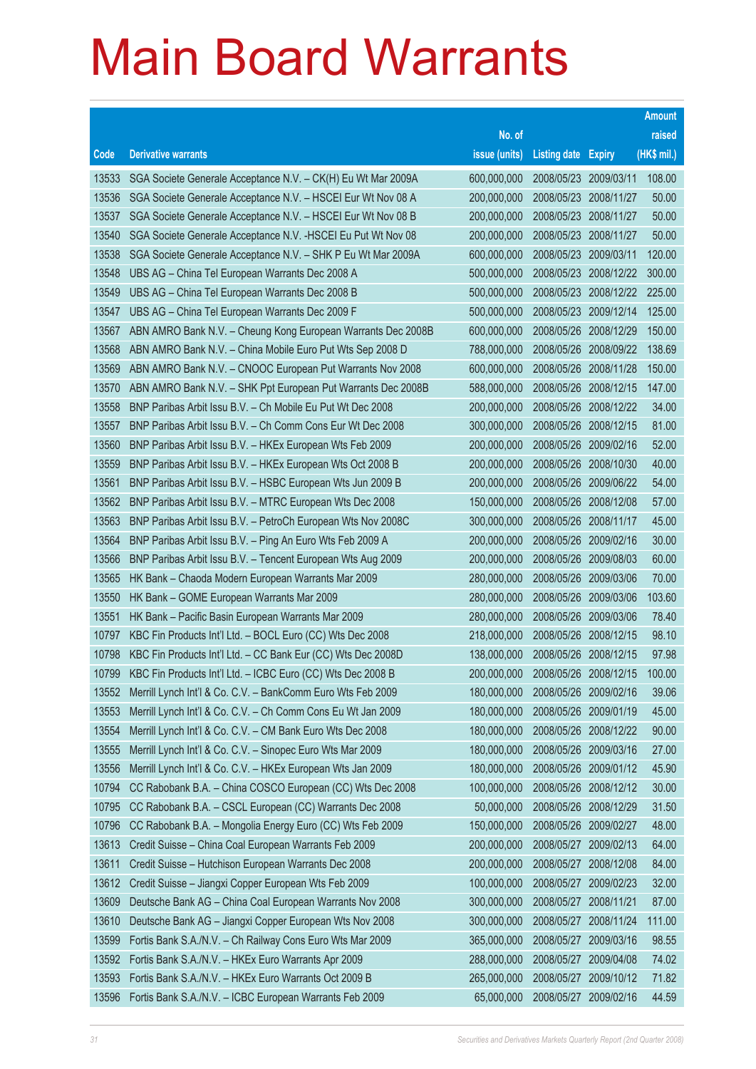# Main Board Warrants

| Code | Derivative warrants | No. of issue (units) | Listing date | Expiry | Amount raised (HK$ mil.) |
|---|---|---|---|---|---|
| 13533 | SGA Societe Generale Acceptance N.V. – CK(H) Eu Wt Mar 2009A | 600,000,000 | 2008/05/23 | 2009/03/11 | 108.00 |
| 13536 | SGA Societe Generale Acceptance N.V. – HSCEI Eur Wt Nov 08 A | 200,000,000 | 2008/05/23 | 2008/11/27 | 50.00 |
| 13537 | SGA Societe Generale Acceptance N.V. – HSCEI Eur Wt Nov 08 B | 200,000,000 | 2008/05/23 | 2008/11/27 | 50.00 |
| 13540 | SGA Societe Generale Acceptance N.V. -HSCEI Eu Put Wt Nov 08 | 200,000,000 | 2008/05/23 | 2008/11/27 | 50.00 |
| 13538 | SGA Societe Generale Acceptance N.V. – SHK P Eu Wt Mar 2009A | 600,000,000 | 2008/05/23 | 2009/03/11 | 120.00 |
| 13548 | UBS AG – China Tel European Warrants Dec 2008 A | 500,000,000 | 2008/05/23 | 2008/12/22 | 300.00 |
| 13549 | UBS AG – China Tel European Warrants Dec 2008 B | 500,000,000 | 2008/05/23 | 2008/12/22 | 225.00 |
| 13547 | UBS AG – China Tel European Warrants Dec 2009 F | 500,000,000 | 2008/05/23 | 2009/12/14 | 125.00 |
| 13567 | ABN AMRO Bank N.V. – Cheung Kong European Warrants Dec 2008B | 600,000,000 | 2008/05/26 | 2008/12/29 | 150.00 |
| 13568 | ABN AMRO Bank N.V. – China Mobile Euro Put Wts Sep 2008 D | 788,000,000 | 2008/05/26 | 2008/09/22 | 138.69 |
| 13569 | ABN AMRO Bank N.V. – CNOOC European Put Warrants Nov 2008 | 600,000,000 | 2008/05/26 | 2008/11/28 | 150.00 |
| 13570 | ABN AMRO Bank N.V. – SHK Ppt European Put Warrants Dec 2008B | 588,000,000 | 2008/05/26 | 2008/12/15 | 147.00 |
| 13558 | BNP Paribas Arbit Issu B.V. – Ch Mobile Eu Put Wt Dec 2008 | 200,000,000 | 2008/05/26 | 2008/12/22 | 34.00 |
| 13557 | BNP Paribas Arbit Issu B.V. – Ch Comm Cons Eur Wt Dec 2008 | 300,000,000 | 2008/05/26 | 2008/12/15 | 81.00 |
| 13560 | BNP Paribas Arbit Issu B.V. – HKEx European Wts Feb 2009 | 200,000,000 | 2008/05/26 | 2009/02/16 | 52.00 |
| 13559 | BNP Paribas Arbit Issu B.V. – HKEx European Wts Oct 2008 B | 200,000,000 | 2008/05/26 | 2008/10/30 | 40.00 |
| 13561 | BNP Paribas Arbit Issu B.V. – HSBC European Wts Jun 2009 B | 200,000,000 | 2008/05/26 | 2009/06/22 | 54.00 |
| 13562 | BNP Paribas Arbit Issu B.V. – MTRC European Wts Dec 2008 | 150,000,000 | 2008/05/26 | 2008/12/08 | 57.00 |
| 13563 | BNP Paribas Arbit Issu B.V. – PetroCh European Wts Nov 2008C | 300,000,000 | 2008/05/26 | 2008/11/17 | 45.00 |
| 13564 | BNP Paribas Arbit Issu B.V. – Ping An Euro Wts Feb 2009 A | 200,000,000 | 2008/05/26 | 2009/02/16 | 30.00 |
| 13566 | BNP Paribas Arbit Issu B.V. – Tencent European Wts Aug 2009 | 200,000,000 | 2008/05/26 | 2009/08/03 | 60.00 |
| 13565 | HK Bank – Chaoda Modern European Warrants Mar 2009 | 280,000,000 | 2008/05/26 | 2009/03/06 | 70.00 |
| 13550 | HK Bank – GOME European Warrants Mar 2009 | 280,000,000 | 2008/05/26 | 2009/03/06 | 103.60 |
| 13551 | HK Bank – Pacific Basin European Warrants Mar 2009 | 280,000,000 | 2008/05/26 | 2009/03/06 | 78.40 |
| 10797 | KBC Fin Products Int'l Ltd. – BOCL Euro (CC) Wts Dec 2008 | 218,000,000 | 2008/05/26 | 2008/12/15 | 98.10 |
| 10798 | KBC Fin Products Int'l Ltd. – CC Bank Eur (CC) Wts Dec 2008D | 138,000,000 | 2008/05/26 | 2008/12/15 | 97.98 |
| 10799 | KBC Fin Products Int'l Ltd. – ICBC Euro (CC) Wts Dec 2008 B | 200,000,000 | 2008/05/26 | 2008/12/15 | 100.00 |
| 13552 | Merrill Lynch Int'l & Co. C.V. – BankComm Euro Wts Feb 2009 | 180,000,000 | 2008/05/26 | 2009/02/16 | 39.06 |
| 13553 | Merrill Lynch Int'l & Co. C.V. – Ch Comm Cons Eu Wt Jan 2009 | 180,000,000 | 2008/05/26 | 2009/01/19 | 45.00 |
| 13554 | Merrill Lynch Int'l & Co. C.V. – CM Bank Euro Wts Dec 2008 | 180,000,000 | 2008/05/26 | 2008/12/22 | 90.00 |
| 13555 | Merrill Lynch Int'l & Co. C.V. – Sinopec Euro Wts Mar 2009 | 180,000,000 | 2008/05/26 | 2009/03/16 | 27.00 |
| 13556 | Merrill Lynch Int'l & Co. C.V. – HKEx European Wts Jan 2009 | 180,000,000 | 2008/05/26 | 2009/01/12 | 45.90 |
| 10794 | CC Rabobank B.A. – China COSCO European (CC) Wts Dec 2008 | 100,000,000 | 2008/05/26 | 2008/12/12 | 30.00 |
| 10795 | CC Rabobank B.A. – CSCL European (CC) Warrants Dec 2008 | 50,000,000 | 2008/05/26 | 2008/12/29 | 31.50 |
| 10796 | CC Rabobank B.A. – Mongolia Energy Euro (CC) Wts Feb 2009 | 150,000,000 | 2008/05/26 | 2009/02/27 | 48.00 |
| 13613 | Credit Suisse – China Coal European Warrants Feb 2009 | 200,000,000 | 2008/05/27 | 2009/02/13 | 64.00 |
| 13611 | Credit Suisse – Hutchison European Warrants Dec 2008 | 200,000,000 | 2008/05/27 | 2008/12/08 | 84.00 |
| 13612 | Credit Suisse – Jiangxi Copper European Wts Feb 2009 | 100,000,000 | 2008/05/27 | 2009/02/23 | 32.00 |
| 13609 | Deutsche Bank AG – China Coal European Warrants Nov 2008 | 300,000,000 | 2008/05/27 | 2008/11/21 | 87.00 |
| 13610 | Deutsche Bank AG – Jiangxi Copper European Wts Nov 2008 | 300,000,000 | 2008/05/27 | 2008/11/24 | 111.00 |
| 13599 | Fortis Bank S.A./N.V. – Ch Railway Cons Euro Wts Mar 2009 | 365,000,000 | 2008/05/27 | 2009/03/16 | 98.55 |
| 13592 | Fortis Bank S.A./N.V. – HKEx Euro Warrants Apr 2009 | 288,000,000 | 2008/05/27 | 2009/04/08 | 74.02 |
| 13593 | Fortis Bank S.A./N.V. – HKEx Euro Warrants Oct 2009 B | 265,000,000 | 2008/05/27 | 2009/10/12 | 71.82 |
| 13596 | Fortis Bank S.A./N.V. – ICBC European Warrants Feb 2009 | 65,000,000 | 2008/05/27 | 2009/02/16 | 44.59 |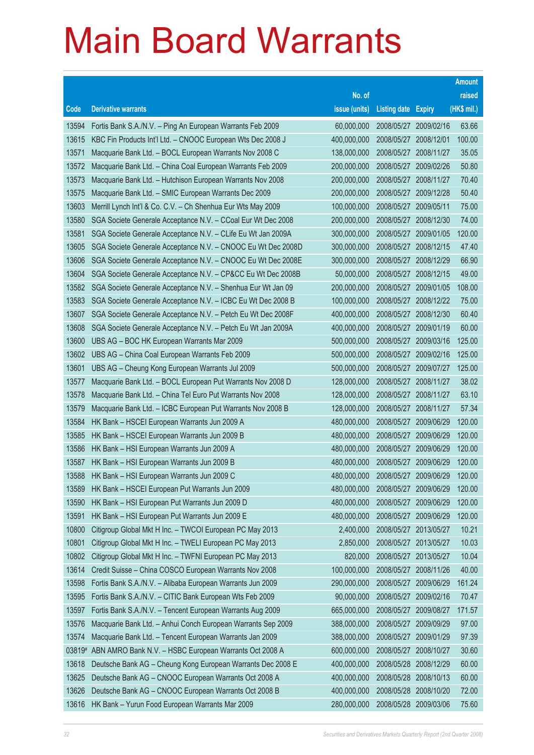# Main Board Warrants

| Code | Derivative warrants | No. of issue (units) | Listing date | Expiry | Amount raised (HK$ mil.) |
|---|---|---|---|---|---|
| 13594 | Fortis Bank S.A./N.V. – Ping An European Warrants Feb 2009 | 60,000,000 | 2008/05/27 | 2009/02/16 | 63.66 |
| 13615 | KBC Fin Products Int'l Ltd. – CNOOC European Wts Dec 2008 J | 400,000,000 | 2008/05/27 | 2008/12/01 | 100.00 |
| 13571 | Macquarie Bank Ltd. – BOCL European Warrants Nov 2008 C | 138,000,000 | 2008/05/27 | 2008/11/27 | 35.05 |
| 13572 | Macquarie Bank Ltd. – China Coal European Warrants Feb 2009 | 200,000,000 | 2008/05/27 | 2009/02/26 | 50.80 |
| 13573 | Macquarie Bank Ltd. – Hutchison European Warrants Nov 2008 | 200,000,000 | 2008/05/27 | 2008/11/27 | 70.40 |
| 13575 | Macquarie Bank Ltd. – SMIC European Warrants Dec 2009 | 200,000,000 | 2008/05/27 | 2009/12/28 | 50.40 |
| 13603 | Merrill Lynch Int'l & Co. C.V. – Ch Shenhua Eur Wts May 2009 | 100,000,000 | 2008/05/27 | 2009/05/11 | 75.00 |
| 13580 | SGA Societe Generale Acceptance N.V. – CCoal Eur Wt Dec 2008 | 200,000,000 | 2008/05/27 | 2008/12/30 | 74.00 |
| 13581 | SGA Societe Generale Acceptance N.V. – CLife Eu Wt Jan 2009A | 300,000,000 | 2008/05/27 | 2009/01/05 | 120.00 |
| 13605 | SGA Societe Generale Acceptance N.V. – CNOOC Eu Wt Dec 2008D | 300,000,000 | 2008/05/27 | 2008/12/15 | 47.40 |
| 13606 | SGA Societe Generale Acceptance N.V. – CNOOC Eu Wt Dec 2008E | 300,000,000 | 2008/05/27 | 2008/12/29 | 66.90 |
| 13604 | SGA Societe Generale Acceptance N.V. – CP&CC Eu Wt Dec 2008B | 50,000,000 | 2008/05/27 | 2008/12/15 | 49.00 |
| 13582 | SGA Societe Generale Acceptance N.V. – Shenhua Eur Wt Jan 09 | 200,000,000 | 2008/05/27 | 2009/01/05 | 108.00 |
| 13583 | SGA Societe Generale Acceptance N.V. – ICBC Eu Wt Dec 2008 B | 100,000,000 | 2008/05/27 | 2008/12/22 | 75.00 |
| 13607 | SGA Societe Generale Acceptance N.V. – Petch Eu Wt Dec 2008F | 400,000,000 | 2008/05/27 | 2008/12/30 | 60.40 |
| 13608 | SGA Societe Generale Acceptance N.V. – Petch Eu Wt Jan 2009A | 400,000,000 | 2008/05/27 | 2009/01/19 | 60.00 |
| 13600 | UBS AG – BOC HK European Warrants Mar 2009 | 500,000,000 | 2008/05/27 | 2009/03/16 | 125.00 |
| 13602 | UBS AG – China Coal European Warrants Feb 2009 | 500,000,000 | 2008/05/27 | 2009/02/16 | 125.00 |
| 13601 | UBS AG – Cheung Kong European Warrants Jul 2009 | 500,000,000 | 2008/05/27 | 2009/07/27 | 125.00 |
| 13577 | Macquarie Bank Ltd. – BOCL European Put Warrants Nov 2008 D | 128,000,000 | 2008/05/27 | 2008/11/27 | 38.02 |
| 13578 | Macquarie Bank Ltd. – China Tel Euro Put Warrants Nov 2008 | 128,000,000 | 2008/05/27 | 2008/11/27 | 63.10 |
| 13579 | Macquarie Bank Ltd. – ICBC European Put Warrants Nov 2008 B | 128,000,000 | 2008/05/27 | 2008/11/27 | 57.34 |
| 13584 | HK Bank – HSCEI European Warrants Jun 2009 A | 480,000,000 | 2008/05/27 | 2009/06/29 | 120.00 |
| 13585 | HK Bank – HSCEI European Warrants Jun 2009 B | 480,000,000 | 2008/05/27 | 2009/06/29 | 120.00 |
| 13586 | HK Bank – HSI European Warrants Jun 2009 A | 480,000,000 | 2008/05/27 | 2009/06/29 | 120.00 |
| 13587 | HK Bank – HSI European Warrants Jun 2009 B | 480,000,000 | 2008/05/27 | 2009/06/29 | 120.00 |
| 13588 | HK Bank – HSI European Warrants Jun 2009 C | 480,000,000 | 2008/05/27 | 2009/06/29 | 120.00 |
| 13589 | HK Bank – HSCEI European Put Warrants Jun 2009 | 480,000,000 | 2008/05/27 | 2009/06/29 | 120.00 |
| 13590 | HK Bank – HSI European Put Warrants Jun 2009 D | 480,000,000 | 2008/05/27 | 2009/06/29 | 120.00 |
| 13591 | HK Bank – HSI European Put Warrants Jun 2009 E | 480,000,000 | 2008/05/27 | 2009/06/29 | 120.00 |
| 10800 | Citigroup Global Mkt H Inc. – TWCOI European PC May 2013 | 2,400,000 | 2008/05/27 | 2013/05/27 | 10.21 |
| 10801 | Citigroup Global Mkt H Inc. – TWELI European PC May 2013 | 2,850,000 | 2008/05/27 | 2013/05/27 | 10.03 |
| 10802 | Citigroup Global Mkt H Inc. – TWFNI European PC May 2013 | 820,000 | 2008/05/27 | 2013/05/27 | 10.04 |
| 13614 | Credit Suisse – China COSCO European Warrants Nov 2008 | 100,000,000 | 2008/05/27 | 2008/11/26 | 40.00 |
| 13598 | Fortis Bank S.A./N.V. – Alibaba European Warrants Jun 2009 | 290,000,000 | 2008/05/27 | 2009/06/29 | 161.24 |
| 13595 | Fortis Bank S.A./N.V. – CITIC Bank European Wts Feb 2009 | 90,000,000 | 2008/05/27 | 2009/02/16 | 70.47 |
| 13597 | Fortis Bank S.A./N.V. – Tencent European Warrants Aug 2009 | 665,000,000 | 2008/05/27 | 2009/08/27 | 171.57 |
| 13576 | Macquarie Bank Ltd. – Anhui Conch European Warrants Sep 2009 | 388,000,000 | 2008/05/27 | 2009/09/29 | 97.00 |
| 13574 | Macquarie Bank Ltd. – Tencent European Warrants Jan 2009 | 388,000,000 | 2008/05/27 | 2009/01/29 | 97.39 |
| 03819# | ABN AMRO Bank N.V. – HSBC European Warrants Oct 2008 A | 600,000,000 | 2008/05/27 | 2008/10/27 | 30.60 |
| 13618 | Deutsche Bank AG – Cheung Kong European Warrants Dec 2008 E | 400,000,000 | 2008/05/28 | 2008/12/29 | 60.00 |
| 13625 | Deutsche Bank AG – CNOOC European Warrants Oct 2008 A | 400,000,000 | 2008/05/28 | 2008/10/13 | 60.00 |
| 13626 | Deutsche Bank AG – CNOOC European Warrants Oct 2008 B | 400,000,000 | 2008/05/28 | 2008/10/20 | 72.00 |
| 13616 | HK Bank – Yurun Food European Warrants Mar 2009 | 280,000,000 | 2008/05/28 | 2009/03/06 | 75.60 |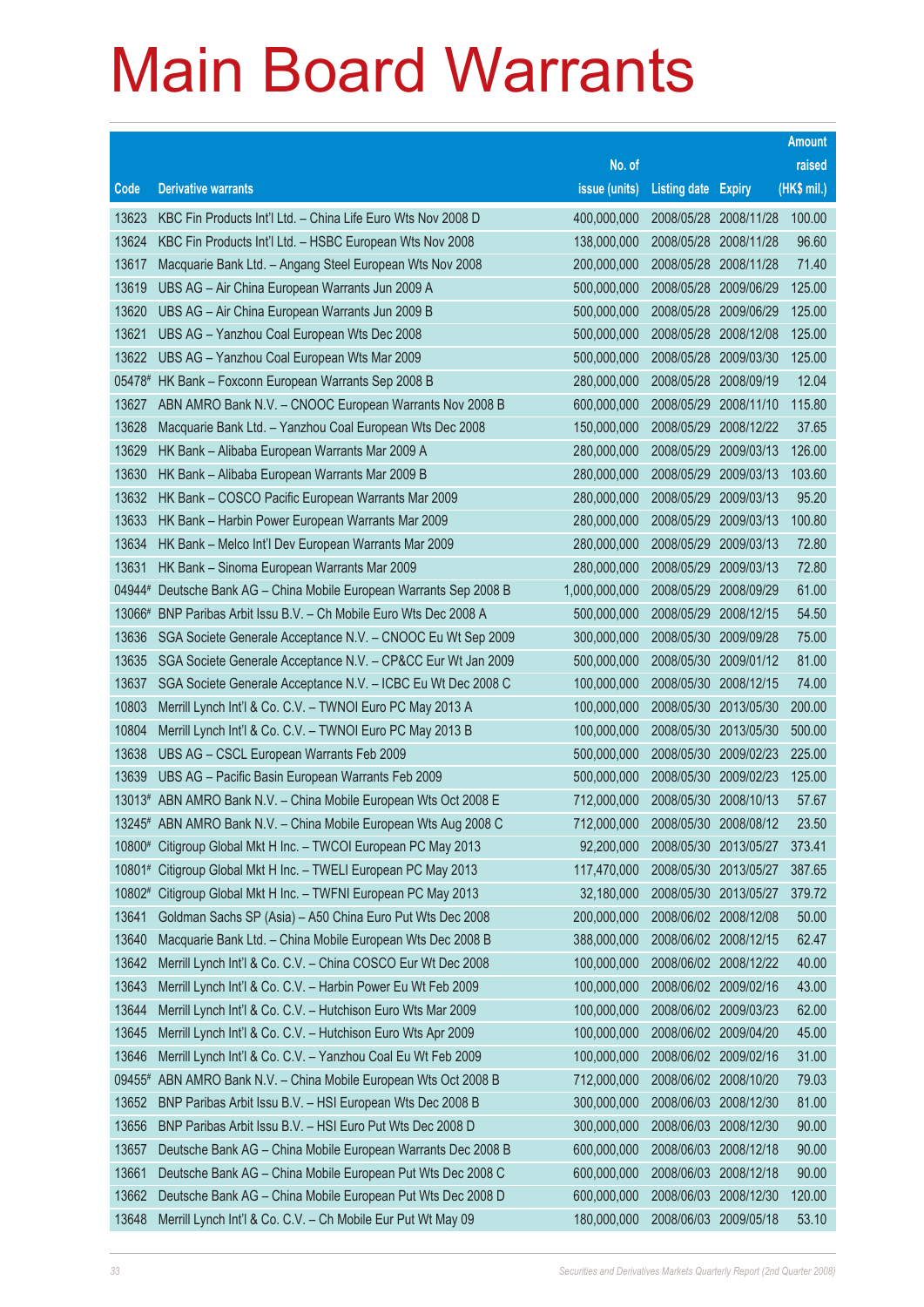# Main Board Warrants

| Code | Derivative warrants | No. of issue (units) | Listing date | Expiry | Amount raised (HK$ mil.) |
|---|---|---|---|---|---|
| 13623 | KBC Fin Products Int'l Ltd. – China Life Euro Wts Nov 2008 D | 400,000,000 | 2008/05/28 | 2008/11/28 | 100.00 |
| 13624 | KBC Fin Products Int'l Ltd. – HSBC European Wts Nov 2008 | 138,000,000 | 2008/05/28 | 2008/11/28 | 96.60 |
| 13617 | Macquarie Bank Ltd. – Angang Steel European Wts Nov 2008 | 200,000,000 | 2008/05/28 | 2008/11/28 | 71.40 |
| 13619 | UBS AG – Air China European Warrants Jun 2009 A | 500,000,000 | 2008/05/28 | 2009/06/29 | 125.00 |
| 13620 | UBS AG – Air China European Warrants Jun 2009 B | 500,000,000 | 2008/05/28 | 2009/06/29 | 125.00 |
| 13621 | UBS AG – Yanzhou Coal European Wts Dec 2008 | 500,000,000 | 2008/05/28 | 2008/12/08 | 125.00 |
| 13622 | UBS AG – Yanzhou Coal European Wts Mar 2009 | 500,000,000 | 2008/05/28 | 2009/03/30 | 125.00 |
| 05478# | HK Bank – Foxconn European Warrants Sep 2008 B | 280,000,000 | 2008/05/28 | 2008/09/19 | 12.04 |
| 13627 | ABN AMRO Bank N.V. – CNOOC European Warrants Nov 2008 B | 600,000,000 | 2008/05/29 | 2008/11/10 | 115.80 |
| 13628 | Macquarie Bank Ltd. – Yanzhou Coal European Wts Dec 2008 | 150,000,000 | 2008/05/29 | 2008/12/22 | 37.65 |
| 13629 | HK Bank – Alibaba European Warrants Mar 2009 A | 280,000,000 | 2008/05/29 | 2009/03/13 | 126.00 |
| 13630 | HK Bank – Alibaba European Warrants Mar 2009 B | 280,000,000 | 2008/05/29 | 2009/03/13 | 103.60 |
| 13632 | HK Bank – COSCO Pacific European Warrants Mar 2009 | 280,000,000 | 2008/05/29 | 2009/03/13 | 95.20 |
| 13633 | HK Bank – Harbin Power European Warrants Mar 2009 | 280,000,000 | 2008/05/29 | 2009/03/13 | 100.80 |
| 13634 | HK Bank – Melco Int'l Dev European Warrants Mar 2009 | 280,000,000 | 2008/05/29 | 2009/03/13 | 72.80 |
| 13631 | HK Bank – Sinoma European Warrants Mar 2009 | 280,000,000 | 2008/05/29 | 2009/03/13 | 72.80 |
| 04944# | Deutsche Bank AG – China Mobile European Warrants Sep 2008 B | 1,000,000,000 | 2008/05/29 | 2008/09/29 | 61.00 |
| 13066# | BNP Paribas Arbit Issu B.V. – Ch Mobile Euro Wts Dec 2008 A | 500,000,000 | 2008/05/29 | 2008/12/15 | 54.50 |
| 13636 | SGA Societe Generale Acceptance N.V. – CNOOC Eu Wt Sep 2009 | 300,000,000 | 2008/05/30 | 2009/09/28 | 75.00 |
| 13635 | SGA Societe Generale Acceptance N.V. – CP&CC Eur Wt Jan 2009 | 500,000,000 | 2008/05/30 | 2009/01/12 | 81.00 |
| 13637 | SGA Societe Generale Acceptance N.V. – ICBC Eu Wt Dec 2008 C | 100,000,000 | 2008/05/30 | 2008/12/15 | 74.00 |
| 10803 | Merrill Lynch Int'l & Co. C.V. – TWNOI Euro PC May 2013 A | 100,000,000 | 2008/05/30 | 2013/05/30 | 200.00 |
| 10804 | Merrill Lynch Int'l & Co. C.V. – TWNOI Euro PC May 2013 B | 100,000,000 | 2008/05/30 | 2013/05/30 | 500.00 |
| 13638 | UBS AG – CSCL European Warrants Feb 2009 | 500,000,000 | 2008/05/30 | 2009/02/23 | 225.00 |
| 13639 | UBS AG – Pacific Basin European Warrants Feb 2009 | 500,000,000 | 2008/05/30 | 2009/02/23 | 125.00 |
| 13013# | ABN AMRO Bank N.V. – China Mobile European Wts Oct 2008 E | 712,000,000 | 2008/05/30 | 2008/10/13 | 57.67 |
| 13245# | ABN AMRO Bank N.V. – China Mobile European Wts Aug 2008 C | 712,000,000 | 2008/05/30 | 2008/08/12 | 23.50 |
| 10800# | Citigroup Global Mkt H Inc. – TWCOI European PC May 2013 | 92,200,000 | 2008/05/30 | 2013/05/27 | 373.41 |
| 10801# | Citigroup Global Mkt H Inc. – TWELI European PC May 2013 | 117,470,000 | 2008/05/30 | 2013/05/27 | 387.65 |
| 10802# | Citigroup Global Mkt H Inc. – TWFNI European PC May 2013 | 32,180,000 | 2008/05/30 | 2013/05/27 | 379.72 |
| 13641 | Goldman Sachs SP (Asia) – A50 China Euro Put Wts Dec 2008 | 200,000,000 | 2008/06/02 | 2008/12/08 | 50.00 |
| 13640 | Macquarie Bank Ltd. – China Mobile European Wts Dec 2008 B | 388,000,000 | 2008/06/02 | 2008/12/15 | 62.47 |
| 13642 | Merrill Lynch Int'l & Co. C.V. – China COSCO Eur Wt Dec 2008 | 100,000,000 | 2008/06/02 | 2008/12/22 | 40.00 |
| 13643 | Merrill Lynch Int'l & Co. C.V. – Harbin Power Eu Wt Feb 2009 | 100,000,000 | 2008/06/02 | 2009/02/16 | 43.00 |
| 13644 | Merrill Lynch Int'l & Co. C.V. – Hutchison Euro Wts Mar 2009 | 100,000,000 | 2008/06/02 | 2009/03/23 | 62.00 |
| 13645 | Merrill Lynch Int'l & Co. C.V. – Hutchison Euro Wts Apr 2009 | 100,000,000 | 2008/06/02 | 2009/04/20 | 45.00 |
| 13646 | Merrill Lynch Int'l & Co. C.V. – Yanzhou Coal Eu Wt Feb 2009 | 100,000,000 | 2008/06/02 | 2009/02/16 | 31.00 |
| 09455# | ABN AMRO Bank N.V. – China Mobile European Wts Oct 2008 B | 712,000,000 | 2008/06/02 | 2008/10/20 | 79.03 |
| 13652 | BNP Paribas Arbit Issu B.V. – HSI European Wts Dec 2008 B | 300,000,000 | 2008/06/03 | 2008/12/30 | 81.00 |
| 13656 | BNP Paribas Arbit Issu B.V. – HSI Euro Put Wts Dec 2008 D | 300,000,000 | 2008/06/03 | 2008/12/30 | 90.00 |
| 13657 | Deutsche Bank AG – China Mobile European Warrants Dec 2008 B | 600,000,000 | 2008/06/03 | 2008/12/18 | 90.00 |
| 13661 | Deutsche Bank AG – China Mobile European Put Wts Dec 2008 C | 600,000,000 | 2008/06/03 | 2008/12/18 | 90.00 |
| 13662 | Deutsche Bank AG – China Mobile European Put Wts Dec 2008 D | 600,000,000 | 2008/06/03 | 2008/12/30 | 120.00 |
| 13648 | Merrill Lynch Int'l & Co. C.V. – Ch Mobile Eur Put Wt May 09 | 180,000,000 | 2008/06/03 | 2009/05/18 | 53.10 |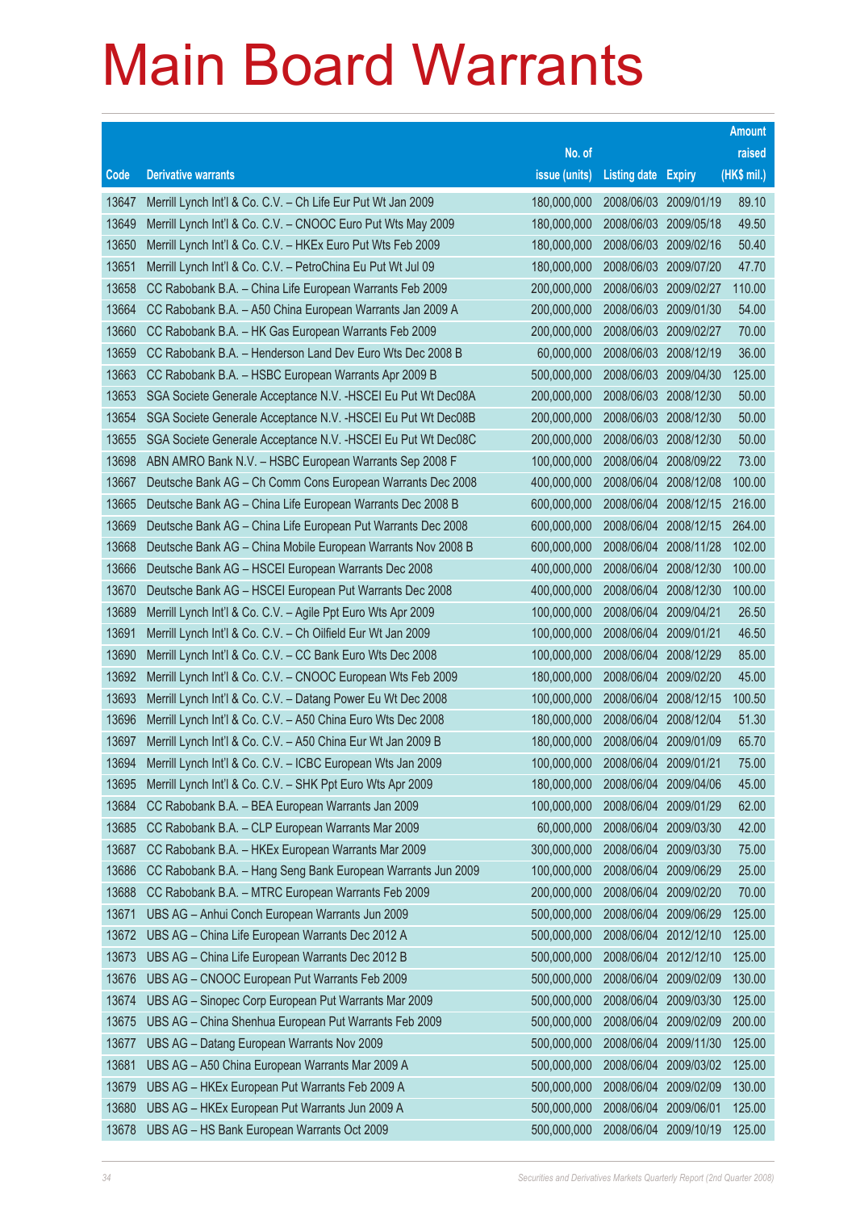# Main Board Warrants

| Code | Derivative warrants | No. of issue (units) | Listing date | Expiry | Amount raised (HK$ mil.) |
|---|---|---|---|---|---|
| 13647 | Merrill Lynch Int'l & Co. C.V. – Ch Life Eur Put Wt Jan 2009 | 180,000,000 | 2008/06/03 | 2009/01/19 | 89.10 |
| 13649 | Merrill Lynch Int'l & Co. C.V. – CNOOC Euro Put Wts May 2009 | 180,000,000 | 2008/06/03 | 2009/05/18 | 49.50 |
| 13650 | Merrill Lynch Int'l & Co. C.V. – HKEx Euro Put Wts Feb 2009 | 180,000,000 | 2008/06/03 | 2009/02/16 | 50.40 |
| 13651 | Merrill Lynch Int'l & Co. C.V. – PetroChina Eu Put Wt Jul 09 | 180,000,000 | 2008/06/03 | 2009/07/20 | 47.70 |
| 13658 | CC Rabobank B.A. – China Life European Warrants Feb 2009 | 200,000,000 | 2008/06/03 | 2009/02/27 | 110.00 |
| 13664 | CC Rabobank B.A. – A50 China European Warrants Jan 2009 A | 200,000,000 | 2008/06/03 | 2009/01/30 | 54.00 |
| 13660 | CC Rabobank B.A. – HK Gas European Warrants Feb 2009 | 200,000,000 | 2008/06/03 | 2009/02/27 | 70.00 |
| 13659 | CC Rabobank B.A. – Henderson Land Dev Euro Wts Dec 2008 B | 60,000,000 | 2008/06/03 | 2008/12/19 | 36.00 |
| 13663 | CC Rabobank B.A. – HSBC European Warrants Apr 2009 B | 500,000,000 | 2008/06/03 | 2009/04/30 | 125.00 |
| 13653 | SGA Societe Generale Acceptance N.V. -HSCEI Eu Put Wt Dec08A | 200,000,000 | 2008/06/03 | 2008/12/30 | 50.00 |
| 13654 | SGA Societe Generale Acceptance N.V. -HSCEI Eu Put Wt Dec08B | 200,000,000 | 2008/06/03 | 2008/12/30 | 50.00 |
| 13655 | SGA Societe Generale Acceptance N.V. -HSCEI Eu Put Wt Dec08C | 200,000,000 | 2008/06/03 | 2008/12/30 | 50.00 |
| 13698 | ABN AMRO Bank N.V. – HSBC European Warrants Sep 2008 F | 100,000,000 | 2008/06/04 | 2008/09/22 | 73.00 |
| 13667 | Deutsche Bank AG – Ch Comm Cons European Warrants Dec 2008 | 400,000,000 | 2008/06/04 | 2008/12/08 | 100.00 |
| 13665 | Deutsche Bank AG – China Life European Warrants Dec 2008 B | 600,000,000 | 2008/06/04 | 2008/12/15 | 216.00 |
| 13669 | Deutsche Bank AG – China Life European Put Warrants Dec 2008 | 600,000,000 | 2008/06/04 | 2008/12/15 | 264.00 |
| 13668 | Deutsche Bank AG – China Mobile European Warrants Nov 2008 B | 600,000,000 | 2008/06/04 | 2008/11/28 | 102.00 |
| 13666 | Deutsche Bank AG – HSCEI European Warrants Dec 2008 | 400,000,000 | 2008/06/04 | 2008/12/30 | 100.00 |
| 13670 | Deutsche Bank AG – HSCEI European Put Warrants Dec 2008 | 400,000,000 | 2008/06/04 | 2008/12/30 | 100.00 |
| 13689 | Merrill Lynch Int'l & Co. C.V. – Agile Ppt Euro Wts Apr 2009 | 100,000,000 | 2008/06/04 | 2009/04/21 | 26.50 |
| 13691 | Merrill Lynch Int'l & Co. C.V. – Ch Oilfield Eur Wt Jan 2009 | 100,000,000 | 2008/06/04 | 2009/01/21 | 46.50 |
| 13690 | Merrill Lynch Int'l & Co. C.V. – CC Bank Euro Wts Dec 2008 | 100,000,000 | 2008/06/04 | 2008/12/29 | 85.00 |
| 13692 | Merrill Lynch Int'l & Co. C.V. – CNOOC European Wts Feb 2009 | 180,000,000 | 2008/06/04 | 2009/02/20 | 45.00 |
| 13693 | Merrill Lynch Int'l & Co. C.V. – Datang Power Eu Wt Dec 2008 | 100,000,000 | 2008/06/04 | 2008/12/15 | 100.50 |
| 13696 | Merrill Lynch Int'l & Co. C.V. – A50 China Euro Wts Dec 2008 | 180,000,000 | 2008/06/04 | 2008/12/04 | 51.30 |
| 13697 | Merrill Lynch Int'l & Co. C.V. – A50 China Eur Wt Jan 2009 B | 180,000,000 | 2008/06/04 | 2009/01/09 | 65.70 |
| 13694 | Merrill Lynch Int'l & Co. C.V. – ICBC European Wts Jan 2009 | 100,000,000 | 2008/06/04 | 2009/01/21 | 75.00 |
| 13695 | Merrill Lynch Int'l & Co. C.V. – SHK Ppt Euro Wts Apr 2009 | 180,000,000 | 2008/06/04 | 2009/04/06 | 45.00 |
| 13684 | CC Rabobank B.A. – BEA European Warrants Jan 2009 | 100,000,000 | 2008/06/04 | 2009/01/29 | 62.00 |
| 13685 | CC Rabobank B.A. – CLP European Warrants Mar 2009 | 60,000,000 | 2008/06/04 | 2009/03/30 | 42.00 |
| 13687 | CC Rabobank B.A. – HKEx European Warrants Mar 2009 | 300,000,000 | 2008/06/04 | 2009/03/30 | 75.00 |
| 13686 | CC Rabobank B.A. – Hang Seng Bank European Warrants Jun 2009 | 100,000,000 | 2008/06/04 | 2009/06/29 | 25.00 |
| 13688 | CC Rabobank B.A. – MTRC European Warrants Feb 2009 | 200,000,000 | 2008/06/04 | 2009/02/20 | 70.00 |
| 13671 | UBS AG – Anhui Conch European Warrants Jun 2009 | 500,000,000 | 2008/06/04 | 2009/06/29 | 125.00 |
| 13672 | UBS AG – China Life European Warrants Dec 2012 A | 500,000,000 | 2008/06/04 | 2012/12/10 | 125.00 |
| 13673 | UBS AG – China Life European Warrants Dec 2012 B | 500,000,000 | 2008/06/04 | 2012/12/10 | 125.00 |
| 13676 | UBS AG – CNOOC European Put Warrants Feb 2009 | 500,000,000 | 2008/06/04 | 2009/02/09 | 130.00 |
| 13674 | UBS AG – Sinopec Corp European Put Warrants Mar 2009 | 500,000,000 | 2008/06/04 | 2009/03/30 | 125.00 |
| 13675 | UBS AG – China Shenhua European Put Warrants Feb 2009 | 500,000,000 | 2008/06/04 | 2009/02/09 | 200.00 |
| 13677 | UBS AG – Datang European Warrants Nov 2009 | 500,000,000 | 2008/06/04 | 2009/11/30 | 125.00 |
| 13681 | UBS AG – A50 China European Warrants Mar 2009 A | 500,000,000 | 2008/06/04 | 2009/03/02 | 125.00 |
| 13679 | UBS AG – HKEx European Put Warrants Feb 2009 A | 500,000,000 | 2008/06/04 | 2009/02/09 | 130.00 |
| 13680 | UBS AG – HKEx European Put Warrants Jun 2009 A | 500,000,000 | 2008/06/04 | 2009/06/01 | 125.00 |
| 13678 | UBS AG – HS Bank European Warrants Oct 2009 | 500,000,000 | 2008/06/04 | 2009/10/19 | 125.00 |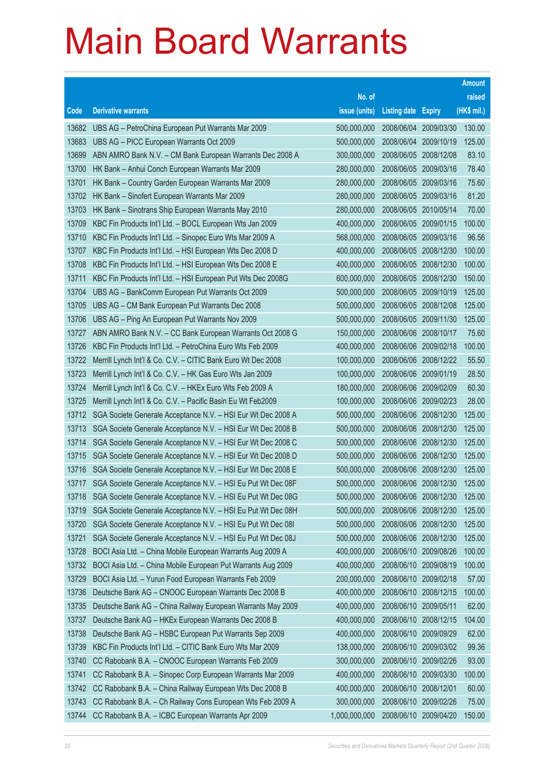# Main Board Warrants

| Code | Derivative warrants | No. of issue (units) | Listing date | Expiry | Amount raised (HK$ mil.) |
|---|---|---|---|---|---|
| 13682 | UBS AG – PetroChina European Put Warrants Mar 2009 | 500,000,000 | 2008/06/04 | 2009/03/30 | 130.00 |
| 13683 | UBS AG – PICC European Warrants Oct 2009 | 500,000,000 | 2008/06/04 | 2009/10/19 | 125.00 |
| 13699 | ABN AMRO Bank N.V. – CM Bank European Warrants Dec 2008 A | 300,000,000 | 2008/06/05 | 2008/12/08 | 83.10 |
| 13700 | HK Bank – Anhui Conch European Warrants Mar 2009 | 280,000,000 | 2008/06/05 | 2009/03/16 | 78.40 |
| 13701 | HK Bank – Country Garden European Warrants Mar 2009 | 280,000,000 | 2008/06/05 | 2009/03/16 | 75.60 |
| 13702 | HK Bank – Sinofert European Warrants Mar 2009 | 280,000,000 | 2008/06/05 | 2009/03/16 | 81.20 |
| 13703 | HK Bank – Sinotrans Ship European Warrants May 2010 | 280,000,000 | 2008/06/05 | 2010/05/14 | 70.00 |
| 13709 | KBC Fin Products Int'l Ltd. – BOCL European Wts Jan 2009 | 400,000,000 | 2008/06/05 | 2009/01/15 | 100.00 |
| 13710 | KBC Fin Products Int'l Ltd. – Sinopec Euro Wts Mar 2009 A | 568,000,000 | 2008/06/05 | 2009/03/16 | 96.56 |
| 13707 | KBC Fin Products Int'l Ltd. – HSI European Wts Dec 2008 D | 400,000,000 | 2008/06/05 | 2008/12/30 | 100.00 |
| 13708 | KBC Fin Products Int'l Ltd. – HSI European Wts Dec 2008 E | 400,000,000 | 2008/06/05 | 2008/12/30 | 100.00 |
| 13711 | KBC Fin Products Int'l Ltd. – HSI European Put Wts Dec 2008G | 600,000,000 | 2008/06/05 | 2008/12/30 | 150.00 |
| 13704 | UBS AG – BankComm European Put Warrants Oct 2009 | 500,000,000 | 2008/06/05 | 2009/10/19 | 125.00 |
| 13705 | UBS AG – CM Bank European Put Warrants Dec 2008 | 500,000,000 | 2008/06/05 | 2008/12/08 | 125.00 |
| 13706 | UBS AG – Ping An European Put Warrants Nov 2009 | 500,000,000 | 2008/06/05 | 2009/11/30 | 125.00 |
| 13727 | ABN AMRO Bank N.V. – CC Bank European Warrants Oct 2008 G | 150,000,000 | 2008/06/06 | 2008/10/17 | 75.60 |
| 13726 | KBC Fin Products Int'l Ltd. – PetroChina Euro Wts Feb 2009 | 400,000,000 | 2008/06/06 | 2009/02/18 | 100.00 |
| 13722 | Merrill Lynch Int'l & Co. C.V. – CITIC Bank Euro Wt Dec 2008 | 100,000,000 | 2008/06/06 | 2008/12/22 | 55.50 |
| 13723 | Merrill Lynch Int'l & Co. C.V. – HK Gas Euro Wts Jan 2009 | 100,000,000 | 2008/06/06 | 2009/01/19 | 28.50 |
| 13724 | Merrill Lynch Int'l & Co. C.V. – HKEx Euro Wts Feb 2009 A | 180,000,000 | 2008/06/06 | 2009/02/09 | 60.30 |
| 13725 | Merrill Lynch Int'l & Co. C.V. – Pacific Basin Eu Wt Feb2009 | 100,000,000 | 2008/06/06 | 2009/02/23 | 28.00 |
| 13712 | SGA Societe Generale Acceptance N.V. – HSI Eur Wt Dec 2008 A | 500,000,000 | 2008/06/06 | 2008/12/30 | 125.00 |
| 13713 | SGA Societe Generale Acceptance N.V. – HSI Eur Wt Dec 2008 B | 500,000,000 | 2008/06/06 | 2008/12/30 | 125.00 |
| 13714 | SGA Societe Generale Acceptance N.V. – HSI Eur Wt Dec 2008 C | 500,000,000 | 2008/06/06 | 2008/12/30 | 125.00 |
| 13715 | SGA Societe Generale Acceptance N.V. – HSI Eur Wt Dec 2008 D | 500,000,000 | 2008/06/06 | 2008/12/30 | 125.00 |
| 13716 | SGA Societe Generale Acceptance N.V. – HSI Eur Wt Dec 2008 E | 500,000,000 | 2008/06/06 | 2008/12/30 | 125.00 |
| 13717 | SGA Societe Generale Acceptance N.V. – HSI Eu Put Wt Dec 08F | 500,000,000 | 2008/06/06 | 2008/12/30 | 125.00 |
| 13718 | SGA Societe Generale Acceptance N.V. – HSI Eu Put Wt Dec 08G | 500,000,000 | 2008/06/06 | 2008/12/30 | 125.00 |
| 13719 | SGA Societe Generale Acceptance N.V. – HSI Eu Put Wt Dec 08H | 500,000,000 | 2008/06/06 | 2008/12/30 | 125.00 |
| 13720 | SGA Societe Generale Acceptance N.V. – HSI Eu Put Wt Dec 08I | 500,000,000 | 2008/06/06 | 2008/12/30 | 125.00 |
| 13721 | SGA Societe Generale Acceptance N.V. – HSI Eu Put Wt Dec 08J | 500,000,000 | 2008/06/06 | 2008/12/30 | 125.00 |
| 13728 | BOCI Asia Ltd. – China Mobile European Warrants Aug 2009 A | 400,000,000 | 2008/06/10 | 2009/08/26 | 100.00 |
| 13732 | BOCI Asia Ltd. – China Mobile European Put Warrants Aug 2009 | 400,000,000 | 2008/06/10 | 2009/08/19 | 100.00 |
| 13729 | BOCI Asia Ltd. – Yurun Food European Warrants Feb 2009 | 200,000,000 | 2008/06/10 | 2009/02/18 | 57.00 |
| 13736 | Deutsche Bank AG – CNOOC European Warrants Dec 2008 B | 400,000,000 | 2008/06/10 | 2008/12/15 | 100.00 |
| 13735 | Deutsche Bank AG – China Railway European Warrants May 2009 | 400,000,000 | 2008/06/10 | 2009/05/11 | 62.00 |
| 13737 | Deutsche Bank AG – HKEx European Warrants Dec 2008 B | 400,000,000 | 2008/06/10 | 2008/12/15 | 104.00 |
| 13738 | Deutsche Bank AG – HSBC European Put Warrants Sep 2009 | 400,000,000 | 2008/06/10 | 2009/09/29 | 62.00 |
| 13739 | KBC Fin Products Int'l Ltd. – CITIC Bank Euro Wts Mar 2009 | 138,000,000 | 2008/06/10 | 2009/03/02 | 99.36 |
| 13740 | CC Rabobank B.A. – CNOOC European Warrants Feb 2009 | 300,000,000 | 2008/06/10 | 2009/02/26 | 93.00 |
| 13741 | CC Rabobank B.A. – Sinopec Corp European Warrants Mar 2009 | 400,000,000 | 2008/06/10 | 2009/03/30 | 100.00 |
| 13742 | CC Rabobank B.A. – China Railway European Wts Dec 2008 B | 400,000,000 | 2008/06/10 | 2008/12/01 | 60.00 |
| 13743 | CC Rabobank B.A. – Ch Railway Cons European Wts Feb 2009 A | 300,000,000 | 2008/06/10 | 2009/02/26 | 75.00 |
| 13744 | CC Rabobank B.A. – ICBC European Warrants Apr 2009 | 1,000,000,000 | 2008/06/10 | 2009/04/20 | 150.00 |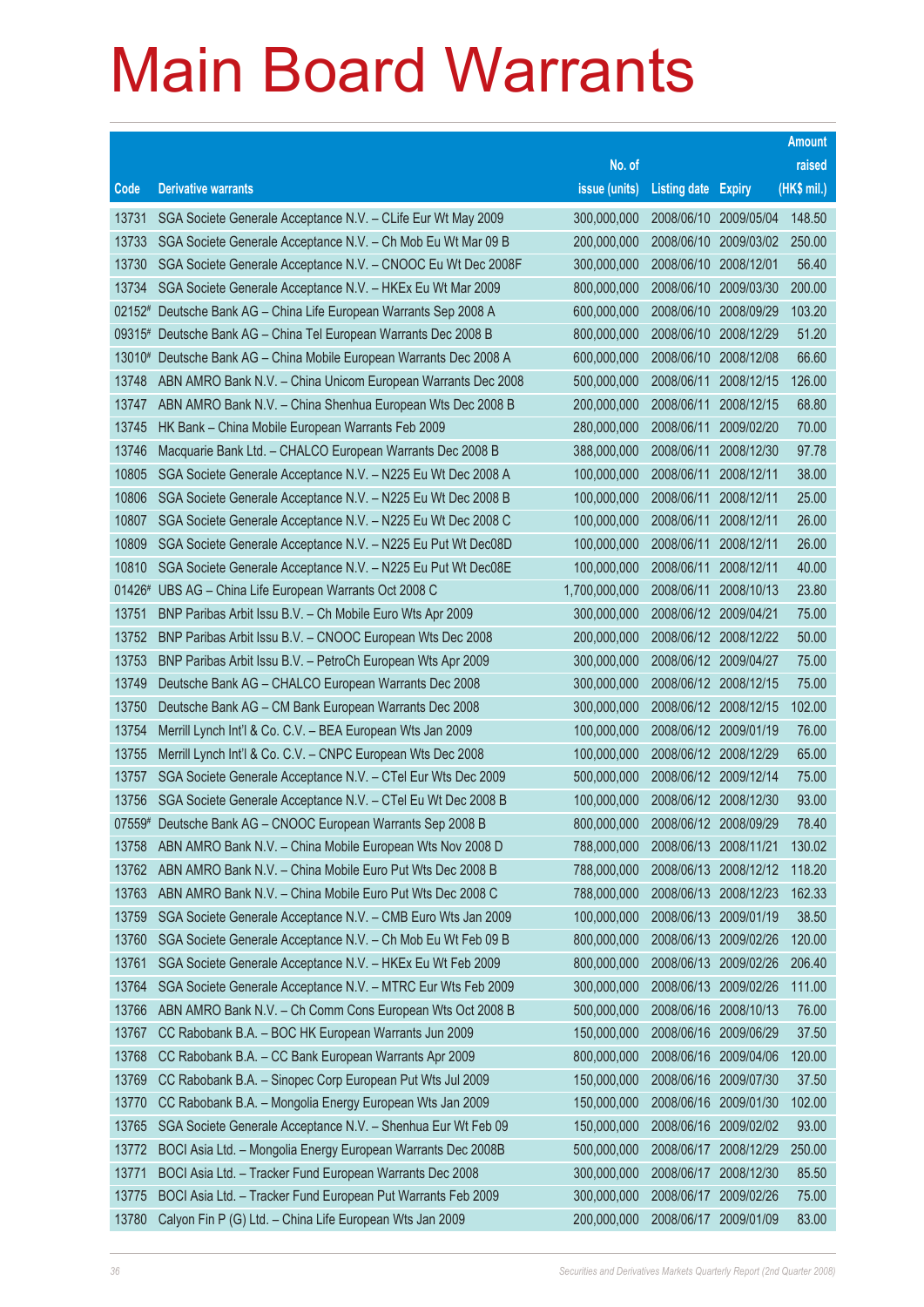# Main Board Warrants

| Code | Derivative warrants | No. of issue (units) | Listing date | Expiry | Amount raised (HK$ mil.) |
|---|---|---|---|---|---|
| 13731 | SGA Societe Generale Acceptance N.V. – CLife Eur Wt May 2009 | 300,000,000 | 2008/06/10 | 2009/05/04 | 148.50 |
| 13733 | SGA Societe Generale Acceptance N.V. – Ch Mob Eu Wt Mar 09 B | 200,000,000 | 2008/06/10 | 2009/03/02 | 250.00 |
| 13730 | SGA Societe Generale Acceptance N.V. – CNOOC Eu Wt Dec 2008F | 300,000,000 | 2008/06/10 | 2008/12/01 | 56.40 |
| 13734 | SGA Societe Generale Acceptance N.V. – HKEx Eu Wt Mar 2009 | 800,000,000 | 2008/06/10 | 2009/03/30 | 200.00 |
| 02152# | Deutsche Bank AG – China Life European Warrants Sep 2008 A | 600,000,000 | 2008/06/10 | 2008/09/29 | 103.20 |
| 09315# | Deutsche Bank AG – China Tel European Warrants Dec 2008 B | 800,000,000 | 2008/06/10 | 2008/12/29 | 51.20 |
| 13010# | Deutsche Bank AG – China Mobile European Warrants Dec 2008 A | 600,000,000 | 2008/06/10 | 2008/12/08 | 66.60 |
| 13748 | ABN AMRO Bank N.V. – China Unicom European Warrants Dec 2008 | 500,000,000 | 2008/06/11 | 2008/12/15 | 126.00 |
| 13747 | ABN AMRO Bank N.V. – China Shenhua European Wts Dec 2008 B | 200,000,000 | 2008/06/11 | 2008/12/15 | 68.80 |
| 13745 | HK Bank – China Mobile European Warrants Feb 2009 | 280,000,000 | 2008/06/11 | 2009/02/20 | 70.00 |
| 13746 | Macquarie Bank Ltd. – CHALCO European Warrants Dec 2008 B | 388,000,000 | 2008/06/11 | 2008/12/30 | 97.78 |
| 10805 | SGA Societe Generale Acceptance N.V. – N225 Eu Wt Dec 2008 A | 100,000,000 | 2008/06/11 | 2008/12/11 | 38.00 |
| 10806 | SGA Societe Generale Acceptance N.V. – N225 Eu Wt Dec 2008 B | 100,000,000 | 2008/06/11 | 2008/12/11 | 25.00 |
| 10807 | SGA Societe Generale Acceptance N.V. – N225 Eu Wt Dec 2008 C | 100,000,000 | 2008/06/11 | 2008/12/11 | 26.00 |
| 10809 | SGA Societe Generale Acceptance N.V. – N225 Eu Put Wt Dec08D | 100,000,000 | 2008/06/11 | 2008/12/11 | 26.00 |
| 10810 | SGA Societe Generale Acceptance N.V. – N225 Eu Put Wt Dec08E | 100,000,000 | 2008/06/11 | 2008/12/11 | 40.00 |
| 01426# | UBS AG – China Life European Warrants Oct 2008 C | 1,700,000,000 | 2008/06/11 | 2008/10/13 | 23.80 |
| 13751 | BNP Paribas Arbit Issu B.V. – Ch Mobile Euro Wts Apr 2009 | 300,000,000 | 2008/06/12 | 2009/04/21 | 75.00 |
| 13752 | BNP Paribas Arbit Issu B.V. – CNOOC European Wts Dec 2008 | 200,000,000 | 2008/06/12 | 2008/12/22 | 50.00 |
| 13753 | BNP Paribas Arbit Issu B.V. – PetroCh European Wts Apr 2009 | 300,000,000 | 2008/06/12 | 2009/04/27 | 75.00 |
| 13749 | Deutsche Bank AG – CHALCO European Warrants Dec 2008 | 300,000,000 | 2008/06/12 | 2008/12/15 | 75.00 |
| 13750 | Deutsche Bank AG – CM Bank European Warrants Dec 2008 | 300,000,000 | 2008/06/12 | 2008/12/15 | 102.00 |
| 13754 | Merrill Lynch Int'l & Co. C.V. – BEA European Wts Jan 2009 | 100,000,000 | 2008/06/12 | 2009/01/19 | 76.00 |
| 13755 | Merrill Lynch Int'l & Co. C.V. – CNPC European Wts Dec 2008 | 100,000,000 | 2008/06/12 | 2008/12/29 | 65.00 |
| 13757 | SGA Societe Generale Acceptance N.V. – CTel Eur Wts Dec 2009 | 500,000,000 | 2008/06/12 | 2009/12/14 | 75.00 |
| 13756 | SGA Societe Generale Acceptance N.V. – CTel Eu Wt Dec 2008 B | 100,000,000 | 2008/06/12 | 2008/12/30 | 93.00 |
| 07559# | Deutsche Bank AG – CNOOC European Warrants Sep 2008 B | 800,000,000 | 2008/06/12 | 2008/09/29 | 78.40 |
| 13758 | ABN AMRO Bank N.V. – China Mobile European Wts Nov 2008 D | 788,000,000 | 2008/06/13 | 2008/11/21 | 130.02 |
| 13762 | ABN AMRO Bank N.V. – China Mobile Euro Put Wts Dec 2008 B | 788,000,000 | 2008/06/13 | 2008/12/12 | 118.20 |
| 13763 | ABN AMRO Bank N.V. – China Mobile Euro Put Wts Dec 2008 C | 788,000,000 | 2008/06/13 | 2008/12/23 | 162.33 |
| 13759 | SGA Societe Generale Acceptance N.V. – CMB Euro Wts Jan 2009 | 100,000,000 | 2008/06/13 | 2009/01/19 | 38.50 |
| 13760 | SGA Societe Generale Acceptance N.V. – Ch Mob Eu Wt Feb 09 B | 800,000,000 | 2008/06/13 | 2009/02/26 | 120.00 |
| 13761 | SGA Societe Generale Acceptance N.V. – HKEx Eu Wt Feb 2009 | 800,000,000 | 2008/06/13 | 2009/02/26 | 206.40 |
| 13764 | SGA Societe Generale Acceptance N.V. – MTRC Eur Wts Feb 2009 | 300,000,000 | 2008/06/13 | 2009/02/26 | 111.00 |
| 13766 | ABN AMRO Bank N.V. – Ch Comm Cons European Wts Oct 2008 B | 500,000,000 | 2008/06/16 | 2008/10/13 | 76.00 |
| 13767 | CC Rabobank B.A. – BOC HK European Warrants Jun 2009 | 150,000,000 | 2008/06/16 | 2009/06/29 | 37.50 |
| 13768 | CC Rabobank B.A. – CC Bank European Warrants Apr 2009 | 800,000,000 | 2008/06/16 | 2009/04/06 | 120.00 |
| 13769 | CC Rabobank B.A. – Sinopec Corp European Put Wts Jul 2009 | 150,000,000 | 2008/06/16 | 2009/07/30 | 37.50 |
| 13770 | CC Rabobank B.A. – Mongolia Energy European Wts Jan 2009 | 150,000,000 | 2008/06/16 | 2009/01/30 | 102.00 |
| 13765 | SGA Societe Generale Acceptance N.V. – Shenhua Eur Wt Feb 09 | 150,000,000 | 2008/06/16 | 2009/02/02 | 93.00 |
| 13772 | BOCI Asia Ltd. – Mongolia Energy European Warrants Dec 2008B | 500,000,000 | 2008/06/17 | 2008/12/29 | 250.00 |
| 13771 | BOCI Asia Ltd. – Tracker Fund European Warrants Dec 2008 | 300,000,000 | 2008/06/17 | 2008/12/30 | 85.50 |
| 13775 | BOCI Asia Ltd. – Tracker Fund European Put Warrants Feb 2009 | 300,000,000 | 2008/06/17 | 2009/02/26 | 75.00 |
| 13780 | Calyon Fin P (G) Ltd. – China Life European Wts Jan 2009 | 200,000,000 | 2008/06/17 | 2009/01/09 | 83.00 |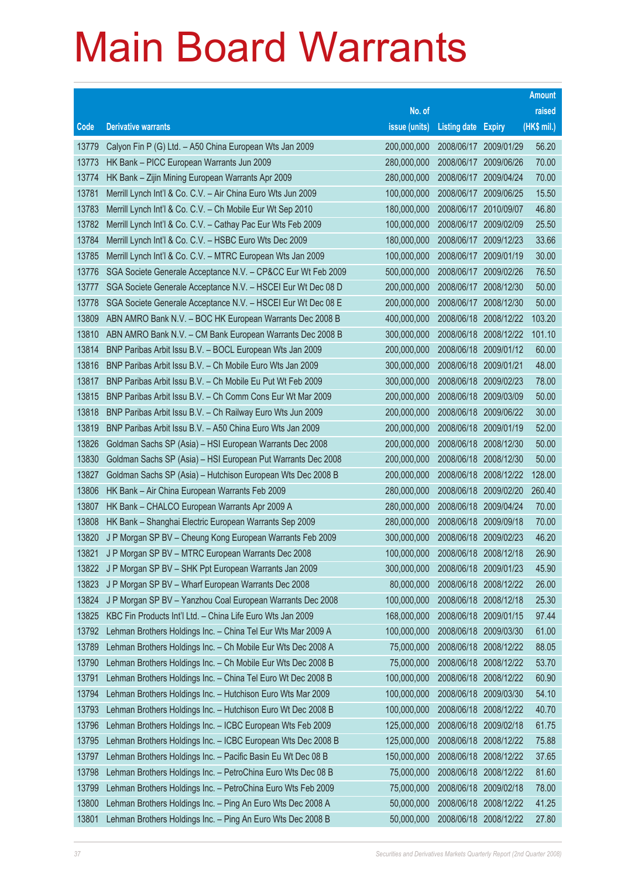# Main Board Warrants

| Code | Derivative warrants | No. of issue (units) | Listing date | Expiry | Amount raised (HK$ mil.) |
|---|---|---|---|---|---|
| 13779 | Calyon Fin P (G) Ltd. – A50 China European Wts Jan 2009 | 200,000,000 | 2008/06/17 | 2009/01/29 | 56.20 |
| 13773 | HK Bank – PICC European Warrants Jun 2009 | 280,000,000 | 2008/06/17 | 2009/06/26 | 70.00 |
| 13774 | HK Bank – Zijin Mining European Warrants Apr 2009 | 280,000,000 | 2008/06/17 | 2009/04/24 | 70.00 |
| 13781 | Merrill Lynch Int'l & Co. C.V. – Air China Euro Wts Jun 2009 | 100,000,000 | 2008/06/17 | 2009/06/25 | 15.50 |
| 13783 | Merrill Lynch Int'l & Co. C.V. – Ch Mobile Eur Wt Sep 2010 | 180,000,000 | 2008/06/17 | 2010/09/07 | 46.80 |
| 13782 | Merrill Lynch Int'l & Co. C.V. – Cathay Pac Eur Wts Feb 2009 | 100,000,000 | 2008/06/17 | 2009/02/09 | 25.50 |
| 13784 | Merrill Lynch Int'l & Co. C.V. – HSBC Euro Wts Dec 2009 | 180,000,000 | 2008/06/17 | 2009/12/23 | 33.66 |
| 13785 | Merrill Lynch Int'l & Co. C.V. – MTRC European Wts Jan 2009 | 100,000,000 | 2008/06/17 | 2009/01/19 | 30.00 |
| 13776 | SGA Societe Generale Acceptance N.V. – CP&CC Eur Wt Feb 2009 | 500,000,000 | 2008/06/17 | 2009/02/26 | 76.50 |
| 13777 | SGA Societe Generale Acceptance N.V. – HSCEI Eur Wt Dec 08 D | 200,000,000 | 2008/06/17 | 2008/12/30 | 50.00 |
| 13778 | SGA Societe Generale Acceptance N.V. – HSCEI Eur Wt Dec 08 E | 200,000,000 | 2008/06/17 | 2008/12/30 | 50.00 |
| 13809 | ABN AMRO Bank N.V. – BOC HK European Warrants Dec 2008 B | 400,000,000 | 2008/06/18 | 2008/12/22 | 103.20 |
| 13810 | ABN AMRO Bank N.V. – CM Bank European Warrants Dec 2008 B | 300,000,000 | 2008/06/18 | 2008/12/22 | 101.10 |
| 13814 | BNP Paribas Arbit Issu B.V. – BOCL European Wts Jan 2009 | 200,000,000 | 2008/06/18 | 2009/01/12 | 60.00 |
| 13816 | BNP Paribas Arbit Issu B.V. – Ch Mobile Euro Wts Jan 2009 | 300,000,000 | 2008/06/18 | 2009/01/21 | 48.00 |
| 13817 | BNP Paribas Arbit Issu B.V. – Ch Mobile Eu Put Wt Feb 2009 | 300,000,000 | 2008/06/18 | 2009/02/23 | 78.00 |
| 13815 | BNP Paribas Arbit Issu B.V. – Ch Comm Cons Eur Wt Mar 2009 | 200,000,000 | 2008/06/18 | 2009/03/09 | 50.00 |
| 13818 | BNP Paribas Arbit Issu B.V. – Ch Railway Euro Wts Jun 2009 | 200,000,000 | 2008/06/18 | 2009/06/22 | 30.00 |
| 13819 | BNP Paribas Arbit Issu B.V. – A50 China Euro Wts Jan 2009 | 200,000,000 | 2008/06/18 | 2009/01/19 | 52.00 |
| 13826 | Goldman Sachs SP (Asia) – HSI European Warrants Dec 2008 | 200,000,000 | 2008/06/18 | 2008/12/30 | 50.00 |
| 13830 | Goldman Sachs SP (Asia) – HSI European Put Warrants Dec 2008 | 200,000,000 | 2008/06/18 | 2008/12/30 | 50.00 |
| 13827 | Goldman Sachs SP (Asia) – Hutchison European Wts Dec 2008 B | 200,000,000 | 2008/06/18 | 2008/12/22 | 128.00 |
| 13806 | HK Bank – Air China European Warrants Feb 2009 | 280,000,000 | 2008/06/18 | 2009/02/20 | 260.40 |
| 13807 | HK Bank – CHALCO European Warrants Apr 2009 A | 280,000,000 | 2008/06/18 | 2009/04/24 | 70.00 |
| 13808 | HK Bank – Shanghai Electric European Warrants Sep 2009 | 280,000,000 | 2008/06/18 | 2009/09/18 | 70.00 |
| 13820 | J P Morgan SP BV – Cheung Kong European Warrants Feb 2009 | 300,000,000 | 2008/06/18 | 2009/02/23 | 46.20 |
| 13821 | J P Morgan SP BV – MTRC European Warrants Dec 2008 | 100,000,000 | 2008/06/18 | 2008/12/18 | 26.90 |
| 13822 | J P Morgan SP BV – SHK Ppt European Warrants Jan 2009 | 300,000,000 | 2008/06/18 | 2009/01/23 | 45.90 |
| 13823 | J P Morgan SP BV – Wharf European Warrants Dec 2008 | 80,000,000 | 2008/06/18 | 2008/12/22 | 26.00 |
| 13824 | J P Morgan SP BV – Yanzhou Coal European Warrants Dec 2008 | 100,000,000 | 2008/06/18 | 2008/12/18 | 25.30 |
| 13825 | KBC Fin Products Int'l Ltd. – China Life Euro Wts Jan 2009 | 168,000,000 | 2008/06/18 | 2009/01/15 | 97.44 |
| 13792 | Lehman Brothers Holdings Inc. – China Tel Eur Wts Mar 2009 A | 100,000,000 | 2008/06/18 | 2009/03/30 | 61.00 |
| 13789 | Lehman Brothers Holdings Inc. – Ch Mobile Eur Wts Dec 2008 A | 75,000,000 | 2008/06/18 | 2008/12/22 | 88.05 |
| 13790 | Lehman Brothers Holdings Inc. – Ch Mobile Eur Wts Dec 2008 B | 75,000,000 | 2008/06/18 | 2008/12/22 | 53.70 |
| 13791 | Lehman Brothers Holdings Inc. – China Tel Euro Wt Dec 2008 B | 100,000,000 | 2008/06/18 | 2008/12/22 | 60.90 |
| 13794 | Lehman Brothers Holdings Inc. – Hutchison Euro Wts Mar 2009 | 100,000,000 | 2008/06/18 | 2009/03/30 | 54.10 |
| 13793 | Lehman Brothers Holdings Inc. – Hutchison Euro Wt Dec 2008 B | 100,000,000 | 2008/06/18 | 2008/12/22 | 40.70 |
| 13796 | Lehman Brothers Holdings Inc. – ICBC European Wts Feb 2009 | 125,000,000 | 2008/06/18 | 2009/02/18 | 61.75 |
| 13795 | Lehman Brothers Holdings Inc. – ICBC European Wts Dec 2008 B | 125,000,000 | 2008/06/18 | 2008/12/22 | 75.88 |
| 13797 | Lehman Brothers Holdings Inc. – Pacific Basin Eu Wt Dec 08 B | 150,000,000 | 2008/06/18 | 2008/12/22 | 37.65 |
| 13798 | Lehman Brothers Holdings Inc. – PetroChina Euro Wts Dec 08 B | 75,000,000 | 2008/06/18 | 2008/12/22 | 81.60 |
| 13799 | Lehman Brothers Holdings Inc. – PetroChina Euro Wts Feb 2009 | 75,000,000 | 2008/06/18 | 2009/02/18 | 78.00 |
| 13800 | Lehman Brothers Holdings Inc. – Ping An Euro Wts Dec 2008 A | 50,000,000 | 2008/06/18 | 2008/12/22 | 41.25 |
| 13801 | Lehman Brothers Holdings Inc. – Ping An Euro Wts Dec 2008 B | 50,000,000 | 2008/06/18 | 2008/12/22 | 27.80 |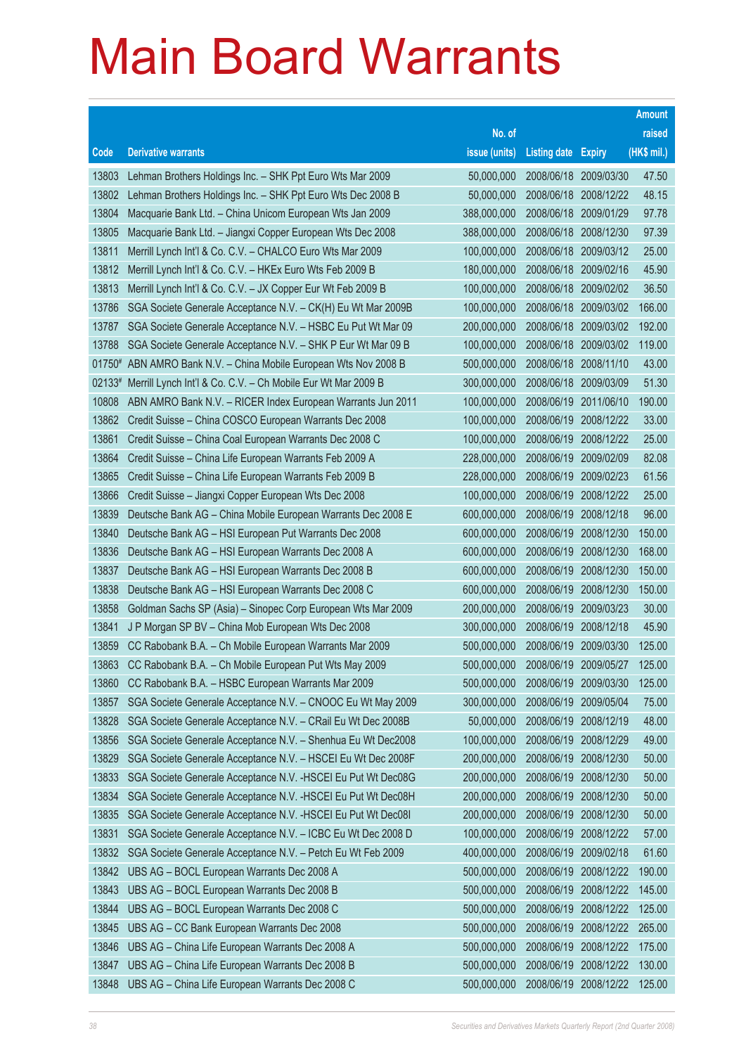# Main Board Warrants

| Code | Derivative warrants | No. of issue (units) | Listing date | Expiry | Amount raised (HK$ mil.) |
|---|---|---|---|---|---|
| 13803 | Lehman Brothers Holdings Inc. – SHK Ppt Euro Wts Mar 2009 | 50,000,000 | 2008/06/18 | 2009/03/30 | 47.50 |
| 13802 | Lehman Brothers Holdings Inc. – SHK Ppt Euro Wts Dec 2008 B | 50,000,000 | 2008/06/18 | 2008/12/22 | 48.15 |
| 13804 | Macquarie Bank Ltd. – China Unicom European Wts Jan 2009 | 388,000,000 | 2008/06/18 | 2009/01/29 | 97.78 |
| 13805 | Macquarie Bank Ltd. – Jiangxi Copper European Wts Dec 2008 | 388,000,000 | 2008/06/18 | 2008/12/30 | 97.39 |
| 13811 | Merrill Lynch Int'l & Co. C.V. – CHALCO Euro Wts Mar 2009 | 100,000,000 | 2008/06/18 | 2009/03/12 | 25.00 |
| 13812 | Merrill Lynch Int'l & Co. C.V. – HKEx Euro Wts Feb 2009 B | 180,000,000 | 2008/06/18 | 2009/02/16 | 45.90 |
| 13813 | Merrill Lynch Int'l & Co. C.V. – JX Copper Eur Wt Feb 2009 B | 100,000,000 | 2008/06/18 | 2009/02/02 | 36.50 |
| 13786 | SGA Societe Generale Acceptance N.V. – CK(H) Eu Wt Mar 2009B | 100,000,000 | 2008/06/18 | 2009/03/02 | 166.00 |
| 13787 | SGA Societe Generale Acceptance N.V. – HSBC Eu Put Wt Mar 09 | 200,000,000 | 2008/06/18 | 2009/03/02 | 192.00 |
| 13788 | SGA Societe Generale Acceptance N.V. – SHK P Eur Wt Mar 09 B | 100,000,000 | 2008/06/18 | 2009/03/02 | 119.00 |
| 01750# | ABN AMRO Bank N.V. – China Mobile European Wts Nov 2008 B | 500,000,000 | 2008/06/18 | 2008/11/10 | 43.00 |
| 02133# | Merrill Lynch Int'l & Co. C.V. – Ch Mobile Eur Wt Mar 2009 B | 300,000,000 | 2008/06/18 | 2009/03/09 | 51.30 |
| 10808 | ABN AMRO Bank N.V. – RICER Index European Warrants Jun 2011 | 100,000,000 | 2008/06/19 | 2011/06/10 | 190.00 |
| 13862 | Credit Suisse – China COSCO European Warrants Dec 2008 | 100,000,000 | 2008/06/19 | 2008/12/22 | 33.00 |
| 13861 | Credit Suisse – China Coal European Warrants Dec 2008 C | 100,000,000 | 2008/06/19 | 2008/12/22 | 25.00 |
| 13864 | Credit Suisse – China Life European Warrants Feb 2009 A | 228,000,000 | 2008/06/19 | 2009/02/09 | 82.08 |
| 13865 | Credit Suisse – China Life European Warrants Feb 2009 B | 228,000,000 | 2008/06/19 | 2009/02/23 | 61.56 |
| 13866 | Credit Suisse – Jiangxi Copper European Wts Dec 2008 | 100,000,000 | 2008/06/19 | 2008/12/22 | 25.00 |
| 13839 | Deutsche Bank AG – China Mobile European Warrants Dec 2008 E | 600,000,000 | 2008/06/19 | 2008/12/18 | 96.00 |
| 13840 | Deutsche Bank AG – HSI European Put Warrants Dec 2008 | 600,000,000 | 2008/06/19 | 2008/12/30 | 150.00 |
| 13836 | Deutsche Bank AG – HSI European Warrants Dec 2008 A | 600,000,000 | 2008/06/19 | 2008/12/30 | 168.00 |
| 13837 | Deutsche Bank AG – HSI European Warrants Dec 2008 B | 600,000,000 | 2008/06/19 | 2008/12/30 | 150.00 |
| 13838 | Deutsche Bank AG – HSI European Warrants Dec 2008 C | 600,000,000 | 2008/06/19 | 2008/12/30 | 150.00 |
| 13858 | Goldman Sachs SP (Asia) – Sinopec Corp European Wts Mar 2009 | 200,000,000 | 2008/06/19 | 2009/03/23 | 30.00 |
| 13841 | J P Morgan SP BV – China Mob European Wts Dec 2008 | 300,000,000 | 2008/06/19 | 2008/12/18 | 45.90 |
| 13859 | CC Rabobank B.A. – Ch Mobile European Warrants Mar 2009 | 500,000,000 | 2008/06/19 | 2009/03/30 | 125.00 |
| 13863 | CC Rabobank B.A. – Ch Mobile European Put Wts May 2009 | 500,000,000 | 2008/06/19 | 2009/05/27 | 125.00 |
| 13860 | CC Rabobank B.A. – HSBC European Warrants Mar 2009 | 500,000,000 | 2008/06/19 | 2009/03/30 | 125.00 |
| 13857 | SGA Societe Generale Acceptance N.V. – CNOOC Eu Wt May 2009 | 300,000,000 | 2008/06/19 | 2009/05/04 | 75.00 |
| 13828 | SGA Societe Generale Acceptance N.V. – CRail Eu Wt Dec 2008B | 50,000,000 | 2008/06/19 | 2008/12/19 | 48.00 |
| 13856 | SGA Societe Generale Acceptance N.V. – Shenhua Eu Wt Dec2008 | 100,000,000 | 2008/06/19 | 2008/12/29 | 49.00 |
| 13829 | SGA Societe Generale Acceptance N.V. – HSCEI Eu Wt Dec 2008F | 200,000,000 | 2008/06/19 | 2008/12/30 | 50.00 |
| 13833 | SGA Societe Generale Acceptance N.V. -HSCEI Eu Put Wt Dec08G | 200,000,000 | 2008/06/19 | 2008/12/30 | 50.00 |
| 13834 | SGA Societe Generale Acceptance N.V. -HSCEI Eu Put Wt Dec08H | 200,000,000 | 2008/06/19 | 2008/12/30 | 50.00 |
| 13835 | SGA Societe Generale Acceptance N.V. -HSCEI Eu Put Wt Dec08I | 200,000,000 | 2008/06/19 | 2008/12/30 | 50.00 |
| 13831 | SGA Societe Generale Acceptance N.V. – ICBC Eu Wt Dec 2008 D | 100,000,000 | 2008/06/19 | 2008/12/22 | 57.00 |
| 13832 | SGA Societe Generale Acceptance N.V. – Petch Eu Wt Feb 2009 | 400,000,000 | 2008/06/19 | 2009/02/18 | 61.60 |
| 13842 | UBS AG – BOCL European Warrants Dec 2008 A | 500,000,000 | 2008/06/19 | 2008/12/22 | 190.00 |
| 13843 | UBS AG – BOCL European Warrants Dec 2008 B | 500,000,000 | 2008/06/19 | 2008/12/22 | 145.00 |
| 13844 | UBS AG – BOCL European Warrants Dec 2008 C | 500,000,000 | 2008/06/19 | 2008/12/22 | 125.00 |
| 13845 | UBS AG – CC Bank European Warrants Dec 2008 | 500,000,000 | 2008/06/19 | 2008/12/22 | 265.00 |
| 13846 | UBS AG – China Life European Warrants Dec 2008 A | 500,000,000 | 2008/06/19 | 2008/12/22 | 175.00 |
| 13847 | UBS AG – China Life European Warrants Dec 2008 B | 500,000,000 | 2008/06/19 | 2008/12/22 | 130.00 |
| 13848 | UBS AG – China Life European Warrants Dec 2008 C | 500,000,000 | 2008/06/19 | 2008/12/22 | 125.00 |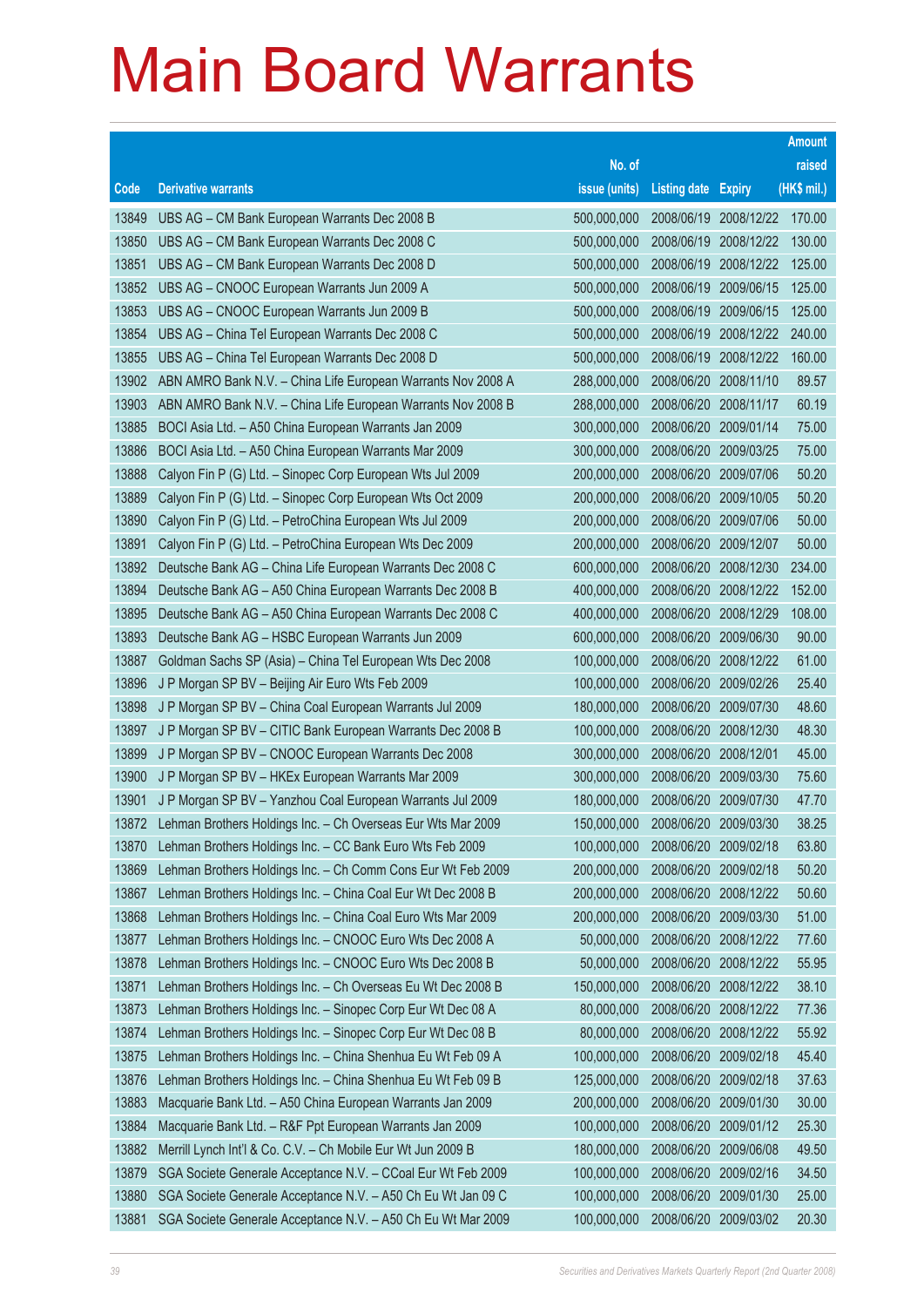# Main Board Warrants

| Code | Derivative warrants | No. of issue (units) | Listing date | Expiry | Amount raised (HK$ mil.) |
|---|---|---|---|---|---|
| 13849 | UBS AG – CM Bank European Warrants Dec 2008 B | 500,000,000 | 2008/06/19 | 2008/12/22 | 170.00 |
| 13850 | UBS AG – CM Bank European Warrants Dec 2008 C | 500,000,000 | 2008/06/19 | 2008/12/22 | 130.00 |
| 13851 | UBS AG – CM Bank European Warrants Dec 2008 D | 500,000,000 | 2008/06/19 | 2008/12/22 | 125.00 |
| 13852 | UBS AG – CNOOC European Warrants Jun 2009 A | 500,000,000 | 2008/06/19 | 2009/06/15 | 125.00 |
| 13853 | UBS AG – CNOOC European Warrants Jun 2009 B | 500,000,000 | 2008/06/19 | 2009/06/15 | 125.00 |
| 13854 | UBS AG – China Tel European Warrants Dec 2008 C | 500,000,000 | 2008/06/19 | 2008/12/22 | 240.00 |
| 13855 | UBS AG – China Tel European Warrants Dec 2008 D | 500,000,000 | 2008/06/19 | 2008/12/22 | 160.00 |
| 13902 | ABN AMRO Bank N.V. – China Life European Warrants Nov 2008 A | 288,000,000 | 2008/06/20 | 2008/11/10 | 89.57 |
| 13903 | ABN AMRO Bank N.V. – China Life European Warrants Nov 2008 B | 288,000,000 | 2008/06/20 | 2008/11/17 | 60.19 |
| 13885 | BOCI Asia Ltd. – A50 China European Warrants Jan 2009 | 300,000,000 | 2008/06/20 | 2009/01/14 | 75.00 |
| 13886 | BOCI Asia Ltd. – A50 China European Warrants Mar 2009 | 300,000,000 | 2008/06/20 | 2009/03/25 | 75.00 |
| 13888 | Calyon Fin P (G) Ltd. – Sinopec Corp European Wts Jul 2009 | 200,000,000 | 2008/06/20 | 2009/07/06 | 50.20 |
| 13889 | Calyon Fin P (G) Ltd. – Sinopec Corp European Wts Oct 2009 | 200,000,000 | 2008/06/20 | 2009/10/05 | 50.20 |
| 13890 | Calyon Fin P (G) Ltd. – PetroChina European Wts Jul 2009 | 200,000,000 | 2008/06/20 | 2009/07/06 | 50.00 |
| 13891 | Calyon Fin P (G) Ltd. – PetroChina European Wts Dec 2009 | 200,000,000 | 2008/06/20 | 2009/12/07 | 50.00 |
| 13892 | Deutsche Bank AG – China Life European Warrants Dec 2008 C | 600,000,000 | 2008/06/20 | 2008/12/30 | 234.00 |
| 13894 | Deutsche Bank AG – A50 China European Warrants Dec 2008 B | 400,000,000 | 2008/06/20 | 2008/12/22 | 152.00 |
| 13895 | Deutsche Bank AG – A50 China European Warrants Dec 2008 C | 400,000,000 | 2008/06/20 | 2008/12/29 | 108.00 |
| 13893 | Deutsche Bank AG – HSBC European Warrants Jun 2009 | 600,000,000 | 2008/06/20 | 2009/06/30 | 90.00 |
| 13887 | Goldman Sachs SP (Asia) – China Tel European Wts Dec 2008 | 100,000,000 | 2008/06/20 | 2008/12/22 | 61.00 |
| 13896 | J P Morgan SP BV – Beijing Air Euro Wts Feb 2009 | 100,000,000 | 2008/06/20 | 2009/02/26 | 25.40 |
| 13898 | J P Morgan SP BV – China Coal European Warrants Jul 2009 | 180,000,000 | 2008/06/20 | 2009/07/30 | 48.60 |
| 13897 | J P Morgan SP BV – CITIC Bank European Warrants Dec 2008 B | 100,000,000 | 2008/06/20 | 2008/12/30 | 48.30 |
| 13899 | J P Morgan SP BV – CNOOC European Warrants Dec 2008 | 300,000,000 | 2008/06/20 | 2008/12/01 | 45.00 |
| 13900 | J P Morgan SP BV – HKEx European Warrants Mar 2009 | 300,000,000 | 2008/06/20 | 2009/03/30 | 75.60 |
| 13901 | J P Morgan SP BV – Yanzhou Coal European Warrants Jul 2009 | 180,000,000 | 2008/06/20 | 2009/07/30 | 47.70 |
| 13872 | Lehman Brothers Holdings Inc. – Ch Overseas Eur Wts Mar 2009 | 150,000,000 | 2008/06/20 | 2009/03/30 | 38.25 |
| 13870 | Lehman Brothers Holdings Inc. – CC Bank Euro Wts Feb 2009 | 100,000,000 | 2008/06/20 | 2009/02/18 | 63.80 |
| 13869 | Lehman Brothers Holdings Inc. – Ch Comm Cons Eur Wt Feb 2009 | 200,000,000 | 2008/06/20 | 2009/02/18 | 50.20 |
| 13867 | Lehman Brothers Holdings Inc. – China Coal Eur Wt Dec 2008 B | 200,000,000 | 2008/06/20 | 2008/12/22 | 50.60 |
| 13868 | Lehman Brothers Holdings Inc. – China Coal Euro Wts Mar 2009 | 200,000,000 | 2008/06/20 | 2009/03/30 | 51.00 |
| 13877 | Lehman Brothers Holdings Inc. – CNOOC Euro Wts Dec 2008 A | 50,000,000 | 2008/06/20 | 2008/12/22 | 77.60 |
| 13878 | Lehman Brothers Holdings Inc. – CNOOC Euro Wts Dec 2008 B | 50,000,000 | 2008/06/20 | 2008/12/22 | 55.95 |
| 13871 | Lehman Brothers Holdings Inc. – Ch Overseas Eu Wt Dec 2008 B | 150,000,000 | 2008/06/20 | 2008/12/22 | 38.10 |
| 13873 | Lehman Brothers Holdings Inc. – Sinopec Corp Eur Wt Dec 08 A | 80,000,000 | 2008/06/20 | 2008/12/22 | 77.36 |
| 13874 | Lehman Brothers Holdings Inc. – Sinopec Corp Eur Wt Dec 08 B | 80,000,000 | 2008/06/20 | 2008/12/22 | 55.92 |
| 13875 | Lehman Brothers Holdings Inc. – China Shenhua Eu Wt Feb 09 A | 100,000,000 | 2008/06/20 | 2009/02/18 | 45.40 |
| 13876 | Lehman Brothers Holdings Inc. – China Shenhua Eu Wt Feb 09 B | 125,000,000 | 2008/06/20 | 2009/02/18 | 37.63 |
| 13883 | Macquarie Bank Ltd. – A50 China European Warrants Jan 2009 | 200,000,000 | 2008/06/20 | 2009/01/30 | 30.00 |
| 13884 | Macquarie Bank Ltd. – R&F Ppt European Warrants Jan 2009 | 100,000,000 | 2008/06/20 | 2009/01/12 | 25.30 |
| 13882 | Merrill Lynch Int'l & Co. C.V. – Ch Mobile Eur Wt Jun 2009 B | 180,000,000 | 2008/06/20 | 2009/06/08 | 49.50 |
| 13879 | SGA Societe Generale Acceptance N.V. – CCoal Eur Wt Feb 2009 | 100,000,000 | 2008/06/20 | 2009/02/16 | 34.50 |
| 13880 | SGA Societe Generale Acceptance N.V. – A50 Ch Eu Wt Jan 09 C | 100,000,000 | 2008/06/20 | 2009/01/30 | 25.00 |
| 13881 | SGA Societe Generale Acceptance N.V. – A50 Ch Eu Wt Mar 2009 | 100,000,000 | 2008/06/20 | 2009/03/02 | 20.30 |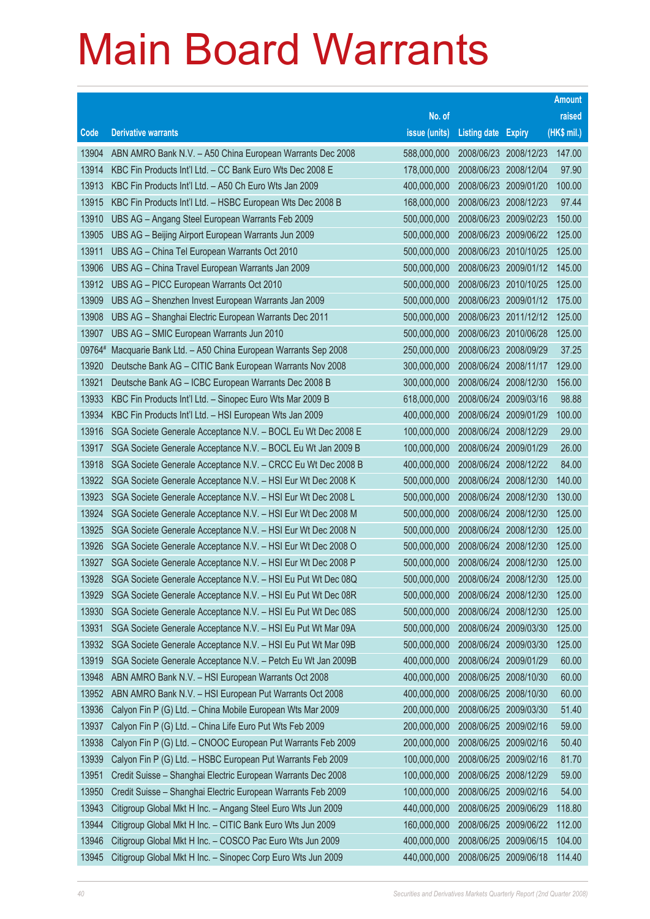# Main Board Warrants

| Code | Derivative warrants | No. of issue (units) | Listing date | Expiry | Amount raised (HK$ mil.) |
|---|---|---|---|---|---|
| 13904 | ABN AMRO Bank N.V. – A50 China European Warrants Dec 2008 | 588,000,000 | 2008/06/23 | 2008/12/23 | 147.00 |
| 13914 | KBC Fin Products Int'l Ltd. – CC Bank Euro Wts Dec 2008 E | 178,000,000 | 2008/06/23 | 2008/12/04 | 97.90 |
| 13913 | KBC Fin Products Int'l Ltd. – A50 Ch Euro Wts Jan 2009 | 400,000,000 | 2008/06/23 | 2009/01/20 | 100.00 |
| 13915 | KBC Fin Products Int'l Ltd. – HSBC European Wts Dec 2008 B | 168,000,000 | 2008/06/23 | 2008/12/23 | 97.44 |
| 13910 | UBS AG – Angang Steel European Warrants Feb 2009 | 500,000,000 | 2008/06/23 | 2009/02/23 | 150.00 |
| 13905 | UBS AG – Beijing Airport European Warrants Jun 2009 | 500,000,000 | 2008/06/23 | 2009/06/22 | 125.00 |
| 13911 | UBS AG – China Tel European Warrants Oct 2010 | 500,000,000 | 2008/06/23 | 2010/10/25 | 125.00 |
| 13906 | UBS AG – China Travel European Warrants Jan 2009 | 500,000,000 | 2008/06/23 | 2009/01/12 | 145.00 |
| 13912 | UBS AG – PICC European Warrants Oct 2010 | 500,000,000 | 2008/06/23 | 2010/10/25 | 125.00 |
| 13909 | UBS AG – Shenzhen Invest European Warrants Jan 2009 | 500,000,000 | 2008/06/23 | 2009/01/12 | 175.00 |
| 13908 | UBS AG – Shanghai Electric European Warrants Dec 2011 | 500,000,000 | 2008/06/23 | 2011/12/12 | 125.00 |
| 13907 | UBS AG – SMIC European Warrants Jun 2010 | 500,000,000 | 2008/06/23 | 2010/06/28 | 125.00 |
| 09764# | Macquarie Bank Ltd. – A50 China European Warrants Sep 2008 | 250,000,000 | 2008/06/23 | 2008/09/29 | 37.25 |
| 13920 | Deutsche Bank AG – CITIC Bank European Warrants Nov 2008 | 300,000,000 | 2008/06/24 | 2008/11/17 | 129.00 |
| 13921 | Deutsche Bank AG – ICBC European Warrants Dec 2008 B | 300,000,000 | 2008/06/24 | 2008/12/30 | 156.00 |
| 13933 | KBC Fin Products Int'l Ltd. – Sinopec Euro Wts Mar 2009 B | 618,000,000 | 2008/06/24 | 2009/03/16 | 98.88 |
| 13934 | KBC Fin Products Int'l Ltd. – HSI European Wts Jan 2009 | 400,000,000 | 2008/06/24 | 2009/01/29 | 100.00 |
| 13916 | SGA Societe Generale Acceptance N.V. – BOCL Eu Wt Dec 2008 E | 100,000,000 | 2008/06/24 | 2008/12/29 | 29.00 |
| 13917 | SGA Societe Generale Acceptance N.V. – BOCL Eu Wt Jan 2009 B | 100,000,000 | 2008/06/24 | 2009/01/29 | 26.00 |
| 13918 | SGA Societe Generale Acceptance N.V. – CRCC Eu Wt Dec 2008 B | 400,000,000 | 2008/06/24 | 2008/12/22 | 84.00 |
| 13922 | SGA Societe Generale Acceptance N.V. – HSI Eur Wt Dec 2008 K | 500,000,000 | 2008/06/24 | 2008/12/30 | 140.00 |
| 13923 | SGA Societe Generale Acceptance N.V. – HSI Eur Wt Dec 2008 L | 500,000,000 | 2008/06/24 | 2008/12/30 | 130.00 |
| 13924 | SGA Societe Generale Acceptance N.V. – HSI Eur Wt Dec 2008 M | 500,000,000 | 2008/06/24 | 2008/12/30 | 125.00 |
| 13925 | SGA Societe Generale Acceptance N.V. – HSI Eur Wt Dec 2008 N | 500,000,000 | 2008/06/24 | 2008/12/30 | 125.00 |
| 13926 | SGA Societe Generale Acceptance N.V. – HSI Eur Wt Dec 2008 O | 500,000,000 | 2008/06/24 | 2008/12/30 | 125.00 |
| 13927 | SGA Societe Generale Acceptance N.V. – HSI Eur Wt Dec 2008 P | 500,000,000 | 2008/06/24 | 2008/12/30 | 125.00 |
| 13928 | SGA Societe Generale Acceptance N.V. – HSI Eu Put Wt Dec 08Q | 500,000,000 | 2008/06/24 | 2008/12/30 | 125.00 |
| 13929 | SGA Societe Generale Acceptance N.V. – HSI Eu Put Wt Dec 08R | 500,000,000 | 2008/06/24 | 2008/12/30 | 125.00 |
| 13930 | SGA Societe Generale Acceptance N.V. – HSI Eu Put Wt Dec 08S | 500,000,000 | 2008/06/24 | 2008/12/30 | 125.00 |
| 13931 | SGA Societe Generale Acceptance N.V. – HSI Eu Put Wt Mar 09A | 500,000,000 | 2008/06/24 | 2009/03/30 | 125.00 |
| 13932 | SGA Societe Generale Acceptance N.V. – HSI Eu Put Wt Mar 09B | 500,000,000 | 2008/06/24 | 2009/03/30 | 125.00 |
| 13919 | SGA Societe Generale Acceptance N.V. – Petch Eu Wt Jan 2009B | 400,000,000 | 2008/06/24 | 2009/01/29 | 60.00 |
| 13948 | ABN AMRO Bank N.V. – HSI European Warrants Oct 2008 | 400,000,000 | 2008/06/25 | 2008/10/30 | 60.00 |
| 13952 | ABN AMRO Bank N.V. – HSI European Put Warrants Oct 2008 | 400,000,000 | 2008/06/25 | 2008/10/30 | 60.00 |
| 13936 | Calyon Fin P (G) Ltd. – China Mobile European Wts Mar 2009 | 200,000,000 | 2008/06/25 | 2009/03/30 | 51.40 |
| 13937 | Calyon Fin P (G) Ltd. – China Life Euro Put Wts Feb 2009 | 200,000,000 | 2008/06/25 | 2009/02/16 | 59.00 |
| 13938 | Calyon Fin P (G) Ltd. – CNOOC European Put Warrants Feb 2009 | 200,000,000 | 2008/06/25 | 2009/02/16 | 50.40 |
| 13939 | Calyon Fin P (G) Ltd. – HSBC European Put Warrants Feb 2009 | 100,000,000 | 2008/06/25 | 2009/02/16 | 81.70 |
| 13951 | Credit Suisse – Shanghai Electric European Warrants Dec 2008 | 100,000,000 | 2008/06/25 | 2008/12/29 | 59.00 |
| 13950 | Credit Suisse – Shanghai Electric European Warrants Feb 2009 | 100,000,000 | 2008/06/25 | 2009/02/16 | 54.00 |
| 13943 | Citigroup Global Mkt H Inc. – Angang Steel Euro Wts Jun 2009 | 440,000,000 | 2008/06/25 | 2009/06/29 | 118.80 |
| 13944 | Citigroup Global Mkt H Inc. – CITIC Bank Euro Wts Jun 2009 | 160,000,000 | 2008/06/25 | 2009/06/22 | 112.00 |
| 13946 | Citigroup Global Mkt H Inc. – COSCO Pac Euro Wts Jun 2009 | 400,000,000 | 2008/06/25 | 2009/06/15 | 104.00 |
| 13945 | Citigroup Global Mkt H Inc. – Sinopec Corp Euro Wts Jun 2009 | 440,000,000 | 2008/06/25 | 2009/06/18 | 114.40 |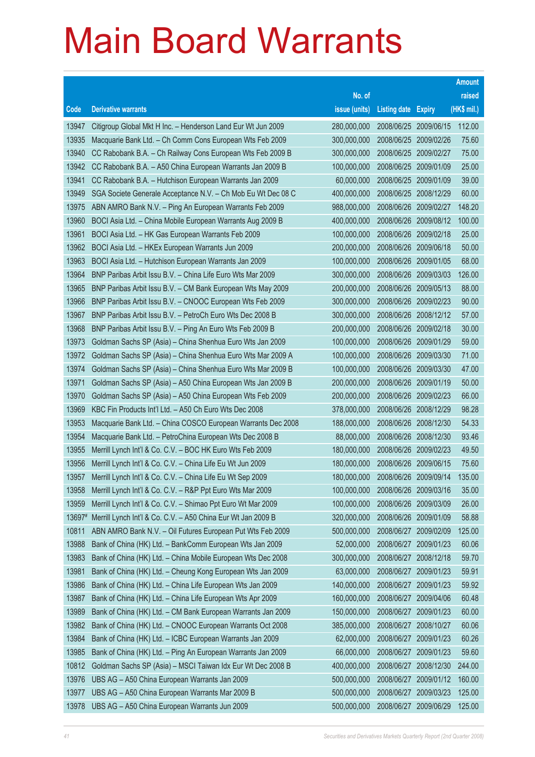# Main Board Warrants

| Code | Derivative warrants | No. of issue (units) | Listing date | Expiry | Amount raised (HK$ mil.) |
|---|---|---|---|---|---|
| 13947 | Citigroup Global Mkt H Inc. – Henderson Land Eur Wt Jun 2009 | 280,000,000 | 2008/06/25 | 2009/06/15 | 112.00 |
| 13935 | Macquarie Bank Ltd. – Ch Comm Cons European Wts Feb 2009 | 300,000,000 | 2008/06/25 | 2009/02/26 | 75.60 |
| 13940 | CC Rabobank B.A. – Ch Railway Cons European Wts Feb 2009 B | 300,000,000 | 2008/06/25 | 2009/02/27 | 75.00 |
| 13942 | CC Rabobank B.A. – A50 China European Warrants Jan 2009 B | 100,000,000 | 2008/06/25 | 2009/01/09 | 25.00 |
| 13941 | CC Rabobank B.A. – Hutchison European Warrants Jan 2009 | 60,000,000 | 2008/06/25 | 2009/01/09 | 39.00 |
| 13949 | SGA Societe Generale Acceptance N.V. – Ch Mob Eu Wt Dec 08 C | 400,000,000 | 2008/06/25 | 2008/12/29 | 60.00 |
| 13975 | ABN AMRO Bank N.V. – Ping An European Warrants Feb 2009 | 988,000,000 | 2008/06/26 | 2009/02/27 | 148.20 |
| 13960 | BOCI Asia Ltd. – China Mobile European Warrants Aug 2009 B | 400,000,000 | 2008/06/26 | 2009/08/12 | 100.00 |
| 13961 | BOCI Asia Ltd. – HK Gas European Warrants Feb 2009 | 100,000,000 | 2008/06/26 | 2009/02/18 | 25.00 |
| 13962 | BOCI Asia Ltd. – HKEx European Warrants Jun 2009 | 200,000,000 | 2008/06/26 | 2009/06/18 | 50.00 |
| 13963 | BOCI Asia Ltd. – Hutchison European Warrants Jan 2009 | 100,000,000 | 2008/06/26 | 2009/01/05 | 68.00 |
| 13964 | BNP Paribas Arbit Issu B.V. – China Life Euro Wts Mar 2009 | 300,000,000 | 2008/06/26 | 2009/03/03 | 126.00 |
| 13965 | BNP Paribas Arbit Issu B.V. – CM Bank European Wts May 2009 | 200,000,000 | 2008/06/26 | 2009/05/13 | 88.00 |
| 13966 | BNP Paribas Arbit Issu B.V. – CNOOC European Wts Feb 2009 | 300,000,000 | 2008/06/26 | 2009/02/23 | 90.00 |
| 13967 | BNP Paribas Arbit Issu B.V. – PetroCh Euro Wts Dec 2008 B | 300,000,000 | 2008/06/26 | 2008/12/12 | 57.00 |
| 13968 | BNP Paribas Arbit Issu B.V. – Ping An Euro Wts Feb 2009 B | 200,000,000 | 2008/06/26 | 2009/02/18 | 30.00 |
| 13973 | Goldman Sachs SP (Asia) – China Shenhua Euro Wts Jan 2009 | 100,000,000 | 2008/06/26 | 2009/01/29 | 59.00 |
| 13972 | Goldman Sachs SP (Asia) – China Shenhua Euro Wts Mar 2009 A | 100,000,000 | 2008/06/26 | 2009/03/30 | 71.00 |
| 13974 | Goldman Sachs SP (Asia) – China Shenhua Euro Wts Mar 2009 B | 100,000,000 | 2008/06/26 | 2009/03/30 | 47.00 |
| 13971 | Goldman Sachs SP (Asia) – A50 China European Wts Jan 2009 B | 200,000,000 | 2008/06/26 | 2009/01/19 | 50.00 |
| 13970 | Goldman Sachs SP (Asia) – A50 China European Wts Feb 2009 | 200,000,000 | 2008/06/26 | 2009/02/23 | 66.00 |
| 13969 | KBC Fin Products Int'l Ltd. – A50 Ch Euro Wts Dec 2008 | 378,000,000 | 2008/06/26 | 2008/12/29 | 98.28 |
| 13953 | Macquarie Bank Ltd. – China COSCO European Warrants Dec 2008 | 188,000,000 | 2008/06/26 | 2008/12/30 | 54.33 |
| 13954 | Macquarie Bank Ltd. – PetroChina European Wts Dec 2008 B | 88,000,000 | 2008/06/26 | 2008/12/30 | 93.46 |
| 13955 | Merrill Lynch Int'l & Co. C.V. – BOC HK Euro Wts Feb 2009 | 180,000,000 | 2008/06/26 | 2009/02/23 | 49.50 |
| 13956 | Merrill Lynch Int'l & Co. C.V. – China Life Eu Wt Jun 2009 | 180,000,000 | 2008/06/26 | 2009/06/15 | 75.60 |
| 13957 | Merrill Lynch Int'l & Co. C.V. – China Life Eu Wt Sep 2009 | 180,000,000 | 2008/06/26 | 2009/09/14 | 135.00 |
| 13958 | Merrill Lynch Int'l & Co. C.V. – R&P Ppt Euro Wts Mar 2009 | 100,000,000 | 2008/06/26 | 2009/03/16 | 35.00 |
| 13959 | Merrill Lynch Int'l & Co. C.V. – Shimao Ppt Euro Wt Mar 2009 | 100,000,000 | 2008/06/26 | 2009/03/09 | 26.00 |
| 13697# | Merrill Lynch Int'l & Co. C.V. – A50 China Eur Wt Jan 2009 B | 320,000,000 | 2008/06/26 | 2009/01/09 | 58.88 |
| 10811 | ABN AMRO Bank N.V. – Oil Futures European Put Wts Feb 2009 | 500,000,000 | 2008/06/27 | 2009/02/09 | 125.00 |
| 13988 | Bank of China (HK) Ltd. – BankComm European Wts Jan 2009 | 52,000,000 | 2008/06/27 | 2009/01/23 | 60.06 |
| 13983 | Bank of China (HK) Ltd. – China Mobile European Wts Dec 2008 | 300,000,000 | 2008/06/27 | 2008/12/18 | 59.70 |
| 13981 | Bank of China (HK) Ltd. – Cheung Kong European Wts Jan 2009 | 63,000,000 | 2008/06/27 | 2009/01/23 | 59.91 |
| 13986 | Bank of China (HK) Ltd. – China Life European Wts Jan 2009 | 140,000,000 | 2008/06/27 | 2009/01/23 | 59.92 |
| 13987 | Bank of China (HK) Ltd. – China Life European Wts Apr 2009 | 160,000,000 | 2008/06/27 | 2009/04/06 | 60.48 |
| 13989 | Bank of China (HK) Ltd. – CM Bank European Warrants Jan 2009 | 150,000,000 | 2008/06/27 | 2009/01/23 | 60.00 |
| 13982 | Bank of China (HK) Ltd. – CNOOC European Warrants Oct 2008 | 385,000,000 | 2008/06/27 | 2008/10/27 | 60.06 |
| 13984 | Bank of China (HK) Ltd. – ICBC European Warrants Jan 2009 | 62,000,000 | 2008/06/27 | 2009/01/23 | 60.26 |
| 13985 | Bank of China (HK) Ltd. – Ping An European Warrants Jan 2009 | 66,000,000 | 2008/06/27 | 2009/01/23 | 59.60 |
| 10812 | Goldman Sachs SP (Asia) – MSCI Taiwan Idx Eur Wt Dec 2008 B | 400,000,000 | 2008/06/27 | 2008/12/30 | 244.00 |
| 13976 | UBS AG – A50 China European Warrants Jan 2009 | 500,000,000 | 2008/06/27 | 2009/01/12 | 160.00 |
| 13977 | UBS AG – A50 China European Warrants Mar 2009 B | 500,000,000 | 2008/06/27 | 2009/03/23 | 125.00 |
| 13978 | UBS AG – A50 China European Warrants Jun 2009 | 500,000,000 | 2008/06/27 | 2009/06/29 | 125.00 |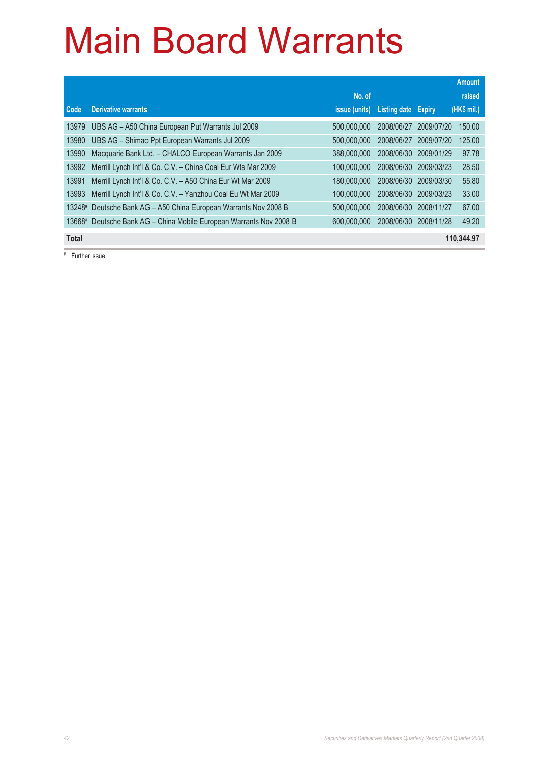# Main Board Warrants

| Code | Derivative warrants | No. of issue (units) | Listing date | Expiry | Amount raised (HK$ mil.) |
|---|---|---|---|---|---|
| 13979 | UBS AG – A50 China European Put Warrants Jul 2009 | 500,000,000 | 2008/06/27 | 2009/07/20 | 150.00 |
| 13980 | UBS AG – Shimao Ppt European Warrants Jul 2009 | 500,000,000 | 2008/06/27 | 2009/07/20 | 125.00 |
| 13990 | Macquarie Bank Ltd. – CHALCO European Warrants Jan 2009 | 388,000,000 | 2008/06/30 | 2009/01/29 | 97.78 |
| 13992 | Merrill Lynch Int'l & Co. C.V. – China Coal Eur Wts Mar 2009 | 100,000,000 | 2008/06/30 | 2009/03/23 | 28.50 |
| 13991 | Merrill Lynch Int'l & Co. C.V. – A50 China Eur Wt Mar 2009 | 180,000,000 | 2008/06/30 | 2009/03/30 | 55.80 |
| 13993 | Merrill Lynch Int'l & Co. C.V. – Yanzhou Coal Eu Wt Mar 2009 | 100,000,000 | 2008/06/30 | 2009/03/23 | 33.00 |
| 13248# | Deutsche Bank AG – A50 China European Warrants Nov 2008 B | 500,000,000 | 2008/06/30 | 2008/11/27 | 67.00 |
| 13668# | Deutsche Bank AG – China Mobile European Warrants Nov 2008 B | 600,000,000 | 2008/06/30 | 2008/11/28 | 49.20 |
| **Total** | | | | | **110,344.97** |

# Further issue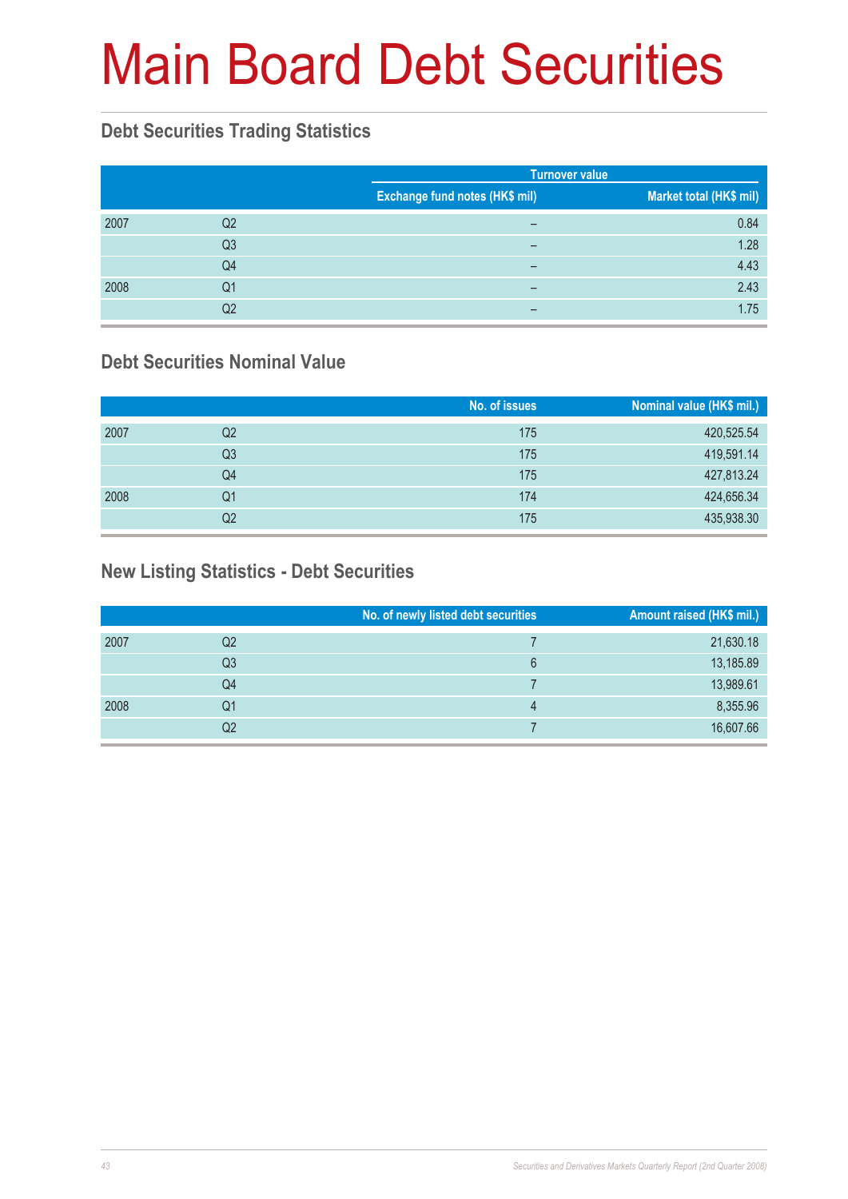# Main Board Debt Securities

## Debt Securities Trading Statistics

| | | Turnover value | |
|---|---|---|---|
| | | Exchange fund notes (HK$ mil) | Market total (HK$ mil) |
| 2007 | Q2 | – | 0.84 |
| | Q3 | – | 1.28 |
| | Q4 | – | 4.43 |
| 2008 | Q1 | – | 2.43 |
| | Q2 | – | 1.75 |

## Debt Securities Nominal Value

| | | No. of issues | Nominal value (HK$ mil.) |
|---|---|---|---|
| 2007 | Q2 | 175 | 420,525.54 |
| | Q3 | 175 | 419,591.14 |
| | Q4 | 175 | 427,813.24 |
| 2008 | Q1 | 174 | 424,656.34 |
| | Q2 | 175 | 435,938.30 |

## New Listing Statistics - Debt Securities

| | | No. of newly listed debt securities | Amount raised (HK$ mil.) |
|---|---|---|---|
| 2007 | Q2 | 7 | 21,630.18 |
| | Q3 | 6 | 13,185.89 |
| | Q4 | 7 | 13,989.61 |
| 2008 | Q1 | 4 | 8,355.96 |
| | Q2 | 7 | 16,607.66 |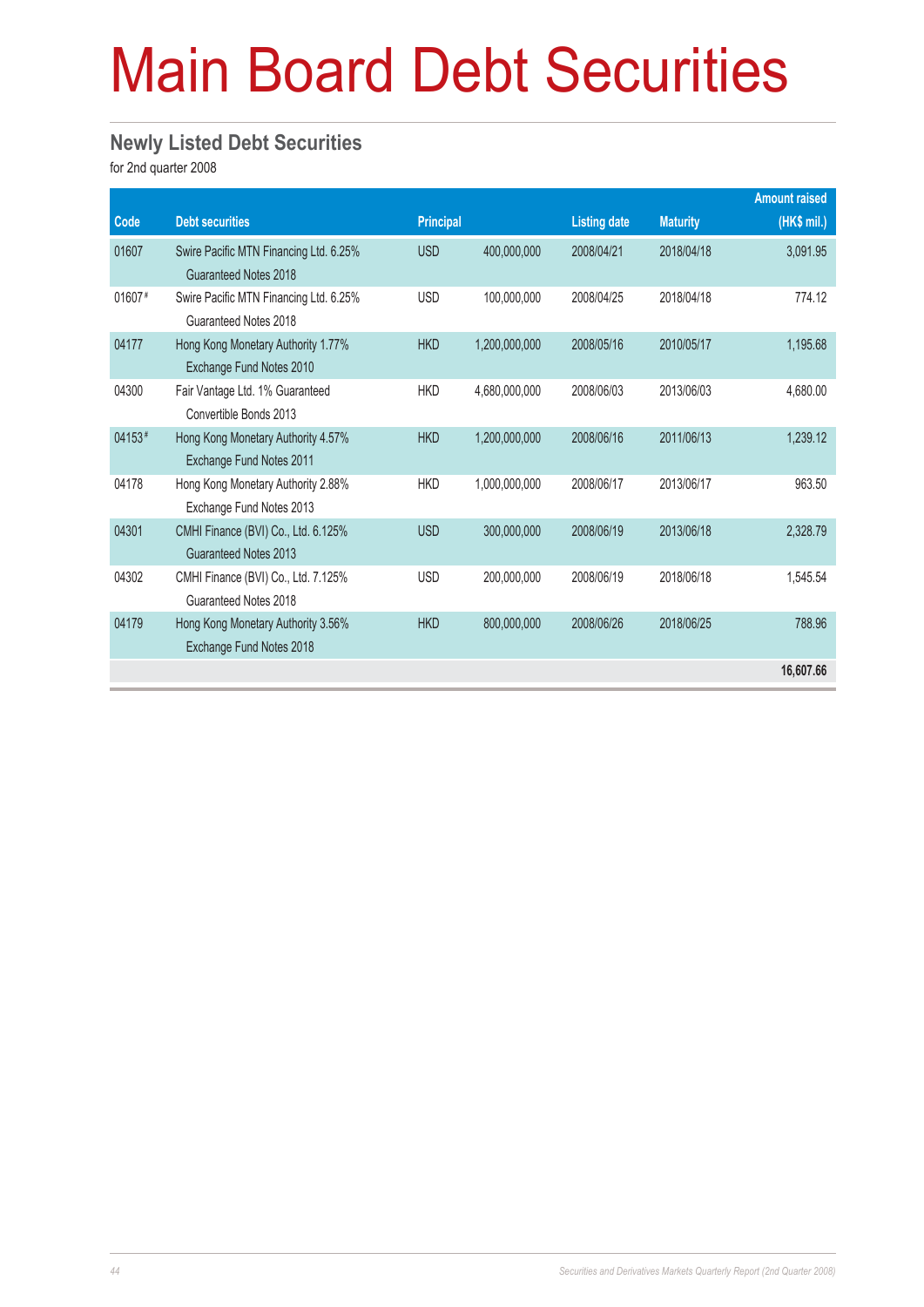# Main Board Debt Securities

## Newly Listed Debt Securities

for 2nd quarter 2008

| Code | Debt securities | Principal | | Listing date | Maturity | Amount raised (HK$ mil.) |
|---|---|---|---|---|---|---|
| 01607 | Swire Pacific MTN Financing Ltd. 6.25% Guaranteed Notes 2018 | USD | 400,000,000 | 2008/04/21 | 2018/04/18 | 3,091.95 |
| 01607 # | Swire Pacific MTN Financing Ltd. 6.25% Guaranteed Notes 2018 | USD | 100,000,000 | 2008/04/25 | 2018/04/18 | 774.12 |
| 04177 | Hong Kong Monetary Authority 1.77% Exchange Fund Notes 2010 | HKD | 1,200,000,000 | 2008/05/16 | 2010/05/17 | 1,195.68 |
| 04300 | Fair Vantage Ltd. 1% Guaranteed Convertible Bonds 2013 | HKD | 4,680,000,000 | 2008/06/03 | 2013/06/03 | 4,680.00 |
| 04153 # | Hong Kong Monetary Authority 4.57% Exchange Fund Notes 2011 | HKD | 1,200,000,000 | 2008/06/16 | 2011/06/13 | 1,239.12 |
| 04178 | Hong Kong Monetary Authority 2.88% Exchange Fund Notes 2013 | HKD | 1,000,000,000 | 2008/06/17 | 2013/06/17 | 963.50 |
| 04301 | CMHI Finance (BVI) Co., Ltd. 6.125% Guaranteed Notes 2013 | USD | 300,000,000 | 2008/06/19 | 2013/06/18 | 2,328.79 |
| 04302 | CMHI Finance (BVI) Co., Ltd. 7.125% Guaranteed Notes 2018 | USD | 200,000,000 | 2008/06/19 | 2018/06/18 | 1,545.54 |
| 04179 | Hong Kong Monetary Authority 3.56% Exchange Fund Notes 2018 | HKD | 800,000,000 | 2008/06/26 | 2018/06/25 | 788.96 |
| | | | | | | **16,607.66** |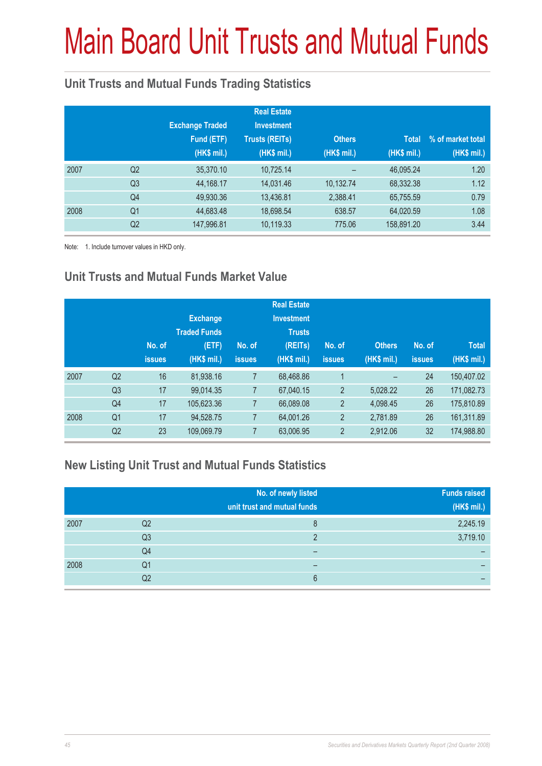# Main Board Unit Trusts and Mutual Funds

## Unit Trusts and Mutual Funds Trading Statistics

| | | Exchange Traded Fund (ETF) (HK$ mil.) | Real Estate Investment Trusts (REITs) (HK$ mil.) | Others (HK$ mil.) | Total (HK$ mil.) | % of market total (HK$ mil.) |
|---|---|---|---|---|---|---|
| 2007 | Q2 | 35,370.10 | 10,725.14 | – | 46,095.24 | 1.20 |
| | Q3 | 44,168.17 | 14,031.46 | 10,132.74 | 68,332.38 | 1.12 |
| | Q4 | 49,930.36 | 13,436.81 | 2,388.41 | 65,755.59 | 0.79 |
| 2008 | Q1 | 44,683.48 | 18,698.54 | 638.57 | 64,020.59 | 1.08 |
| | Q2 | 147,996.81 | 10,119.33 | 775.06 | 158,891.20 | 3.44 |

Note: 1. Include turnover values in HKD only.

## Unit Trusts and Mutual Funds Market Value

| | | No. of issues | Exchange Traded Funds (ETF) (HK$ mil.) | No. of issues | Real Estate Investment Trusts (REITs) (HK$ mil.) | No. of issues | Others (HK$ mil.) | No. of issues | Total (HK$ mil.) |
|---|---|---|---|---|---|---|---|---|---|
| 2007 | Q2 | 16 | 81,938.16 | 7 | 68,468.86 | 1 | – | 24 | 150,407.02 |
| | Q3 | 17 | 99,014.35 | 7 | 67,040.15 | 2 | 5,028.22 | 26 | 171,082.73 |
| | Q4 | 17 | 105,623.36 | 7 | 66,089.08 | 2 | 4,098.45 | 26 | 175,810.89 |
| 2008 | Q1 | 17 | 94,528.75 | 7 | 64,001.26 | 2 | 2,781.89 | 26 | 161,311.89 |
| | Q2 | 23 | 109,069.79 | 7 | 63,006.95 | 2 | 2,912.06 | 32 | 174,988.80 |

## New Listing Unit Trust and Mutual Funds Statistics

| | | No. of newly listed unit trust and mutual funds | Funds raised (HK$ mil.) |
|---|---|---|---|
| 2007 | Q2 | 8 | 2,245.19 |
| | Q3 | 2 | 3,719.10 |
| | Q4 | – | – |
| 2008 | Q1 | – | – |
| | Q2 | 6 | – |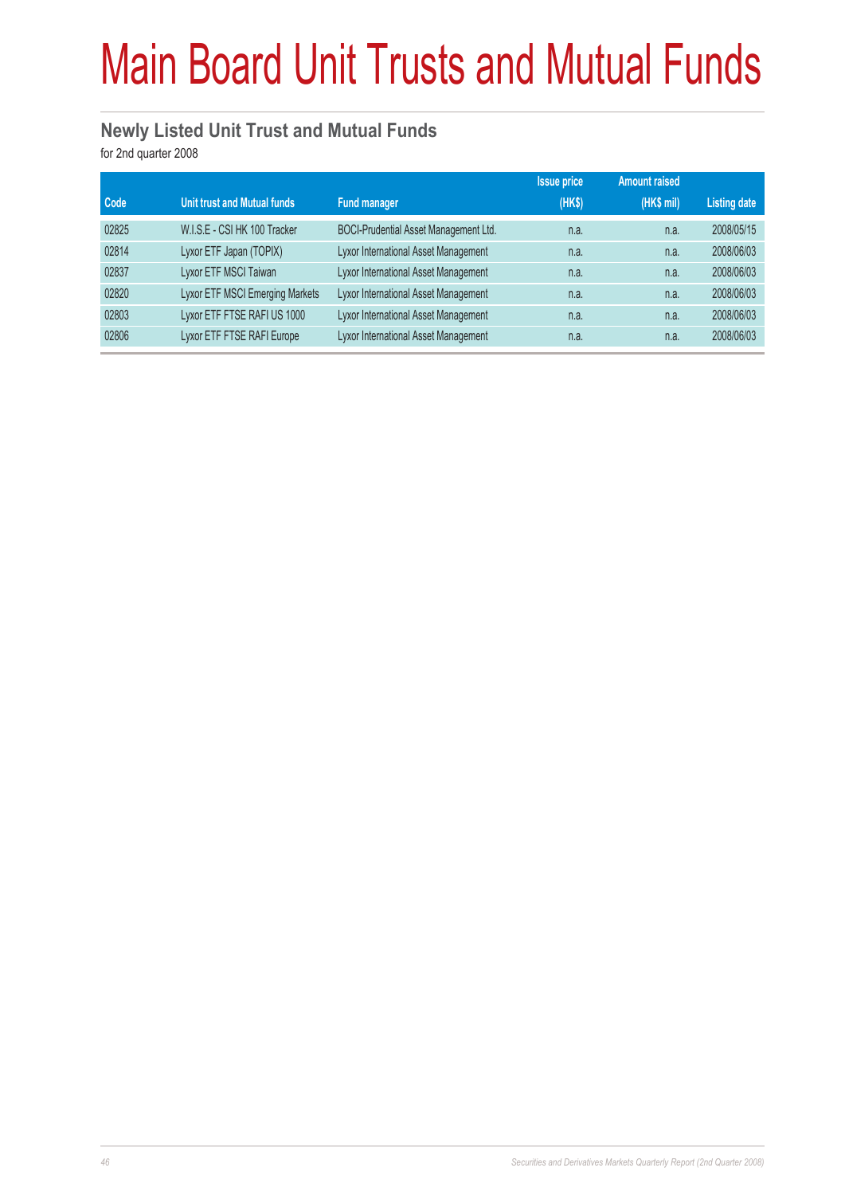# Main Board Unit Trusts and Mutual Funds

## Newly Listed Unit Trust and Mutual Funds

for 2nd quarter 2008

| Code | Unit trust and Mutual funds | Fund manager | Issue price (HK$) | Amount raised (HK$ mil) | Listing date |
|---|---|---|---|---|---|
| 02825 | W.I.S.E - CSI HK 100 Tracker | BOCI-Prudential Asset Management Ltd. | n.a. | n.a. | 2008/05/15 |
| 02814 | Lyxor ETF Japan (TOPIX) | Lyxor International Asset Management | n.a. | n.a. | 2008/06/03 |
| 02837 | Lyxor ETF MSCI Taiwan | Lyxor International Asset Management | n.a. | n.a. | 2008/06/03 |
| 02820 | Lyxor ETF MSCI Emerging Markets | Lyxor International Asset Management | n.a. | n.a. | 2008/06/03 |
| 02803 | Lyxor ETF FTSE RAFI US 1000 | Lyxor International Asset Management | n.a. | n.a. | 2008/06/03 |
| 02806 | Lyxor ETF FTSE RAFI Europe | Lyxor International Asset Management | n.a. | n.a. | 2008/06/03 |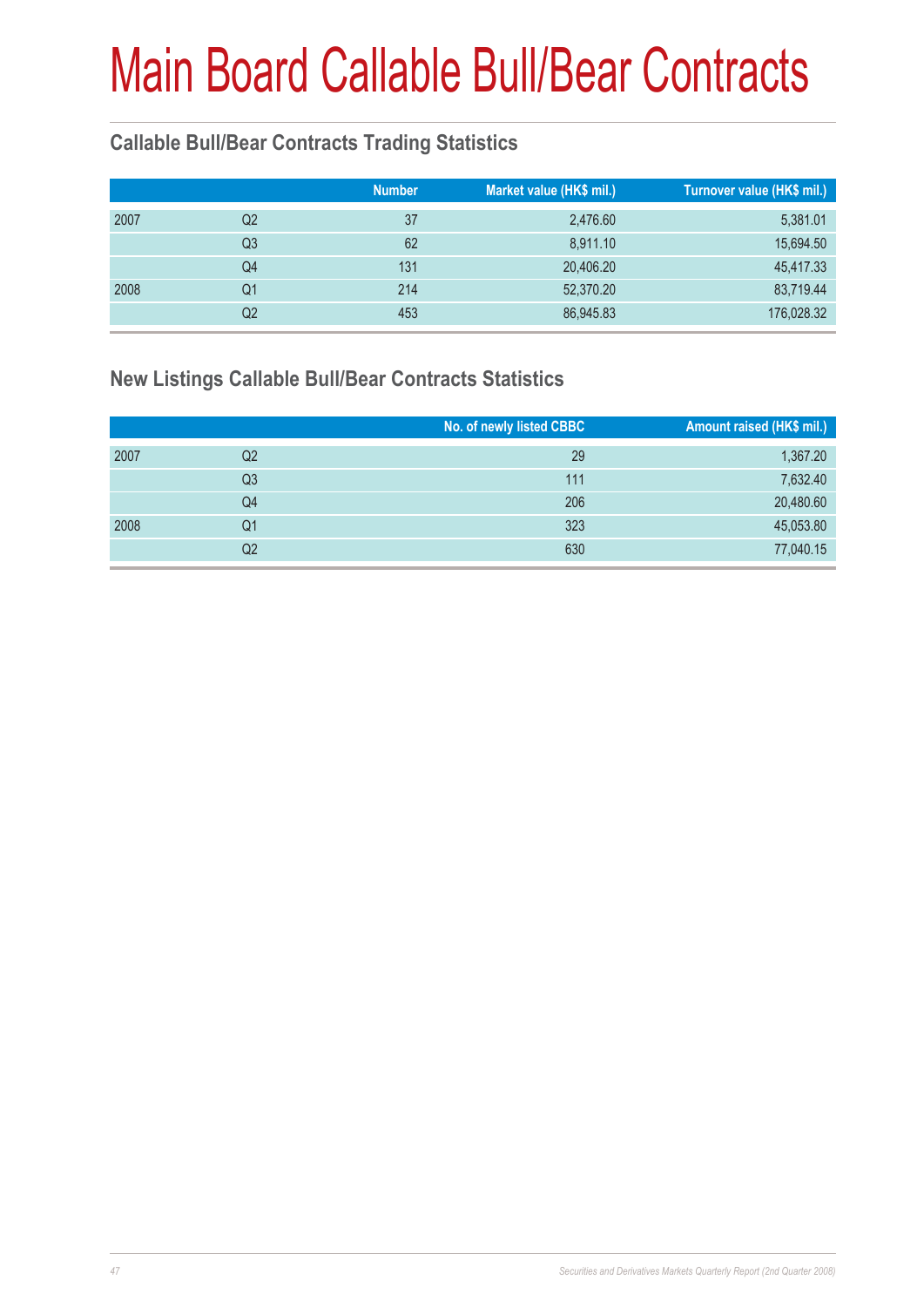# Main Board Callable Bull/Bear Contracts

## Callable Bull/Bear Contracts Trading Statistics

| | | Number | Market value (HK$ mil.) | Turnover value (HK$ mil.) |
|---|---|---|---|---|
| 2007 | Q2 | 37 | 2,476.60 | 5,381.01 |
| | Q3 | 62 | 8,911.10 | 15,694.50 |
| | Q4 | 131 | 20,406.20 | 45,417.33 |
| 2008 | Q1 | 214 | 52,370.20 | 83,719.44 |
| | Q2 | 453 | 86,945.83 | 176,028.32 |

## New Listings Callable Bull/Bear Contracts Statistics

| | | No. of newly listed CBBC | Amount raised (HK$ mil.) |
|---|---|---|---|
| 2007 | Q2 | 29 | 1,367.20 |
| | Q3 | 111 | 7,632.40 |
| | Q4 | 206 | 20,480.60 |
| 2008 | Q1 | 323 | 45,053.80 |
| | Q2 | 630 | 77,040.15 |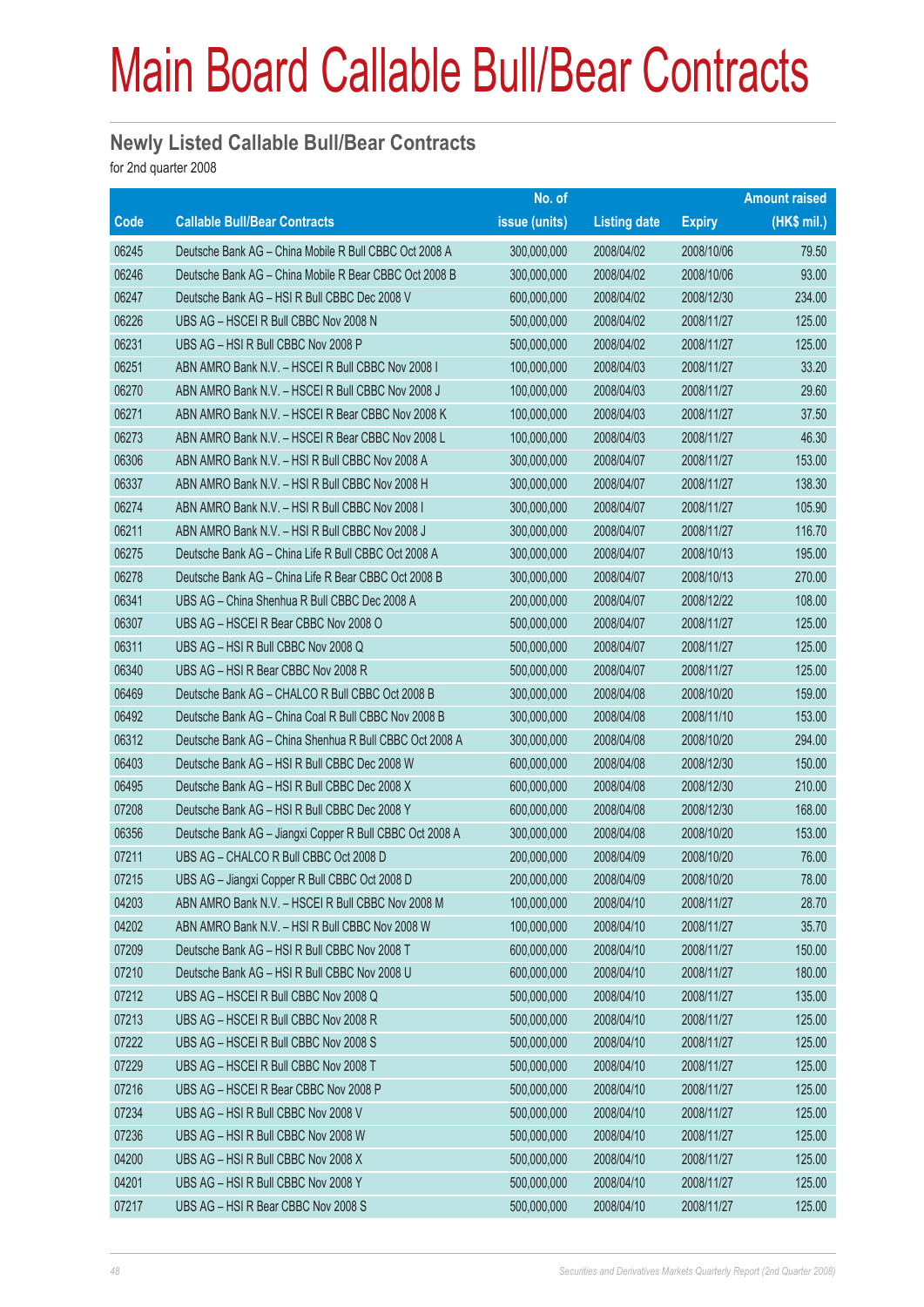# Main Board Callable Bull/Bear Contracts

## Newly Listed Callable Bull/Bear Contracts

for 2nd quarter 2008

| Code | Callable Bull/Bear Contracts | No. of issue (units) | Listing date | Expiry | Amount raised (HK$ mil.) |
|---|---|---|---|---|---|
| 06245 | Deutsche Bank AG – China Mobile R Bull CBBC Oct 2008 A | 300,000,000 | 2008/04/02 | 2008/10/06 | 79.50 |
| 06246 | Deutsche Bank AG – China Mobile R Bear CBBC Oct 2008 B | 300,000,000 | 2008/04/02 | 2008/10/06 | 93.00 |
| 06247 | Deutsche Bank AG – HSI R Bull CBBC Dec 2008 V | 600,000,000 | 2008/04/02 | 2008/12/30 | 234.00 |
| 06226 | UBS AG – HSCEI R Bull CBBC Nov 2008 N | 500,000,000 | 2008/04/02 | 2008/11/27 | 125.00 |
| 06231 | UBS AG – HSI R Bull CBBC Nov 2008 P | 500,000,000 | 2008/04/02 | 2008/11/27 | 125.00 |
| 06251 | ABN AMRO Bank N.V. – HSCEI R Bull CBBC Nov 2008 I | 100,000,000 | 2008/04/03 | 2008/11/27 | 33.20 |
| 06270 | ABN AMRO Bank N.V. – HSCEI R Bull CBBC Nov 2008 J | 100,000,000 | 2008/04/03 | 2008/11/27 | 29.60 |
| 06271 | ABN AMRO Bank N.V. – HSCEI R Bear CBBC Nov 2008 K | 100,000,000 | 2008/04/03 | 2008/11/27 | 37.50 |
| 06273 | ABN AMRO Bank N.V. – HSCEI R Bear CBBC Nov 2008 L | 100,000,000 | 2008/04/03 | 2008/11/27 | 46.30 |
| 06306 | ABN AMRO Bank N.V. – HSI R Bull CBBC Nov 2008 A | 300,000,000 | 2008/04/07 | 2008/11/27 | 153.00 |
| 06337 | ABN AMRO Bank N.V. – HSI R Bull CBBC Nov 2008 H | 300,000,000 | 2008/04/07 | 2008/11/27 | 138.30 |
| 06274 | ABN AMRO Bank N.V. – HSI R Bull CBBC Nov 2008 I | 300,000,000 | 2008/04/07 | 2008/11/27 | 105.90 |
| 06211 | ABN AMRO Bank N.V. – HSI R Bull CBBC Nov 2008 J | 300,000,000 | 2008/04/07 | 2008/11/27 | 116.70 |
| 06275 | Deutsche Bank AG – China Life R Bull CBBC Oct 2008 A | 300,000,000 | 2008/04/07 | 2008/10/13 | 195.00 |
| 06278 | Deutsche Bank AG – China Life R Bear CBBC Oct 2008 B | 300,000,000 | 2008/04/07 | 2008/10/13 | 270.00 |
| 06341 | UBS AG – China Shenhua R Bull CBBC Dec 2008 A | 200,000,000 | 2008/04/07 | 2008/12/22 | 108.00 |
| 06307 | UBS AG – HSCEI R Bear CBBC Nov 2008 O | 500,000,000 | 2008/04/07 | 2008/11/27 | 125.00 |
| 06311 | UBS AG – HSI R Bull CBBC Nov 2008 Q | 500,000,000 | 2008/04/07 | 2008/11/27 | 125.00 |
| 06340 | UBS AG – HSI R Bear CBBC Nov 2008 R | 500,000,000 | 2008/04/07 | 2008/11/27 | 125.00 |
| 06469 | Deutsche Bank AG – CHALCO R Bull CBBC Oct 2008 B | 300,000,000 | 2008/04/08 | 2008/10/20 | 159.00 |
| 06492 | Deutsche Bank AG – China Coal R Bull CBBC Nov 2008 B | 300,000,000 | 2008/04/08 | 2008/11/10 | 153.00 |
| 06312 | Deutsche Bank AG – China Shenhua R Bull CBBC Oct 2008 A | 300,000,000 | 2008/04/08 | 2008/10/20 | 294.00 |
| 06403 | Deutsche Bank AG – HSI R Bull CBBC Dec 2008 W | 600,000,000 | 2008/04/08 | 2008/12/30 | 150.00 |
| 06495 | Deutsche Bank AG – HSI R Bull CBBC Dec 2008 X | 600,000,000 | 2008/04/08 | 2008/12/30 | 210.00 |
| 07208 | Deutsche Bank AG – HSI R Bull CBBC Dec 2008 Y | 600,000,000 | 2008/04/08 | 2008/12/30 | 168.00 |
| 06356 | Deutsche Bank AG – Jiangxi Copper R Bull CBBC Oct 2008 A | 300,000,000 | 2008/04/08 | 2008/10/20 | 153.00 |
| 07211 | UBS AG – CHALCO R Bull CBBC Oct 2008 D | 200,000,000 | 2008/04/09 | 2008/10/20 | 76.00 |
| 07215 | UBS AG – Jiangxi Copper R Bull CBBC Oct 2008 D | 200,000,000 | 2008/04/09 | 2008/10/20 | 78.00 |
| 04203 | ABN AMRO Bank N.V. – HSCEI R Bull CBBC Nov 2008 M | 100,000,000 | 2008/04/10 | 2008/11/27 | 28.70 |
| 04202 | ABN AMRO Bank N.V. – HSI R Bull CBBC Nov 2008 W | 100,000,000 | 2008/04/10 | 2008/11/27 | 35.70 |
| 07209 | Deutsche Bank AG – HSI R Bull CBBC Nov 2008 T | 600,000,000 | 2008/04/10 | 2008/11/27 | 150.00 |
| 07210 | Deutsche Bank AG – HSI R Bull CBBC Nov 2008 U | 600,000,000 | 2008/04/10 | 2008/11/27 | 180.00 |
| 07212 | UBS AG – HSCEI R Bull CBBC Nov 2008 Q | 500,000,000 | 2008/04/10 | 2008/11/27 | 135.00 |
| 07213 | UBS AG – HSCEI R Bull CBBC Nov 2008 R | 500,000,000 | 2008/04/10 | 2008/11/27 | 125.00 |
| 07222 | UBS AG – HSCEI R Bull CBBC Nov 2008 S | 500,000,000 | 2008/04/10 | 2008/11/27 | 125.00 |
| 07229 | UBS AG – HSCEI R Bull CBBC Nov 2008 T | 500,000,000 | 2008/04/10 | 2008/11/27 | 125.00 |
| 07216 | UBS AG – HSCEI R Bear CBBC Nov 2008 P | 500,000,000 | 2008/04/10 | 2008/11/27 | 125.00 |
| 07234 | UBS AG – HSI R Bull CBBC Nov 2008 V | 500,000,000 | 2008/04/10 | 2008/11/27 | 125.00 |
| 07236 | UBS AG – HSI R Bull CBBC Nov 2008 W | 500,000,000 | 2008/04/10 | 2008/11/27 | 125.00 |
| 04200 | UBS AG – HSI R Bull CBBC Nov 2008 X | 500,000,000 | 2008/04/10 | 2008/11/27 | 125.00 |
| 04201 | UBS AG – HSI R Bull CBBC Nov 2008 Y | 500,000,000 | 2008/04/10 | 2008/11/27 | 125.00 |
| 07217 | UBS AG – HSI R Bear CBBC Nov 2008 S | 500,000,000 | 2008/04/10 | 2008/11/27 | 125.00 |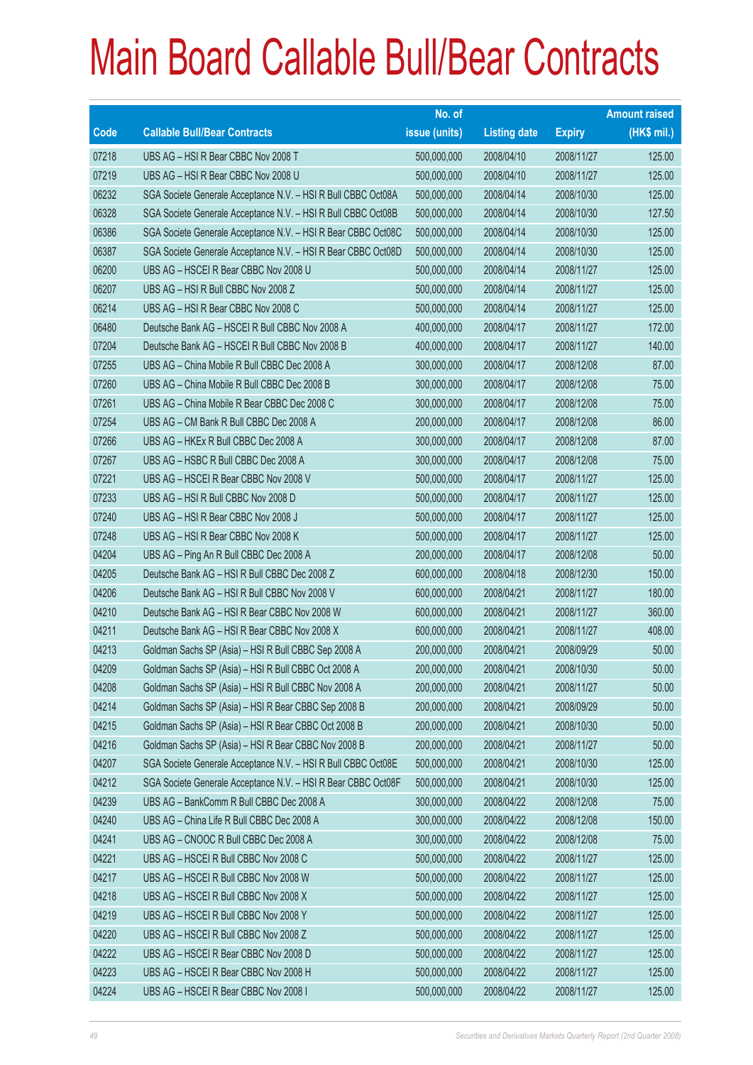# Main Board Callable Bull/Bear Contracts

| Code | Callable Bull/Bear Contracts | No. of issue (units) | Listing date | Expiry | Amount raised (HK$ mil.) |
|---|---|---|---|---|---|
| 07218 | UBS AG – HSI R Bear CBBC Nov 2008 T | 500,000,000 | 2008/04/10 | 2008/11/27 | 125.00 |
| 07219 | UBS AG – HSI R Bear CBBC Nov 2008 U | 500,000,000 | 2008/04/10 | 2008/11/27 | 125.00 |
| 06232 | SGA Societe Generale Acceptance N.V. – HSI R Bull CBBC Oct08A | 500,000,000 | 2008/04/14 | 2008/10/30 | 125.00 |
| 06328 | SGA Societe Generale Acceptance N.V. – HSI R Bull CBBC Oct08B | 500,000,000 | 2008/04/14 | 2008/10/30 | 127.50 |
| 06386 | SGA Societe Generale Acceptance N.V. – HSI R Bear CBBC Oct08C | 500,000,000 | 2008/04/14 | 2008/10/30 | 125.00 |
| 06387 | SGA Societe Generale Acceptance N.V. – HSI R Bear CBBC Oct08D | 500,000,000 | 2008/04/14 | 2008/10/30 | 125.00 |
| 06200 | UBS AG – HSCEI R Bear CBBC Nov 2008 U | 500,000,000 | 2008/04/14 | 2008/11/27 | 125.00 |
| 06207 | UBS AG – HSI R Bull CBBC Nov 2008 Z | 500,000,000 | 2008/04/14 | 2008/11/27 | 125.00 |
| 06214 | UBS AG – HSI R Bear CBBC Nov 2008 C | 500,000,000 | 2008/04/14 | 2008/11/27 | 125.00 |
| 06480 | Deutsche Bank AG – HSCEI R Bull CBBC Nov 2008 A | 400,000,000 | 2008/04/17 | 2008/11/27 | 172.00 |
| 07204 | Deutsche Bank AG – HSCEI R Bull CBBC Nov 2008 B | 400,000,000 | 2008/04/17 | 2008/11/27 | 140.00 |
| 07255 | UBS AG – China Mobile R Bull CBBC Dec 2008 A | 300,000,000 | 2008/04/17 | 2008/12/08 | 87.00 |
| 07260 | UBS AG – China Mobile R Bull CBBC Dec 2008 B | 300,000,000 | 2008/04/17 | 2008/12/08 | 75.00 |
| 07261 | UBS AG – China Mobile R Bear CBBC Dec 2008 C | 300,000,000 | 2008/04/17 | 2008/12/08 | 75.00 |
| 07254 | UBS AG – CM Bank R Bull CBBC Dec 2008 A | 200,000,000 | 2008/04/17 | 2008/12/08 | 86.00 |
| 07266 | UBS AG – HKEx R Bull CBBC Dec 2008 A | 300,000,000 | 2008/04/17 | 2008/12/08 | 87.00 |
| 07267 | UBS AG – HSBC R Bull CBBC Dec 2008 A | 300,000,000 | 2008/04/17 | 2008/12/08 | 75.00 |
| 07221 | UBS AG – HSCEI R Bear CBBC Nov 2008 V | 500,000,000 | 2008/04/17 | 2008/11/27 | 125.00 |
| 07233 | UBS AG – HSI R Bull CBBC Nov 2008 D | 500,000,000 | 2008/04/17 | 2008/11/27 | 125.00 |
| 07240 | UBS AG – HSI R Bear CBBC Nov 2008 J | 500,000,000 | 2008/04/17 | 2008/11/27 | 125.00 |
| 07248 | UBS AG – HSI R Bear CBBC Nov 2008 K | 500,000,000 | 2008/04/17 | 2008/11/27 | 125.00 |
| 04204 | UBS AG – Ping An R Bull CBBC Dec 2008 A | 200,000,000 | 2008/04/17 | 2008/12/08 | 50.00 |
| 04205 | Deutsche Bank AG – HSI R Bull CBBC Dec 2008 Z | 600,000,000 | 2008/04/18 | 2008/12/30 | 150.00 |
| 04206 | Deutsche Bank AG – HSI R Bull CBBC Nov 2008 V | 600,000,000 | 2008/04/21 | 2008/11/27 | 180.00 |
| 04210 | Deutsche Bank AG – HSI R Bear CBBC Nov 2008 W | 600,000,000 | 2008/04/21 | 2008/11/27 | 360.00 |
| 04211 | Deutsche Bank AG – HSI R Bear CBBC Nov 2008 X | 600,000,000 | 2008/04/21 | 2008/11/27 | 408.00 |
| 04213 | Goldman Sachs SP (Asia) – HSI R Bull CBBC Sep 2008 A | 200,000,000 | 2008/04/21 | 2008/09/29 | 50.00 |
| 04209 | Goldman Sachs SP (Asia) – HSI R Bull CBBC Oct 2008 A | 200,000,000 | 2008/04/21 | 2008/10/30 | 50.00 |
| 04208 | Goldman Sachs SP (Asia) – HSI R Bull CBBC Nov 2008 A | 200,000,000 | 2008/04/21 | 2008/11/27 | 50.00 |
| 04214 | Goldman Sachs SP (Asia) – HSI R Bear CBBC Sep 2008 B | 200,000,000 | 2008/04/21 | 2008/09/29 | 50.00 |
| 04215 | Goldman Sachs SP (Asia) – HSI R Bear CBBC Oct 2008 B | 200,000,000 | 2008/04/21 | 2008/10/30 | 50.00 |
| 04216 | Goldman Sachs SP (Asia) – HSI R Bear CBBC Nov 2008 B | 200,000,000 | 2008/04/21 | 2008/11/27 | 50.00 |
| 04207 | SGA Societe Generale Acceptance N.V. – HSI R Bull CBBC Oct08E | 500,000,000 | 2008/04/21 | 2008/10/30 | 125.00 |
| 04212 | SGA Societe Generale Acceptance N.V. – HSI R Bear CBBC Oct08F | 500,000,000 | 2008/04/21 | 2008/10/30 | 125.00 |
| 04239 | UBS AG – BankComm R Bull CBBC Dec 2008 A | 300,000,000 | 2008/04/22 | 2008/12/08 | 75.00 |
| 04240 | UBS AG – China Life R Bull CBBC Dec 2008 A | 300,000,000 | 2008/04/22 | 2008/12/08 | 150.00 |
| 04241 | UBS AG – CNOOC R Bull CBBC Dec 2008 A | 300,000,000 | 2008/04/22 | 2008/12/08 | 75.00 |
| 04221 | UBS AG – HSCEI R Bull CBBC Nov 2008 C | 500,000,000 | 2008/04/22 | 2008/11/27 | 125.00 |
| 04217 | UBS AG – HSCEI R Bull CBBC Nov 2008 W | 500,000,000 | 2008/04/22 | 2008/11/27 | 125.00 |
| 04218 | UBS AG – HSCEI R Bull CBBC Nov 2008 X | 500,000,000 | 2008/04/22 | 2008/11/27 | 125.00 |
| 04219 | UBS AG – HSCEI R Bull CBBC Nov 2008 Y | 500,000,000 | 2008/04/22 | 2008/11/27 | 125.00 |
| 04220 | UBS AG – HSCEI R Bull CBBC Nov 2008 Z | 500,000,000 | 2008/04/22 | 2008/11/27 | 125.00 |
| 04222 | UBS AG – HSCEI R Bear CBBC Nov 2008 D | 500,000,000 | 2008/04/22 | 2008/11/27 | 125.00 |
| 04223 | UBS AG – HSCEI R Bear CBBC Nov 2008 H | 500,000,000 | 2008/04/22 | 2008/11/27 | 125.00 |
| 04224 | UBS AG – HSCEI R Bear CBBC Nov 2008 I | 500,000,000 | 2008/04/22 | 2008/11/27 | 125.00 |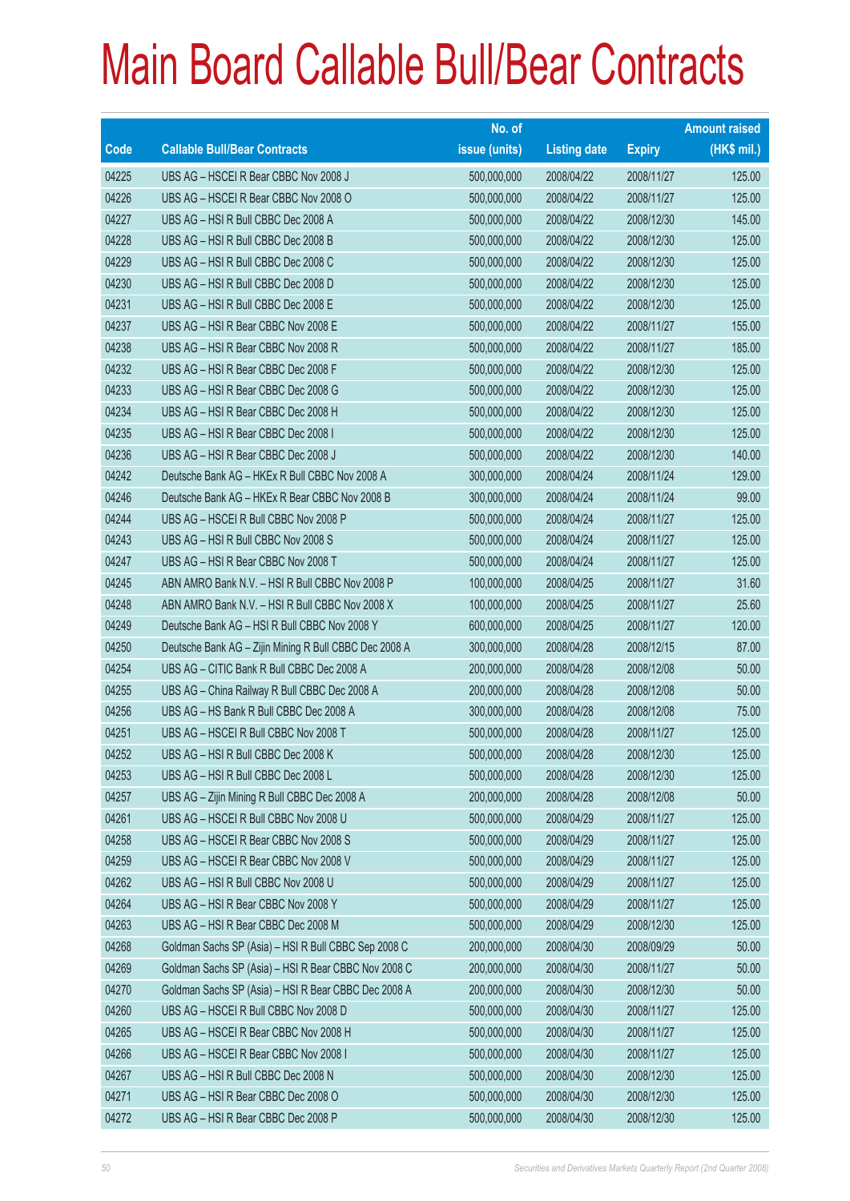# Main Board Callable Bull/Bear Contracts

| Code | Callable Bull/Bear Contracts | No. of issue (units) | Listing date | Expiry | Amount raised (HK$ mil.) |
|---|---|---|---|---|---|
| 04225 | UBS AG – HSCEI R Bear CBBC Nov 2008 J | 500,000,000 | 2008/04/22 | 2008/11/27 | 125.00 |
| 04226 | UBS AG – HSCEI R Bear CBBC Nov 2008 O | 500,000,000 | 2008/04/22 | 2008/11/27 | 125.00 |
| 04227 | UBS AG – HSI R Bull CBBC Dec 2008 A | 500,000,000 | 2008/04/22 | 2008/12/30 | 145.00 |
| 04228 | UBS AG – HSI R Bull CBBC Dec 2008 B | 500,000,000 | 2008/04/22 | 2008/12/30 | 125.00 |
| 04229 | UBS AG – HSI R Bull CBBC Dec 2008 C | 500,000,000 | 2008/04/22 | 2008/12/30 | 125.00 |
| 04230 | UBS AG – HSI R Bull CBBC Dec 2008 D | 500,000,000 | 2008/04/22 | 2008/12/30 | 125.00 |
| 04231 | UBS AG – HSI R Bull CBBC Dec 2008 E | 500,000,000 | 2008/04/22 | 2008/12/30 | 125.00 |
| 04237 | UBS AG – HSI R Bear CBBC Nov 2008 E | 500,000,000 | 2008/04/22 | 2008/11/27 | 155.00 |
| 04238 | UBS AG – HSI R Bear CBBC Nov 2008 R | 500,000,000 | 2008/04/22 | 2008/11/27 | 185.00 |
| 04232 | UBS AG – HSI R Bear CBBC Dec 2008 F | 500,000,000 | 2008/04/22 | 2008/12/30 | 125.00 |
| 04233 | UBS AG – HSI R Bear CBBC Dec 2008 G | 500,000,000 | 2008/04/22 | 2008/12/30 | 125.00 |
| 04234 | UBS AG – HSI R Bear CBBC Dec 2008 H | 500,000,000 | 2008/04/22 | 2008/12/30 | 125.00 |
| 04235 | UBS AG – HSI R Bear CBBC Dec 2008 I | 500,000,000 | 2008/04/22 | 2008/12/30 | 125.00 |
| 04236 | UBS AG – HSI R Bear CBBC Dec 2008 J | 500,000,000 | 2008/04/22 | 2008/12/30 | 140.00 |
| 04242 | Deutsche Bank AG – HKEx R Bull CBBC Nov 2008 A | 300,000,000 | 2008/04/24 | 2008/11/24 | 129.00 |
| 04246 | Deutsche Bank AG – HKEx R Bear CBBC Nov 2008 B | 300,000,000 | 2008/04/24 | 2008/11/24 | 99.00 |
| 04244 | UBS AG – HSCEI R Bull CBBC Nov 2008 P | 500,000,000 | 2008/04/24 | 2008/11/27 | 125.00 |
| 04243 | UBS AG – HSI R Bull CBBC Nov 2008 S | 500,000,000 | 2008/04/24 | 2008/11/27 | 125.00 |
| 04247 | UBS AG – HSI R Bear CBBC Nov 2008 T | 500,000,000 | 2008/04/24 | 2008/11/27 | 125.00 |
| 04245 | ABN AMRO Bank N.V. – HSI R Bull CBBC Nov 2008 P | 100,000,000 | 2008/04/25 | 2008/11/27 | 31.60 |
| 04248 | ABN AMRO Bank N.V. – HSI R Bull CBBC Nov 2008 X | 100,000,000 | 2008/04/25 | 2008/11/27 | 25.60 |
| 04249 | Deutsche Bank AG – HSI R Bull CBBC Nov 2008 Y | 600,000,000 | 2008/04/25 | 2008/11/27 | 120.00 |
| 04250 | Deutsche Bank AG – Zijin Mining R Bull CBBC Dec 2008 A | 300,000,000 | 2008/04/28 | 2008/12/15 | 87.00 |
| 04254 | UBS AG – CITIC Bank R Bull CBBC Dec 2008 A | 200,000,000 | 2008/04/28 | 2008/12/08 | 50.00 |
| 04255 | UBS AG – China Railway R Bull CBBC Dec 2008 A | 200,000,000 | 2008/04/28 | 2008/12/08 | 50.00 |
| 04256 | UBS AG – HS Bank R Bull CBBC Dec 2008 A | 300,000,000 | 2008/04/28 | 2008/12/08 | 75.00 |
| 04251 | UBS AG – HSCEI R Bull CBBC Nov 2008 T | 500,000,000 | 2008/04/28 | 2008/11/27 | 125.00 |
| 04252 | UBS AG – HSI R Bull CBBC Dec 2008 K | 500,000,000 | 2008/04/28 | 2008/12/30 | 125.00 |
| 04253 | UBS AG – HSI R Bull CBBC Dec 2008 L | 500,000,000 | 2008/04/28 | 2008/12/30 | 125.00 |
| 04257 | UBS AG – Zijin Mining R Bull CBBC Dec 2008 A | 200,000,000 | 2008/04/28 | 2008/12/08 | 50.00 |
| 04261 | UBS AG – HSCEI R Bull CBBC Nov 2008 U | 500,000,000 | 2008/04/29 | 2008/11/27 | 125.00 |
| 04258 | UBS AG – HSCEI R Bear CBBC Nov 2008 S | 500,000,000 | 2008/04/29 | 2008/11/27 | 125.00 |
| 04259 | UBS AG – HSCEI R Bear CBBC Nov 2008 V | 500,000,000 | 2008/04/29 | 2008/11/27 | 125.00 |
| 04262 | UBS AG – HSI R Bull CBBC Nov 2008 U | 500,000,000 | 2008/04/29 | 2008/11/27 | 125.00 |
| 04264 | UBS AG – HSI R Bear CBBC Nov 2008 Y | 500,000,000 | 2008/04/29 | 2008/11/27 | 125.00 |
| 04263 | UBS AG – HSI R Bear CBBC Dec 2008 M | 500,000,000 | 2008/04/29 | 2008/12/30 | 125.00 |
| 04268 | Goldman Sachs SP (Asia) – HSI R Bull CBBC Sep 2008 C | 200,000,000 | 2008/04/30 | 2008/09/29 | 50.00 |
| 04269 | Goldman Sachs SP (Asia) – HSI R Bear CBBC Nov 2008 C | 200,000,000 | 2008/04/30 | 2008/11/27 | 50.00 |
| 04270 | Goldman Sachs SP (Asia) – HSI R Bear CBBC Dec 2008 A | 200,000,000 | 2008/04/30 | 2008/12/30 | 50.00 |
| 04260 | UBS AG – HSCEI R Bull CBBC Nov 2008 D | 500,000,000 | 2008/04/30 | 2008/11/27 | 125.00 |
| 04265 | UBS AG – HSCEI R Bear CBBC Nov 2008 H | 500,000,000 | 2008/04/30 | 2008/11/27 | 125.00 |
| 04266 | UBS AG – HSCEI R Bear CBBC Nov 2008 I | 500,000,000 | 2008/04/30 | 2008/11/27 | 125.00 |
| 04267 | UBS AG – HSI R Bull CBBC Dec 2008 N | 500,000,000 | 2008/04/30 | 2008/12/30 | 125.00 |
| 04271 | UBS AG – HSI R Bear CBBC Dec 2008 O | 500,000,000 | 2008/04/30 | 2008/12/30 | 125.00 |
| 04272 | UBS AG – HSI R Bear CBBC Dec 2008 P | 500,000,000 | 2008/04/30 | 2008/12/30 | 125.00 |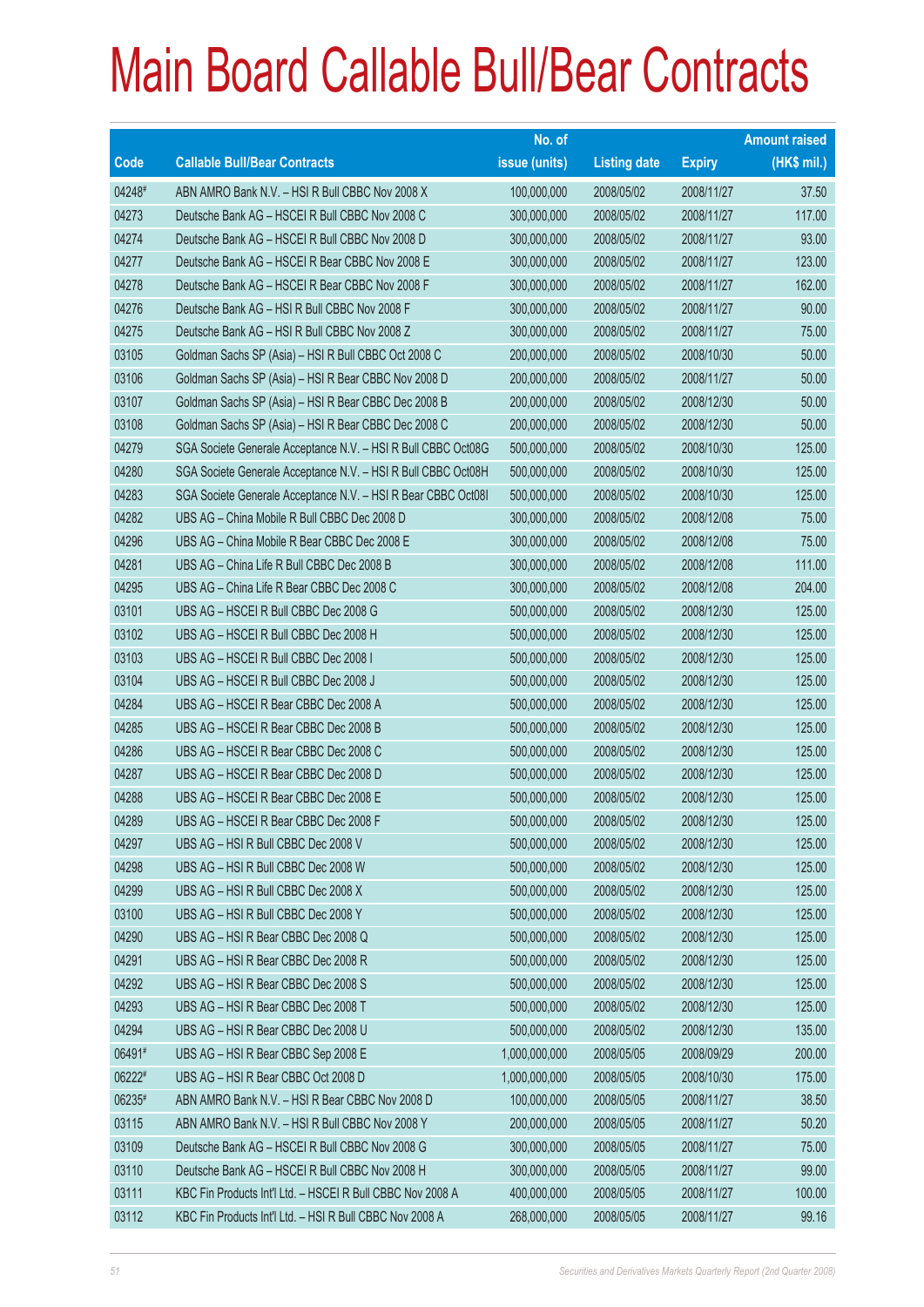# Main Board Callable Bull/Bear Contracts

| Code | Callable Bull/Bear Contracts | No. of issue (units) | Listing date | Expiry | Amount raised (HK$ mil.) |
|---|---|---|---|---|---|
| 04248# | ABN AMRO Bank N.V. – HSI R Bull CBBC Nov 2008 X | 100,000,000 | 2008/05/02 | 2008/11/27 | 37.50 |
| 04273 | Deutsche Bank AG – HSCEI R Bull CBBC Nov 2008 C | 300,000,000 | 2008/05/02 | 2008/11/27 | 117.00 |
| 04274 | Deutsche Bank AG – HSCEI R Bull CBBC Nov 2008 D | 300,000,000 | 2008/05/02 | 2008/11/27 | 93.00 |
| 04277 | Deutsche Bank AG – HSCEI R Bear CBBC Nov 2008 E | 300,000,000 | 2008/05/02 | 2008/11/27 | 123.00 |
| 04278 | Deutsche Bank AG – HSCEI R Bear CBBC Nov 2008 F | 300,000,000 | 2008/05/02 | 2008/11/27 | 162.00 |
| 04276 | Deutsche Bank AG – HSI R Bull CBBC Nov 2008 F | 300,000,000 | 2008/05/02 | 2008/11/27 | 90.00 |
| 04275 | Deutsche Bank AG – HSI R Bull CBBC Nov 2008 Z | 300,000,000 | 2008/05/02 | 2008/11/27 | 75.00 |
| 03105 | Goldman Sachs SP (Asia) – HSI R Bull CBBC Oct 2008 C | 200,000,000 | 2008/05/02 | 2008/10/30 | 50.00 |
| 03106 | Goldman Sachs SP (Asia) – HSI R Bear CBBC Nov 2008 D | 200,000,000 | 2008/05/02 | 2008/11/27 | 50.00 |
| 03107 | Goldman Sachs SP (Asia) – HSI R Bear CBBC Dec 2008 B | 200,000,000 | 2008/05/02 | 2008/12/30 | 50.00 |
| 03108 | Goldman Sachs SP (Asia) – HSI R Bear CBBC Dec 2008 C | 200,000,000 | 2008/05/02 | 2008/12/30 | 50.00 |
| 04279 | SGA Societe Generale Acceptance N.V. – HSI R Bull CBBC Oct08G | 500,000,000 | 2008/05/02 | 2008/10/30 | 125.00 |
| 04280 | SGA Societe Generale Acceptance N.V. – HSI R Bull CBBC Oct08H | 500,000,000 | 2008/05/02 | 2008/10/30 | 125.00 |
| 04283 | SGA Societe Generale Acceptance N.V. – HSI R Bear CBBC Oct08I | 500,000,000 | 2008/05/02 | 2008/10/30 | 125.00 |
| 04282 | UBS AG – China Mobile R Bull CBBC Dec 2008 D | 300,000,000 | 2008/05/02 | 2008/12/08 | 75.00 |
| 04296 | UBS AG – China Mobile R Bear CBBC Dec 2008 E | 300,000,000 | 2008/05/02 | 2008/12/08 | 75.00 |
| 04281 | UBS AG – China Life R Bull CBBC Dec 2008 B | 300,000,000 | 2008/05/02 | 2008/12/08 | 111.00 |
| 04295 | UBS AG – China Life R Bear CBBC Dec 2008 C | 300,000,000 | 2008/05/02 | 2008/12/08 | 204.00 |
| 03101 | UBS AG – HSCEI R Bull CBBC Dec 2008 G | 500,000,000 | 2008/05/02 | 2008/12/30 | 125.00 |
| 03102 | UBS AG – HSCEI R Bull CBBC Dec 2008 H | 500,000,000 | 2008/05/02 | 2008/12/30 | 125.00 |
| 03103 | UBS AG – HSCEI R Bull CBBC Dec 2008 I | 500,000,000 | 2008/05/02 | 2008/12/30 | 125.00 |
| 03104 | UBS AG – HSCEI R Bull CBBC Dec 2008 J | 500,000,000 | 2008/05/02 | 2008/12/30 | 125.00 |
| 04284 | UBS AG – HSCEI R Bear CBBC Dec 2008 A | 500,000,000 | 2008/05/02 | 2008/12/30 | 125.00 |
| 04285 | UBS AG – HSCEI R Bear CBBC Dec 2008 B | 500,000,000 | 2008/05/02 | 2008/12/30 | 125.00 |
| 04286 | UBS AG – HSCEI R Bear CBBC Dec 2008 C | 500,000,000 | 2008/05/02 | 2008/12/30 | 125.00 |
| 04287 | UBS AG – HSCEI R Bear CBBC Dec 2008 D | 500,000,000 | 2008/05/02 | 2008/12/30 | 125.00 |
| 04288 | UBS AG – HSCEI R Bear CBBC Dec 2008 E | 500,000,000 | 2008/05/02 | 2008/12/30 | 125.00 |
| 04289 | UBS AG – HSCEI R Bear CBBC Dec 2008 F | 500,000,000 | 2008/05/02 | 2008/12/30 | 125.00 |
| 04297 | UBS AG – HSI R Bull CBBC Dec 2008 V | 500,000,000 | 2008/05/02 | 2008/12/30 | 125.00 |
| 04298 | UBS AG – HSI R Bull CBBC Dec 2008 W | 500,000,000 | 2008/05/02 | 2008/12/30 | 125.00 |
| 04299 | UBS AG – HSI R Bull CBBC Dec 2008 X | 500,000,000 | 2008/05/02 | 2008/12/30 | 125.00 |
| 03100 | UBS AG – HSI R Bull CBBC Dec 2008 Y | 500,000,000 | 2008/05/02 | 2008/12/30 | 125.00 |
| 04290 | UBS AG – HSI R Bear CBBC Dec 2008 Q | 500,000,000 | 2008/05/02 | 2008/12/30 | 125.00 |
| 04291 | UBS AG – HSI R Bear CBBC Dec 2008 R | 500,000,000 | 2008/05/02 | 2008/12/30 | 125.00 |
| 04292 | UBS AG – HSI R Bear CBBC Dec 2008 S | 500,000,000 | 2008/05/02 | 2008/12/30 | 125.00 |
| 04293 | UBS AG – HSI R Bear CBBC Dec 2008 T | 500,000,000 | 2008/05/02 | 2008/12/30 | 125.00 |
| 04294 | UBS AG – HSI R Bear CBBC Dec 2008 U | 500,000,000 | 2008/05/02 | 2008/12/30 | 135.00 |
| 06491# | UBS AG – HSI R Bear CBBC Sep 2008 E | 1,000,000,000 | 2008/05/05 | 2008/09/29 | 200.00 |
| 06222# | UBS AG – HSI R Bear CBBC Oct 2008 D | 1,000,000,000 | 2008/05/05 | 2008/10/30 | 175.00 |
| 06235# | ABN AMRO Bank N.V. – HSI R Bear CBBC Nov 2008 D | 100,000,000 | 2008/05/05 | 2008/11/27 | 38.50 |
| 03115 | ABN AMRO Bank N.V. – HSI R Bull CBBC Nov 2008 Y | 200,000,000 | 2008/05/05 | 2008/11/27 | 50.20 |
| 03109 | Deutsche Bank AG – HSCEI R Bull CBBC Nov 2008 G | 300,000,000 | 2008/05/05 | 2008/11/27 | 75.00 |
| 03110 | Deutsche Bank AG – HSCEI R Bull CBBC Nov 2008 H | 300,000,000 | 2008/05/05 | 2008/11/27 | 99.00 |
| 03111 | KBC Fin Products Int'l Ltd. – HSCEI R Bull CBBC Nov 2008 A | 400,000,000 | 2008/05/05 | 2008/11/27 | 100.00 |
| 03112 | KBC Fin Products Int'l Ltd. – HSI R Bull CBBC Nov 2008 A | 268,000,000 | 2008/05/05 | 2008/11/27 | 99.16 |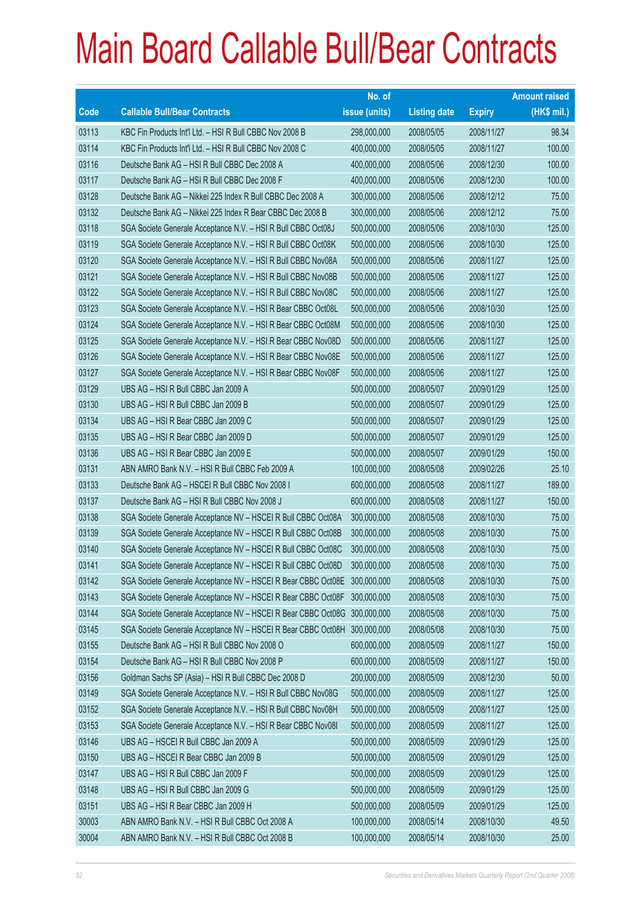# Main Board Callable Bull/Bear Contracts

| Code | Callable Bull/Bear Contracts | No. of issue (units) | Listing date | Expiry | Amount raised (HK$ mil.) |
|---|---|---|---|---|---|
| 03113 | KBC Fin Products Int'l Ltd. – HSI R Bull CBBC Nov 2008 B | 298,000,000 | 2008/05/05 | 2008/11/27 | 98.34 |
| 03114 | KBC Fin Products Int'l Ltd. – HSI R Bull CBBC Nov 2008 C | 400,000,000 | 2008/05/05 | 2008/11/27 | 100.00 |
| 03116 | Deutsche Bank AG – HSI R Bull CBBC Dec 2008 A | 400,000,000 | 2008/05/06 | 2008/12/30 | 100.00 |
| 03117 | Deutsche Bank AG – HSI R Bull CBBC Dec 2008 F | 400,000,000 | 2008/05/06 | 2008/12/30 | 100.00 |
| 03128 | Deutsche Bank AG – Nikkei 225 Index R Bull CBBC Dec 2008 A | 300,000,000 | 2008/05/06 | 2008/12/12 | 75.00 |
| 03132 | Deutsche Bank AG – Nikkei 225 Index R Bear CBBC Dec 2008 B | 300,000,000 | 2008/05/06 | 2008/12/12 | 75.00 |
| 03118 | SGA Societe Generale Acceptance N.V. – HSI R Bull CBBC Oct08J | 500,000,000 | 2008/05/06 | 2008/10/30 | 125.00 |
| 03119 | SGA Societe Generale Acceptance N.V. – HSI R Bull CBBC Oct08K | 500,000,000 | 2008/05/06 | 2008/10/30 | 125.00 |
| 03120 | SGA Societe Generale Acceptance N.V. – HSI R Bull CBBC Nov08A | 500,000,000 | 2008/05/06 | 2008/11/27 | 125.00 |
| 03121 | SGA Societe Generale Acceptance N.V. – HSI R Bull CBBC Nov08B | 500,000,000 | 2008/05/06 | 2008/11/27 | 125.00 |
| 03122 | SGA Societe Generale Acceptance N.V. – HSI R Bull CBBC Nov08C | 500,000,000 | 2008/05/06 | 2008/11/27 | 125.00 |
| 03123 | SGA Societe Generale Acceptance N.V. – HSI R Bear CBBC Oct08L | 500,000,000 | 2008/05/06 | 2008/10/30 | 125.00 |
| 03124 | SGA Societe Generale Acceptance N.V. – HSI R Bear CBBC Oct08M | 500,000,000 | 2008/05/06 | 2008/10/30 | 125.00 |
| 03125 | SGA Societe Generale Acceptance N.V. – HSI R Bear CBBC Nov08D | 500,000,000 | 2008/05/06 | 2008/11/27 | 125.00 |
| 03126 | SGA Societe Generale Acceptance N.V. – HSI R Bear CBBC Nov08E | 500,000,000 | 2008/05/06 | 2008/11/27 | 125.00 |
| 03127 | SGA Societe Generale Acceptance N.V. – HSI R Bear CBBC Nov08F | 500,000,000 | 2008/05/06 | 2008/11/27 | 125.00 |
| 03129 | UBS AG – HSI R Bull CBBC Jan 2009 A | 500,000,000 | 2008/05/07 | 2009/01/29 | 125.00 |
| 03130 | UBS AG – HSI R Bull CBBC Jan 2009 B | 500,000,000 | 2008/05/07 | 2009/01/29 | 125.00 |
| 03134 | UBS AG – HSI R Bear CBBC Jan 2009 C | 500,000,000 | 2008/05/07 | 2009/01/29 | 125.00 |
| 03135 | UBS AG – HSI R Bear CBBC Jan 2009 D | 500,000,000 | 2008/05/07 | 2009/01/29 | 125.00 |
| 03136 | UBS AG – HSI R Bear CBBC Jan 2009 E | 500,000,000 | 2008/05/07 | 2009/01/29 | 150.00 |
| 03131 | ABN AMRO Bank N.V. – HSI R Bull CBBC Feb 2009 A | 100,000,000 | 2008/05/08 | 2009/02/26 | 25.10 |
| 03133 | Deutsche Bank AG – HSCEI R Bull CBBC Nov 2008 I | 600,000,000 | 2008/05/08 | 2008/11/27 | 189.00 |
| 03137 | Deutsche Bank AG – HSI R Bull CBBC Nov 2008 J | 600,000,000 | 2008/05/08 | 2008/11/27 | 150.00 |
| 03138 | SGA Societe Generale Acceptance NV – HSCEI R Bull CBBC Oct08A | 300,000,000 | 2008/05/08 | 2008/10/30 | 75.00 |
| 03139 | SGA Societe Generale Acceptance NV – HSCEI R Bull CBBC Oct08B | 300,000,000 | 2008/05/08 | 2008/10/30 | 75.00 |
| 03140 | SGA Societe Generale Acceptance NV – HSCEI R Bull CBBC Oct08C | 300,000,000 | 2008/05/08 | 2008/10/30 | 75.00 |
| 03141 | SGA Societe Generale Acceptance NV – HSCEI R Bull CBBC Oct08D | 300,000,000 | 2008/05/08 | 2008/10/30 | 75.00 |
| 03142 | SGA Societe Generale Acceptance NV – HSCEI R Bear CBBC Oct08E | 300,000,000 | 2008/05/08 | 2008/10/30 | 75.00 |
| 03143 | SGA Societe Generale Acceptance NV – HSCEI R Bear CBBC Oct08F | 300,000,000 | 2008/05/08 | 2008/10/30 | 75.00 |
| 03144 | SGA Societe Generale Acceptance NV – HSCEI R Bear CBBC Oct08G | 300,000,000 | 2008/05/08 | 2008/10/30 | 75.00 |
| 03145 | SGA Societe Generale Acceptance NV – HSCEI R Bear CBBC Oct08H | 300,000,000 | 2008/05/08 | 2008/10/30 | 75.00 |
| 03155 | Deutsche Bank AG – HSI R Bull CBBC Nov 2008 O | 600,000,000 | 2008/05/09 | 2008/11/27 | 150.00 |
| 03154 | Deutsche Bank AG – HSI R Bull CBBC Nov 2008 P | 600,000,000 | 2008/05/09 | 2008/11/27 | 150.00 |
| 03156 | Goldman Sachs SP (Asia) – HSI R Bull CBBC Dec 2008 D | 200,000,000 | 2008/05/09 | 2008/12/30 | 50.00 |
| 03149 | SGA Societe Generale Acceptance N.V. – HSI R Bull CBBC Nov08G | 500,000,000 | 2008/05/09 | 2008/11/27 | 125.00 |
| 03152 | SGA Societe Generale Acceptance N.V. – HSI R Bull CBBC Nov08H | 500,000,000 | 2008/05/09 | 2008/11/27 | 125.00 |
| 03153 | SGA Societe Generale Acceptance N.V. – HSI R Bear CBBC Nov08I | 500,000,000 | 2008/05/09 | 2008/11/27 | 125.00 |
| 03146 | UBS AG – HSCEI R Bull CBBC Jan 2009 A | 500,000,000 | 2008/05/09 | 2009/01/29 | 125.00 |
| 03150 | UBS AG – HSCEI R Bear CBBC Jan 2009 B | 500,000,000 | 2008/05/09 | 2009/01/29 | 125.00 |
| 03147 | UBS AG – HSI R Bull CBBC Jan 2009 F | 500,000,000 | 2008/05/09 | 2009/01/29 | 125.00 |
| 03148 | UBS AG – HSI R Bull CBBC Jan 2009 G | 500,000,000 | 2008/05/09 | 2009/01/29 | 125.00 |
| 03151 | UBS AG – HSI R Bear CBBC Jan 2009 H | 500,000,000 | 2008/05/09 | 2009/01/29 | 125.00 |
| 30003 | ABN AMRO Bank N.V. – HSI R Bull CBBC Oct 2008 A | 100,000,000 | 2008/05/14 | 2008/10/30 | 49.50 |
| 30004 | ABN AMRO Bank N.V. – HSI R Bull CBBC Oct 2008 B | 100,000,000 | 2008/05/14 | 2008/10/30 | 25.00 |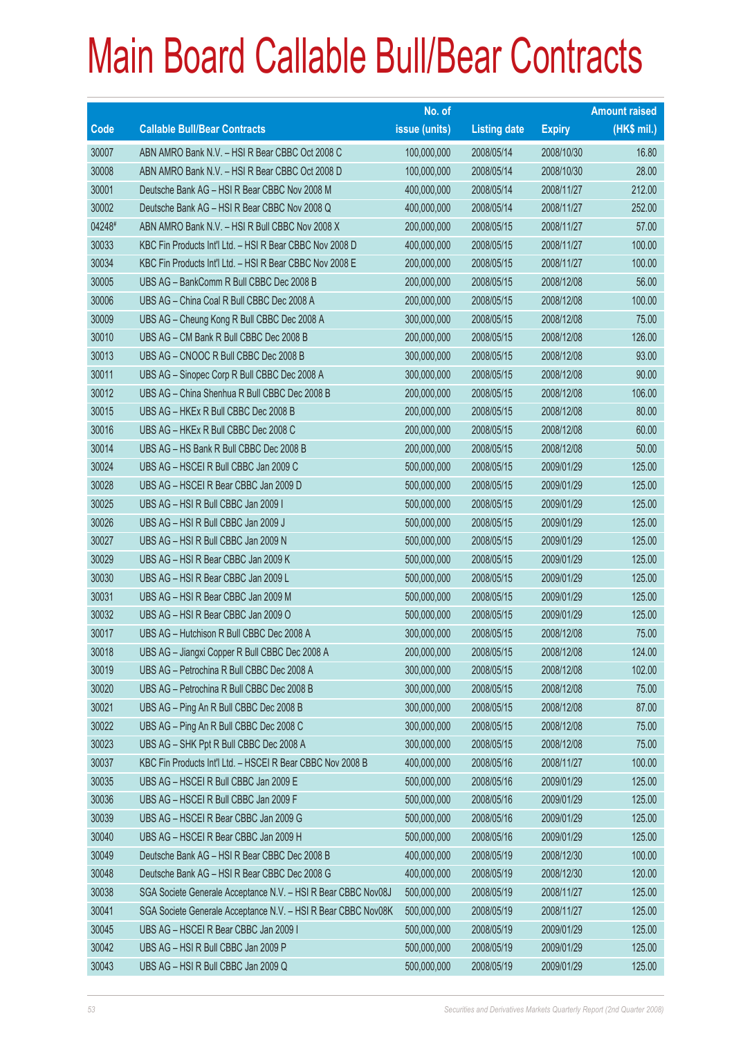# Main Board Callable Bull/Bear Contracts

| Code | Callable Bull/Bear Contracts | No. of issue (units) | Listing date | Expiry | Amount raised (HK$ mil.) |
|---|---|---|---|---|---|
| 30007 | ABN AMRO Bank N.V. – HSI R Bear CBBC Oct 2008 C | 100,000,000 | 2008/05/14 | 2008/10/30 | 16.80 |
| 30008 | ABN AMRO Bank N.V. – HSI R Bear CBBC Oct 2008 D | 100,000,000 | 2008/05/14 | 2008/10/30 | 28.00 |
| 30001 | Deutsche Bank AG – HSI R Bear CBBC Nov 2008 M | 400,000,000 | 2008/05/14 | 2008/11/27 | 212.00 |
| 30002 | Deutsche Bank AG – HSI R Bear CBBC Nov 2008 Q | 400,000,000 | 2008/05/14 | 2008/11/27 | 252.00 |
| 04248# | ABN AMRO Bank N.V. – HSI R Bull CBBC Nov 2008 X | 200,000,000 | 2008/05/15 | 2008/11/27 | 57.00 |
| 30033 | KBC Fin Products Int'l Ltd. – HSI R Bear CBBC Nov 2008 D | 400,000,000 | 2008/05/15 | 2008/11/27 | 100.00 |
| 30034 | KBC Fin Products Int'l Ltd. – HSI R Bear CBBC Nov 2008 E | 200,000,000 | 2008/05/15 | 2008/11/27 | 100.00 |
| 30005 | UBS AG – BankComm R Bull CBBC Dec 2008 B | 200,000,000 | 2008/05/15 | 2008/12/08 | 56.00 |
| 30006 | UBS AG – China Coal R Bull CBBC Dec 2008 A | 200,000,000 | 2008/05/15 | 2008/12/08 | 100.00 |
| 30009 | UBS AG – Cheung Kong R Bull CBBC Dec 2008 A | 300,000,000 | 2008/05/15 | 2008/12/08 | 75.00 |
| 30010 | UBS AG – CM Bank R Bull CBBC Dec 2008 B | 200,000,000 | 2008/05/15 | 2008/12/08 | 126.00 |
| 30013 | UBS AG – CNOOC R Bull CBBC Dec 2008 B | 300,000,000 | 2008/05/15 | 2008/12/08 | 93.00 |
| 30011 | UBS AG – Sinopec Corp R Bull CBBC Dec 2008 A | 300,000,000 | 2008/05/15 | 2008/12/08 | 90.00 |
| 30012 | UBS AG – China Shenhua R Bull CBBC Dec 2008 B | 200,000,000 | 2008/05/15 | 2008/12/08 | 106.00 |
| 30015 | UBS AG – HKEx R Bull CBBC Dec 2008 B | 200,000,000 | 2008/05/15 | 2008/12/08 | 80.00 |
| 30016 | UBS AG – HKEx R Bull CBBC Dec 2008 C | 200,000,000 | 2008/05/15 | 2008/12/08 | 60.00 |
| 30014 | UBS AG – HS Bank R Bull CBBC Dec 2008 B | 200,000,000 | 2008/05/15 | 2008/12/08 | 50.00 |
| 30024 | UBS AG – HSCEI R Bull CBBC Jan 2009 C | 500,000,000 | 2008/05/15 | 2009/01/29 | 125.00 |
| 30028 | UBS AG – HSCEI R Bear CBBC Jan 2009 D | 500,000,000 | 2008/05/15 | 2009/01/29 | 125.00 |
| 30025 | UBS AG – HSI R Bull CBBC Jan 2009 I | 500,000,000 | 2008/05/15 | 2009/01/29 | 125.00 |
| 30026 | UBS AG – HSI R Bull CBBC Jan 2009 J | 500,000,000 | 2008/05/15 | 2009/01/29 | 125.00 |
| 30027 | UBS AG – HSI R Bull CBBC Jan 2009 N | 500,000,000 | 2008/05/15 | 2009/01/29 | 125.00 |
| 30029 | UBS AG – HSI R Bear CBBC Jan 2009 K | 500,000,000 | 2008/05/15 | 2009/01/29 | 125.00 |
| 30030 | UBS AG – HSI R Bear CBBC Jan 2009 L | 500,000,000 | 2008/05/15 | 2009/01/29 | 125.00 |
| 30031 | UBS AG – HSI R Bear CBBC Jan 2009 M | 500,000,000 | 2008/05/15 | 2009/01/29 | 125.00 |
| 30032 | UBS AG – HSI R Bear CBBC Jan 2009 O | 500,000,000 | 2008/05/15 | 2009/01/29 | 125.00 |
| 30017 | UBS AG – Hutchison R Bull CBBC Dec 2008 A | 300,000,000 | 2008/05/15 | 2008/12/08 | 75.00 |
| 30018 | UBS AG – Jiangxi Copper R Bull CBBC Dec 2008 A | 200,000,000 | 2008/05/15 | 2008/12/08 | 124.00 |
| 30019 | UBS AG – Petrochina R Bull CBBC Dec 2008 A | 300,000,000 | 2008/05/15 | 2008/12/08 | 102.00 |
| 30020 | UBS AG – Petrochina R Bull CBBC Dec 2008 B | 300,000,000 | 2008/05/15 | 2008/12/08 | 75.00 |
| 30021 | UBS AG – Ping An R Bull CBBC Dec 2008 B | 300,000,000 | 2008/05/15 | 2008/12/08 | 87.00 |
| 30022 | UBS AG – Ping An R Bull CBBC Dec 2008 C | 300,000,000 | 2008/05/15 | 2008/12/08 | 75.00 |
| 30023 | UBS AG – SHK Ppt R Bull CBBC Dec 2008 A | 300,000,000 | 2008/05/15 | 2008/12/08 | 75.00 |
| 30037 | KBC Fin Products Int'l Ltd. – HSCEI R Bear CBBC Nov 2008 B | 400,000,000 | 2008/05/16 | 2008/11/27 | 100.00 |
| 30035 | UBS AG – HSCEI R Bull CBBC Jan 2009 E | 500,000,000 | 2008/05/16 | 2009/01/29 | 125.00 |
| 30036 | UBS AG – HSCEI R Bull CBBC Jan 2009 F | 500,000,000 | 2008/05/16 | 2009/01/29 | 125.00 |
| 30039 | UBS AG – HSCEI R Bear CBBC Jan 2009 G | 500,000,000 | 2008/05/16 | 2009/01/29 | 125.00 |
| 30040 | UBS AG – HSCEI R Bear CBBC Jan 2009 H | 500,000,000 | 2008/05/16 | 2009/01/29 | 125.00 |
| 30049 | Deutsche Bank AG – HSI R Bear CBBC Dec 2008 B | 400,000,000 | 2008/05/19 | 2008/12/30 | 100.00 |
| 30048 | Deutsche Bank AG – HSI R Bear CBBC Dec 2008 G | 400,000,000 | 2008/05/19 | 2008/12/30 | 120.00 |
| 30038 | SGA Societe Generale Acceptance N.V. – HSI R Bear CBBC Nov08J | 500,000,000 | 2008/05/19 | 2008/11/27 | 125.00 |
| 30041 | SGA Societe Generale Acceptance N.V. – HSI R Bear CBBC Nov08K | 500,000,000 | 2008/05/19 | 2008/11/27 | 125.00 |
| 30045 | UBS AG – HSCEI R Bear CBBC Jan 2009 I | 500,000,000 | 2008/05/19 | 2009/01/29 | 125.00 |
| 30042 | UBS AG – HSI R Bull CBBC Jan 2009 P | 500,000,000 | 2008/05/19 | 2009/01/29 | 125.00 |
| 30043 | UBS AG – HSI R Bull CBBC Jan 2009 Q | 500,000,000 | 2008/05/19 | 2009/01/29 | 125.00 |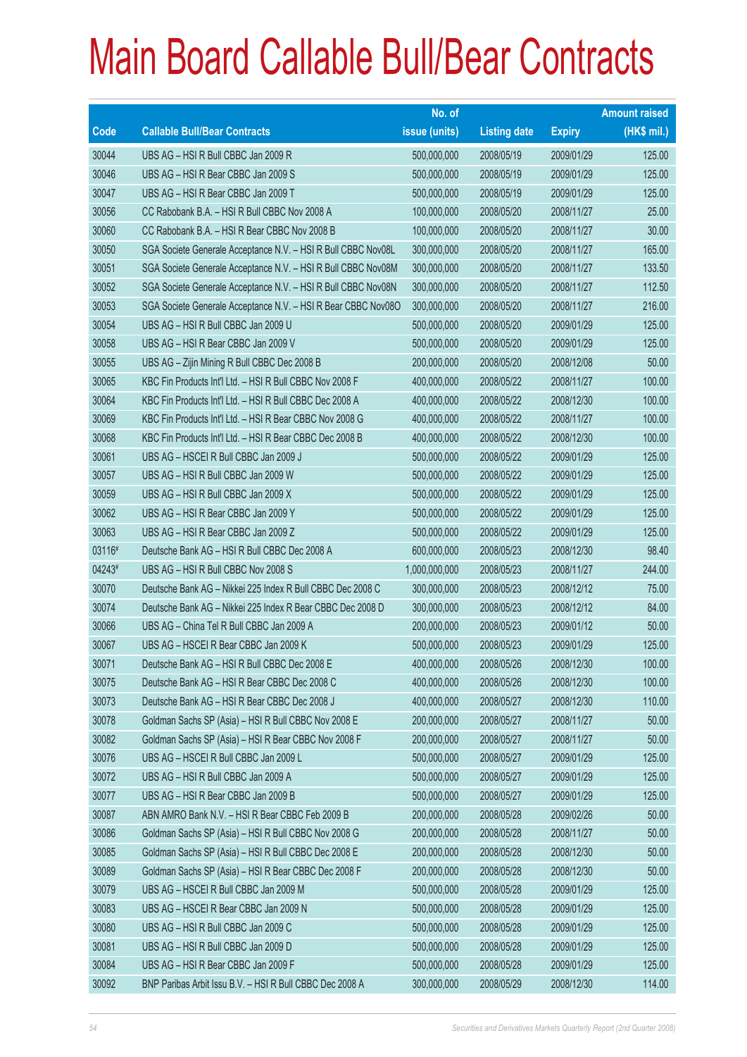# Main Board Callable Bull/Bear Contracts

| Code | Callable Bull/Bear Contracts | No. of issue (units) | Listing date | Expiry | Amount raised (HK$ mil.) |
|---|---|---|---|---|---|
| 30044 | UBS AG – HSI R Bull CBBC Jan 2009 R | 500,000,000 | 2008/05/19 | 2009/01/29 | 125.00 |
| 30046 | UBS AG – HSI R Bear CBBC Jan 2009 S | 500,000,000 | 2008/05/19 | 2009/01/29 | 125.00 |
| 30047 | UBS AG – HSI R Bear CBBC Jan 2009 T | 500,000,000 | 2008/05/19 | 2009/01/29 | 125.00 |
| 30056 | CC Rabobank B.A. – HSI R Bull CBBC Nov 2008 A | 100,000,000 | 2008/05/20 | 2008/11/27 | 25.00 |
| 30060 | CC Rabobank B.A. – HSI R Bear CBBC Nov 2008 B | 100,000,000 | 2008/05/20 | 2008/11/27 | 30.00 |
| 30050 | SGA Societe Generale Acceptance N.V. – HSI R Bull CBBC Nov08L | 300,000,000 | 2008/05/20 | 2008/11/27 | 165.00 |
| 30051 | SGA Societe Generale Acceptance N.V. – HSI R Bull CBBC Nov08M | 300,000,000 | 2008/05/20 | 2008/11/27 | 133.50 |
| 30052 | SGA Societe Generale Acceptance N.V. – HSI R Bull CBBC Nov08N | 300,000,000 | 2008/05/20 | 2008/11/27 | 112.50 |
| 30053 | SGA Societe Generale Acceptance N.V. – HSI R Bear CBBC Nov08O | 300,000,000 | 2008/05/20 | 2008/11/27 | 216.00 |
| 30054 | UBS AG – HSI R Bull CBBC Jan 2009 U | 500,000,000 | 2008/05/20 | 2009/01/29 | 125.00 |
| 30058 | UBS AG – HSI R Bear CBBC Jan 2009 V | 500,000,000 | 2008/05/20 | 2009/01/29 | 125.00 |
| 30055 | UBS AG – Zijin Mining R Bull CBBC Dec 2008 B | 200,000,000 | 2008/05/20 | 2008/12/08 | 50.00 |
| 30065 | KBC Fin Products Int'l Ltd. – HSI R Bull CBBC Nov 2008 F | 400,000,000 | 2008/05/22 | 2008/11/27 | 100.00 |
| 30064 | KBC Fin Products Int'l Ltd. – HSI R Bull CBBC Dec 2008 A | 400,000,000 | 2008/05/22 | 2008/12/30 | 100.00 |
| 30069 | KBC Fin Products Int'l Ltd. – HSI R Bear CBBC Nov 2008 G | 400,000,000 | 2008/05/22 | 2008/11/27 | 100.00 |
| 30068 | KBC Fin Products Int'l Ltd. – HSI R Bear CBBC Dec 2008 B | 400,000,000 | 2008/05/22 | 2008/12/30 | 100.00 |
| 30061 | UBS AG – HSCEI R Bull CBBC Jan 2009 J | 500,000,000 | 2008/05/22 | 2009/01/29 | 125.00 |
| 30057 | UBS AG – HSI R Bull CBBC Jan 2009 W | 500,000,000 | 2008/05/22 | 2009/01/29 | 125.00 |
| 30059 | UBS AG – HSI R Bull CBBC Jan 2009 X | 500,000,000 | 2008/05/22 | 2009/01/29 | 125.00 |
| 30062 | UBS AG – HSI R Bear CBBC Jan 2009 Y | 500,000,000 | 2008/05/22 | 2009/01/29 | 125.00 |
| 30063 | UBS AG – HSI R Bear CBBC Jan 2009 Z | 500,000,000 | 2008/05/22 | 2009/01/29 | 125.00 |
| 03116# | Deutsche Bank AG – HSI R Bull CBBC Dec 2008 A | 600,000,000 | 2008/05/23 | 2008/12/30 | 98.40 |
| 04243# | UBS AG – HSI R Bull CBBC Nov 2008 S | 1,000,000,000 | 2008/05/23 | 2008/11/27 | 244.00 |
| 30070 | Deutsche Bank AG – Nikkei 225 Index R Bull CBBC Dec 2008 C | 300,000,000 | 2008/05/23 | 2008/12/12 | 75.00 |
| 30074 | Deutsche Bank AG – Nikkei 225 Index R Bear CBBC Dec 2008 D | 300,000,000 | 2008/05/23 | 2008/12/12 | 84.00 |
| 30066 | UBS AG – China Tel R Bull CBBC Jan 2009 A | 200,000,000 | 2008/05/23 | 2009/01/12 | 50.00 |
| 30067 | UBS AG – HSCEI R Bear CBBC Jan 2009 K | 500,000,000 | 2008/05/23 | 2009/01/29 | 125.00 |
| 30071 | Deutsche Bank AG – HSI R Bull CBBC Dec 2008 E | 400,000,000 | 2008/05/26 | 2008/12/30 | 100.00 |
| 30075 | Deutsche Bank AG – HSI R Bear CBBC Dec 2008 C | 400,000,000 | 2008/05/26 | 2008/12/30 | 100.00 |
| 30073 | Deutsche Bank AG – HSI R Bear CBBC Dec 2008 J | 400,000,000 | 2008/05/27 | 2008/12/30 | 110.00 |
| 30078 | Goldman Sachs SP (Asia) – HSI R Bull CBBC Nov 2008 E | 200,000,000 | 2008/05/27 | 2008/11/27 | 50.00 |
| 30082 | Goldman Sachs SP (Asia) – HSI R Bear CBBC Nov 2008 F | 200,000,000 | 2008/05/27 | 2008/11/27 | 50.00 |
| 30076 | UBS AG – HSCEI R Bull CBBC Jan 2009 L | 500,000,000 | 2008/05/27 | 2009/01/29 | 125.00 |
| 30072 | UBS AG – HSI R Bull CBBC Jan 2009 A | 500,000,000 | 2008/05/27 | 2009/01/29 | 125.00 |
| 30077 | UBS AG – HSI R Bear CBBC Jan 2009 B | 500,000,000 | 2008/05/27 | 2009/01/29 | 125.00 |
| 30087 | ABN AMRO Bank N.V. – HSI R Bear CBBC Feb 2009 B | 200,000,000 | 2008/05/28 | 2009/02/26 | 50.00 |
| 30086 | Goldman Sachs SP (Asia) – HSI R Bull CBBC Nov 2008 G | 200,000,000 | 2008/05/28 | 2008/11/27 | 50.00 |
| 30085 | Goldman Sachs SP (Asia) – HSI R Bull CBBC Dec 2008 E | 200,000,000 | 2008/05/28 | 2008/12/30 | 50.00 |
| 30089 | Goldman Sachs SP (Asia) – HSI R Bear CBBC Dec 2008 F | 200,000,000 | 2008/05/28 | 2008/12/30 | 50.00 |
| 30079 | UBS AG – HSCEI R Bull CBBC Jan 2009 M | 500,000,000 | 2008/05/28 | 2009/01/29 | 125.00 |
| 30083 | UBS AG – HSCEI R Bear CBBC Jan 2009 N | 500,000,000 | 2008/05/28 | 2009/01/29 | 125.00 |
| 30080 | UBS AG – HSI R Bull CBBC Jan 2009 C | 500,000,000 | 2008/05/28 | 2009/01/29 | 125.00 |
| 30081 | UBS AG – HSI R Bull CBBC Jan 2009 D | 500,000,000 | 2008/05/28 | 2009/01/29 | 125.00 |
| 30084 | UBS AG – HSI R Bear CBBC Jan 2009 F | 500,000,000 | 2008/05/28 | 2009/01/29 | 125.00 |
| 30092 | BNP Paribas Arbit Issu B.V. – HSI R Bull CBBC Dec 2008 A | 300,000,000 | 2008/05/29 | 2008/12/30 | 114.00 |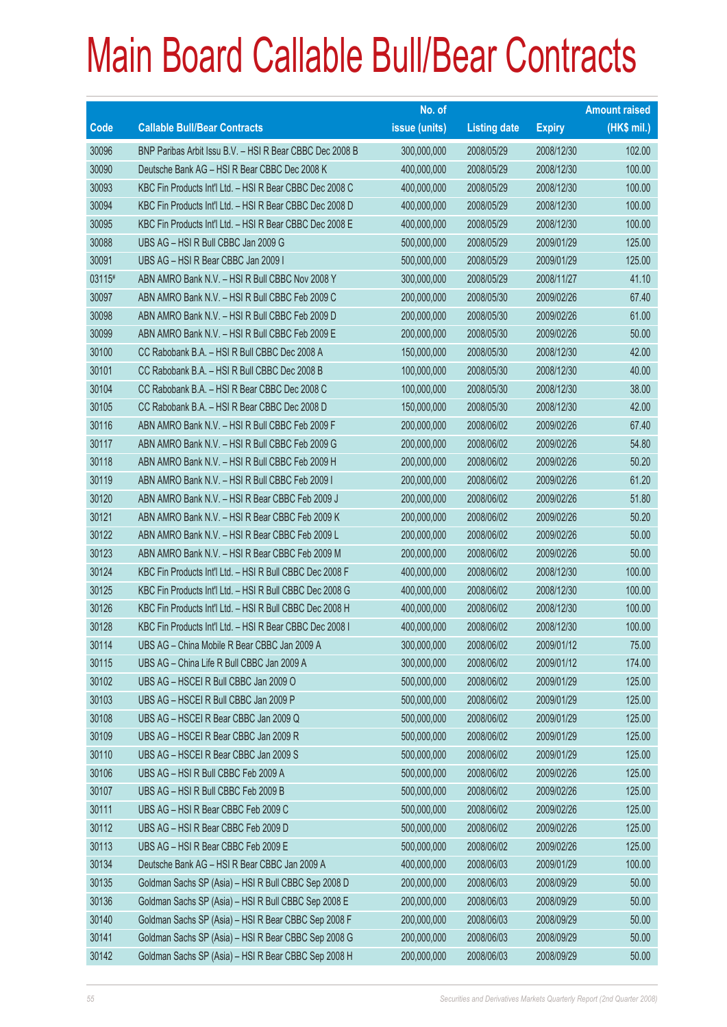# Main Board Callable Bull/Bear Contracts

| Code | Callable Bull/Bear Contracts | No. of issue (units) | Listing date | Expiry | Amount raised (HK$ mil.) |
|---|---|---|---|---|---|
| 30096 | BNP Paribas Arbit Issu B.V. – HSI R Bear CBBC Dec 2008 B | 300,000,000 | 2008/05/29 | 2008/12/30 | 102.00 |
| 30090 | Deutsche Bank AG – HSI R Bear CBBC Dec 2008 K | 400,000,000 | 2008/05/29 | 2008/12/30 | 100.00 |
| 30093 | KBC Fin Products Int'l Ltd. – HSI R Bear CBBC Dec 2008 C | 400,000,000 | 2008/05/29 | 2008/12/30 | 100.00 |
| 30094 | KBC Fin Products Int'l Ltd. – HSI R Bear CBBC Dec 2008 D | 400,000,000 | 2008/05/29 | 2008/12/30 | 100.00 |
| 30095 | KBC Fin Products Int'l Ltd. – HSI R Bear CBBC Dec 2008 E | 400,000,000 | 2008/05/29 | 2008/12/30 | 100.00 |
| 30088 | UBS AG – HSI R Bull CBBC Jan 2009 G | 500,000,000 | 2008/05/29 | 2009/01/29 | 125.00 |
| 30091 | UBS AG – HSI R Bear CBBC Jan 2009 I | 500,000,000 | 2008/05/29 | 2009/01/29 | 125.00 |
| 03115# | ABN AMRO Bank N.V. – HSI R Bull CBBC Nov 2008 Y | 300,000,000 | 2008/05/29 | 2008/11/27 | 41.10 |
| 30097 | ABN AMRO Bank N.V. – HSI R Bull CBBC Feb 2009 C | 200,000,000 | 2008/05/30 | 2009/02/26 | 67.40 |
| 30098 | ABN AMRO Bank N.V. – HSI R Bull CBBC Feb 2009 D | 200,000,000 | 2008/05/30 | 2009/02/26 | 61.00 |
| 30099 | ABN AMRO Bank N.V. – HSI R Bull CBBC Feb 2009 E | 200,000,000 | 2008/05/30 | 2009/02/26 | 50.00 |
| 30100 | CC Rabobank B.A. – HSI R Bull CBBC Dec 2008 A | 150,000,000 | 2008/05/30 | 2008/12/30 | 42.00 |
| 30101 | CC Rabobank B.A. – HSI R Bull CBBC Dec 2008 B | 100,000,000 | 2008/05/30 | 2008/12/30 | 40.00 |
| 30104 | CC Rabobank B.A. – HSI R Bear CBBC Dec 2008 C | 100,000,000 | 2008/05/30 | 2008/12/30 | 38.00 |
| 30105 | CC Rabobank B.A. – HSI R Bear CBBC Dec 2008 D | 150,000,000 | 2008/05/30 | 2008/12/30 | 42.00 |
| 30116 | ABN AMRO Bank N.V. – HSI R Bull CBBC Feb 2009 F | 200,000,000 | 2008/06/02 | 2009/02/26 | 67.40 |
| 30117 | ABN AMRO Bank N.V. – HSI R Bull CBBC Feb 2009 G | 200,000,000 | 2008/06/02 | 2009/02/26 | 54.80 |
| 30118 | ABN AMRO Bank N.V. – HSI R Bull CBBC Feb 2009 H | 200,000,000 | 2008/06/02 | 2009/02/26 | 50.20 |
| 30119 | ABN AMRO Bank N.V. – HSI R Bull CBBC Feb 2009 I | 200,000,000 | 2008/06/02 | 2009/02/26 | 61.20 |
| 30120 | ABN AMRO Bank N.V. – HSI R Bear CBBC Feb 2009 J | 200,000,000 | 2008/06/02 | 2009/02/26 | 51.80 |
| 30121 | ABN AMRO Bank N.V. – HSI R Bear CBBC Feb 2009 K | 200,000,000 | 2008/06/02 | 2009/02/26 | 50.20 |
| 30122 | ABN AMRO Bank N.V. – HSI R Bear CBBC Feb 2009 L | 200,000,000 | 2008/06/02 | 2009/02/26 | 50.00 |
| 30123 | ABN AMRO Bank N.V. – HSI R Bear CBBC Feb 2009 M | 200,000,000 | 2008/06/02 | 2009/02/26 | 50.00 |
| 30124 | KBC Fin Products Int'l Ltd. – HSI R Bull CBBC Dec 2008 F | 400,000,000 | 2008/06/02 | 2008/12/30 | 100.00 |
| 30125 | KBC Fin Products Int'l Ltd. – HSI R Bull CBBC Dec 2008 G | 400,000,000 | 2008/06/02 | 2008/12/30 | 100.00 |
| 30126 | KBC Fin Products Int'l Ltd. – HSI R Bull CBBC Dec 2008 H | 400,000,000 | 2008/06/02 | 2008/12/30 | 100.00 |
| 30128 | KBC Fin Products Int'l Ltd. – HSI R Bear CBBC Dec 2008 I | 400,000,000 | 2008/06/02 | 2008/12/30 | 100.00 |
| 30114 | UBS AG – China Mobile R Bear CBBC Jan 2009 A | 300,000,000 | 2008/06/02 | 2009/01/12 | 75.00 |
| 30115 | UBS AG – China Life R Bull CBBC Jan 2009 A | 300,000,000 | 2008/06/02 | 2009/01/12 | 174.00 |
| 30102 | UBS AG – HSCEI R Bull CBBC Jan 2009 O | 500,000,000 | 2008/06/02 | 2009/01/29 | 125.00 |
| 30103 | UBS AG – HSCEI R Bull CBBC Jan 2009 P | 500,000,000 | 2008/06/02 | 2009/01/29 | 125.00 |
| 30108 | UBS AG – HSCEI R Bear CBBC Jan 2009 Q | 500,000,000 | 2008/06/02 | 2009/01/29 | 125.00 |
| 30109 | UBS AG – HSCEI R Bear CBBC Jan 2009 R | 500,000,000 | 2008/06/02 | 2009/01/29 | 125.00 |
| 30110 | UBS AG – HSCEI R Bear CBBC Jan 2009 S | 500,000,000 | 2008/06/02 | 2009/01/29 | 125.00 |
| 30106 | UBS AG – HSI R Bull CBBC Feb 2009 A | 500,000,000 | 2008/06/02 | 2009/02/26 | 125.00 |
| 30107 | UBS AG – HSI R Bull CBBC Feb 2009 B | 500,000,000 | 2008/06/02 | 2009/02/26 | 125.00 |
| 30111 | UBS AG – HSI R Bear CBBC Feb 2009 C | 500,000,000 | 2008/06/02 | 2009/02/26 | 125.00 |
| 30112 | UBS AG – HSI R Bear CBBC Feb 2009 D | 500,000,000 | 2008/06/02 | 2009/02/26 | 125.00 |
| 30113 | UBS AG – HSI R Bear CBBC Feb 2009 E | 500,000,000 | 2008/06/02 | 2009/02/26 | 125.00 |
| 30134 | Deutsche Bank AG – HSI R Bear CBBC Jan 2009 A | 400,000,000 | 2008/06/03 | 2009/01/29 | 100.00 |
| 30135 | Goldman Sachs SP (Asia) – HSI R Bull CBBC Sep 2008 D | 200,000,000 | 2008/06/03 | 2008/09/29 | 50.00 |
| 30136 | Goldman Sachs SP (Asia) – HSI R Bull CBBC Sep 2008 E | 200,000,000 | 2008/06/03 | 2008/09/29 | 50.00 |
| 30140 | Goldman Sachs SP (Asia) – HSI R Bear CBBC Sep 2008 F | 200,000,000 | 2008/06/03 | 2008/09/29 | 50.00 |
| 30141 | Goldman Sachs SP (Asia) – HSI R Bear CBBC Sep 2008 G | 200,000,000 | 2008/06/03 | 2008/09/29 | 50.00 |
| 30142 | Goldman Sachs SP (Asia) – HSI R Bear CBBC Sep 2008 H | 200,000,000 | 2008/06/03 | 2008/09/29 | 50.00 |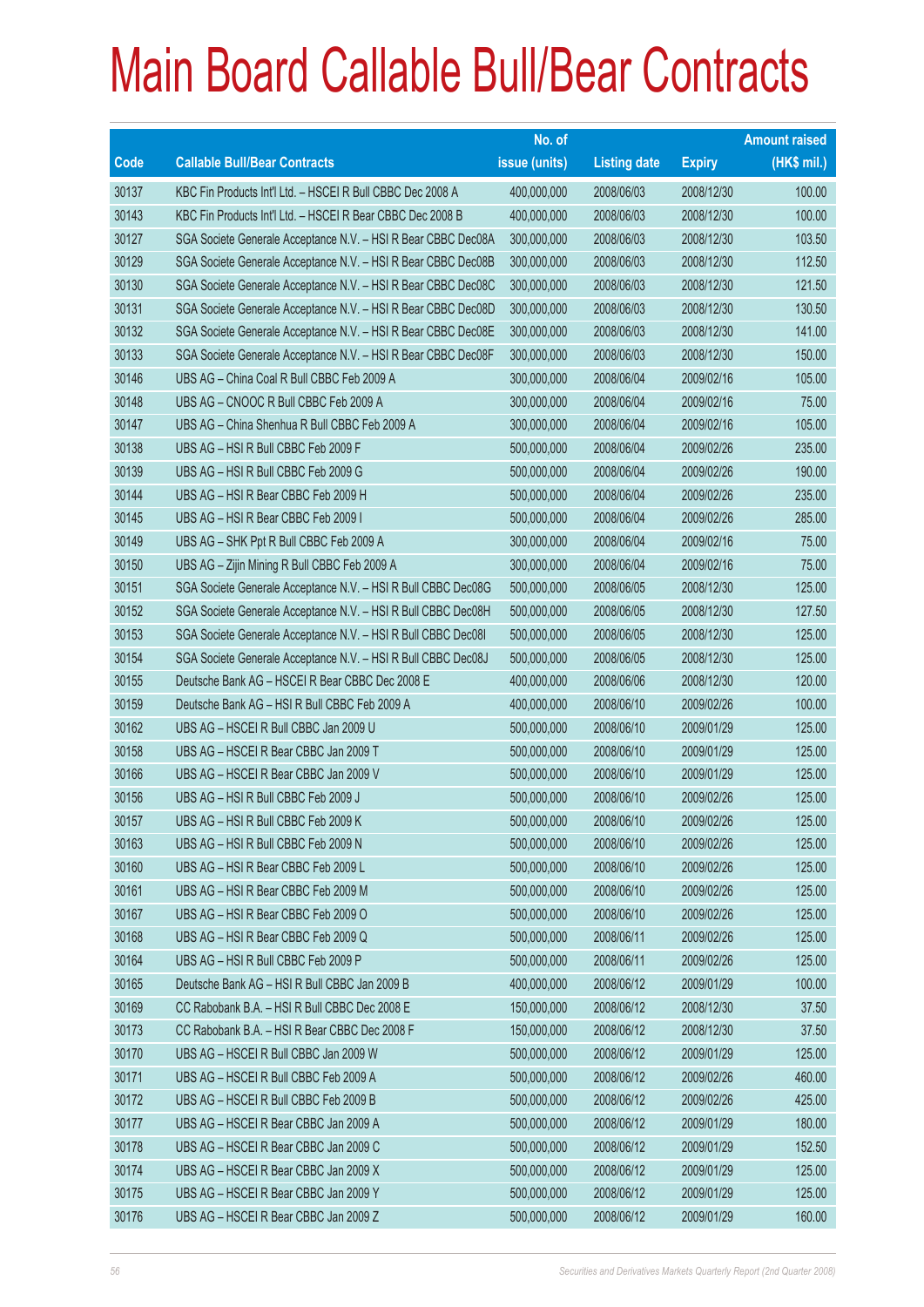# Main Board Callable Bull/Bear Contracts

| Code | Callable Bull/Bear Contracts | No. of issue (units) | Listing date | Expiry | Amount raised (HK$ mil.) |
|---|---|---|---|---|---|
| 30137 | KBC Fin Products Int'l Ltd. – HSCEI R Bull CBBC Dec 2008 A | 400,000,000 | 2008/06/03 | 2008/12/30 | 100.00 |
| 30143 | KBC Fin Products Int'l Ltd. – HSCEI R Bear CBBC Dec 2008 B | 400,000,000 | 2008/06/03 | 2008/12/30 | 100.00 |
| 30127 | SGA Societe Generale Acceptance N.V. – HSI R Bear CBBC Dec08A | 300,000,000 | 2008/06/03 | 2008/12/30 | 103.50 |
| 30129 | SGA Societe Generale Acceptance N.V. – HSI R Bear CBBC Dec08B | 300,000,000 | 2008/06/03 | 2008/12/30 | 112.50 |
| 30130 | SGA Societe Generale Acceptance N.V. – HSI R Bear CBBC Dec08C | 300,000,000 | 2008/06/03 | 2008/12/30 | 121.50 |
| 30131 | SGA Societe Generale Acceptance N.V. – HSI R Bear CBBC Dec08D | 300,000,000 | 2008/06/03 | 2008/12/30 | 130.50 |
| 30132 | SGA Societe Generale Acceptance N.V. – HSI R Bear CBBC Dec08E | 300,000,000 | 2008/06/03 | 2008/12/30 | 141.00 |
| 30133 | SGA Societe Generale Acceptance N.V. – HSI R Bear CBBC Dec08F | 300,000,000 | 2008/06/03 | 2008/12/30 | 150.00 |
| 30146 | UBS AG – China Coal R Bull CBBC Feb 2009 A | 300,000,000 | 2008/06/04 | 2009/02/16 | 105.00 |
| 30148 | UBS AG – CNOOC R Bull CBBC Feb 2009 A | 300,000,000 | 2008/06/04 | 2009/02/16 | 75.00 |
| 30147 | UBS AG – China Shenhua R Bull CBBC Feb 2009 A | 300,000,000 | 2008/06/04 | 2009/02/16 | 105.00 |
| 30138 | UBS AG – HSI R Bull CBBC Feb 2009 F | 500,000,000 | 2008/06/04 | 2009/02/26 | 235.00 |
| 30139 | UBS AG – HSI R Bull CBBC Feb 2009 G | 500,000,000 | 2008/06/04 | 2009/02/26 | 190.00 |
| 30144 | UBS AG – HSI R Bear CBBC Feb 2009 H | 500,000,000 | 2008/06/04 | 2009/02/26 | 235.00 |
| 30145 | UBS AG – HSI R Bear CBBC Feb 2009 I | 500,000,000 | 2008/06/04 | 2009/02/26 | 285.00 |
| 30149 | UBS AG – SHK Ppt R Bull CBBC Feb 2009 A | 300,000,000 | 2008/06/04 | 2009/02/16 | 75.00 |
| 30150 | UBS AG – Zijin Mining R Bull CBBC Feb 2009 A | 300,000,000 | 2008/06/04 | 2009/02/16 | 75.00 |
| 30151 | SGA Societe Generale Acceptance N.V. – HSI R Bull CBBC Dec08G | 500,000,000 | 2008/06/05 | 2008/12/30 | 125.00 |
| 30152 | SGA Societe Generale Acceptance N.V. – HSI R Bull CBBC Dec08H | 500,000,000 | 2008/06/05 | 2008/12/30 | 127.50 |
| 30153 | SGA Societe Generale Acceptance N.V. – HSI R Bull CBBC Dec08I | 500,000,000 | 2008/06/05 | 2008/12/30 | 125.00 |
| 30154 | SGA Societe Generale Acceptance N.V. – HSI R Bull CBBC Dec08J | 500,000,000 | 2008/06/05 | 2008/12/30 | 125.00 |
| 30155 | Deutsche Bank AG – HSCEI R Bear CBBC Dec 2008 E | 400,000,000 | 2008/06/06 | 2008/12/30 | 120.00 |
| 30159 | Deutsche Bank AG – HSI R Bull CBBC Feb 2009 A | 400,000,000 | 2008/06/10 | 2009/02/26 | 100.00 |
| 30162 | UBS AG – HSCEI R Bull CBBC Jan 2009 U | 500,000,000 | 2008/06/10 | 2009/01/29 | 125.00 |
| 30158 | UBS AG – HSCEI R Bear CBBC Jan 2009 T | 500,000,000 | 2008/06/10 | 2009/01/29 | 125.00 |
| 30166 | UBS AG – HSCEI R Bear CBBC Jan 2009 V | 500,000,000 | 2008/06/10 | 2009/01/29 | 125.00 |
| 30156 | UBS AG – HSI R Bull CBBC Feb 2009 J | 500,000,000 | 2008/06/10 | 2009/02/26 | 125.00 |
| 30157 | UBS AG – HSI R Bull CBBC Feb 2009 K | 500,000,000 | 2008/06/10 | 2009/02/26 | 125.00 |
| 30163 | UBS AG – HSI R Bull CBBC Feb 2009 N | 500,000,000 | 2008/06/10 | 2009/02/26 | 125.00 |
| 30160 | UBS AG – HSI R Bear CBBC Feb 2009 L | 500,000,000 | 2008/06/10 | 2009/02/26 | 125.00 |
| 30161 | UBS AG – HSI R Bear CBBC Feb 2009 M | 500,000,000 | 2008/06/10 | 2009/02/26 | 125.00 |
| 30167 | UBS AG – HSI R Bear CBBC Feb 2009 O | 500,000,000 | 2008/06/10 | 2009/02/26 | 125.00 |
| 30168 | UBS AG – HSI R Bear CBBC Feb 2009 Q | 500,000,000 | 2008/06/11 | 2009/02/26 | 125.00 |
| 30164 | UBS AG – HSI R Bull CBBC Feb 2009 P | 500,000,000 | 2008/06/11 | 2009/02/26 | 125.00 |
| 30165 | Deutsche Bank AG – HSI R Bull CBBC Jan 2009 B | 400,000,000 | 2008/06/12 | 2009/01/29 | 100.00 |
| 30169 | CC Rabobank B.A. – HSI R Bull CBBC Dec 2008 E | 150,000,000 | 2008/06/12 | 2008/12/30 | 37.50 |
| 30173 | CC Rabobank B.A. – HSI R Bear CBBC Dec 2008 F | 150,000,000 | 2008/06/12 | 2008/12/30 | 37.50 |
| 30170 | UBS AG – HSCEI R Bull CBBC Jan 2009 W | 500,000,000 | 2008/06/12 | 2009/01/29 | 125.00 |
| 30171 | UBS AG – HSCEI R Bull CBBC Feb 2009 A | 500,000,000 | 2008/06/12 | 2009/02/26 | 460.00 |
| 30172 | UBS AG – HSCEI R Bull CBBC Feb 2009 B | 500,000,000 | 2008/06/12 | 2009/02/26 | 425.00 |
| 30177 | UBS AG – HSCEI R Bear CBBC Jan 2009 A | 500,000,000 | 2008/06/12 | 2009/01/29 | 180.00 |
| 30178 | UBS AG – HSCEI R Bear CBBC Jan 2009 C | 500,000,000 | 2008/06/12 | 2009/01/29 | 152.50 |
| 30174 | UBS AG – HSCEI R Bear CBBC Jan 2009 X | 500,000,000 | 2008/06/12 | 2009/01/29 | 125.00 |
| 30175 | UBS AG – HSCEI R Bear CBBC Jan 2009 Y | 500,000,000 | 2008/06/12 | 2009/01/29 | 125.00 |
| 30176 | UBS AG – HSCEI R Bear CBBC Jan 2009 Z | 500,000,000 | 2008/06/12 | 2009/01/29 | 160.00 |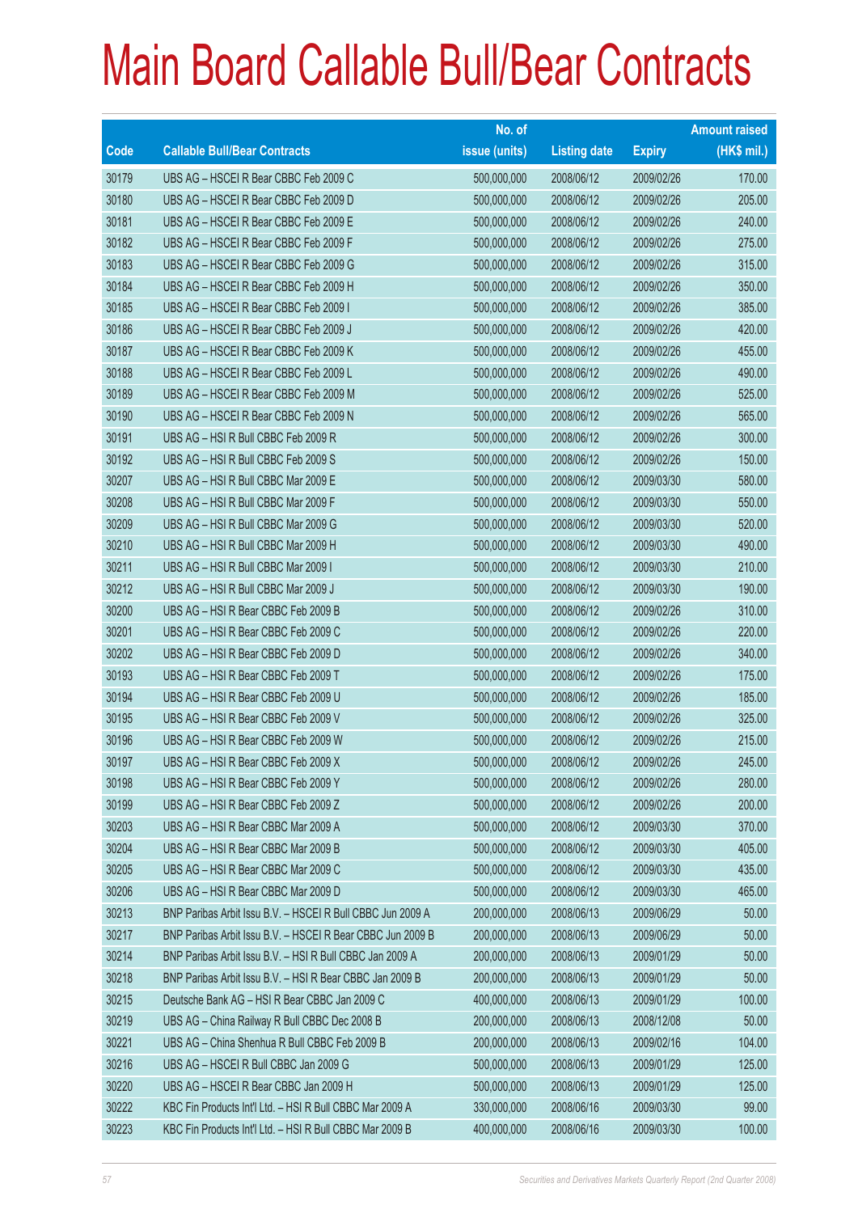# Main Board Callable Bull/Bear Contracts

| Code | Callable Bull/Bear Contracts | No. of issue (units) | Listing date | Expiry | Amount raised (HK$ mil.) |
|---|---|---|---|---|---|
| 30179 | UBS AG – HSCEI R Bear CBBC Feb 2009 C | 500,000,000 | 2008/06/12 | 2009/02/26 | 170.00 |
| 30180 | UBS AG – HSCEI R Bear CBBC Feb 2009 D | 500,000,000 | 2008/06/12 | 2009/02/26 | 205.00 |
| 30181 | UBS AG – HSCEI R Bear CBBC Feb 2009 E | 500,000,000 | 2008/06/12 | 2009/02/26 | 240.00 |
| 30182 | UBS AG – HSCEI R Bear CBBC Feb 2009 F | 500,000,000 | 2008/06/12 | 2009/02/26 | 275.00 |
| 30183 | UBS AG – HSCEI R Bear CBBC Feb 2009 G | 500,000,000 | 2008/06/12 | 2009/02/26 | 315.00 |
| 30184 | UBS AG – HSCEI R Bear CBBC Feb 2009 H | 500,000,000 | 2008/06/12 | 2009/02/26 | 350.00 |
| 30185 | UBS AG – HSCEI R Bear CBBC Feb 2009 I | 500,000,000 | 2008/06/12 | 2009/02/26 | 385.00 |
| 30186 | UBS AG – HSCEI R Bear CBBC Feb 2009 J | 500,000,000 | 2008/06/12 | 2009/02/26 | 420.00 |
| 30187 | UBS AG – HSCEI R Bear CBBC Feb 2009 K | 500,000,000 | 2008/06/12 | 2009/02/26 | 455.00 |
| 30188 | UBS AG – HSCEI R Bear CBBC Feb 2009 L | 500,000,000 | 2008/06/12 | 2009/02/26 | 490.00 |
| 30189 | UBS AG – HSCEI R Bear CBBC Feb 2009 M | 500,000,000 | 2008/06/12 | 2009/02/26 | 525.00 |
| 30190 | UBS AG – HSCEI R Bear CBBC Feb 2009 N | 500,000,000 | 2008/06/12 | 2009/02/26 | 565.00 |
| 30191 | UBS AG – HSI R Bull CBBC Feb 2009 R | 500,000,000 | 2008/06/12 | 2009/02/26 | 300.00 |
| 30192 | UBS AG – HSI R Bull CBBC Feb 2009 S | 500,000,000 | 2008/06/12 | 2009/02/26 | 150.00 |
| 30207 | UBS AG – HSI R Bull CBBC Mar 2009 E | 500,000,000 | 2008/06/12 | 2009/03/30 | 580.00 |
| 30208 | UBS AG – HSI R Bull CBBC Mar 2009 F | 500,000,000 | 2008/06/12 | 2009/03/30 | 550.00 |
| 30209 | UBS AG – HSI R Bull CBBC Mar 2009 G | 500,000,000 | 2008/06/12 | 2009/03/30 | 520.00 |
| 30210 | UBS AG – HSI R Bull CBBC Mar 2009 H | 500,000,000 | 2008/06/12 | 2009/03/30 | 490.00 |
| 30211 | UBS AG – HSI R Bull CBBC Mar 2009 I | 500,000,000 | 2008/06/12 | 2009/03/30 | 210.00 |
| 30212 | UBS AG – HSI R Bull CBBC Mar 2009 J | 500,000,000 | 2008/06/12 | 2009/03/30 | 190.00 |
| 30200 | UBS AG – HSI R Bear CBBC Feb 2009 B | 500,000,000 | 2008/06/12 | 2009/02/26 | 310.00 |
| 30201 | UBS AG – HSI R Bear CBBC Feb 2009 C | 500,000,000 | 2008/06/12 | 2009/02/26 | 220.00 |
| 30202 | UBS AG – HSI R Bear CBBC Feb 2009 D | 500,000,000 | 2008/06/12 | 2009/02/26 | 340.00 |
| 30193 | UBS AG – HSI R Bear CBBC Feb 2009 T | 500,000,000 | 2008/06/12 | 2009/02/26 | 175.00 |
| 30194 | UBS AG – HSI R Bear CBBC Feb 2009 U | 500,000,000 | 2008/06/12 | 2009/02/26 | 185.00 |
| 30195 | UBS AG – HSI R Bear CBBC Feb 2009 V | 500,000,000 | 2008/06/12 | 2009/02/26 | 325.00 |
| 30196 | UBS AG – HSI R Bear CBBC Feb 2009 W | 500,000,000 | 2008/06/12 | 2009/02/26 | 215.00 |
| 30197 | UBS AG – HSI R Bear CBBC Feb 2009 X | 500,000,000 | 2008/06/12 | 2009/02/26 | 245.00 |
| 30198 | UBS AG – HSI R Bear CBBC Feb 2009 Y | 500,000,000 | 2008/06/12 | 2009/02/26 | 280.00 |
| 30199 | UBS AG – HSI R Bear CBBC Feb 2009 Z | 500,000,000 | 2008/06/12 | 2009/02/26 | 200.00 |
| 30203 | UBS AG – HSI R Bear CBBC Mar 2009 A | 500,000,000 | 2008/06/12 | 2009/03/30 | 370.00 |
| 30204 | UBS AG – HSI R Bear CBBC Mar 2009 B | 500,000,000 | 2008/06/12 | 2009/03/30 | 405.00 |
| 30205 | UBS AG – HSI R Bear CBBC Mar 2009 C | 500,000,000 | 2008/06/12 | 2009/03/30 | 435.00 |
| 30206 | UBS AG – HSI R Bear CBBC Mar 2009 D | 500,000,000 | 2008/06/12 | 2009/03/30 | 465.00 |
| 30213 | BNP Paribas Arbit Issu B.V. – HSCEI R Bull CBBC Jun 2009 A | 200,000,000 | 2008/06/13 | 2009/06/29 | 50.00 |
| 30217 | BNP Paribas Arbit Issu B.V. – HSCEI R Bear CBBC Jun 2009 B | 200,000,000 | 2008/06/13 | 2009/06/29 | 50.00 |
| 30214 | BNP Paribas Arbit Issu B.V. – HSI R Bull CBBC Jan 2009 A | 200,000,000 | 2008/06/13 | 2009/01/29 | 50.00 |
| 30218 | BNP Paribas Arbit Issu B.V. – HSI R Bear CBBC Jan 2009 B | 200,000,000 | 2008/06/13 | 2009/01/29 | 50.00 |
| 30215 | Deutsche Bank AG – HSI R Bear CBBC Jan 2009 C | 400,000,000 | 2008/06/13 | 2009/01/29 | 100.00 |
| 30219 | UBS AG – China Railway R Bull CBBC Dec 2008 B | 200,000,000 | 2008/06/13 | 2008/12/08 | 50.00 |
| 30221 | UBS AG – China Shenhua R Bull CBBC Feb 2009 B | 200,000,000 | 2008/06/13 | 2009/02/16 | 104.00 |
| 30216 | UBS AG – HSCEI R Bull CBBC Jan 2009 G | 500,000,000 | 2008/06/13 | 2009/01/29 | 125.00 |
| 30220 | UBS AG – HSCEI R Bear CBBC Jan 2009 H | 500,000,000 | 2008/06/13 | 2009/01/29 | 125.00 |
| 30222 | KBC Fin Products Int'l Ltd. – HSI R Bull CBBC Mar 2009 A | 330,000,000 | 2008/06/16 | 2009/03/30 | 99.00 |
| 30223 | KBC Fin Products Int'l Ltd. – HSI R Bull CBBC Mar 2009 B | 400,000,000 | 2008/06/16 | 2009/03/30 | 100.00 |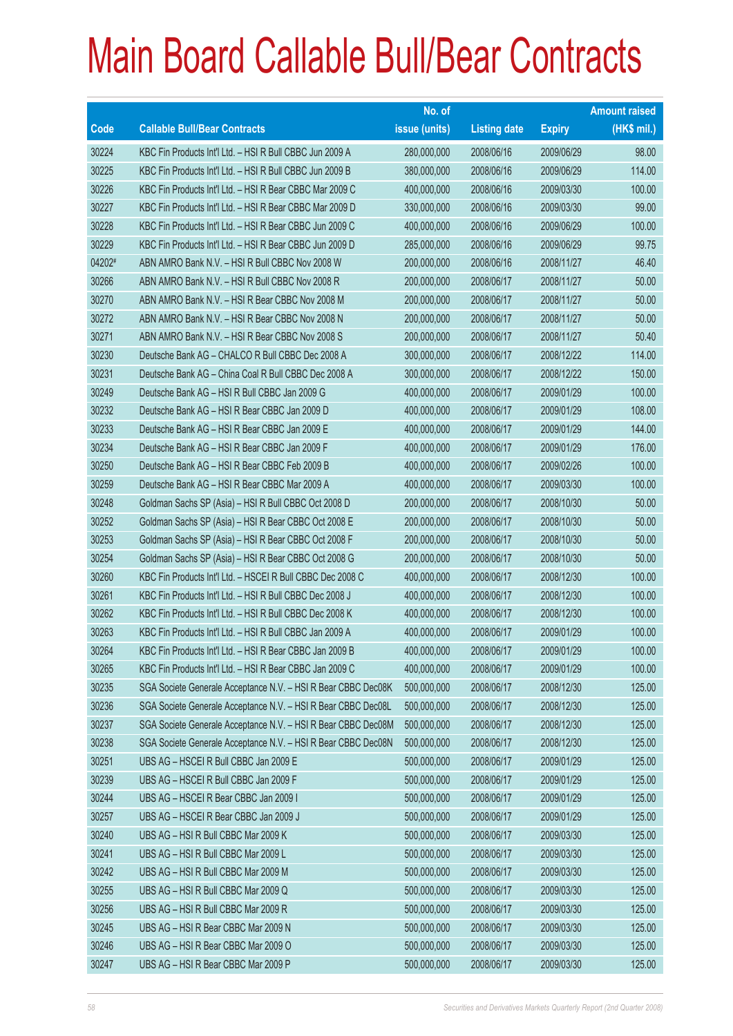# Main Board Callable Bull/Bear Contracts

| Code | Callable Bull/Bear Contracts | No. of issue (units) | Listing date | Expiry | Amount raised (HK$ mil.) |
|---|---|---|---|---|---|
| 30224 | KBC Fin Products Int'l Ltd. – HSI R Bull CBBC Jun 2009 A | 280,000,000 | 2008/06/16 | 2009/06/29 | 98.00 |
| 30225 | KBC Fin Products Int'l Ltd. – HSI R Bull CBBC Jun 2009 B | 380,000,000 | 2008/06/16 | 2009/06/29 | 114.00 |
| 30226 | KBC Fin Products Int'l Ltd. – HSI R Bear CBBC Mar 2009 C | 400,000,000 | 2008/06/16 | 2009/03/30 | 100.00 |
| 30227 | KBC Fin Products Int'l Ltd. – HSI R Bear CBBC Mar 2009 D | 330,000,000 | 2008/06/16 | 2009/03/30 | 99.00 |
| 30228 | KBC Fin Products Int'l Ltd. – HSI R Bear CBBC Jun 2009 C | 400,000,000 | 2008/06/16 | 2009/06/29 | 100.00 |
| 30229 | KBC Fin Products Int'l Ltd. – HSI R Bear CBBC Jun 2009 D | 285,000,000 | 2008/06/16 | 2009/06/29 | 99.75 |
| 04202# | ABN AMRO Bank N.V. – HSI R Bull CBBC Nov 2008 W | 200,000,000 | 2008/06/16 | 2008/11/27 | 46.40 |
| 30266 | ABN AMRO Bank N.V. – HSI R Bull CBBC Nov 2008 R | 200,000,000 | 2008/06/17 | 2008/11/27 | 50.00 |
| 30270 | ABN AMRO Bank N.V. – HSI R Bear CBBC Nov 2008 M | 200,000,000 | 2008/06/17 | 2008/11/27 | 50.00 |
| 30272 | ABN AMRO Bank N.V. – HSI R Bear CBBC Nov 2008 N | 200,000,000 | 2008/06/17 | 2008/11/27 | 50.00 |
| 30271 | ABN AMRO Bank N.V. – HSI R Bear CBBC Nov 2008 S | 200,000,000 | 2008/06/17 | 2008/11/27 | 50.40 |
| 30230 | Deutsche Bank AG – CHALCO R Bull CBBC Dec 2008 A | 300,000,000 | 2008/06/17 | 2008/12/22 | 114.00 |
| 30231 | Deutsche Bank AG – China Coal R Bull CBBC Dec 2008 A | 300,000,000 | 2008/06/17 | 2008/12/22 | 150.00 |
| 30249 | Deutsche Bank AG – HSI R Bull CBBC Jan 2009 G | 400,000,000 | 2008/06/17 | 2009/01/29 | 100.00 |
| 30232 | Deutsche Bank AG – HSI R Bear CBBC Jan 2009 D | 400,000,000 | 2008/06/17 | 2009/01/29 | 108.00 |
| 30233 | Deutsche Bank AG – HSI R Bear CBBC Jan 2009 E | 400,000,000 | 2008/06/17 | 2009/01/29 | 144.00 |
| 30234 | Deutsche Bank AG – HSI R Bear CBBC Jan 2009 F | 400,000,000 | 2008/06/17 | 2009/01/29 | 176.00 |
| 30250 | Deutsche Bank AG – HSI R Bear CBBC Feb 2009 B | 400,000,000 | 2008/06/17 | 2009/02/26 | 100.00 |
| 30259 | Deutsche Bank AG – HSI R Bear CBBC Mar 2009 A | 400,000,000 | 2008/06/17 | 2009/03/30 | 100.00 |
| 30248 | Goldman Sachs SP (Asia) – HSI R Bull CBBC Oct 2008 D | 200,000,000 | 2008/06/17 | 2008/10/30 | 50.00 |
| 30252 | Goldman Sachs SP (Asia) – HSI R Bear CBBC Oct 2008 E | 200,000,000 | 2008/06/17 | 2008/10/30 | 50.00 |
| 30253 | Goldman Sachs SP (Asia) – HSI R Bear CBBC Oct 2008 F | 200,000,000 | 2008/06/17 | 2008/10/30 | 50.00 |
| 30254 | Goldman Sachs SP (Asia) – HSI R Bear CBBC Oct 2008 G | 200,000,000 | 2008/06/17 | 2008/10/30 | 50.00 |
| 30260 | KBC Fin Products Int'l Ltd. – HSCEI R Bull CBBC Dec 2008 C | 400,000,000 | 2008/06/17 | 2008/12/30 | 100.00 |
| 30261 | KBC Fin Products Int'l Ltd. – HSI R Bull CBBC Dec 2008 J | 400,000,000 | 2008/06/17 | 2008/12/30 | 100.00 |
| 30262 | KBC Fin Products Int'l Ltd. – HSI R Bull CBBC Dec 2008 K | 400,000,000 | 2008/06/17 | 2008/12/30 | 100.00 |
| 30263 | KBC Fin Products Int'l Ltd. – HSI R Bull CBBC Jan 2009 A | 400,000,000 | 2008/06/17 | 2009/01/29 | 100.00 |
| 30264 | KBC Fin Products Int'l Ltd. – HSI R Bear CBBC Jan 2009 B | 400,000,000 | 2008/06/17 | 2009/01/29 | 100.00 |
| 30265 | KBC Fin Products Int'l Ltd. – HSI R Bear CBBC Jan 2009 C | 400,000,000 | 2008/06/17 | 2009/01/29 | 100.00 |
| 30235 | SGA Societe Generale Acceptance N.V. – HSI R Bear CBBC Dec08K | 500,000,000 | 2008/06/17 | 2008/12/30 | 125.00 |
| 30236 | SGA Societe Generale Acceptance N.V. – HSI R Bear CBBC Dec08L | 500,000,000 | 2008/06/17 | 2008/12/30 | 125.00 |
| 30237 | SGA Societe Generale Acceptance N.V. – HSI R Bear CBBC Dec08M | 500,000,000 | 2008/06/17 | 2008/12/30 | 125.00 |
| 30238 | SGA Societe Generale Acceptance N.V. – HSI R Bear CBBC Dec08N | 500,000,000 | 2008/06/17 | 2008/12/30 | 125.00 |
| 30251 | UBS AG – HSCEI R Bull CBBC Jan 2009 E | 500,000,000 | 2008/06/17 | 2009/01/29 | 125.00 |
| 30239 | UBS AG – HSCEI R Bull CBBC Jan 2009 F | 500,000,000 | 2008/06/17 | 2009/01/29 | 125.00 |
| 30244 | UBS AG – HSCEI R Bear CBBC Jan 2009 I | 500,000,000 | 2008/06/17 | 2009/01/29 | 125.00 |
| 30257 | UBS AG – HSCEI R Bear CBBC Jan 2009 J | 500,000,000 | 2008/06/17 | 2009/01/29 | 125.00 |
| 30240 | UBS AG – HSI R Bull CBBC Mar 2009 K | 500,000,000 | 2008/06/17 | 2009/03/30 | 125.00 |
| 30241 | UBS AG – HSI R Bull CBBC Mar 2009 L | 500,000,000 | 2008/06/17 | 2009/03/30 | 125.00 |
| 30242 | UBS AG – HSI R Bull CBBC Mar 2009 M | 500,000,000 | 2008/06/17 | 2009/03/30 | 125.00 |
| 30255 | UBS AG – HSI R Bull CBBC Mar 2009 Q | 500,000,000 | 2008/06/17 | 2009/03/30 | 125.00 |
| 30256 | UBS AG – HSI R Bull CBBC Mar 2009 R | 500,000,000 | 2008/06/17 | 2009/03/30 | 125.00 |
| 30245 | UBS AG – HSI R Bear CBBC Mar 2009 N | 500,000,000 | 2008/06/17 | 2009/03/30 | 125.00 |
| 30246 | UBS AG – HSI R Bear CBBC Mar 2009 O | 500,000,000 | 2008/06/17 | 2009/03/30 | 125.00 |
| 30247 | UBS AG – HSI R Bear CBBC Mar 2009 P | 500,000,000 | 2008/06/17 | 2009/03/30 | 125.00 |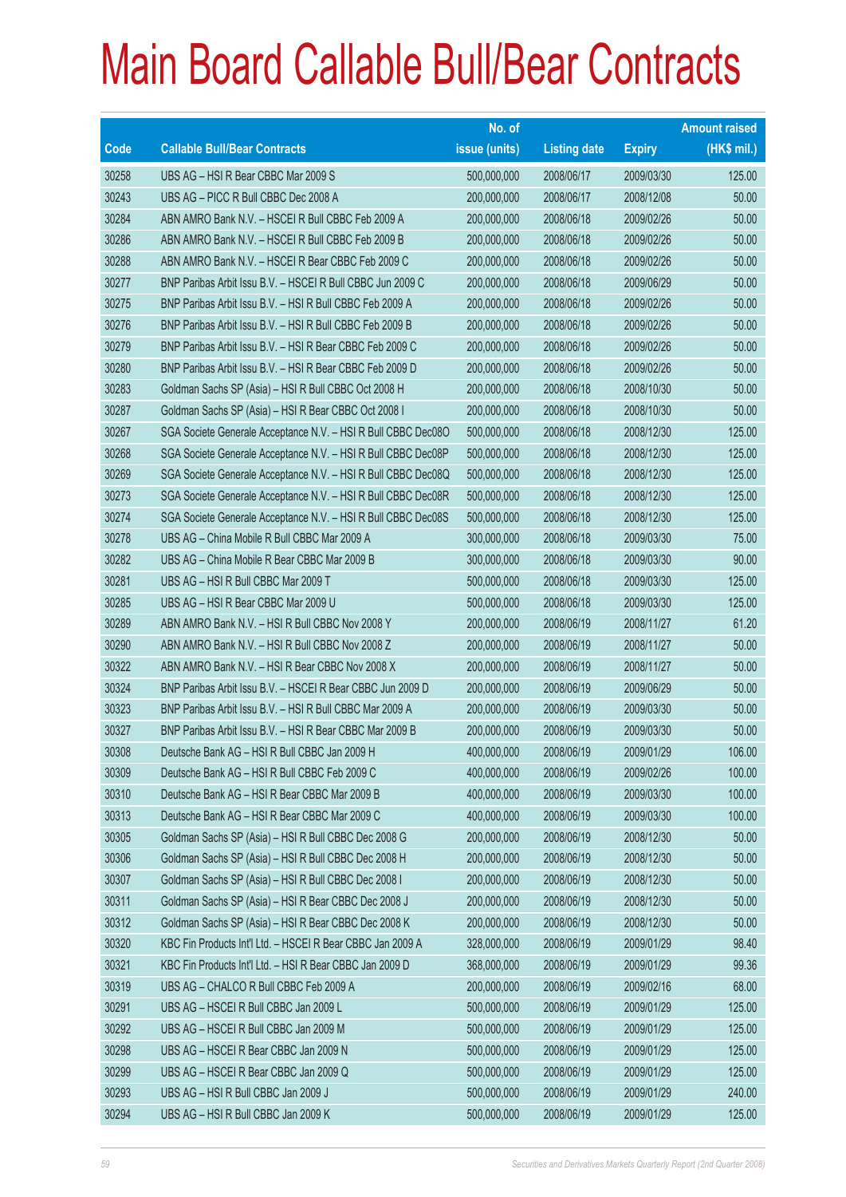# Main Board Callable Bull/Bear Contracts

| Code | Callable Bull/Bear Contracts | No. of issue (units) | Listing date | Expiry | Amount raised (HK$ mil.) |
|---|---|---|---|---|---|
| 30258 | UBS AG – HSI R Bear CBBC Mar 2009 S | 500,000,000 | 2008/06/17 | 2009/03/30 | 125.00 |
| 30243 | UBS AG – PICC R Bull CBBC Dec 2008 A | 200,000,000 | 2008/06/17 | 2008/12/08 | 50.00 |
| 30284 | ABN AMRO Bank N.V. – HSCEI R Bull CBBC Feb 2009 A | 200,000,000 | 2008/06/18 | 2009/02/26 | 50.00 |
| 30286 | ABN AMRO Bank N.V. – HSCEI R Bull CBBC Feb 2009 B | 200,000,000 | 2008/06/18 | 2009/02/26 | 50.00 |
| 30288 | ABN AMRO Bank N.V. – HSCEI R Bear CBBC Feb 2009 C | 200,000,000 | 2008/06/18 | 2009/02/26 | 50.00 |
| 30277 | BNP Paribas Arbit Issu B.V. – HSCEI R Bull CBBC Jun 2009 C | 200,000,000 | 2008/06/18 | 2009/06/29 | 50.00 |
| 30275 | BNP Paribas Arbit Issu B.V. – HSI R Bull CBBC Feb 2009 A | 200,000,000 | 2008/06/18 | 2009/02/26 | 50.00 |
| 30276 | BNP Paribas Arbit Issu B.V. – HSI R Bull CBBC Feb 2009 B | 200,000,000 | 2008/06/18 | 2009/02/26 | 50.00 |
| 30279 | BNP Paribas Arbit Issu B.V. – HSI R Bear CBBC Feb 2009 C | 200,000,000 | 2008/06/18 | 2009/02/26 | 50.00 |
| 30280 | BNP Paribas Arbit Issu B.V. – HSI R Bear CBBC Feb 2009 D | 200,000,000 | 2008/06/18 | 2009/02/26 | 50.00 |
| 30283 | Goldman Sachs SP (Asia) – HSI R Bull CBBC Oct 2008 H | 200,000,000 | 2008/06/18 | 2008/10/30 | 50.00 |
| 30287 | Goldman Sachs SP (Asia) – HSI R Bear CBBC Oct 2008 I | 200,000,000 | 2008/06/18 | 2008/10/30 | 50.00 |
| 30267 | SGA Societe Generale Acceptance N.V. – HSI R Bull CBBC Dec08O | 500,000,000 | 2008/06/18 | 2008/12/30 | 125.00 |
| 30268 | SGA Societe Generale Acceptance N.V. – HSI R Bull CBBC Dec08P | 500,000,000 | 2008/06/18 | 2008/12/30 | 125.00 |
| 30269 | SGA Societe Generale Acceptance N.V. – HSI R Bull CBBC Dec08Q | 500,000,000 | 2008/06/18 | 2008/12/30 | 125.00 |
| 30273 | SGA Societe Generale Acceptance N.V. – HSI R Bull CBBC Dec08R | 500,000,000 | 2008/06/18 | 2008/12/30 | 125.00 |
| 30274 | SGA Societe Generale Acceptance N.V. – HSI R Bull CBBC Dec08S | 500,000,000 | 2008/06/18 | 2008/12/30 | 125.00 |
| 30278 | UBS AG – China Mobile R Bull CBBC Mar 2009 A | 300,000,000 | 2008/06/18 | 2009/03/30 | 75.00 |
| 30282 | UBS AG – China Mobile R Bear CBBC Mar 2009 B | 300,000,000 | 2008/06/18 | 2009/03/30 | 90.00 |
| 30281 | UBS AG – HSI R Bull CBBC Mar 2009 T | 500,000,000 | 2008/06/18 | 2009/03/30 | 125.00 |
| 30285 | UBS AG – HSI R Bear CBBC Mar 2009 U | 500,000,000 | 2008/06/18 | 2009/03/30 | 125.00 |
| 30289 | ABN AMRO Bank N.V. – HSI R Bull CBBC Nov 2008 Y | 200,000,000 | 2008/06/19 | 2008/11/27 | 61.20 |
| 30290 | ABN AMRO Bank N.V. – HSI R Bull CBBC Nov 2008 Z | 200,000,000 | 2008/06/19 | 2008/11/27 | 50.00 |
| 30322 | ABN AMRO Bank N.V. – HSI R Bear CBBC Nov 2008 X | 200,000,000 | 2008/06/19 | 2008/11/27 | 50.00 |
| 30324 | BNP Paribas Arbit Issu B.V. – HSCEI R Bear CBBC Jun 2009 D | 200,000,000 | 2008/06/19 | 2009/06/29 | 50.00 |
| 30323 | BNP Paribas Arbit Issu B.V. – HSI R Bull CBBC Mar 2009 A | 200,000,000 | 2008/06/19 | 2009/03/30 | 50.00 |
| 30327 | BNP Paribas Arbit Issu B.V. – HSI R Bear CBBC Mar 2009 B | 200,000,000 | 2008/06/19 | 2009/03/30 | 50.00 |
| 30308 | Deutsche Bank AG – HSI R Bull CBBC Jan 2009 H | 400,000,000 | 2008/06/19 | 2009/01/29 | 106.00 |
| 30309 | Deutsche Bank AG – HSI R Bull CBBC Feb 2009 C | 400,000,000 | 2008/06/19 | 2009/02/26 | 100.00 |
| 30310 | Deutsche Bank AG – HSI R Bear CBBC Mar 2009 B | 400,000,000 | 2008/06/19 | 2009/03/30 | 100.00 |
| 30313 | Deutsche Bank AG – HSI R Bear CBBC Mar 2009 C | 400,000,000 | 2008/06/19 | 2009/03/30 | 100.00 |
| 30305 | Goldman Sachs SP (Asia) – HSI R Bull CBBC Dec 2008 G | 200,000,000 | 2008/06/19 | 2008/12/30 | 50.00 |
| 30306 | Goldman Sachs SP (Asia) – HSI R Bull CBBC Dec 2008 H | 200,000,000 | 2008/06/19 | 2008/12/30 | 50.00 |
| 30307 | Goldman Sachs SP (Asia) – HSI R Bull CBBC Dec 2008 I | 200,000,000 | 2008/06/19 | 2008/12/30 | 50.00 |
| 30311 | Goldman Sachs SP (Asia) – HSI R Bear CBBC Dec 2008 J | 200,000,000 | 2008/06/19 | 2008/12/30 | 50.00 |
| 30312 | Goldman Sachs SP (Asia) – HSI R Bear CBBC Dec 2008 K | 200,000,000 | 2008/06/19 | 2008/12/30 | 50.00 |
| 30320 | KBC Fin Products Int'l Ltd. – HSCEI R Bear CBBC Jan 2009 A | 328,000,000 | 2008/06/19 | 2009/01/29 | 98.40 |
| 30321 | KBC Fin Products Int'l Ltd. – HSI R Bear CBBC Jan 2009 D | 368,000,000 | 2008/06/19 | 2009/01/29 | 99.36 |
| 30319 | UBS AG – CHALCO R Bull CBBC Feb 2009 A | 200,000,000 | 2008/06/19 | 2009/02/16 | 68.00 |
| 30291 | UBS AG – HSCEI R Bull CBBC Jan 2009 L | 500,000,000 | 2008/06/19 | 2009/01/29 | 125.00 |
| 30292 | UBS AG – HSCEI R Bull CBBC Jan 2009 M | 500,000,000 | 2008/06/19 | 2009/01/29 | 125.00 |
| 30298 | UBS AG – HSCEI R Bear CBBC Jan 2009 N | 500,000,000 | 2008/06/19 | 2009/01/29 | 125.00 |
| 30299 | UBS AG – HSCEI R Bear CBBC Jan 2009 Q | 500,000,000 | 2008/06/19 | 2009/01/29 | 125.00 |
| 30293 | UBS AG – HSI R Bull CBBC Jan 2009 J | 500,000,000 | 2008/06/19 | 2009/01/29 | 240.00 |
| 30294 | UBS AG – HSI R Bull CBBC Jan 2009 K | 500,000,000 | 2008/06/19 | 2009/01/29 | 125.00 |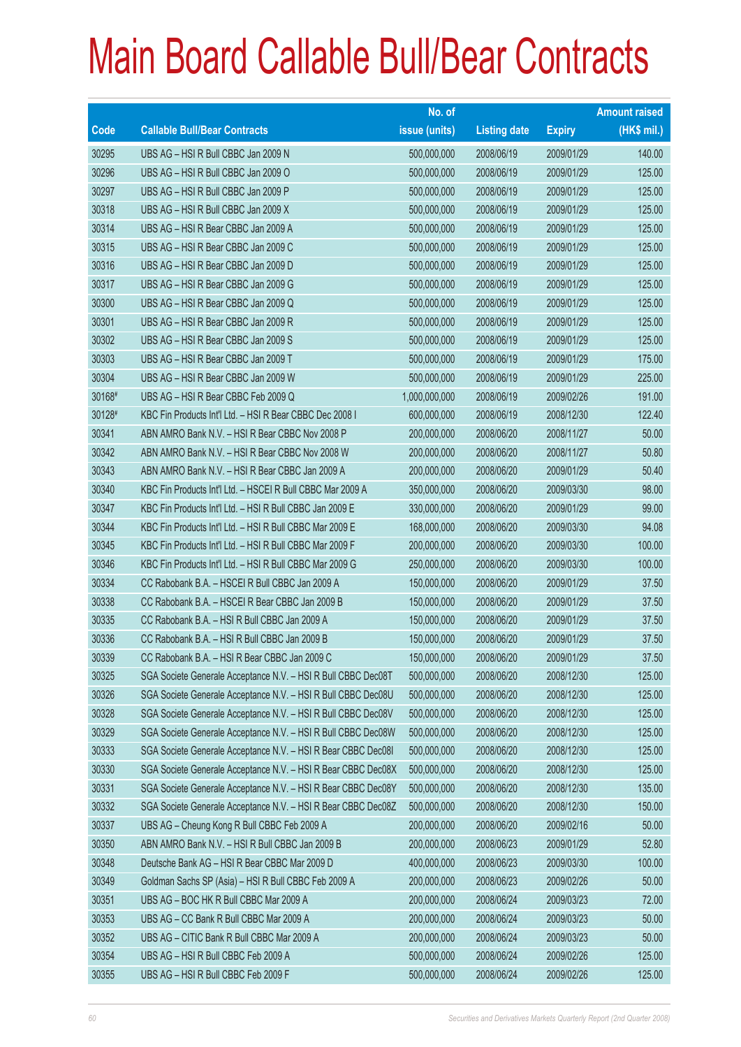# Main Board Callable Bull/Bear Contracts

| Code | Callable Bull/Bear Contracts | No. of issue (units) | Listing date | Expiry | Amount raised (HK$ mil.) |
|---|---|---|---|---|---|
| 30295 | UBS AG – HSI R Bull CBBC Jan 2009 N | 500,000,000 | 2008/06/19 | 2009/01/29 | 140.00 |
| 30296 | UBS AG – HSI R Bull CBBC Jan 2009 O | 500,000,000 | 2008/06/19 | 2009/01/29 | 125.00 |
| 30297 | UBS AG – HSI R Bull CBBC Jan 2009 P | 500,000,000 | 2008/06/19 | 2009/01/29 | 125.00 |
| 30318 | UBS AG – HSI R Bull CBBC Jan 2009 X | 500,000,000 | 2008/06/19 | 2009/01/29 | 125.00 |
| 30314 | UBS AG – HSI R Bear CBBC Jan 2009 A | 500,000,000 | 2008/06/19 | 2009/01/29 | 125.00 |
| 30315 | UBS AG – HSI R Bear CBBC Jan 2009 C | 500,000,000 | 2008/06/19 | 2009/01/29 | 125.00 |
| 30316 | UBS AG – HSI R Bear CBBC Jan 2009 D | 500,000,000 | 2008/06/19 | 2009/01/29 | 125.00 |
| 30317 | UBS AG – HSI R Bear CBBC Jan 2009 G | 500,000,000 | 2008/06/19 | 2009/01/29 | 125.00 |
| 30300 | UBS AG – HSI R Bear CBBC Jan 2009 Q | 500,000,000 | 2008/06/19 | 2009/01/29 | 125.00 |
| 30301 | UBS AG – HSI R Bear CBBC Jan 2009 R | 500,000,000 | 2008/06/19 | 2009/01/29 | 125.00 |
| 30302 | UBS AG – HSI R Bear CBBC Jan 2009 S | 500,000,000 | 2008/06/19 | 2009/01/29 | 125.00 |
| 30303 | UBS AG – HSI R Bear CBBC Jan 2009 T | 500,000,000 | 2008/06/19 | 2009/01/29 | 175.00 |
| 30304 | UBS AG – HSI R Bear CBBC Jan 2009 W | 500,000,000 | 2008/06/19 | 2009/01/29 | 225.00 |
| 30168# | UBS AG – HSI R Bear CBBC Feb 2009 Q | 1,000,000,000 | 2008/06/19 | 2009/02/26 | 191.00 |
| 30128# | KBC Fin Products Int'l Ltd. – HSI R Bear CBBC Dec 2008 I | 600,000,000 | 2008/06/19 | 2008/12/30 | 122.40 |
| 30341 | ABN AMRO Bank N.V. – HSI R Bear CBBC Nov 2008 P | 200,000,000 | 2008/06/20 | 2008/11/27 | 50.00 |
| 30342 | ABN AMRO Bank N.V. – HSI R Bear CBBC Nov 2008 W | 200,000,000 | 2008/06/20 | 2008/11/27 | 50.80 |
| 30343 | ABN AMRO Bank N.V. – HSI R Bear CBBC Jan 2009 A | 200,000,000 | 2008/06/20 | 2009/01/29 | 50.40 |
| 30340 | KBC Fin Products Int'l Ltd. – HSCEI R Bull CBBC Mar 2009 A | 350,000,000 | 2008/06/20 | 2009/03/30 | 98.00 |
| 30347 | KBC Fin Products Int'l Ltd. – HSI R Bull CBBC Jan 2009 E | 330,000,000 | 2008/06/20 | 2009/01/29 | 99.00 |
| 30344 | KBC Fin Products Int'l Ltd. – HSI R Bull CBBC Mar 2009 E | 168,000,000 | 2008/06/20 | 2009/03/30 | 94.08 |
| 30345 | KBC Fin Products Int'l Ltd. – HSI R Bull CBBC Mar 2009 F | 200,000,000 | 2008/06/20 | 2009/03/30 | 100.00 |
| 30346 | KBC Fin Products Int'l Ltd. – HSI R Bull CBBC Mar 2009 G | 250,000,000 | 2008/06/20 | 2009/03/30 | 100.00 |
| 30334 | CC Rabobank B.A. – HSCEI R Bull CBBC Jan 2009 A | 150,000,000 | 2008/06/20 | 2009/01/29 | 37.50 |
| 30338 | CC Rabobank B.A. – HSCEI R Bear CBBC Jan 2009 B | 150,000,000 | 2008/06/20 | 2009/01/29 | 37.50 |
| 30335 | CC Rabobank B.A. – HSI R Bull CBBC Jan 2009 A | 150,000,000 | 2008/06/20 | 2009/01/29 | 37.50 |
| 30336 | CC Rabobank B.A. – HSI R Bull CBBC Jan 2009 B | 150,000,000 | 2008/06/20 | 2009/01/29 | 37.50 |
| 30339 | CC Rabobank B.A. – HSI R Bear CBBC Jan 2009 C | 150,000,000 | 2008/06/20 | 2009/01/29 | 37.50 |
| 30325 | SGA Societe Generale Acceptance N.V. – HSI R Bull CBBC Dec08T | 500,000,000 | 2008/06/20 | 2008/12/30 | 125.00 |
| 30326 | SGA Societe Generale Acceptance N.V. – HSI R Bull CBBC Dec08U | 500,000,000 | 2008/06/20 | 2008/12/30 | 125.00 |
| 30328 | SGA Societe Generale Acceptance N.V. – HSI R Bull CBBC Dec08V | 500,000,000 | 2008/06/20 | 2008/12/30 | 125.00 |
| 30329 | SGA Societe Generale Acceptance N.V. – HSI R Bull CBBC Dec08W | 500,000,000 | 2008/06/20 | 2008/12/30 | 125.00 |
| 30333 | SGA Societe Generale Acceptance N.V. – HSI R Bear CBBC Dec08I | 500,000,000 | 2008/06/20 | 2008/12/30 | 125.00 |
| 30330 | SGA Societe Generale Acceptance N.V. – HSI R Bear CBBC Dec08X | 500,000,000 | 2008/06/20 | 2008/12/30 | 125.00 |
| 30331 | SGA Societe Generale Acceptance N.V. – HSI R Bear CBBC Dec08Y | 500,000,000 | 2008/06/20 | 2008/12/30 | 135.00 |
| 30332 | SGA Societe Generale Acceptance N.V. – HSI R Bear CBBC Dec08Z | 500,000,000 | 2008/06/20 | 2008/12/30 | 150.00 |
| 30337 | UBS AG – Cheung Kong R Bull CBBC Feb 2009 A | 200,000,000 | 2008/06/20 | 2009/02/16 | 50.00 |
| 30350 | ABN AMRO Bank N.V. – HSI R Bull CBBC Jan 2009 B | 200,000,000 | 2008/06/23 | 2009/01/29 | 52.80 |
| 30348 | Deutsche Bank AG – HSI R Bear CBBC Mar 2009 D | 400,000,000 | 2008/06/23 | 2009/03/30 | 100.00 |
| 30349 | Goldman Sachs SP (Asia) – HSI R Bull CBBC Feb 2009 A | 200,000,000 | 2008/06/23 | 2009/02/26 | 50.00 |
| 30351 | UBS AG – BOC HK R Bull CBBC Mar 2009 A | 200,000,000 | 2008/06/24 | 2009/03/23 | 72.00 |
| 30353 | UBS AG – CC Bank R Bull CBBC Mar 2009 A | 200,000,000 | 2008/06/24 | 2009/03/23 | 50.00 |
| 30352 | UBS AG – CITIC Bank R Bull CBBC Mar 2009 A | 200,000,000 | 2008/06/24 | 2009/03/23 | 50.00 |
| 30354 | UBS AG – HSI R Bull CBBC Feb 2009 A | 500,000,000 | 2008/06/24 | 2009/02/26 | 125.00 |
| 30355 | UBS AG – HSI R Bull CBBC Feb 2009 F | 500,000,000 | 2008/06/24 | 2009/02/26 | 125.00 |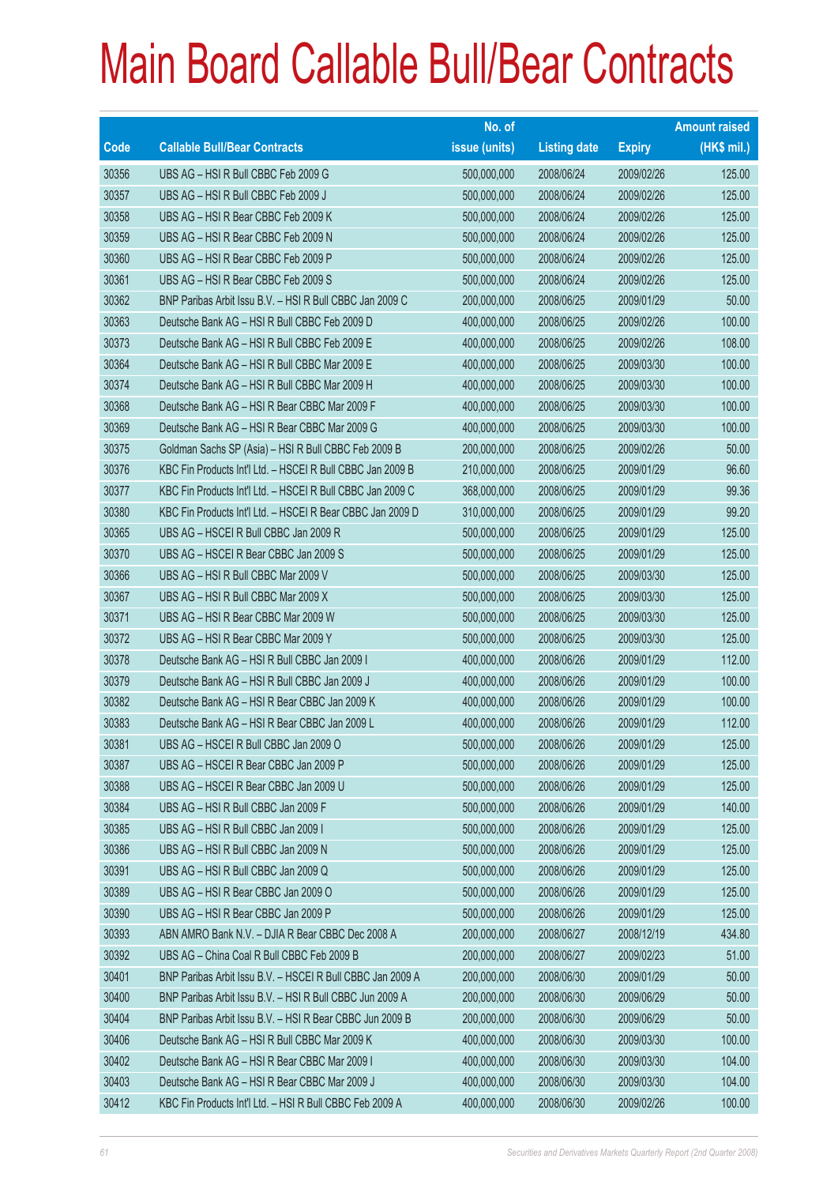# Main Board Callable Bull/Bear Contracts

| Code | Callable Bull/Bear Contracts | No. of issue (units) | Listing date | Expiry | Amount raised (HK$ mil.) |
|---|---|---|---|---|---|
| 30356 | UBS AG – HSI R Bull CBBC Feb 2009 G | 500,000,000 | 2008/06/24 | 2009/02/26 | 125.00 |
| 30357 | UBS AG – HSI R Bull CBBC Feb 2009 J | 500,000,000 | 2008/06/24 | 2009/02/26 | 125.00 |
| 30358 | UBS AG – HSI R Bear CBBC Feb 2009 K | 500,000,000 | 2008/06/24 | 2009/02/26 | 125.00 |
| 30359 | UBS AG – HSI R Bear CBBC Feb 2009 N | 500,000,000 | 2008/06/24 | 2009/02/26 | 125.00 |
| 30360 | UBS AG – HSI R Bear CBBC Feb 2009 P | 500,000,000 | 2008/06/24 | 2009/02/26 | 125.00 |
| 30361 | UBS AG – HSI R Bear CBBC Feb 2009 S | 500,000,000 | 2008/06/24 | 2009/02/26 | 125.00 |
| 30362 | BNP Paribas Arbit Issu B.V. – HSI R Bull CBBC Jan 2009 C | 200,000,000 | 2008/06/25 | 2009/01/29 | 50.00 |
| 30363 | Deutsche Bank AG – HSI R Bull CBBC Feb 2009 D | 400,000,000 | 2008/06/25 | 2009/02/26 | 100.00 |
| 30373 | Deutsche Bank AG – HSI R Bull CBBC Feb 2009 E | 400,000,000 | 2008/06/25 | 2009/02/26 | 108.00 |
| 30364 | Deutsche Bank AG – HSI R Bull CBBC Mar 2009 E | 400,000,000 | 2008/06/25 | 2009/03/30 | 100.00 |
| 30374 | Deutsche Bank AG – HSI R Bull CBBC Mar 2009 H | 400,000,000 | 2008/06/25 | 2009/03/30 | 100.00 |
| 30368 | Deutsche Bank AG – HSI R Bear CBBC Mar 2009 F | 400,000,000 | 2008/06/25 | 2009/03/30 | 100.00 |
| 30369 | Deutsche Bank AG – HSI R Bear CBBC Mar 2009 G | 400,000,000 | 2008/06/25 | 2009/03/30 | 100.00 |
| 30375 | Goldman Sachs SP (Asia) – HSI R Bull CBBC Feb 2009 B | 200,000,000 | 2008/06/25 | 2009/02/26 | 50.00 |
| 30376 | KBC Fin Products Int'l Ltd. – HSCEI R Bull CBBC Jan 2009 B | 210,000,000 | 2008/06/25 | 2009/01/29 | 96.60 |
| 30377 | KBC Fin Products Int'l Ltd. – HSCEI R Bull CBBC Jan 2009 C | 368,000,000 | 2008/06/25 | 2009/01/29 | 99.36 |
| 30380 | KBC Fin Products Int'l Ltd. – HSCEI R Bear CBBC Jan 2009 D | 310,000,000 | 2008/06/25 | 2009/01/29 | 99.20 |
| 30365 | UBS AG – HSCEI R Bull CBBC Jan 2009 R | 500,000,000 | 2008/06/25 | 2009/01/29 | 125.00 |
| 30370 | UBS AG – HSCEI R Bear CBBC Jan 2009 S | 500,000,000 | 2008/06/25 | 2009/01/29 | 125.00 |
| 30366 | UBS AG – HSI R Bull CBBC Mar 2009 V | 500,000,000 | 2008/06/25 | 2009/03/30 | 125.00 |
| 30367 | UBS AG – HSI R Bull CBBC Mar 2009 X | 500,000,000 | 2008/06/25 | 2009/03/30 | 125.00 |
| 30371 | UBS AG – HSI R Bear CBBC Mar 2009 W | 500,000,000 | 2008/06/25 | 2009/03/30 | 125.00 |
| 30372 | UBS AG – HSI R Bear CBBC Mar 2009 Y | 500,000,000 | 2008/06/25 | 2009/03/30 | 125.00 |
| 30378 | Deutsche Bank AG – HSI R Bull CBBC Jan 2009 I | 400,000,000 | 2008/06/26 | 2009/01/29 | 112.00 |
| 30379 | Deutsche Bank AG – HSI R Bull CBBC Jan 2009 J | 400,000,000 | 2008/06/26 | 2009/01/29 | 100.00 |
| 30382 | Deutsche Bank AG – HSI R Bear CBBC Jan 2009 K | 400,000,000 | 2008/06/26 | 2009/01/29 | 100.00 |
| 30383 | Deutsche Bank AG – HSI R Bear CBBC Jan 2009 L | 400,000,000 | 2008/06/26 | 2009/01/29 | 112.00 |
| 30381 | UBS AG – HSCEI R Bull CBBC Jan 2009 O | 500,000,000 | 2008/06/26 | 2009/01/29 | 125.00 |
| 30387 | UBS AG – HSCEI R Bear CBBC Jan 2009 P | 500,000,000 | 2008/06/26 | 2009/01/29 | 125.00 |
| 30388 | UBS AG – HSCEI R Bear CBBC Jan 2009 U | 500,000,000 | 2008/06/26 | 2009/01/29 | 125.00 |
| 30384 | UBS AG – HSI R Bull CBBC Jan 2009 F | 500,000,000 | 2008/06/26 | 2009/01/29 | 140.00 |
| 30385 | UBS AG – HSI R Bull CBBC Jan 2009 I | 500,000,000 | 2008/06/26 | 2009/01/29 | 125.00 |
| 30386 | UBS AG – HSI R Bull CBBC Jan 2009 N | 500,000,000 | 2008/06/26 | 2009/01/29 | 125.00 |
| 30391 | UBS AG – HSI R Bull CBBC Jan 2009 Q | 500,000,000 | 2008/06/26 | 2009/01/29 | 125.00 |
| 30389 | UBS AG – HSI R Bear CBBC Jan 2009 O | 500,000,000 | 2008/06/26 | 2009/01/29 | 125.00 |
| 30390 | UBS AG – HSI R Bear CBBC Jan 2009 P | 500,000,000 | 2008/06/26 | 2009/01/29 | 125.00 |
| 30393 | ABN AMRO Bank N.V. – DJIA R Bear CBBC Dec 2008 A | 200,000,000 | 2008/06/27 | 2008/12/19 | 434.80 |
| 30392 | UBS AG – China Coal R Bull CBBC Feb 2009 B | 200,000,000 | 2008/06/27 | 2009/02/23 | 51.00 |
| 30401 | BNP Paribas Arbit Issu B.V. – HSCEI R Bull CBBC Jan 2009 A | 200,000,000 | 2008/06/30 | 2009/01/29 | 50.00 |
| 30400 | BNP Paribas Arbit Issu B.V. – HSI R Bull CBBC Jun 2009 A | 200,000,000 | 2008/06/30 | 2009/06/29 | 50.00 |
| 30404 | BNP Paribas Arbit Issu B.V. – HSI R Bear CBBC Jun 2009 B | 200,000,000 | 2008/06/30 | 2009/06/29 | 50.00 |
| 30406 | Deutsche Bank AG – HSI R Bull CBBC Mar 2009 K | 400,000,000 | 2008/06/30 | 2009/03/30 | 100.00 |
| 30402 | Deutsche Bank AG – HSI R Bear CBBC Mar 2009 I | 400,000,000 | 2008/06/30 | 2009/03/30 | 104.00 |
| 30403 | Deutsche Bank AG – HSI R Bear CBBC Mar 2009 J | 400,000,000 | 2008/06/30 | 2009/03/30 | 104.00 |
| 30412 | KBC Fin Products Int'l Ltd. – HSI R Bull CBBC Feb 2009 A | 400,000,000 | 2008/06/30 | 2009/02/26 | 100.00 |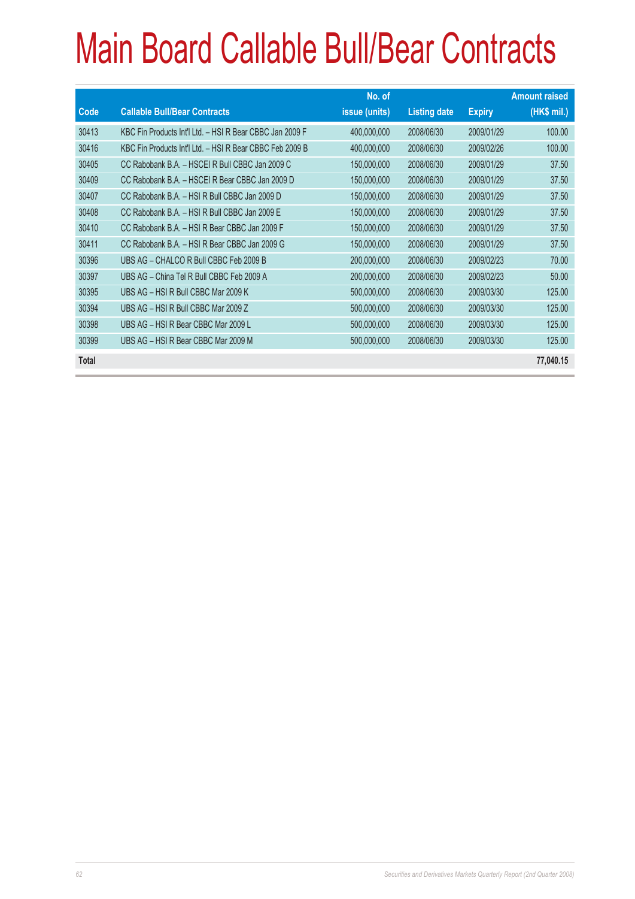# Main Board Callable Bull/Bear Contracts

| Code | Callable Bull/Bear Contracts | No. of issue (units) | Listing date | Expiry | Amount raised (HK$ mil.) |
|---|---|---|---|---|---|
| 30413 | KBC Fin Products Int'l Ltd. – HSI R Bear CBBC Jan 2009 F | 400,000,000 | 2008/06/30 | 2009/01/29 | 100.00 |
| 30416 | KBC Fin Products Int'l Ltd. – HSI R Bear CBBC Feb 2009 B | 400,000,000 | 2008/06/30 | 2009/02/26 | 100.00 |
| 30405 | CC Rabobank B.A. – HSCEI R Bull CBBC Jan 2009 C | 150,000,000 | 2008/06/30 | 2009/01/29 | 37.50 |
| 30409 | CC Rabobank B.A. – HSCEI R Bear CBBC Jan 2009 D | 150,000,000 | 2008/06/30 | 2009/01/29 | 37.50 |
| 30407 | CC Rabobank B.A. – HSI R Bull CBBC Jan 2009 D | 150,000,000 | 2008/06/30 | 2009/01/29 | 37.50 |
| 30408 | CC Rabobank B.A. – HSI R Bull CBBC Jan 2009 E | 150,000,000 | 2008/06/30 | 2009/01/29 | 37.50 |
| 30410 | CC Rabobank B.A. – HSI R Bear CBBC Jan 2009 F | 150,000,000 | 2008/06/30 | 2009/01/29 | 37.50 |
| 30411 | CC Rabobank B.A. – HSI R Bear CBBC Jan 2009 G | 150,000,000 | 2008/06/30 | 2009/01/29 | 37.50 |
| 30396 | UBS AG – CHALCO R Bull CBBC Feb 2009 B | 200,000,000 | 2008/06/30 | 2009/02/23 | 70.00 |
| 30397 | UBS AG – China Tel R Bull CBBC Feb 2009 A | 200,000,000 | 2008/06/30 | 2009/02/23 | 50.00 |
| 30395 | UBS AG – HSI R Bull CBBC Mar 2009 K | 500,000,000 | 2008/06/30 | 2009/03/30 | 125.00 |
| 30394 | UBS AG – HSI R Bull CBBC Mar 2009 Z | 500,000,000 | 2008/06/30 | 2009/03/30 | 125.00 |
| 30398 | UBS AG – HSI R Bear CBBC Mar 2009 L | 500,000,000 | 2008/06/30 | 2009/03/30 | 125.00 |
| 30399 | UBS AG – HSI R Bear CBBC Mar 2009 M | 500,000,000 | 2008/06/30 | 2009/03/30 | 125.00 |
| **Total** | | | | | **77,040.15** |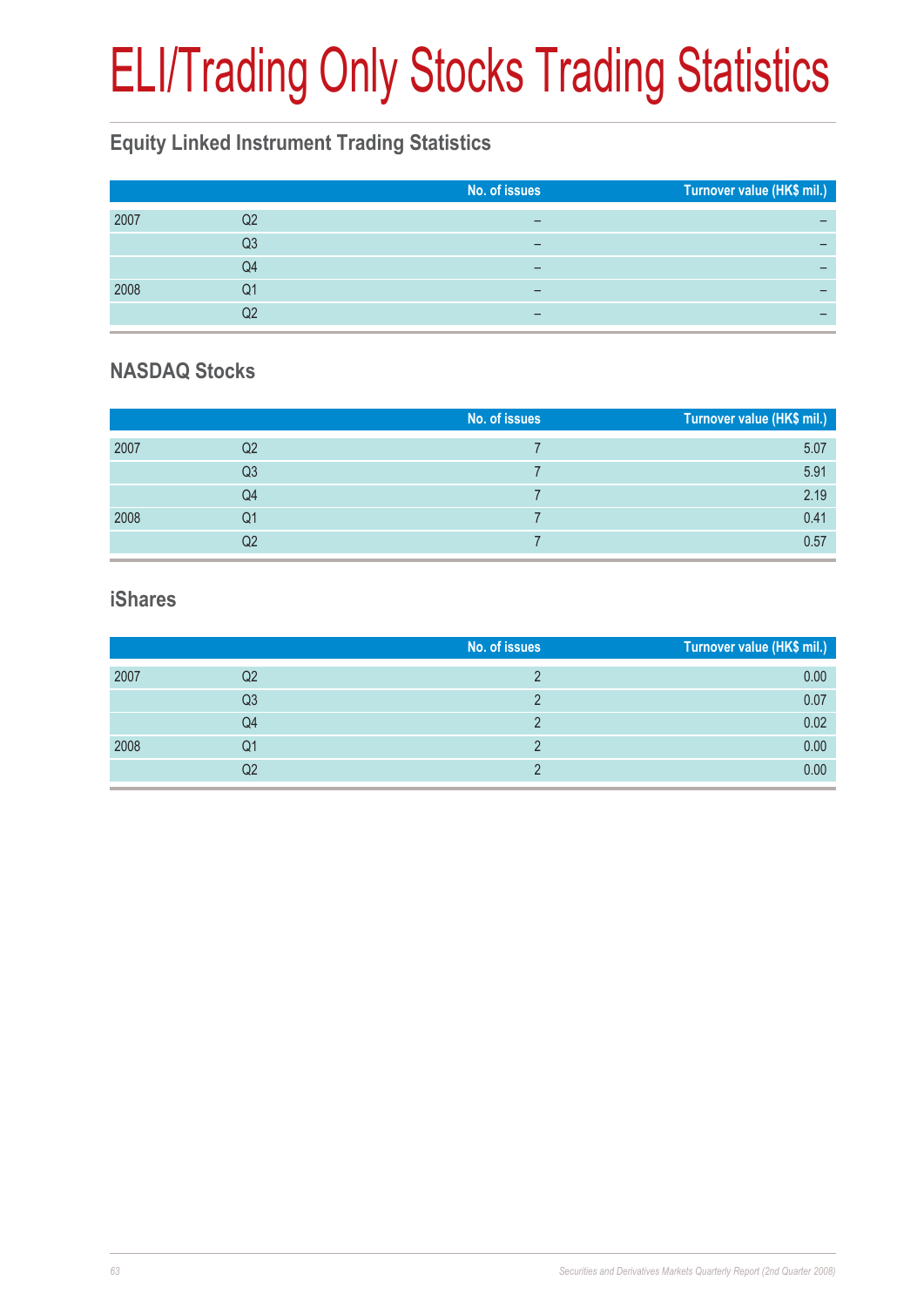# ELI/Trading Only Stocks Trading Statistics

## Equity Linked Instrument Trading Statistics

| | | No. of issues | Turnover value (HK$ mil.) |
|---|---|---|---|
| 2007 | Q2 | – | – |
| | Q3 | – | – |
| | Q4 | – | – |
| 2008 | Q1 | – | – |
| | Q2 | – | – |

## NASDAQ Stocks

| | | No. of issues | Turnover value (HK$ mil.) |
|---|---|---|---|
| 2007 | Q2 | 7 | 5.07 |
| | Q3 | 7 | 5.91 |
| | Q4 | 7 | 2.19 |
| 2008 | Q1 | 7 | 0.41 |
| | Q2 | 7 | 0.57 |

## iShares

| | | No. of issues | Turnover value (HK$ mil.) |
|---|---|---|---|
| 2007 | Q2 | 2 | 0.00 |
| | Q3 | 2 | 0.07 |
| | Q4 | 2 | 0.02 |
| 2008 | Q1 | 2 | 0.00 |
| | Q2 | 2 | 0.00 |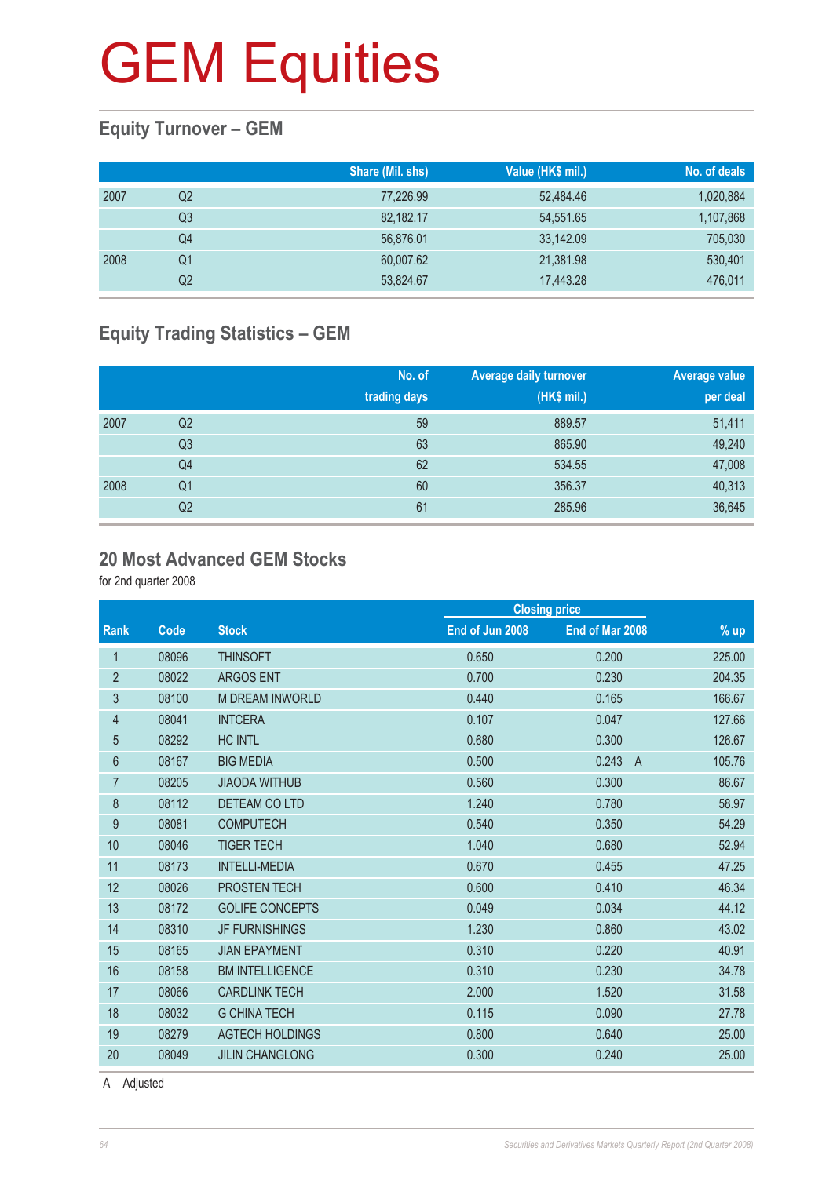# GEM Equities

## Equity Turnover – GEM

| | | Share (Mil. shs) | Value (HK$ mil.) | No. of deals |
|---|---|---|---|---|
| 2007 | Q2 | 77,226.99 | 52,484.46 | 1,020,884 |
| | Q3 | 82,182.17 | 54,551.65 | 1,107,868 |
| | Q4 | 56,876.01 | 33,142.09 | 705,030 |
| 2008 | Q1 | 60,007.62 | 21,381.98 | 530,401 |
| | Q2 | 53,824.67 | 17,443.28 | 476,011 |

## Equity Trading Statistics – GEM

| | | No. of trading days | Average daily turnover (HK$ mil.) | Average value per deal |
|---|---|---|---|---|
| 2007 | Q2 | 59 | 889.57 | 51,411 |
| | Q3 | 63 | 865.90 | 49,240 |
| | Q4 | 62 | 534.55 | 47,008 |
| 2008 | Q1 | 60 | 356.37 | 40,313 |
| | Q2 | 61 | 285.96 | 36,645 |

## 20 Most Advanced GEM Stocks

for 2nd quarter 2008

| | | | Closing price | | |
|---|---|---|---|---|---|
| Rank | Code | Stock | End of Jun 2008 | End of Mar 2008 | % up |
| 1 | 08096 | THINSOFT | 0.650 | 0.200 | 225.00 |
| 2 | 08022 | ARGOS ENT | 0.700 | 0.230 | 204.35 |
| 3 | 08100 | M DREAM INWORLD | 0.440 | 0.165 | 166.67 |
| 4 | 08041 | INTCERA | 0.107 | 0.047 | 127.66 |
| 5 | 08292 | HC INTL | 0.680 | 0.300 | 126.67 |
| 6 | 08167 | BIG MEDIA | 0.500 | 0.243 A | 105.76 |
| 7 | 08205 | JIAODA WITHUB | 0.560 | 0.300 | 86.67 |
| 8 | 08112 | DETEAM CO LTD | 1.240 | 0.780 | 58.97 |
| 9 | 08081 | COMPUTECH | 0.540 | 0.350 | 54.29 |
| 10 | 08046 | TIGER TECH | 1.040 | 0.680 | 52.94 |
| 11 | 08173 | INTELLI-MEDIA | 0.670 | 0.455 | 47.25 |
| 12 | 08026 | PROSTEN TECH | 0.600 | 0.410 | 46.34 |
| 13 | 08172 | GOLIFE CONCEPTS | 0.049 | 0.034 | 44.12 |
| 14 | 08310 | JF FURNISHINGS | 1.230 | 0.860 | 43.02 |
| 15 | 08165 | JIAN EPAYMENT | 0.310 | 0.220 | 40.91 |
| 16 | 08158 | BM INTELLIGENCE | 0.310 | 0.230 | 34.78 |
| 17 | 08066 | CARDLINK TECH | 2.000 | 1.520 | 31.58 |
| 18 | 08032 | G CHINA TECH | 0.115 | 0.090 | 27.78 |
| 19 | 08279 | AGTECH HOLDINGS | 0.800 | 0.640 | 25.00 |
| 20 | 08049 | JILIN CHANGLONG | 0.300 | 0.240 | 25.00 |

A Adjusted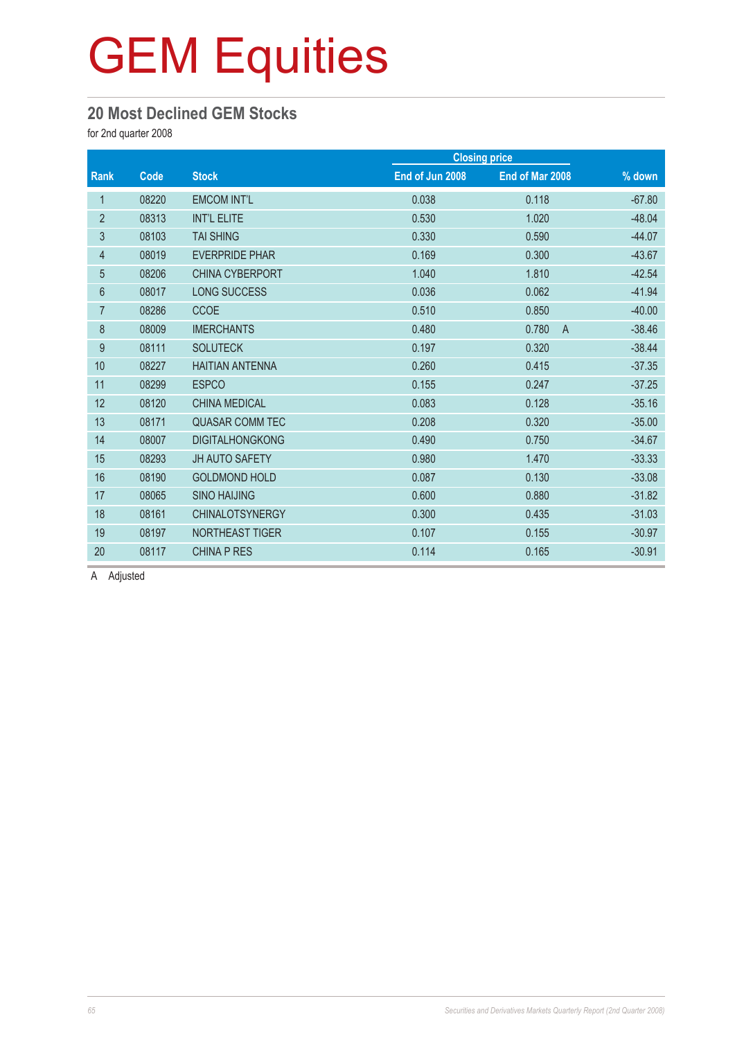# GEM Equities

## 20 Most Declined GEM Stocks

for 2nd quarter 2008

| Rank | Code | Stock | Closing price | | % down |
|---|---|---|---|---|---|
| | | | End of Jun 2008 | End of Mar 2008 | |
| 1 | 08220 | EMCOM INT'L | 0.038 | 0.118 | -67.80 |
| 2 | 08313 | INT'L ELITE | 0.530 | 1.020 | -48.04 |
| 3 | 08103 | TAI SHING | 0.330 | 0.590 | -44.07 |
| 4 | 08019 | EVERPRIDE PHAR | 0.169 | 0.300 | -43.67 |
| 5 | 08206 | CHINA CYBERPORT | 1.040 | 1.810 | -42.54 |
| 6 | 08017 | LONG SUCCESS | 0.036 | 0.062 | -41.94 |
| 7 | 08286 | CCOE | 0.510 | 0.850 | -40.00 |
| 8 | 08009 | IMERCHANTS | 0.480 | 0.780 A | -38.46 |
| 9 | 08111 | SOLUTECK | 0.197 | 0.320 | -38.44 |
| 10 | 08227 | HAITIAN ANTENNA | 0.260 | 0.415 | -37.35 |
| 11 | 08299 | ESPCO | 0.155 | 0.247 | -37.25 |
| 12 | 08120 | CHINA MEDICAL | 0.083 | 0.128 | -35.16 |
| 13 | 08171 | QUASAR COMM TEC | 0.208 | 0.320 | -35.00 |
| 14 | 08007 | DIGITALHONGKONG | 0.490 | 0.750 | -34.67 |
| 15 | 08293 | JH AUTO SAFETY | 0.980 | 1.470 | -33.33 |
| 16 | 08190 | GOLDMOND HOLD | 0.087 | 0.130 | -33.08 |
| 17 | 08065 | SINO HAIJING | 0.600 | 0.880 | -31.82 |
| 18 | 08161 | CHINALOTSYNERGY | 0.300 | 0.435 | -31.03 |
| 19 | 08197 | NORTHEAST TIGER | 0.107 | 0.155 | -30.97 |
| 20 | 08117 | CHINA P RES | 0.114 | 0.165 | -30.91 |

A Adjusted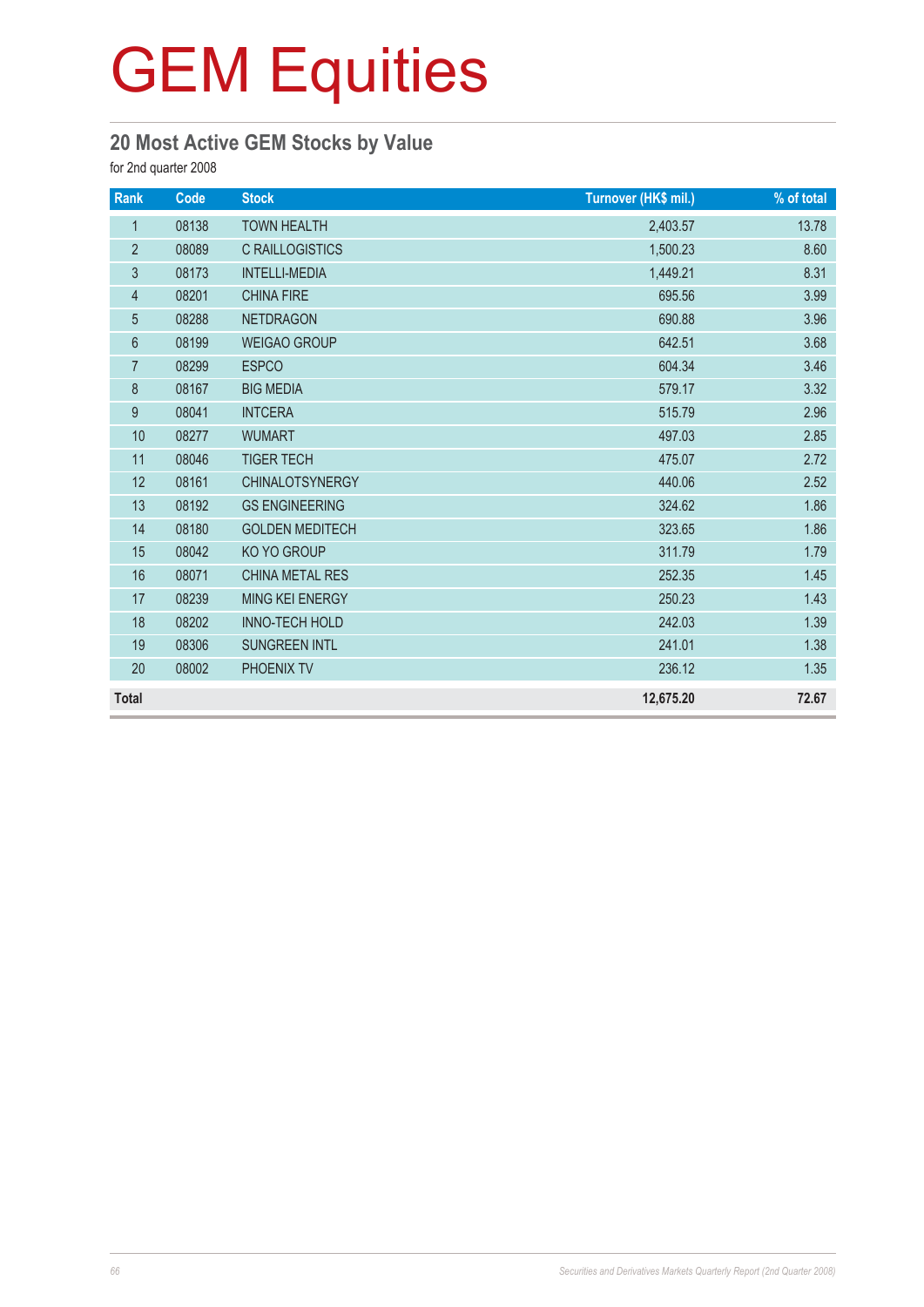# GEM Equities

## 20 Most Active GEM Stocks by Value

for 2nd quarter 2008

| Rank | Code | Stock | Turnover (HK$ mil.) | % of total |
|---|---|---|---|---|
| 1 | 08138 | TOWN HEALTH | 2,403.57 | 13.78 |
| 2 | 08089 | C RAILLOGISTICS | 1,500.23 | 8.60 |
| 3 | 08173 | INTELLI-MEDIA | 1,449.21 | 8.31 |
| 4 | 08201 | CHINA FIRE | 695.56 | 3.99 |
| 5 | 08288 | NETDRAGON | 690.88 | 3.96 |
| 6 | 08199 | WEIGAO GROUP | 642.51 | 3.68 |
| 7 | 08299 | ESPCO | 604.34 | 3.46 |
| 8 | 08167 | BIG MEDIA | 579.17 | 3.32 |
| 9 | 08041 | INTCERA | 515.79 | 2.96 |
| 10 | 08277 | WUMART | 497.03 | 2.85 |
| 11 | 08046 | TIGER TECH | 475.07 | 2.72 |
| 12 | 08161 | CHINALOTSYNERGY | 440.06 | 2.52 |
| 13 | 08192 | GS ENGINEERING | 324.62 | 1.86 |
| 14 | 08180 | GOLDEN MEDITECH | 323.65 | 1.86 |
| 15 | 08042 | KO YO GROUP | 311.79 | 1.79 |
| 16 | 08071 | CHINA METAL RES | 252.35 | 1.45 |
| 17 | 08239 | MING KEI ENERGY | 250.23 | 1.43 |
| 18 | 08202 | INNO-TECH HOLD | 242.03 | 1.39 |
| 19 | 08306 | SUNGREEN INTL | 241.01 | 1.38 |
| 20 | 08002 | PHOENIX TV | 236.12 | 1.35 |
| **Total** | | | **12,675.20** | **72.67** |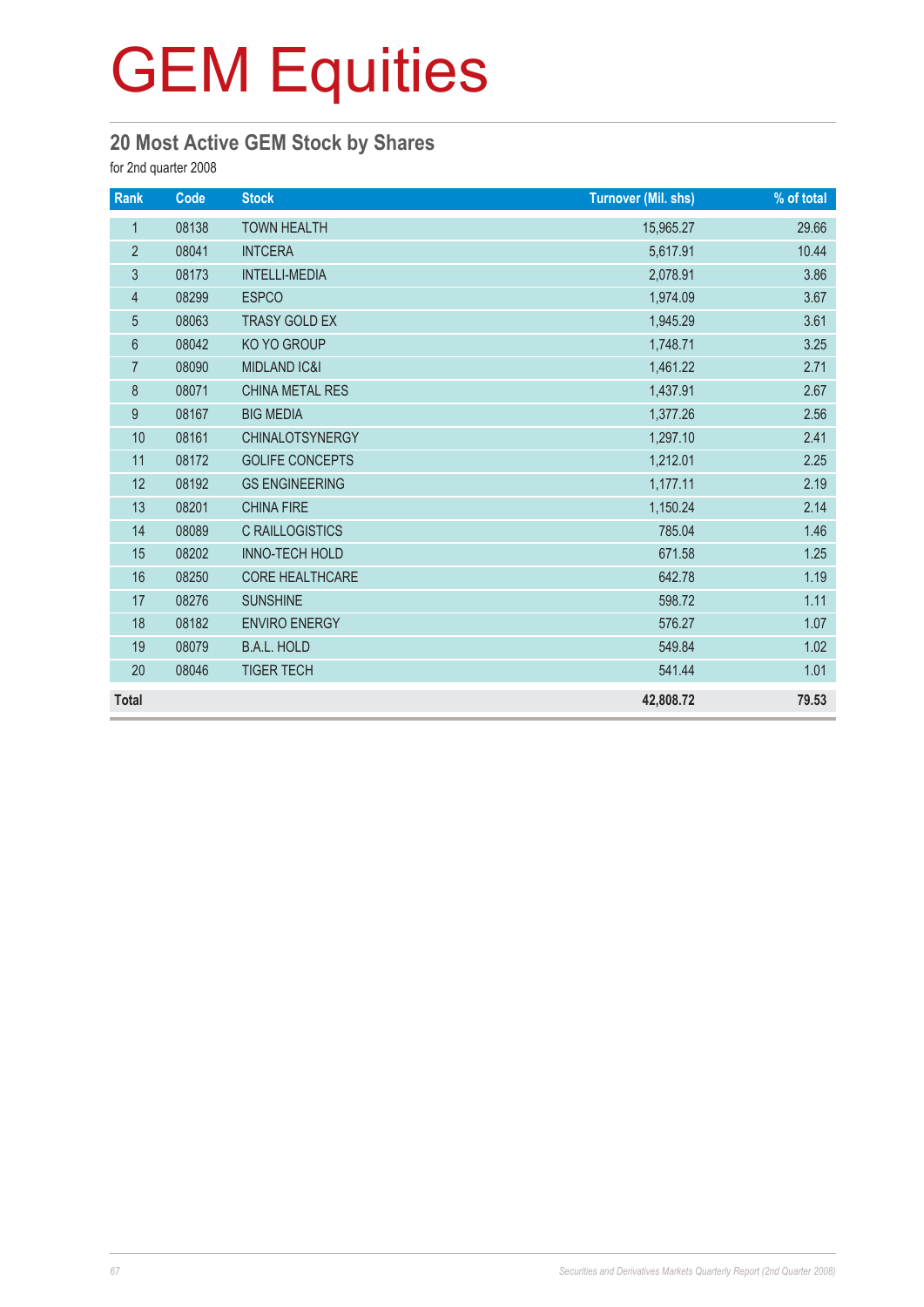# GEM Equities

## 20 Most Active GEM Stock by Shares

for 2nd quarter 2008

| Rank | Code | Stock | Turnover (Mil. shs) | % of total |
|---|---|---|---|---|
| 1 | 08138 | TOWN HEALTH | 15,965.27 | 29.66 |
| 2 | 08041 | INTCERA | 5,617.91 | 10.44 |
| 3 | 08173 | INTELLI-MEDIA | 2,078.91 | 3.86 |
| 4 | 08299 | ESPCO | 1,974.09 | 3.67 |
| 5 | 08063 | TRASY GOLD EX | 1,945.29 | 3.61 |
| 6 | 08042 | KO YO GROUP | 1,748.71 | 3.25 |
| 7 | 08090 | MIDLAND IC&I | 1,461.22 | 2.71 |
| 8 | 08071 | CHINA METAL RES | 1,437.91 | 2.67 |
| 9 | 08167 | BIG MEDIA | 1,377.26 | 2.56 |
| 10 | 08161 | CHINALOTSYNERGY | 1,297.10 | 2.41 |
| 11 | 08172 | GOLIFE CONCEPTS | 1,212.01 | 2.25 |
| 12 | 08192 | GS ENGINEERING | 1,177.11 | 2.19 |
| 13 | 08201 | CHINA FIRE | 1,150.24 | 2.14 |
| 14 | 08089 | C RAILLOGISTICS | 785.04 | 1.46 |
| 15 | 08202 | INNO-TECH HOLD | 671.58 | 1.25 |
| 16 | 08250 | CORE HEALTHCARE | 642.78 | 1.19 |
| 17 | 08276 | SUNSHINE | 598.72 | 1.11 |
| 18 | 08182 | ENVIRO ENERGY | 576.27 | 1.07 |
| 19 | 08079 | B.A.L. HOLD | 549.84 | 1.02 |
| 20 | 08046 | TIGER TECH | 541.44 | 1.01 |
| **Total** | | | **42,808.72** | **79.53** |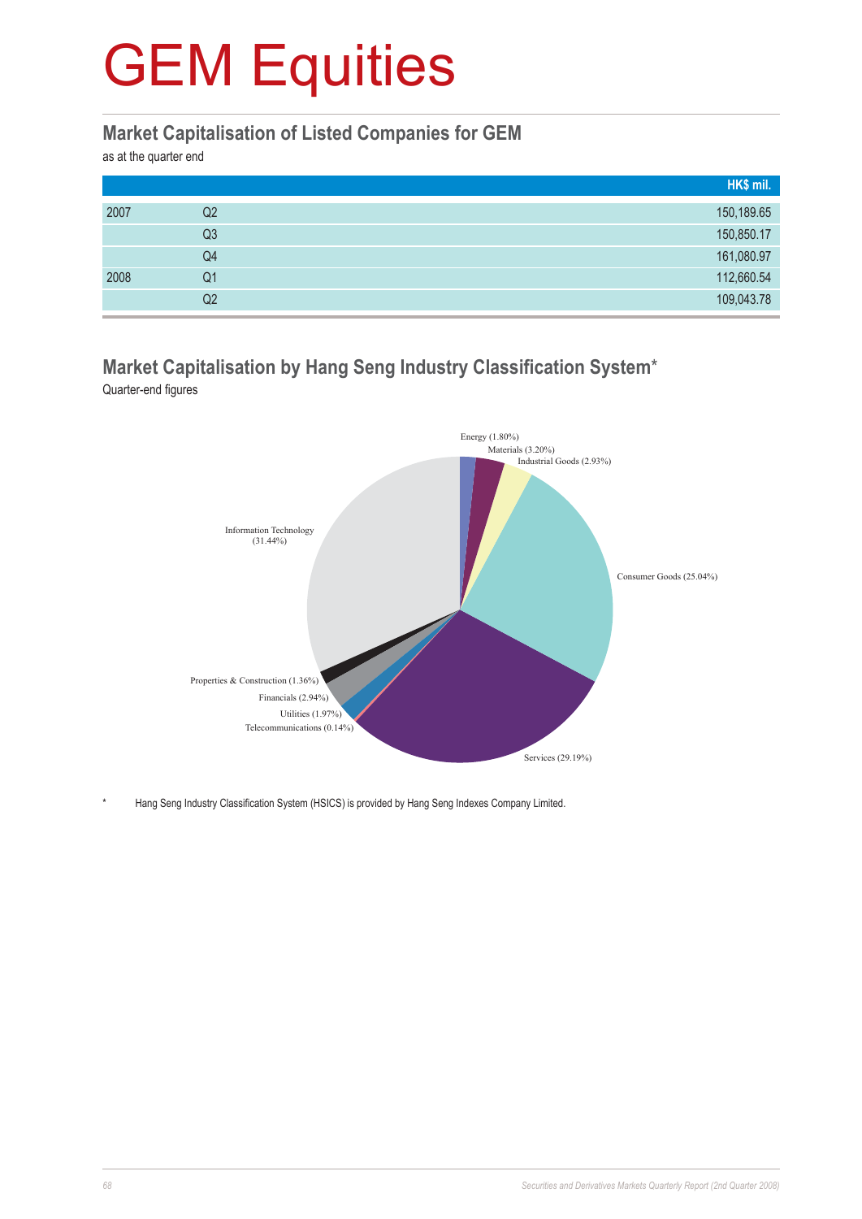# GEM Equities

## Market Capitalisation of Listed Companies for GEM

as at the quarter end

| | | HK$ mil. |
|---|---|---|
| 2007 | Q2 | 150,189.65 |
| | Q3 | 150,850.17 |
| | Q4 | 161,080.97 |
| 2008 | Q1 | 112,660.54 |
| | Q2 | 109,043.78 |

## Market Capitalisation by Hang Seng Industry Classification System*

Quarter-end figures

Energy (1.80%)
Materials (3.20%)
Industrial Goods (2.93%)
Consumer Goods (25.04%)
Services (29.19%)
Telecommunications (0.14%)
Utilities (1.97%)
Financials (2.94%)
Properties & Construction (1.36%)
Information Technology (31.44%)

\* Hang Seng Industry Classification System (HSICS) is provided by Hang Seng Indexes Company Limited.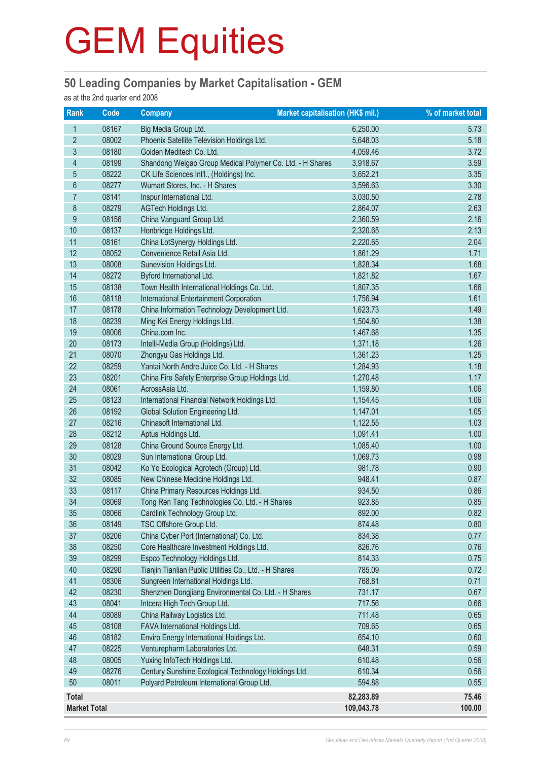# GEM Equities

## 50 Leading Companies by Market Capitalisation - GEM

as at the 2nd quarter end 2008

| Rank | Code | Company | Market capitalisation (HK$ mil.) | % of market total |
|---|---|---|---|---|
| 1 | 08167 | Big Media Group Ltd. | 6,250.00 | 5.73 |
| 2 | 08002 | Phoenix Satellite Television Holdings Ltd. | 5,648.03 | 5.18 |
| 3 | 08180 | Golden Meditech Co. Ltd. | 4,059.46 | 3.72 |
| 4 | 08199 | Shandong Weigao Group Medical Polymer Co. Ltd. - H Shares | 3,918.67 | 3.59 |
| 5 | 08222 | CK Life Sciences Int'l., (Holdings) Inc. | 3,652.21 | 3.35 |
| 6 | 08277 | Wumart Stores, Inc. - H Shares | 3,596.63 | 3.30 |
| 7 | 08141 | Inspur International Ltd. | 3,030.50 | 2.78 |
| 8 | 08279 | AGTech Holdings Ltd. | 2,864.07 | 2.63 |
| 9 | 08156 | China Vanguard Group Ltd. | 2,360.59 | 2.16 |
| 10 | 08137 | Honbridge Holdings Ltd. | 2,320.65 | 2.13 |
| 11 | 08161 | China LotSynergy Holdings Ltd. | 2,220.65 | 2.04 |
| 12 | 08052 | Convenience Retail Asia Ltd. | 1,861.29 | 1.71 |
| 13 | 08008 | Sunevision Holdings Ltd. | 1,828.34 | 1.68 |
| 14 | 08272 | Byford International Ltd. | 1,821.82 | 1.67 |
| 15 | 08138 | Town Health International Holdings Co. Ltd. | 1,807.35 | 1.66 |
| 16 | 08118 | International Entertainment Corporation | 1,756.94 | 1.61 |
| 17 | 08178 | China Information Technology Development Ltd. | 1,623.73 | 1.49 |
| 18 | 08239 | Ming Kei Energy Holdings Ltd. | 1,504.80 | 1.38 |
| 19 | 08006 | China.com Inc. | 1,467.68 | 1.35 |
| 20 | 08173 | Intelli-Media Group (Holdings) Ltd. | 1,371.18 | 1.26 |
| 21 | 08070 | Zhongyu Gas Holdings Ltd. | 1,361.23 | 1.25 |
| 22 | 08259 | Yantai North Andre Juice Co. Ltd. - H Shares | 1,284.93 | 1.18 |
| 23 | 08201 | China Fire Safety Enterprise Group Holdings Ltd. | 1,270.48 | 1.17 |
| 24 | 08061 | AcrossAsia Ltd. | 1,159.80 | 1.06 |
| 25 | 08123 | International Financial Network Holdings Ltd. | 1,154.45 | 1.06 |
| 26 | 08192 | Global Solution Engineering Ltd. | 1,147.01 | 1.05 |
| 27 | 08216 | Chinasoft International Ltd. | 1,122.55 | 1.03 |
| 28 | 08212 | Aptus Holdings Ltd. | 1,091.41 | 1.00 |
| 29 | 08128 | China Ground Source Energy Ltd. | 1,085.40 | 1.00 |
| 30 | 08029 | Sun International Group Ltd. | 1,069.73 | 0.98 |
| 31 | 08042 | Ko Yo Ecological Agrotech (Group) Ltd. | 981.78 | 0.90 |
| 32 | 08085 | New Chinese Medicine Holdings Ltd. | 948.41 | 0.87 |
| 33 | 08117 | China Primary Resources Holdings Ltd. | 934.50 | 0.86 |
| 34 | 08069 | Tong Ren Tang Technologies Co. Ltd. - H Shares | 923.85 | 0.85 |
| 35 | 08066 | Cardlink Technology Group Ltd. | 892.00 | 0.82 |
| 36 | 08149 | TSC Offshore Group Ltd. | 874.48 | 0.80 |
| 37 | 08206 | China Cyber Port (International) Co. Ltd. | 834.38 | 0.77 |
| 38 | 08250 | Core Healthcare Investment Holdings Ltd. | 826.76 | 0.76 |
| 39 | 08299 | Espco Technology Holdings Ltd. | 814.33 | 0.75 |
| 40 | 08290 | Tianjin Tianlian Public Utilities Co., Ltd. - H Shares | 785.09 | 0.72 |
| 41 | 08306 | Sungreen International Holdings Ltd. | 768.81 | 0.71 |
| 42 | 08230 | Shenzhen Dongjiang Environmental Co. Ltd. - H Shares | 731.17 | 0.67 |
| 43 | 08041 | Intcera High Tech Group Ltd. | 717.56 | 0.66 |
| 44 | 08089 | China Railway Logistics Ltd. | 711.48 | 0.65 |
| 45 | 08108 | FAVA International Holdings Ltd. | 709.65 | 0.65 |
| 46 | 08182 | Enviro Energy International Holdings Ltd. | 654.10 | 0.60 |
| 47 | 08225 | Venturepharm Laboratories Ltd. | 648.31 | 0.59 |
| 48 | 08005 | Yuxing InfoTech Holdings Ltd. | 610.48 | 0.56 |
| 49 | 08276 | Century Sunshine Ecological Technology Holdings Ltd. | 610.34 | 0.56 |
| 50 | 08011 | Polyard Petroleum International Group Ltd. | 594.88 | 0.55 |
| **Total** | | | **82,283.89** | **75.46** |
| **Market Total** | | | **109,043.78** | **100.00** |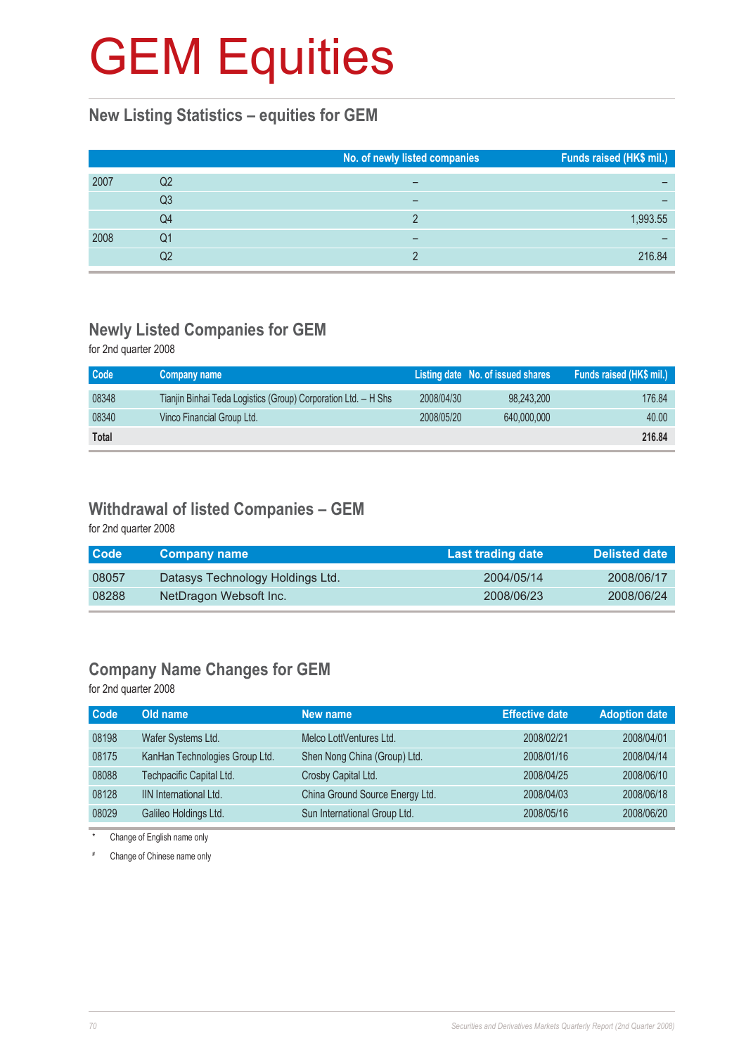# GEM Equities

## New Listing Statistics – equities for GEM

| | | No. of newly listed companies | Funds raised (HK$ mil.) |
|---|---|---|---|
| 2007 | Q2 | – | – |
| | Q3 | – | – |
| | Q4 | 2 | 1,993.55 |
| 2008 | Q1 | – | – |
| | Q2 | 2 | 216.84 |

## Newly Listed Companies for GEM

for 2nd quarter 2008

| Code | Company name | Listing date | No. of issued shares | Funds raised (HK$ mil.) |
|---|---|---|---|---|
| 08348 | Tianjin Binhai Teda Logistics (Group) Corporation Ltd. – H Shs | 2008/04/30 | 98,243,200 | 176.84 |
| 08340 | Vinco Financial Group Ltd. | 2008/05/20 | 640,000,000 | 40.00 |
| **Total** | | | | **216.84** |

## Withdrawal of listed Companies – GEM

for 2nd quarter 2008

| Code | Company name | Last trading date | Delisted date |
|---|---|---|---|
| 08057 | Datasys Technology Holdings Ltd. | 2004/05/14 | 2008/06/17 |
| 08288 | NetDragon Websoft Inc. | 2008/06/23 | 2008/06/24 |

## Company Name Changes for GEM

for 2nd quarter 2008

| Code | Old name | New name | Effective date | Adoption date |
|---|---|---|---|---|
| 08198 | Wafer Systems Ltd. | Melco LottVentures Ltd. | 2008/02/21 | 2008/04/01 |
| 08175 | KanHan Technologies Group Ltd. | Shen Nong China (Group) Ltd. | 2008/01/16 | 2008/04/14 |
| 08088 | Techpacific Capital Ltd. | Crosby Capital Ltd. | 2008/04/25 | 2008/06/10 |
| 08128 | IIN International Ltd. | China Ground Source Energy Ltd. | 2008/04/03 | 2008/06/18 |
| 08029 | Galileo Holdings Ltd. | Sun International Group Ltd. | 2008/05/16 | 2008/06/20 |

\* Change of English name only

\# Change of Chinese name only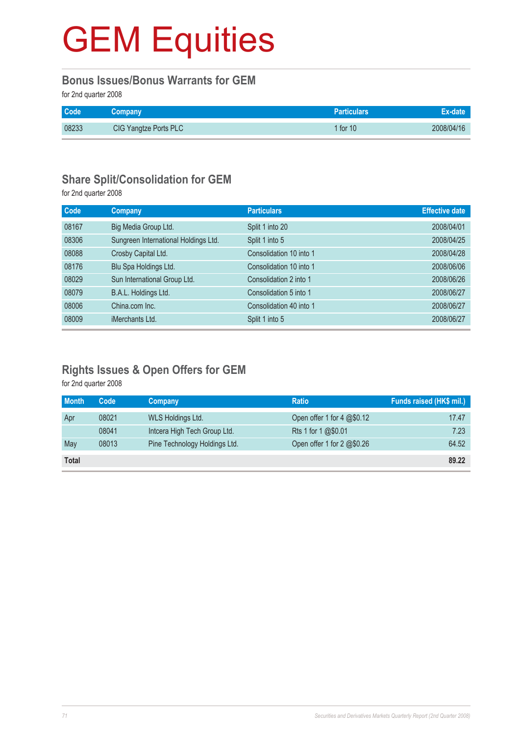# GEM Equities

## Bonus Issues/Bonus Warrants for GEM

for 2nd quarter 2008

| Code | Company | Particulars | Ex-date |
|---|---|---|---|
| 08233 | CIG Yangtze Ports PLC | 1 for 10 | 2008/04/16 |

## Share Split/Consolidation for GEM

for 2nd quarter 2008

| Code | Company | Particulars | Effective date |
|---|---|---|---|
| 08167 | Big Media Group Ltd. | Split 1 into 20 | 2008/04/01 |
| 08306 | Sungreen International Holdings Ltd. | Split 1 into 5 | 2008/04/25 |
| 08088 | Crosby Capital Ltd. | Consolidation 10 into 1 | 2008/04/28 |
| 08176 | Blu Spa Holdings Ltd. | Consolidation 10 into 1 | 2008/06/06 |
| 08029 | Sun International Group Ltd. | Consolidation 2 into 1 | 2008/06/26 |
| 08079 | B.A.L. Holdings Ltd. | Consolidation 5 into 1 | 2008/06/27 |
| 08006 | China.com Inc. | Consolidation 40 into 1 | 2008/06/27 |
| 08009 | iMerchants Ltd. | Split 1 into 5 | 2008/06/27 |

## Rights Issues & Open Offers for GEM

for 2nd quarter 2008

| Month | Code | Company | Ratio | Funds raised (HK$ mil.) |
|---|---|---|---|---|
| Apr | 08021 | WLS Holdings Ltd. | Open offer 1 for 4 @$0.12 | 17.47 |
| | 08041 | Intcera High Tech Group Ltd. | Rts 1 for 1 @$0.01 | 7.23 |
| May | 08013 | Pine Technology Holdings Ltd. | Open offer 1 for 2 @$0.26 | 64.52 |
| **Total** | | | | **89.22** |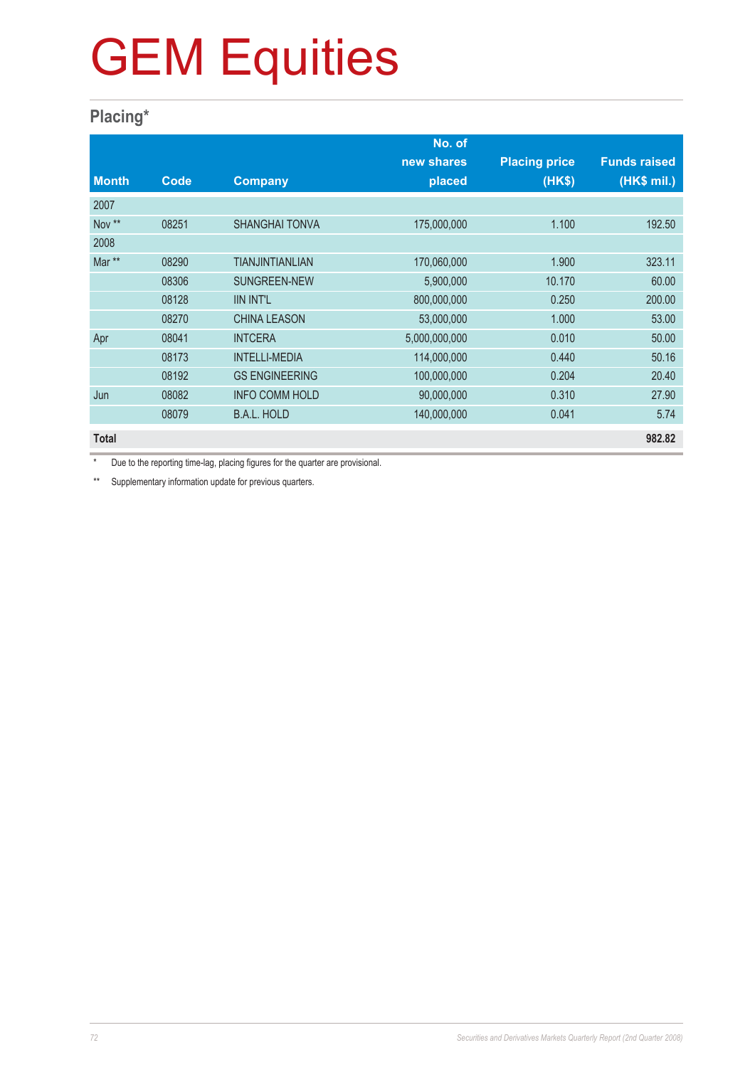# GEM Equities

## Placing*

| Month | Code | Company | No. of new shares placed | Placing price (HK$) | Funds raised (HK$ mil.) |
|---|---|---|---|---|---|
| 2007 | | | | | |
| Nov ** | 08251 | SHANGHAI TONVA | 175,000,000 | 1.100 | 192.50 |
| 2008 | | | | | |
| Mar ** | 08290 | TIANJINTIANLIAN | 170,060,000 | 1.900 | 323.11 |
| | 08306 | SUNGREEN-NEW | 5,900,000 | 10.170 | 60.00 |
| | 08128 | IIN INT'L | 800,000,000 | 0.250 | 200.00 |
| | 08270 | CHINA LEASON | 53,000,000 | 1.000 | 53.00 |
| Apr | 08041 | INTCERA | 5,000,000,000 | 0.010 | 50.00 |
| | 08173 | INTELLI-MEDIA | 114,000,000 | 0.440 | 50.16 |
| | 08192 | GS ENGINEERING | 100,000,000 | 0.204 | 20.40 |
| Jun | 08082 | INFO COMM HOLD | 90,000,000 | 0.310 | 27.90 |
| | 08079 | B.A.L. HOLD | 140,000,000 | 0.041 | 5.74 |
| **Total** | | | | | **982.82** |

\* Due to the reporting time-lag, placing figures for the quarter are provisional.

** Supplementary information update for previous quarters.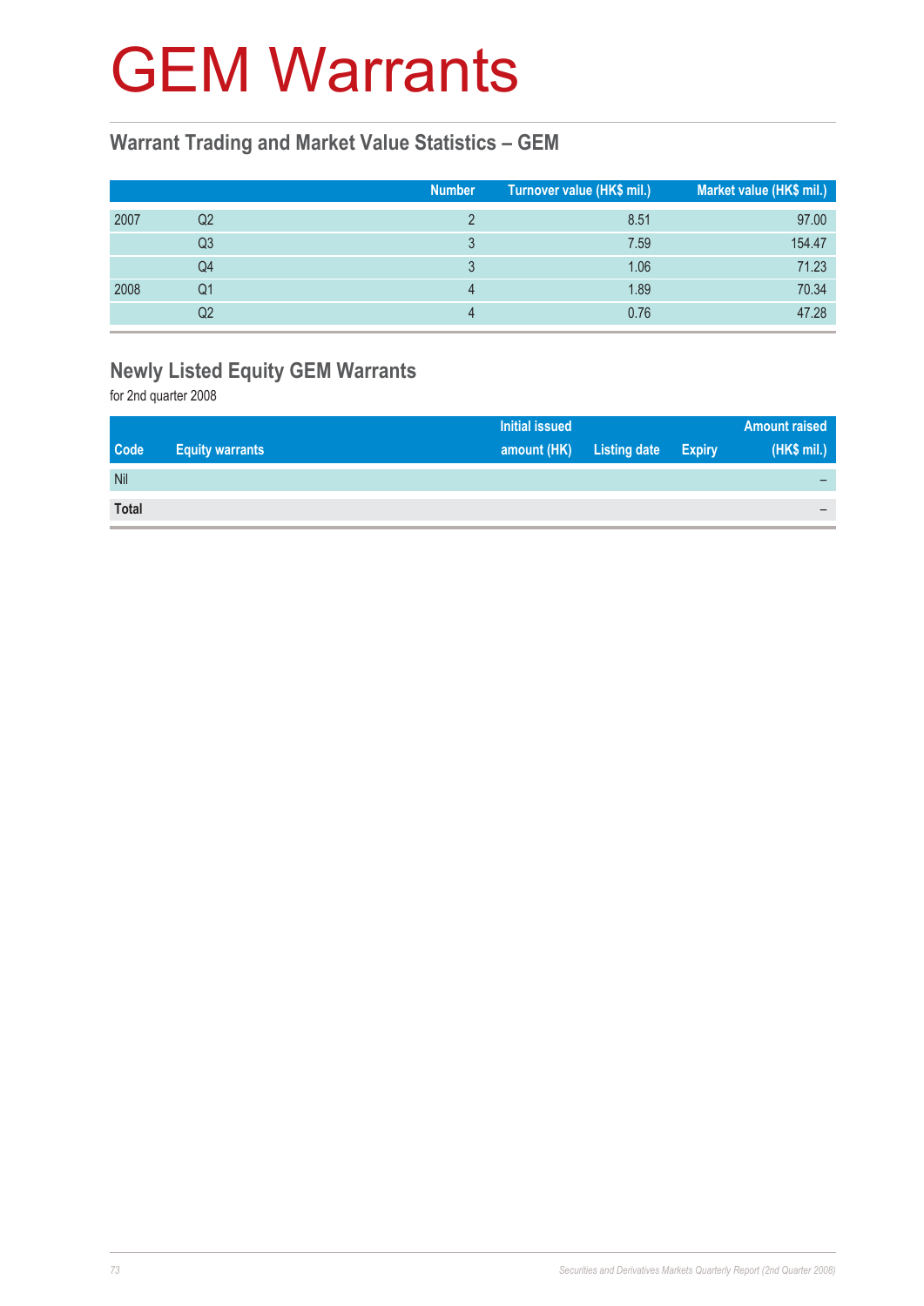# GEM Warrants

## Warrant Trading and Market Value Statistics – GEM

| | | Number | Turnover value (HK$ mil.) | Market value (HK$ mil.) |
|---|---|---|---|---|
| 2007 | Q2 | 2 | 8.51 | 97.00 |
| | Q3 | 3 | 7.59 | 154.47 |
| | Q4 | 3 | 1.06 | 71.23 |
| 2008 | Q1 | 4 | 1.89 | 70.34 |
| | Q2 | 4 | 0.76 | 47.28 |

## Newly Listed Equity GEM Warrants

for 2nd quarter 2008

| Code | Equity warrants | Initial issued amount (HK) | Listing date | Expiry | Amount raised (HK$ mil.) |
|---|---|---|---|---|---|
| Nil | | | | | – |
| **Total** | | | | | – |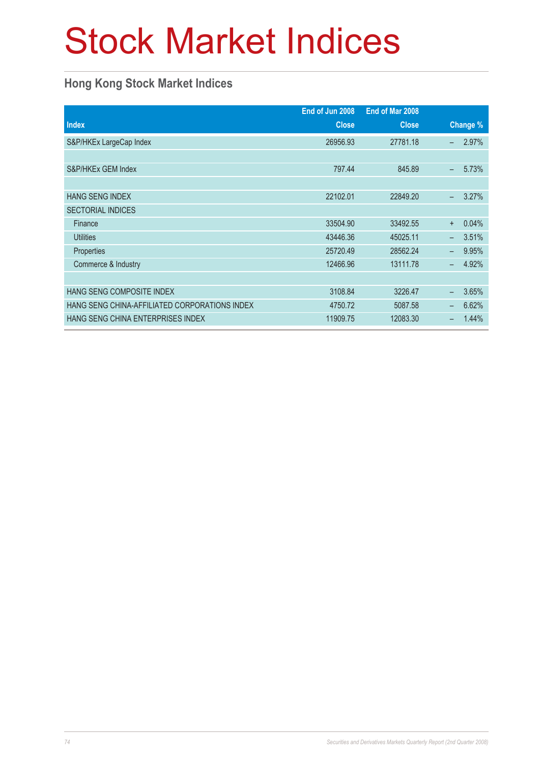# Stock Market Indices

## Hong Kong Stock Market Indices

| Index | End of Jun 2008 Close | End of Mar 2008 Close | Change % |
|---|---|---|---|
| S&P/HKEx LargeCap Index | 26956.93 | 27781.18 | – 2.97% |
| | | | |
| S&P/HKEx GEM Index | 797.44 | 845.89 | – 5.73% |
| | | | |
| HANG SENG INDEX | 22102.01 | 22849.20 | – 3.27% |
| SECTORIAL INDICES | | | |
| Finance | 33504.90 | 33492.55 | + 0.04% |
| Utilities | 43446.36 | 45025.11 | – 3.51% |
| Properties | 25720.49 | 28562.24 | – 9.95% |
| Commerce & Industry | 12466.96 | 13111.78 | – 4.92% |
| | | | |
| HANG SENG COMPOSITE INDEX | 3108.84 | 3226.47 | – 3.65% |
| HANG SENG CHINA-AFFILIATED CORPORATIONS INDEX | 4750.72 | 5087.58 | – 6.62% |
| HANG SENG CHINA ENTERPRISES INDEX | 11909.75 | 12083.30 | – 1.44% |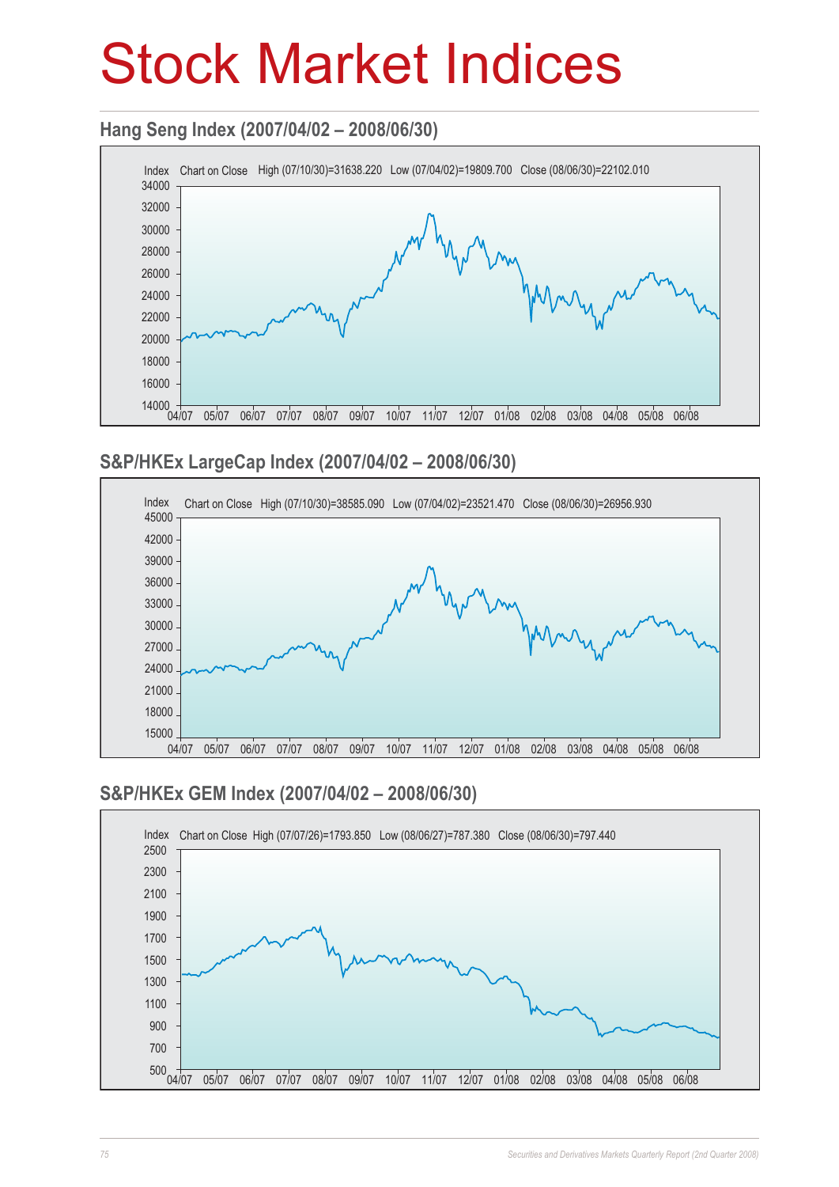# Stock Market Indices

## Hang Seng Index (2007/04/02 – 2008/06/30)

Index Chart on Close High (07/10/30)=31638.220 Low (07/04/02)=19809.700 Close (08/06/30)=22102.010

34000
32000
30000
28000
26000
24000
22000
20000
18000
16000
14000

04/07 05/07 06/07 07/07 08/07 09/07 10/07 11/07 12/07 01/08 02/08 03/08 04/08 05/08 06/08

## S&P/HKEx LargeCap Index (2007/04/02 – 2008/06/30)

Index Chart on Close High (07/10/30)=38585.090 Low (07/04/02)=23521.470 Close (08/06/30)=26956.930

45000
42000
39000
36000
33000
30000
27000
24000
21000
18000
15000

04/07 05/07 06/07 07/07 08/07 09/07 10/07 11/07 12/07 01/08 02/08 03/08 04/08 05/08 06/08

## S&P/HKEx GEM Index (2007/04/02 – 2008/06/30)

Index Chart on Close High (07/07/26)=1793.850 Low (08/06/27)=787.380 Close (08/06/30)=797.440

2500
2300
2100
1900
1700
1500
1300
1100
900
700
500

04/07 05/07 06/07 07/07 08/07 09/07 10/07 11/07 12/07 01/08 02/08 03/08 04/08 05/08 06/08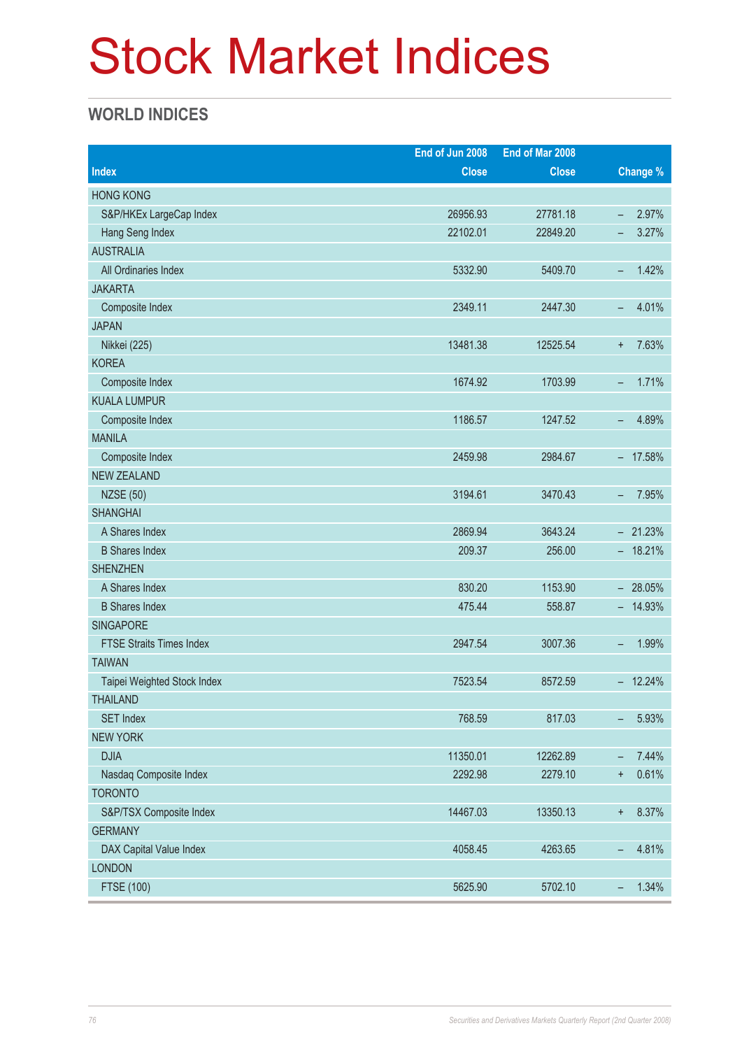# Stock Market Indices

## WORLD INDICES

| Index | End of Jun 2008 Close | End of Mar 2008 Close | Change % |
|---|---|---|---|
| HONG KONG | | | |
| S&P/HKEx LargeCap Index | 26956.93 | 27781.18 | – 2.97% |
| Hang Seng Index | 22102.01 | 22849.20 | – 3.27% |
| AUSTRALIA | | | |
| All Ordinaries Index | 5332.90 | 5409.70 | – 1.42% |
| JAKARTA | | | |
| Composite Index | 2349.11 | 2447.30 | – 4.01% |
| JAPAN | | | |
| Nikkei (225) | 13481.38 | 12525.54 | + 7.63% |
| KOREA | | | |
| Composite Index | 1674.92 | 1703.99 | – 1.71% |
| KUALA LUMPUR | | | |
| Composite Index | 1186.57 | 1247.52 | – 4.89% |
| MANILA | | | |
| Composite Index | 2459.98 | 2984.67 | – 17.58% |
| NEW ZEALAND | | | |
| NZSE (50) | 3194.61 | 3470.43 | – 7.95% |
| SHANGHAI | | | |
| A Shares Index | 2869.94 | 3643.24 | – 21.23% |
| B Shares Index | 209.37 | 256.00 | – 18.21% |
| SHENZHEN | | | |
| A Shares Index | 830.20 | 1153.90 | – 28.05% |
| B Shares Index | 475.44 | 558.87 | – 14.93% |
| SINGAPORE | | | |
| FTSE Straits Times Index | 2947.54 | 3007.36 | – 1.99% |
| TAIWAN | | | |
| Taipei Weighted Stock Index | 7523.54 | 8572.59 | – 12.24% |
| THAILAND | | | |
| SET Index | 768.59 | 817.03 | – 5.93% |
| NEW YORK | | | |
| DJIA | 11350.01 | 12262.89 | – 7.44% |
| Nasdaq Composite Index | 2292.98 | 2279.10 | + 0.61% |
| TORONTO | | | |
| S&P/TSX Composite Index | 14467.03 | 13350.13 | + 8.37% |
| GERMANY | | | |
| DAX Capital Value Index | 4058.45 | 4263.65 | – 4.81% |
| LONDON | | | |
| FTSE (100) | 5625.90 | 5702.10 | – 1.34% |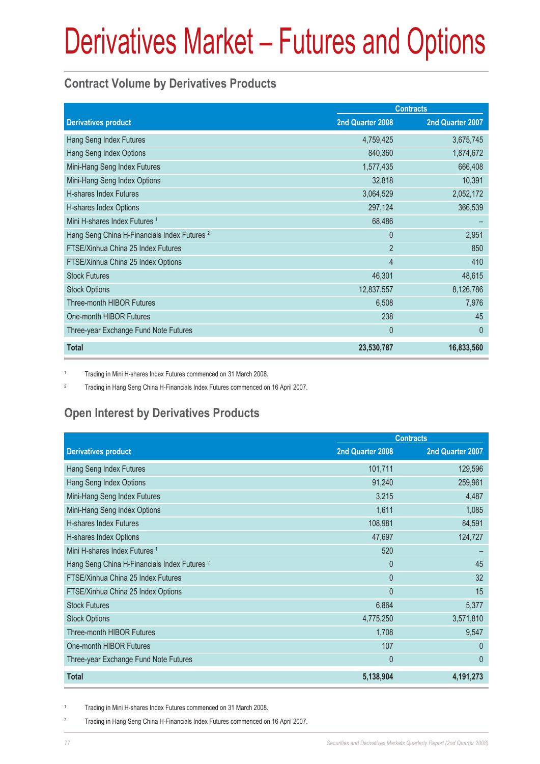# Derivatives Market – Futures and Options

## Contract Volume by Derivatives Products

| Derivatives product | Contracts | |
|---|---|---|
| | 2nd Quarter 2008 | 2nd Quarter 2007 |
| Hang Seng Index Futures | 4,759,425 | 3,675,745 |
| Hang Seng Index Options | 840,360 | 1,874,672 |
| Mini-Hang Seng Index Futures | 1,577,435 | 666,408 |
| Mini-Hang Seng Index Options | 32,818 | 10,391 |
| H-shares Index Futures | 3,064,529 | 2,052,172 |
| H-shares Index Options | 297,124 | 366,539 |
| Mini H-shares Index Futures [1] | 68,486 | – |
| Hang Seng China H-Financials Index Futures [2] | 0 | 2,951 |
| FTSE/Xinhua China 25 Index Futures | 2 | 850 |
| FTSE/Xinhua China 25 Index Options | 4 | 410 |
| Stock Futures | 46,301 | 48,615 |
| Stock Options | 12,837,557 | 8,126,786 |
| Three-month HIBOR Futures | 6,508 | 7,976 |
| One-month HIBOR Futures | 238 | 45 |
| Three-year Exchange Fund Note Futures | 0 | 0 |
| **Total** | **23,530,787** | **16,833,560** |

[1] Trading in Mini H-shares Index Futures commenced on 31 March 2008.

[2] Trading in Hang Seng China H-Financials Index Futures commenced on 16 April 2007.

## Open Interest by Derivatives Products

| Derivatives product | Contracts | |
|---|---|---|
| | 2nd Quarter 2008 | 2nd Quarter 2007 |
| Hang Seng Index Futures | 101,711 | 129,596 |
| Hang Seng Index Options | 91,240 | 259,961 |
| Mini-Hang Seng Index Futures | 3,215 | 4,487 |
| Mini-Hang Seng Index Options | 1,611 | 1,085 |
| H-shares Index Futures | 108,981 | 84,591 |
| H-shares Index Options | 47,697 | 124,727 |
| Mini H-shares Index Futures [1] | 520 | – |
| Hang Seng China H-Financials Index Futures [2] | 0 | 45 |
| FTSE/Xinhua China 25 Index Futures | 0 | 32 |
| FTSE/Xinhua China 25 Index Options | 0 | 15 |
| Stock Futures | 6,864 | 5,377 |
| Stock Options | 4,775,250 | 3,571,810 |
| Three-month HIBOR Futures | 1,708 | 9,547 |
| One-month HIBOR Futures | 107 | 0 |
| Three-year Exchange Fund Note Futures | 0 | 0 |
| **Total** | **5,138,904** | **4,191,273** |

[1] Trading in Mini H-shares Index Futures commenced on 31 March 2008.

[2] Trading in Hang Seng China H-Financials Index Futures commenced on 16 April 2007.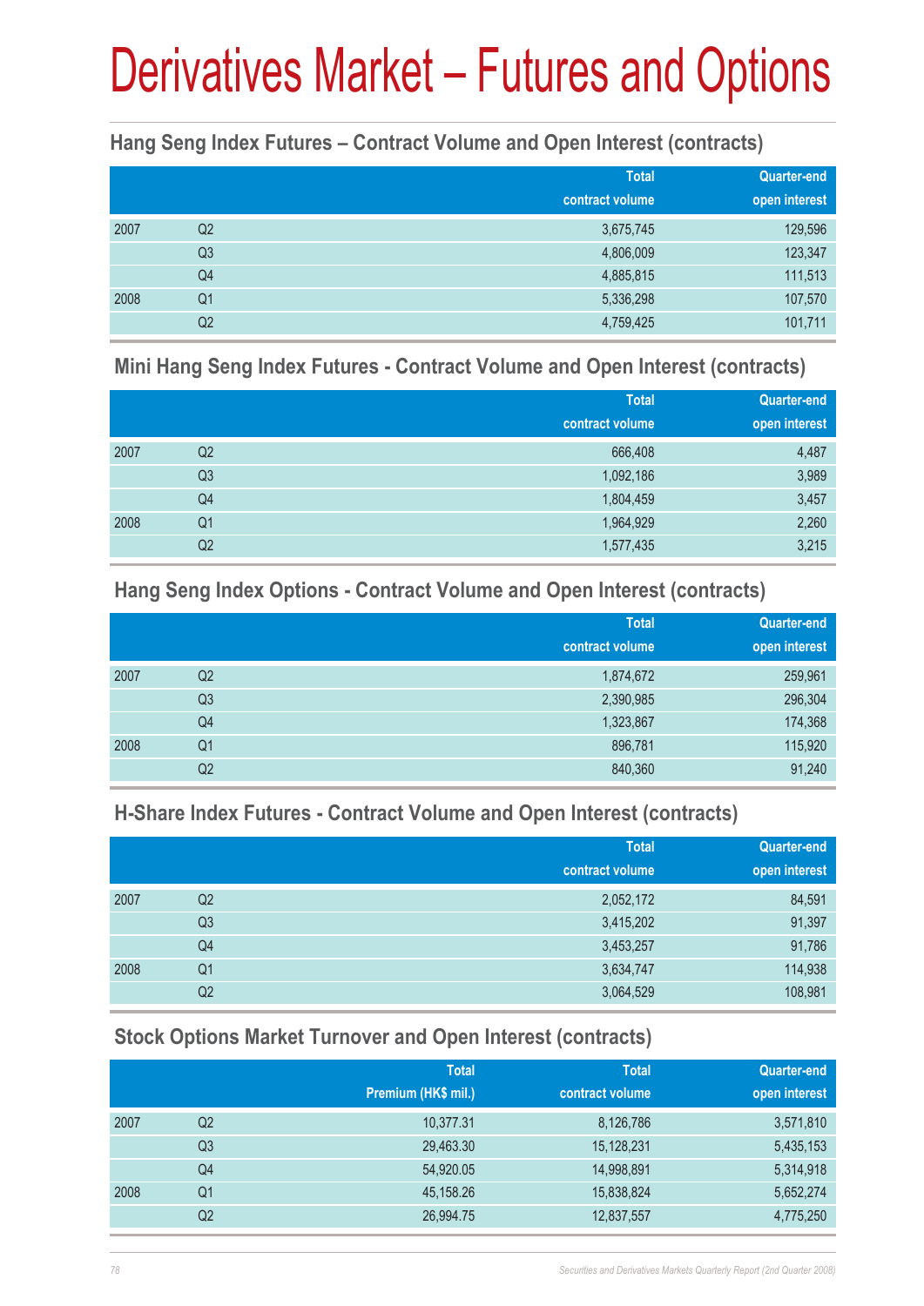# Derivatives Market – Futures and Options

### Hang Seng Index Futures – Contract Volume and Open Interest (contracts)

| | | Total contract volume | Quarter-end open interest |
|---|---|---|---|
| 2007 | Q2 | 3,675,745 | 129,596 |
| | Q3 | 4,806,009 | 123,347 |
| | Q4 | 4,885,815 | 111,513 |
| 2008 | Q1 | 5,336,298 | 107,570 |
| | Q2 | 4,759,425 | 101,711 |

### Mini Hang Seng Index Futures - Contract Volume and Open Interest (contracts)

| | | Total contract volume | Quarter-end open interest |
|---|---|---|---|
| 2007 | Q2 | 666,408 | 4,487 |
| | Q3 | 1,092,186 | 3,989 |
| | Q4 | 1,804,459 | 3,457 |
| 2008 | Q1 | 1,964,929 | 2,260 |
| | Q2 | 1,577,435 | 3,215 |

### Hang Seng Index Options - Contract Volume and Open Interest (contracts)

| | | Total contract volume | Quarter-end open interest |
|---|---|---|---|
| 2007 | Q2 | 1,874,672 | 259,961 |
| | Q3 | 2,390,985 | 296,304 |
| | Q4 | 1,323,867 | 174,368 |
| 2008 | Q1 | 896,781 | 115,920 |
| | Q2 | 840,360 | 91,240 |

### H-Share Index Futures - Contract Volume and Open Interest (contracts)

| | | Total contract volume | Quarter-end open interest |
|---|---|---|---|
| 2007 | Q2 | 2,052,172 | 84,591 |
| | Q3 | 3,415,202 | 91,397 |
| | Q4 | 3,453,257 | 91,786 |
| 2008 | Q1 | 3,634,747 | 114,938 |
| | Q2 | 3,064,529 | 108,981 |

### Stock Options Market Turnover and Open Interest (contracts)

| | | Total Premium (HK$ mil.) | Total contract volume | Quarter-end open interest |
|---|---|---|---|---|
| 2007 | Q2 | 10,377.31 | 8,126,786 | 3,571,810 |
| | Q3 | 29,463.30 | 15,128,231 | 5,435,153 |
| | Q4 | 54,920.05 | 14,998,891 | 5,314,918 |
| 2008 | Q1 | 45,158.26 | 15,838,824 | 5,652,274 |
| | Q2 | 26,994.75 | 12,837,557 | 4,775,250 |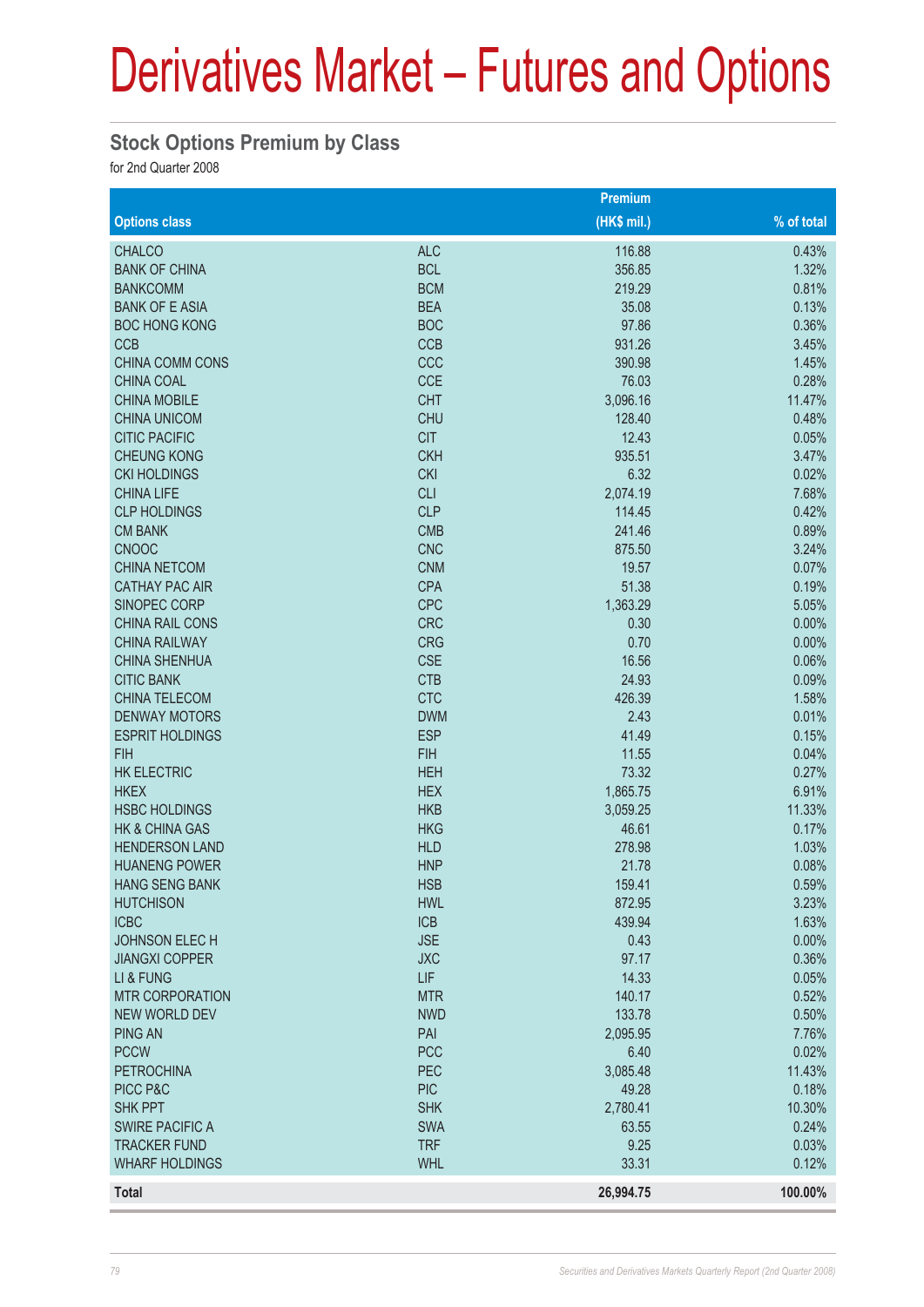# Derivatives Market – Futures and Options

## Stock Options Premium by Class

for 2nd Quarter 2008

| Options class | | Premium (HK$ mil.) | % of total |
|---|---|---|---|
| CHALCO | ALC | 116.88 | 0.43% |
| BANK OF CHINA | BCL | 356.85 | 1.32% |
| BANKCOMM | BCM | 219.29 | 0.81% |
| BANK OF E ASIA | BEA | 35.08 | 0.13% |
| BOC HONG KONG | BOC | 97.86 | 0.36% |
| CCB | CCB | 931.26 | 3.45% |
| CHINA COMM CONS | CCC | 390.98 | 1.45% |
| CHINA COAL | CCE | 76.03 | 0.28% |
| CHINA MOBILE | CHT | 3,096.16 | 11.47% |
| CHINA UNICOM | CHU | 128.40 | 0.48% |
| CITIC PACIFIC | CIT | 12.43 | 0.05% |
| CHEUNG KONG | CKH | 935.51 | 3.47% |
| CKI HOLDINGS | CKI | 6.32 | 0.02% |
| CHINA LIFE | CLI | 2,074.19 | 7.68% |
| CLP HOLDINGS | CLP | 114.45 | 0.42% |
| CM BANK | CMB | 241.46 | 0.89% |
| CNOOC | CNC | 875.50 | 3.24% |
| CHINA NETCOM | CNM | 19.57 | 0.07% |
| CATHAY PAC AIR | CPA | 51.38 | 0.19% |
| SINOPEC CORP | CPC | 1,363.29 | 5.05% |
| CHINA RAIL CONS | CRC | 0.30 | 0.00% |
| CHINA RAILWAY | CRG | 0.70 | 0.00% |
| CHINA SHENHUA | CSE | 16.56 | 0.06% |
| CITIC BANK | CTB | 24.93 | 0.09% |
| CHINA TELECOM | CTC | 426.39 | 1.58% |
| DENWAY MOTORS | DWM | 2.43 | 0.01% |
| ESPRIT HOLDINGS | ESP | 41.49 | 0.15% |
| FIH | FIH | 11.55 | 0.04% |
| HK ELECTRIC | HEH | 73.32 | 0.27% |
| HKEX | HEX | 1,865.75 | 6.91% |
| HSBC HOLDINGS | HKB | 3,059.25 | 11.33% |
| HK & CHINA GAS | HKG | 46.61 | 0.17% |
| HENDERSON LAND | HLD | 278.98 | 1.03% |
| HUANENG POWER | HNP | 21.78 | 0.08% |
| HANG SENG BANK | HSB | 159.41 | 0.59% |
| HUTCHISON | HWL | 872.95 | 3.23% |
| ICBC | ICB | 439.94 | 1.63% |
| JOHNSON ELEC H | JSE | 0.43 | 0.00% |
| JIANGXI COPPER | JXC | 97.17 | 0.36% |
| LI & FUNG | LIF | 14.33 | 0.05% |
| MTR CORPORATION | MTR | 140.17 | 0.52% |
| NEW WORLD DEV | NWD | 133.78 | 0.50% |
| PING AN | PAI | 2,095.95 | 7.76% |
| PCCW | PCC | 6.40 | 0.02% |
| PETROCHINA | PEC | 3,085.48 | 11.43% |
| PICC P&C | PIC | 49.28 | 0.18% |
| SHK PPT | SHK | 2,780.41 | 10.30% |
| SWIRE PACIFIC A | SWA | 63.55 | 0.24% |
| TRACKER FUND | TRF | 9.25 | 0.03% |
| WHARF HOLDINGS | WHL | 33.31 | 0.12% |
| **Total** | | **26,994.75** | **100.00%** |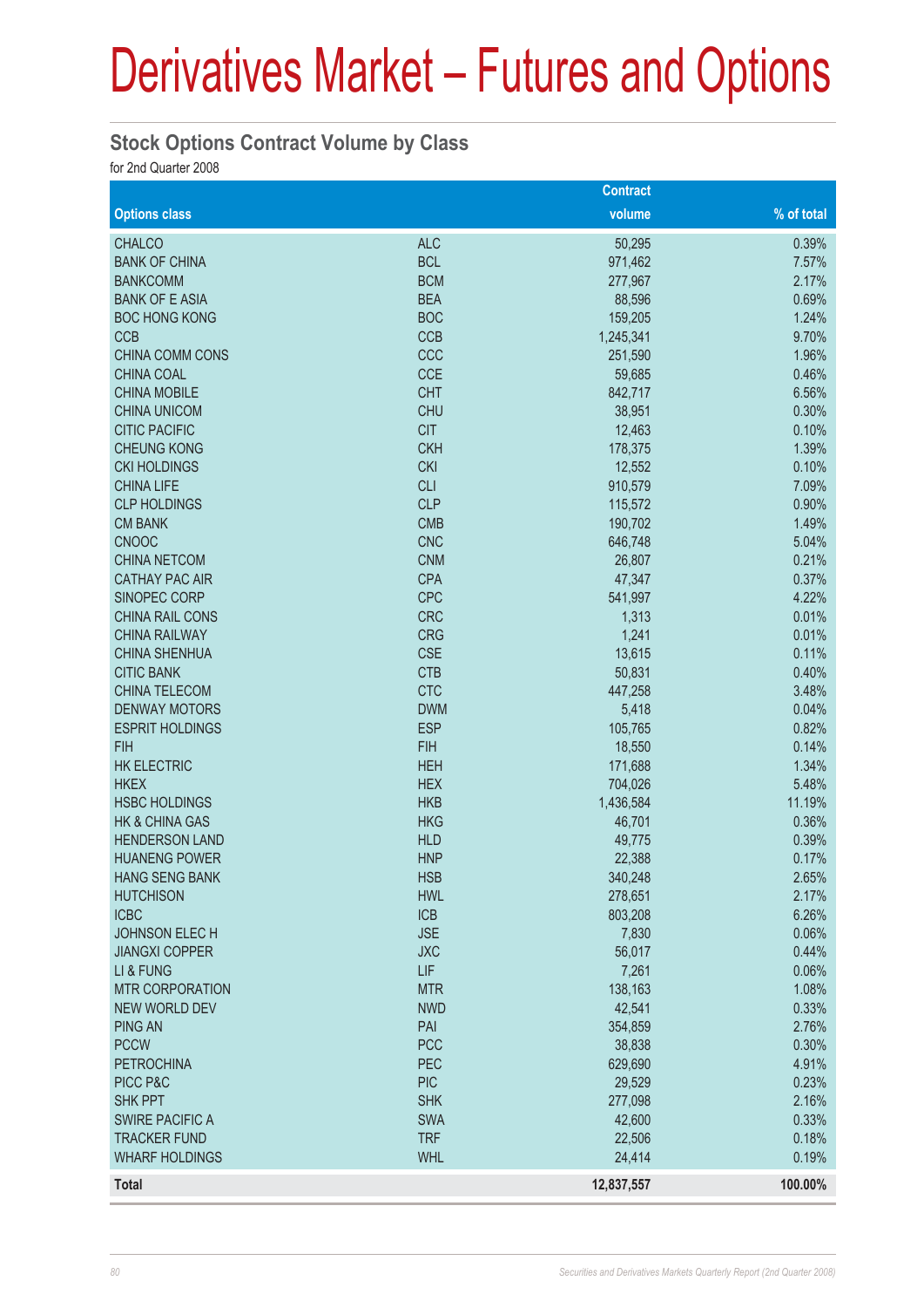# Derivatives Market – Futures and Options

## Stock Options Contract Volume by Class

for 2nd Quarter 2008

| Options class | | Contract volume | % of total |
|---|---|---|---|
| CHALCO | ALC | 50,295 | 0.39% |
| BANK OF CHINA | BCL | 971,462 | 7.57% |
| BANKCOMM | BCM | 277,967 | 2.17% |
| BANK OF E ASIA | BEA | 88,596 | 0.69% |
| BOC HONG KONG | BOC | 159,205 | 1.24% |
| CCB | CCB | 1,245,341 | 9.70% |
| CHINA COMM CONS | CCC | 251,590 | 1.96% |
| CHINA COAL | CCE | 59,685 | 0.46% |
| CHINA MOBILE | CHT | 842,717 | 6.56% |
| CHINA UNICOM | CHU | 38,951 | 0.30% |
| CITIC PACIFIC | CIT | 12,463 | 0.10% |
| CHEUNG KONG | CKH | 178,375 | 1.39% |
| CKI HOLDINGS | CKI | 12,552 | 0.10% |
| CHINA LIFE | CLI | 910,579 | 7.09% |
| CLP HOLDINGS | CLP | 115,572 | 0.90% |
| CM BANK | CMB | 190,702 | 1.49% |
| CNOOC | CNC | 646,748 | 5.04% |
| CHINA NETCOM | CNM | 26,807 | 0.21% |
| CATHAY PAC AIR | CPA | 47,347 | 0.37% |
| SINOPEC CORP | CPC | 541,997 | 4.22% |
| CHINA RAIL CONS | CRC | 1,313 | 0.01% |
| CHINA RAILWAY | CRG | 1,241 | 0.01% |
| CHINA SHENHUA | CSE | 13,615 | 0.11% |
| CITIC BANK | CTB | 50,831 | 0.40% |
| CHINA TELECOM | CTC | 447,258 | 3.48% |
| DENWAY MOTORS | DWM | 5,418 | 0.04% |
| ESPRIT HOLDINGS | ESP | 105,765 | 0.82% |
| FIH | FIH | 18,550 | 0.14% |
| HK ELECTRIC | HEH | 171,688 | 1.34% |
| HKEX | HEX | 704,026 | 5.48% |
| HSBC HOLDINGS | HKB | 1,436,584 | 11.19% |
| HK & CHINA GAS | HKG | 46,701 | 0.36% |
| HENDERSON LAND | HLD | 49,775 | 0.39% |
| HUANENG POWER | HNP | 22,388 | 0.17% |
| HANG SENG BANK | HSB | 340,248 | 2.65% |
| HUTCHISON | HWL | 278,651 | 2.17% |
| ICBC | ICB | 803,208 | 6.26% |
| JOHNSON ELEC H | JSE | 7,830 | 0.06% |
| JIANGXI COPPER | JXC | 56,017 | 0.44% |
| LI & FUNG | LIF | 7,261 | 0.06% |
| MTR CORPORATION | MTR | 138,163 | 1.08% |
| NEW WORLD DEV | NWD | 42,541 | 0.33% |
| PING AN | PAI | 354,859 | 2.76% |
| PCCW | PCC | 38,838 | 0.30% |
| PETROCHINA | PEC | 629,690 | 4.91% |
| PICC P&C | PIC | 29,529 | 0.23% |
| SHK PPT | SHK | 277,098 | 2.16% |
| SWIRE PACIFIC A | SWA | 42,600 | 0.33% |
| TRACKER FUND | TRF | 22,506 | 0.18% |
| WHARF HOLDINGS | WHL | 24,414 | 0.19% |
| **Total** | | **12,837,557** | **100.00%** |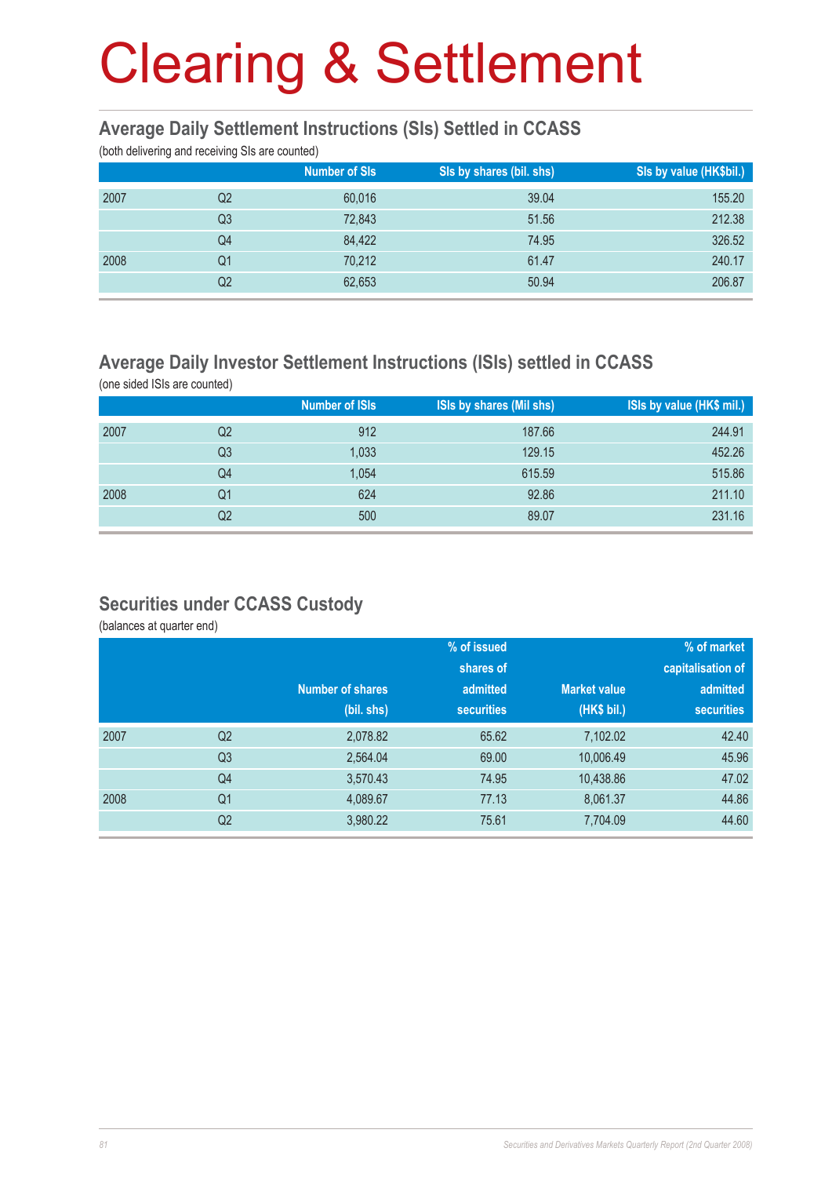# Clearing & Settlement

## Average Daily Settlement Instructions (SIs) Settled in CCASS

(both delivering and receiving SIs are counted)

| | | Number of SIs | SIs by shares (bil. shs) | SIs by value (HK$bil.) |
|---|---|---|---|---|
| 2007 | Q2 | 60,016 | 39.04 | 155.20 |
| | Q3 | 72,843 | 51.56 | 212.38 |
| | Q4 | 84,422 | 74.95 | 326.52 |
| 2008 | Q1 | 70,212 | 61.47 | 240.17 |
| | Q2 | 62,653 | 50.94 | 206.87 |

## Average Daily Investor Settlement Instructions (ISIs) settled in CCASS

(one sided ISIs are counted)

| | | Number of ISIs | ISIs by shares (Mil shs) | ISIs by value (HK$ mil.) |
|---|---|---|---|---|
| 2007 | Q2 | 912 | 187.66 | 244.91 |
| | Q3 | 1,033 | 129.15 | 452.26 |
| | Q4 | 1,054 | 615.59 | 515.86 |
| 2008 | Q1 | 624 | 92.86 | 211.10 |
| | Q2 | 500 | 89.07 | 231.16 |

## Securities under CCASS Custody

(balances at quarter end)

| | | Number of shares (bil. shs) | % of issued shares of admitted securities | Market value (HK$ bil.) | % of market capitalisation of admitted securities |
|---|---|---|---|---|---|
| 2007 | Q2 | 2,078.82 | 65.62 | 7,102.02 | 42.40 |
| | Q3 | 2,564.04 | 69.00 | 10,006.49 | 45.96 |
| | Q4 | 3,570.43 | 74.95 | 10,438.86 | 47.02 |
| 2008 | Q1 | 4,089.67 | 77.13 | 8,061.37 | 44.86 |
| | Q2 | 3,980.22 | 75.61 | 7,704.09 | 44.60 |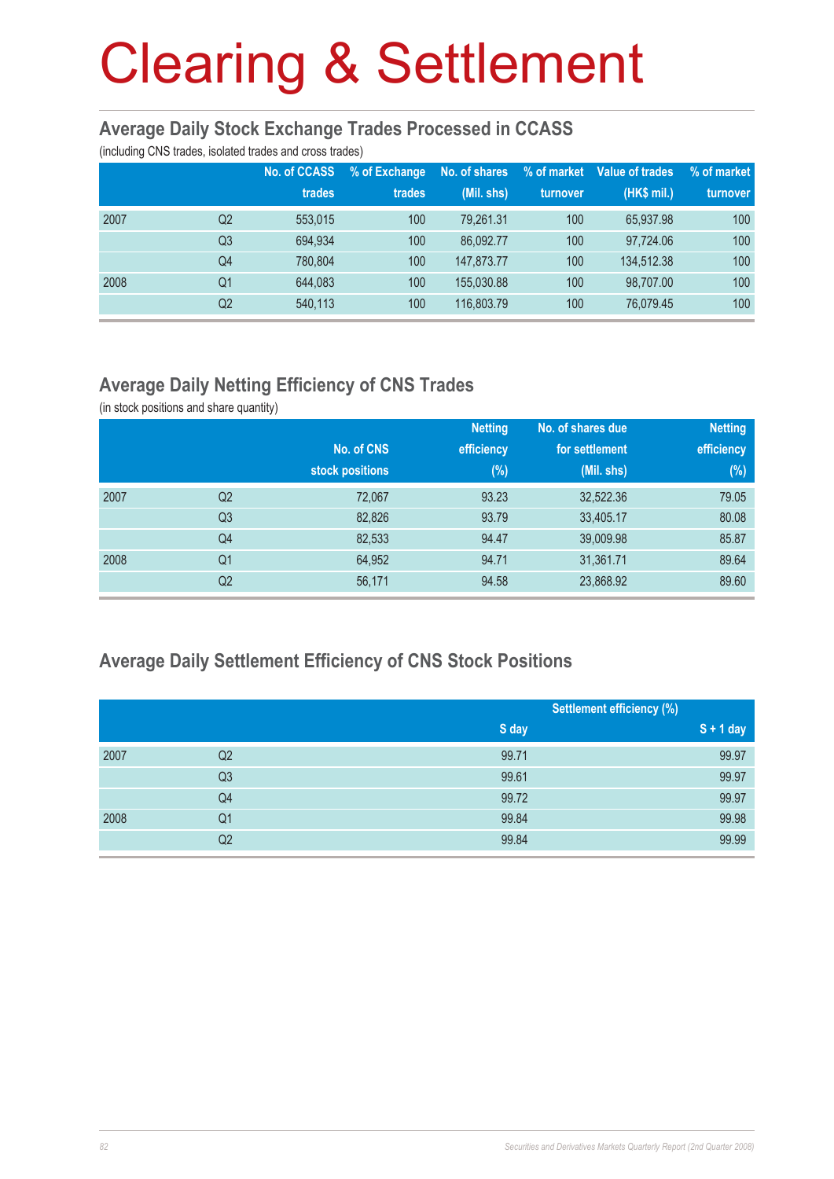# Clearing & Settlement

## Average Daily Stock Exchange Trades Processed in CCASS

(including CNS trades, isolated trades and cross trades)

| | | No. of CCASS trades | % of Exchange trades | No. of shares (Mil. shs) | % of market turnover | Value of trades (HK$ mil.) | % of market turnover |
|---|---|---|---|---|---|---|---|
| 2007 | Q2 | 553,015 | 100 | 79,261.31 | 100 | 65,937.98 | 100 |
| | Q3 | 694,934 | 100 | 86,092.77 | 100 | 97,724.06 | 100 |
| | Q4 | 780,804 | 100 | 147,873.77 | 100 | 134,512.38 | 100 |
| 2008 | Q1 | 644,083 | 100 | 155,030.88 | 100 | 98,707.00 | 100 |
| | Q2 | 540,113 | 100 | 116,803.79 | 100 | 76,079.45 | 100 |

## Average Daily Netting Efficiency of CNS Trades

(in stock positions and share quantity)

| | | No. of CNS stock positions | Netting efficiency (%) | No. of shares due for settlement (Mil. shs) | Netting efficiency (%) |
|---|---|---|---|---|---|
| 2007 | Q2 | 72,067 | 93.23 | 32,522.36 | 79.05 |
| | Q3 | 82,826 | 93.79 | 33,405.17 | 80.08 |
| | Q4 | 82,533 | 94.47 | 39,009.98 | 85.87 |
| 2008 | Q1 | 64,952 | 94.71 | 31,361.71 | 89.64 |
| | Q2 | 56,171 | 94.58 | 23,868.92 | 89.60 |

## Average Daily Settlement Efficiency of CNS Stock Positions

| | | Settlement efficiency (%) | |
|---|---|---|---|
| | | S day | S + 1 day |
| 2007 | Q2 | 99.71 | 99.97 |
| | Q3 | 99.61 | 99.97 |
| | Q4 | 99.72 | 99.97 |
| 2008 | Q1 | 99.84 | 99.98 |
| | Q2 | 99.84 | 99.99 |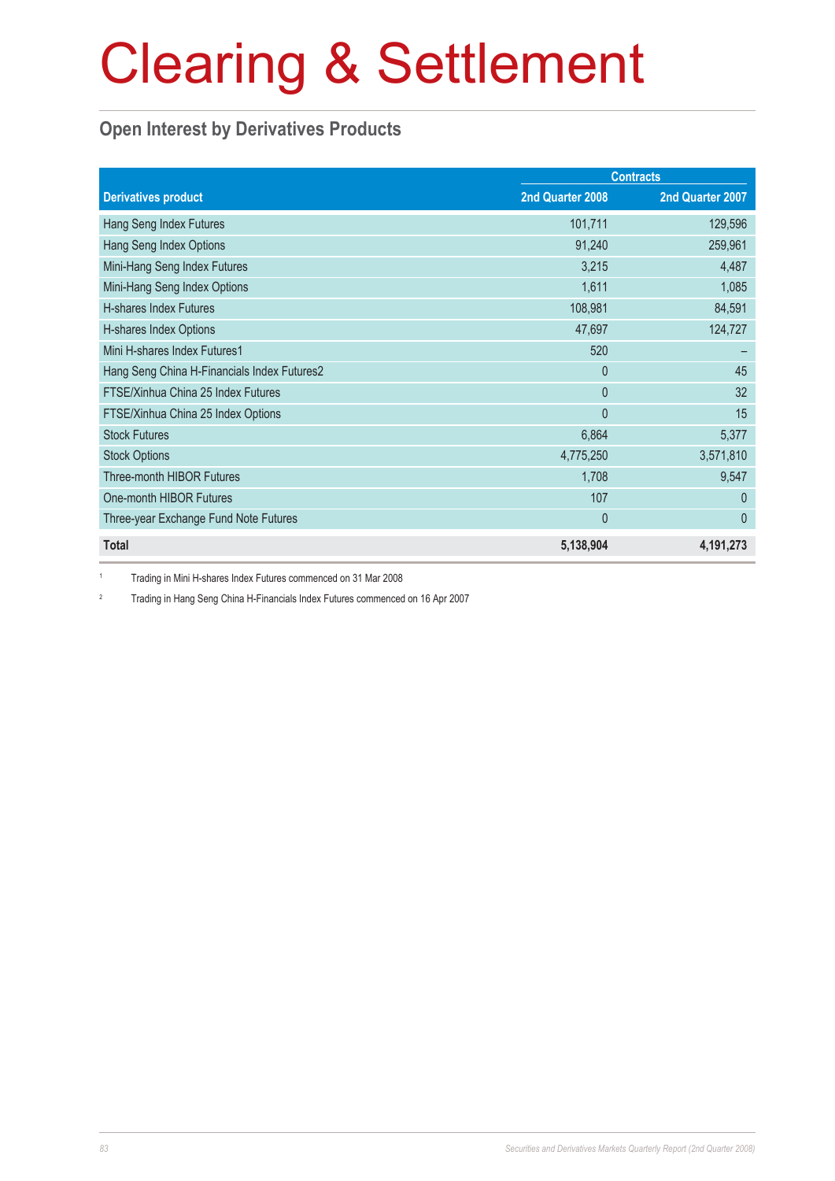# Clearing & Settlement

## Open Interest by Derivatives Products

| Derivatives product | Contracts | |
|---|---|---|
| | 2nd Quarter 2008 | 2nd Quarter 2007 |
| Hang Seng Index Futures | 101,711 | 129,596 |
| Hang Seng Index Options | 91,240 | 259,961 |
| Mini-Hang Seng Index Futures | 3,215 | 4,487 |
| Mini-Hang Seng Index Options | 1,611 | 1,085 |
| H-shares Index Futures | 108,981 | 84,591 |
| H-shares Index Options | 47,697 | 124,727 |
| Mini H-shares Index Futures[1] | 520 | – |
| Hang Seng China H-Financials Index Futures[2] | 0 | 45 |
| FTSE/Xinhua China 25 Index Futures | 0 | 32 |
| FTSE/Xinhua China 25 Index Options | 0 | 15 |
| Stock Futures | 6,864 | 5,377 |
| Stock Options | 4,775,250 | 3,571,810 |
| Three-month HIBOR Futures | 1,708 | 9,547 |
| One-month HIBOR Futures | 107 | 0 |
| Three-year Exchange Fund Note Futures | 0 | 0 |
| **Total** | **5,138,904** | **4,191,273** |

[1] Trading in Mini H-shares Index Futures commenced on 31 Mar 2008

[2] Trading in Hang Seng China H-Financials Index Futures commenced on 16 Apr 2007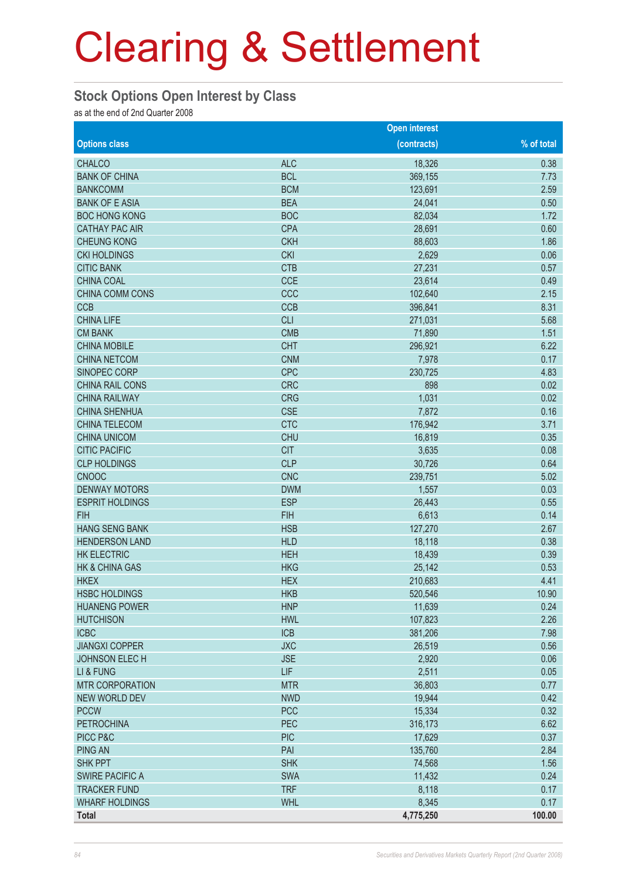# Clearing & Settlement

## Stock Options Open Interest by Class

as at the end of 2nd Quarter 2008

| Options class | | Open interest (contracts) | % of total |
|---|---|---|---|
| CHALCO | ALC | 18,326 | 0.38 |
| BANK OF CHINA | BCL | 369,155 | 7.73 |
| BANKCOMM | BCM | 123,691 | 2.59 |
| BANK OF E ASIA | BEA | 24,041 | 0.50 |
| BOC HONG KONG | BOC | 82,034 | 1.72 |
| CATHAY PAC AIR | CPA | 28,691 | 0.60 |
| CHEUNG KONG | CKH | 88,603 | 1.86 |
| CKI HOLDINGS | CKI | 2,629 | 0.06 |
| CITIC BANK | CTB | 27,231 | 0.57 |
| CHINA COAL | CCE | 23,614 | 0.49 |
| CHINA COMM CONS | CCC | 102,640 | 2.15 |
| CCB | CCB | 396,841 | 8.31 |
| CHINA LIFE | CLI | 271,031 | 5.68 |
| CM BANK | CMB | 71,890 | 1.51 |
| CHINA MOBILE | CHT | 296,921 | 6.22 |
| CHINA NETCOM | CNM | 7,978 | 0.17 |
| SINOPEC CORP | CPC | 230,725 | 4.83 |
| CHINA RAIL CONS | CRC | 898 | 0.02 |
| CHINA RAILWAY | CRG | 1,031 | 0.02 |
| CHINA SHENHUA | CSE | 7,872 | 0.16 |
| CHINA TELECOM | CTC | 176,942 | 3.71 |
| CHINA UNICOM | CHU | 16,819 | 0.35 |
| CITIC PACIFIC | CIT | 3,635 | 0.08 |
| CLP HOLDINGS | CLP | 30,726 | 0.64 |
| CNOOC | CNC | 239,751 | 5.02 |
| DENWAY MOTORS | DWM | 1,557 | 0.03 |
| ESPRIT HOLDINGS | ESP | 26,443 | 0.55 |
| FIH | FIH | 6,613 | 0.14 |
| HANG SENG BANK | HSB | 127,270 | 2.67 |
| HENDERSON LAND | HLD | 18,118 | 0.38 |
| HK ELECTRIC | HEH | 18,439 | 0.39 |
| HK & CHINA GAS | HKG | 25,142 | 0.53 |
| HKEX | HEX | 210,683 | 4.41 |
| HSBC HOLDINGS | HKB | 520,546 | 10.90 |
| HUANENG POWER | HNP | 11,639 | 0.24 |
| HUTCHISON | HWL | 107,823 | 2.26 |
| ICBC | ICB | 381,206 | 7.98 |
| JIANGXI COPPER | JXC | 26,519 | 0.56 |
| JOHNSON ELEC H | JSE | 2,920 | 0.06 |
| LI & FUNG | LIF | 2,511 | 0.05 |
| MTR CORPORATION | MTR | 36,803 | 0.77 |
| NEW WORLD DEV | NWD | 19,944 | 0.42 |
| PCCW | PCC | 15,334 | 0.32 |
| PETROCHINA | PEC | 316,173 | 6.62 |
| PICC P&C | PIC | 17,629 | 0.37 |
| PING AN | PAI | 135,760 | 2.84 |
| SHK PPT | SHK | 74,568 | 1.56 |
| SWIRE PACIFIC A | SWA | 11,432 | 0.24 |
| TRACKER FUND | TRF | 8,118 | 0.17 |
| WHARF HOLDINGS | WHL | 8,345 | 0.17 |
| **Total** | | **4,775,250** | **100.00** |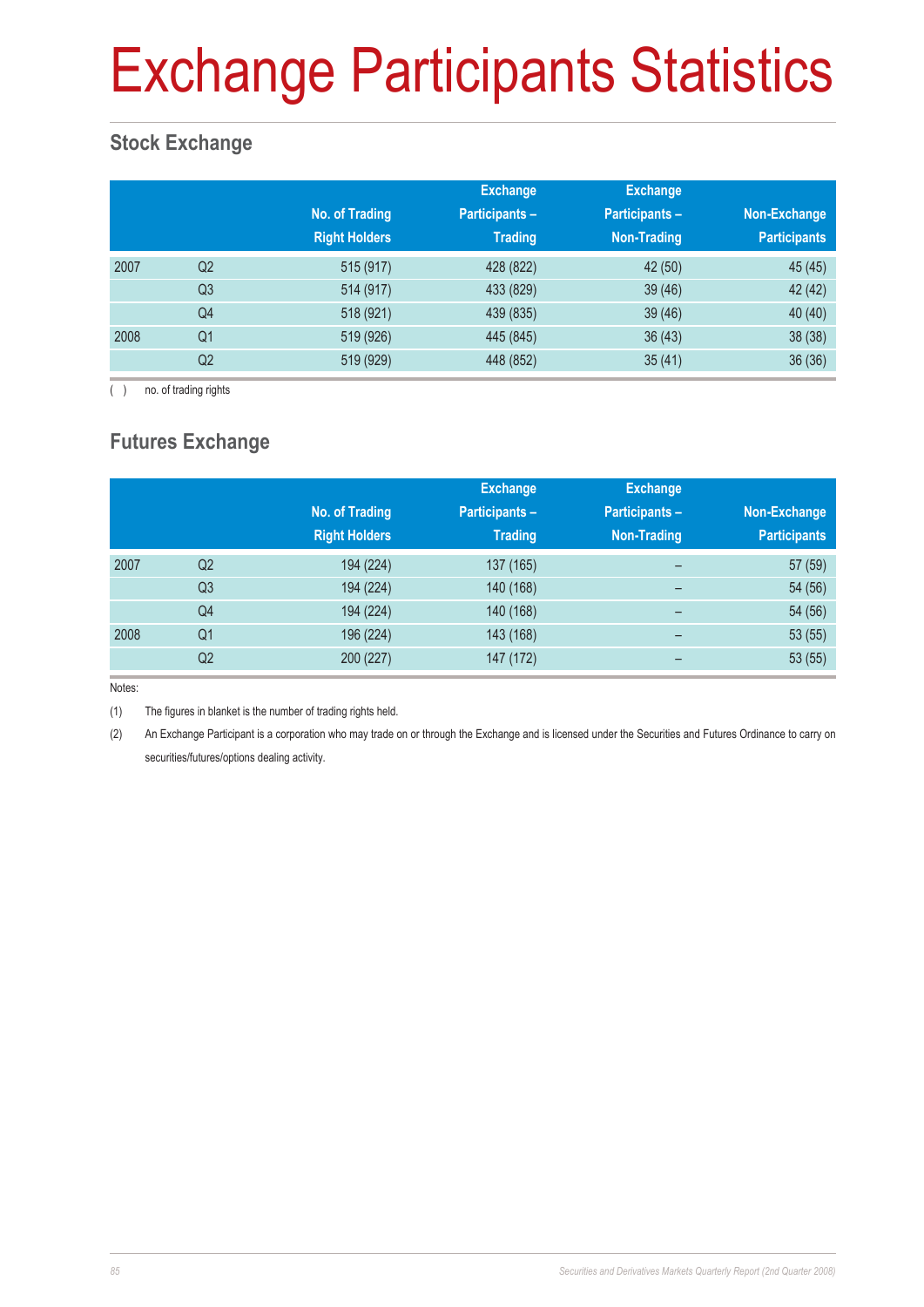# Exchange Participants Statistics

## Stock Exchange

| | | No. of Trading Right Holders | Exchange Participants – Trading | Exchange Participants – Non-Trading | Non-Exchange Participants |
|---|---|---|---|---|---|
| 2007 | Q2 | 515 (917) | 428 (822) | 42 (50) | 45 (45) |
| | Q3 | 514 (917) | 433 (829) | 39 (46) | 42 (42) |
| | Q4 | 518 (921) | 439 (835) | 39 (46) | 40 (40) |
| 2008 | Q1 | 519 (926) | 445 (845) | 36 (43) | 38 (38) |
| | Q2 | 519 (929) | 448 (852) | 35 (41) | 36 (36) |

( ) no. of trading rights

## Futures Exchange

| | | No. of Trading Right Holders | Exchange Participants – Trading | Exchange Participants – Non-Trading | Non-Exchange Participants |
|---|---|---|---|---|---|
| 2007 | Q2 | 194 (224) | 137 (165) | – | 57 (59) |
| | Q3 | 194 (224) | 140 (168) | – | 54 (56) |
| | Q4 | 194 (224) | 140 (168) | – | 54 (56) |
| 2008 | Q1 | 196 (224) | 143 (168) | – | 53 (55) |
| | Q2 | 200 (227) | 147 (172) | – | 53 (55) |

Notes:

(1) The figures in blanket is the number of trading rights held.

(2) An Exchange Participant is a corporation who may trade on or through the Exchange and is licensed under the Securities and Futures Ordinance to carry on securities/futures/options dealing activity.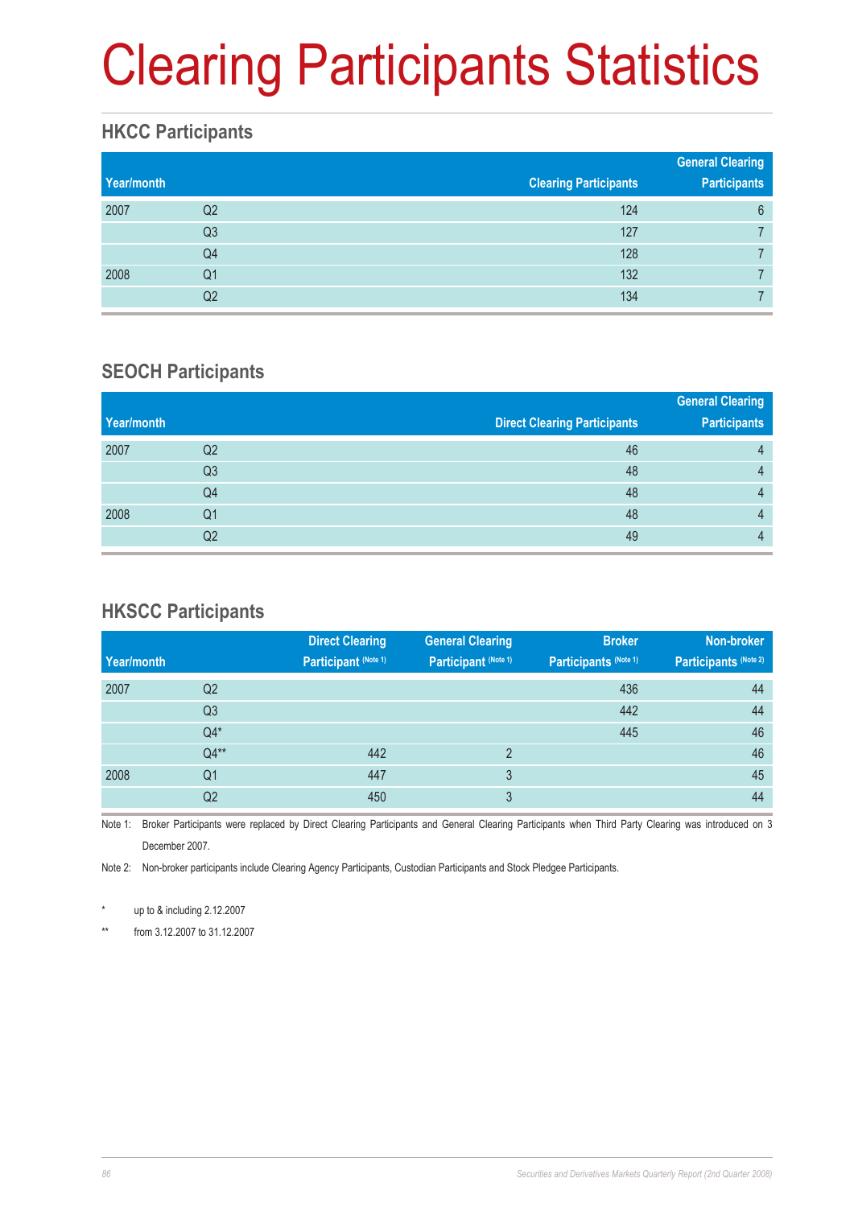// Clearing Participants Statistics

## HKCC Participants

| Year/month | | Clearing Participants | General Clearing Participants |
|---|---|---|---|
| 2007 | Q2 | 124 | 6 |
| | Q3 | 127 | 7 |
| | Q4 | 128 | 7 |
| 2008 | Q1 | 132 | 7 |
| | Q2 | 134 | 7 |

## SEOCH Participants

| Year/month | | Direct Clearing Participants | General Clearing Participants |
|---|---|---|---|
| 2007 | Q2 | 46 | 4 |
| | Q3 | 48 | 4 |
| | Q4 | 48 | 4 |
| 2008 | Q1 | 48 | 4 |
| | Q2 | 49 | 4 |

## HKSCC Participants

| Year/month | | Direct Clearing Participant (Note 1) | General Clearing Participant (Note 1) | Broker Participants (Note 1) | Non-broker Participants (Note 2) |
|---|---|---|---|---|---|
| 2007 | Q2 | | | 436 | 44 |
| | Q3 | | | 442 | 44 |
| | Q4* | | | 445 | 46 |
| | Q4** | 442 | 2 | | 46 |
| 2008 | Q1 | 447 | 3 | | 45 |
| | Q2 | 450 | 3 | | 44 |

Note 1: Broker Participants were replaced by Direct Clearing Participants and General Clearing Participants when Third Party Clearing was introduced on 3 December 2007.

Note 2: Non-broker participants include Clearing Agency Participants, Custodian Participants and Stock Pledgee Participants.

\* up to & including 2.12.2007

\*\* from 3.12.2007 to 31.12.2007

# Clearing Participants Statistics

## HKCC Participants

| Year/month | | Clearing Participants | General Clearing Participants |
|---|---|---|---|
| 2007 | Q2 | 124 | 6 |
| | Q3 | 127 | 7 |
| | Q4 | 128 | 7 |
| 2008 | Q1 | 132 | 7 |
| | Q2 | 134 | 7 |

## SEOCH Participants

| Year/month | | Direct Clearing Participants | General Clearing Participants |
|---|---|---|---|
| 2007 | Q2 | 46 | 4 |
| | Q3 | 48 | 4 |
| | Q4 | 48 | 4 |
| 2008 | Q1 | 48 | 4 |
| | Q2 | 49 | 4 |

## HKSCC Participants

| Year/month | | Direct Clearing Participant (Note 1) | General Clearing Participant (Note 1) | Broker Participants (Note 1) | Non-broker Participants (Note 2) |
|---|---|---|---|---|---|
| 2007 | Q2 | | | 436 | 44 |
| | Q3 | | | 442 | 44 |
| | Q4* | | | 445 | 46 |
| | Q4** | 442 | 2 | | 46 |
| 2008 | Q1 | 447 | 3 | | 45 |
| | Q2 | 450 | 3 | | 44 |

Note 1: Broker Participants were replaced by Direct Clearing Participants and General Clearing Participants when Third Party Clearing was introduced on 3 December 2007.

Note 2: Non-broker participants include Clearing Agency Participants, Custodian Participants and Stock Pledgee Participants.

* up to & including 2.12.2007

** from 3.12.2007 to 31.12.2007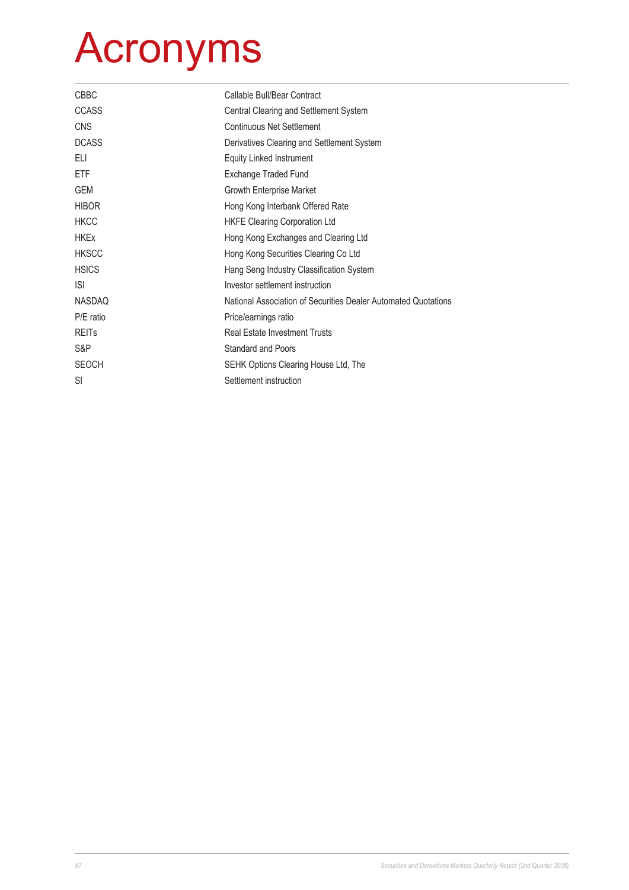# Acronyms

| | |
|---|---|
| CBBC | Callable Bull/Bear Contract |
| CCASS | Central Clearing and Settlement System |
| CNS | Continuous Net Settlement |
| DCASS | Derivatives Clearing and Settlement System |
| ELI | Equity Linked Instrument |
| ETF | Exchange Traded Fund |
| GEM | Growth Enterprise Market |
| HIBOR | Hong Kong Interbank Offered Rate |
| HKCC | HKFE Clearing Corporation Ltd |
| HKEx | Hong Kong Exchanges and Clearing Ltd |
| HKSCC | Hong Kong Securities Clearing Co Ltd |
| HSICS | Hang Seng Industry Classification System |
| ISI | Investor settlement instruction |
| NASDAQ | National Association of Securities Dealer Automated Quotations |
| P/E ratio | Price/earnings ratio |
| REITs | Real Estate Investment Trusts |
| S&P | Standard and Poors |
| SEOCH | SEHK Options Clearing House Ltd, The |
| SI | Settlement instruction |